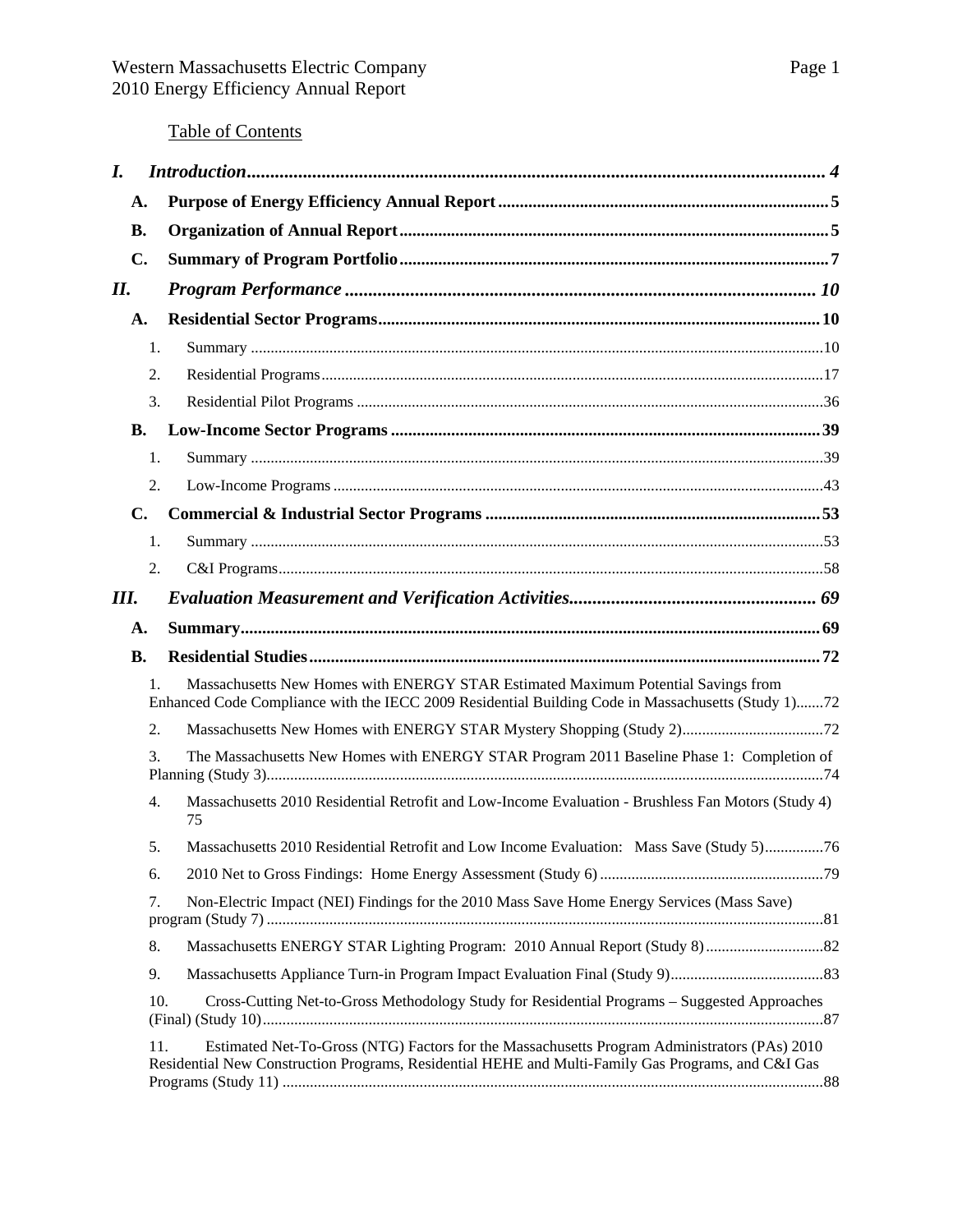Table of Contents

*I.* *Introduction* ... 4

**A.** **Purpose of Energy Efficiency Annual Report** ... 5

**B.** **Organization of Annual Report** ... 5

**C.** **Summary of Program Portfolio** ... 7

*II.* *Program Performance* ... 10

**A.** **Residential Sector Programs** ... 10

1. Summary ... 10
2. Residential Programs ... 17
3. Residential Pilot Programs ... 36

**B.** **Low-Income Sector Programs** ... 39

1. Summary ... 39
2. Low-Income Programs ... 43

**C.** **Commercial & Industrial Sector Programs** ... 53

1. Summary ... 53
2. C&I Programs ... 58

*III.* *Evaluation Measurement and Verification Activities* ... 69

**A.** **Summary** ... 69

**B.** **Residential Studies** ... 72

1. Massachusetts New Homes with ENERGY STAR Estimated Maximum Potential Savings from Enhanced Code Compliance with the IECC 2009 Residential Building Code in Massachusetts (Study 1) ... 72
2. Massachusetts New Homes with ENERGY STAR Mystery Shopping (Study 2) ... 72
3. The Massachusetts New Homes with ENERGY STAR Program 2011 Baseline Phase 1: Completion of Planning (Study 3) ... 74
4. Massachusetts 2010 Residential Retrofit and Low-Income Evaluation - Brushless Fan Motors (Study 4) 75
5. Massachusetts 2010 Residential Retrofit and Low Income Evaluation: Mass Save (Study 5) ... 76
6. 2010 Net to Gross Findings: Home Energy Assessment (Study 6) ... 79
7. Non-Electric Impact (NEI) Findings for the 2010 Mass Save Home Energy Services (Mass Save) program (Study 7) ... 81
8. Massachusetts ENERGY STAR Lighting Program: 2010 Annual Report (Study 8) ... 82
9. Massachusetts Appliance Turn-in Program Impact Evaluation Final (Study 9) ... 83
10. Cross-Cutting Net-to-Gross Methodology Study for Residential Programs – Suggested Approaches (Final) (Study 10) ... 87
11. Estimated Net-To-Gross (NTG) Factors for the Massachusetts Program Administrators (PAs) 2010 Residential New Construction Programs, Residential HEHE and Multi-Family Gas Programs, and C&I Gas Programs (Study 11) ... 88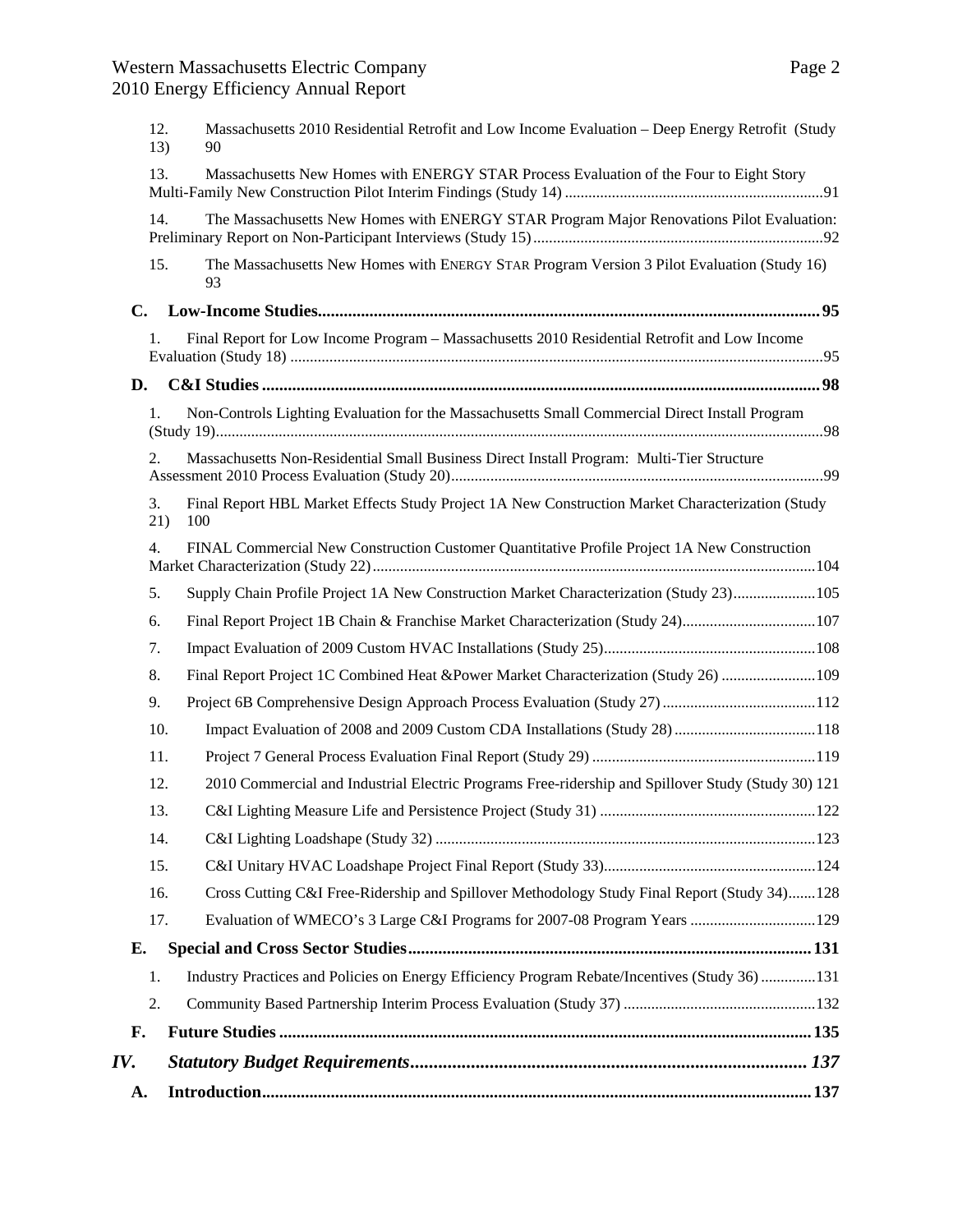12. Massachusetts 2010 Residential Retrofit and Low Income Evaluation – Deep Energy Retrofit (Study 13) 90

13. Massachusetts New Homes with ENERGY STAR Process Evaluation of the Four to Eight Story Multi-Family New Construction Pilot Interim Findings (Study 14) ....91

14. The Massachusetts New Homes with ENERGY STAR Program Major Renovations Pilot Evaluation: Preliminary Report on Non-Participant Interviews (Study 15) ....92

15. The Massachusetts New Homes with ENERGY STAR Program Version 3 Pilot Evaluation (Study 16) 93

**C. Low-Income Studies....95**

1. Final Report for Low Income Program – Massachusetts 2010 Residential Retrofit and Low Income Evaluation (Study 18) ....95

**D. C&I Studies ....98**

1. Non-Controls Lighting Evaluation for the Massachusetts Small Commercial Direct Install Program (Study 19)....98

2. Massachusetts Non-Residential Small Business Direct Install Program: Multi-Tier Structure Assessment 2010 Process Evaluation (Study 20)....99

3. Final Report HBL Market Effects Study Project 1A New Construction Market Characterization (Study 21) 100

4. FINAL Commercial New Construction Customer Quantitative Profile Project 1A New Construction Market Characterization (Study 22)....104

5. Supply Chain Profile Project 1A New Construction Market Characterization (Study 23)....105

6. Final Report Project 1B Chain & Franchise Market Characterization (Study 24)....107

7. Impact Evaluation of 2009 Custom HVAC Installations (Study 25)....108

8. Final Report Project 1C Combined Heat &Power Market Characterization (Study 26) ....109

9. Project 6B Comprehensive Design Approach Process Evaluation (Study 27) ....112

10. Impact Evaluation of 2008 and 2009 Custom CDA Installations (Study 28) ....118

11. Project 7 General Process Evaluation Final Report (Study 29) ....119

12. 2010 Commercial and Industrial Electric Programs Free-ridership and Spillover Study (Study 30) 121

13. C&I Lighting Measure Life and Persistence Project (Study 31) ....122

14. C&I Lighting Loadshape (Study 32) ....123

15. C&I Unitary HVAC Loadshape Project Final Report (Study 33)....124

16. Cross Cutting C&I Free-Ridership and Spillover Methodology Study Final Report (Study 34)....128

17. Evaluation of WMECO's 3 Large C&I Programs for 2007-08 Program Years ....129

**E. Special and Cross Sector Studies....131**

1. Industry Practices and Policies on Energy Efficiency Program Rebate/Incentives (Study 36) ....131

2. Community Based Partnership Interim Process Evaluation (Study 37) ....132

**F. Future Studies ....135**

***IV. Statutory Budget Requirements.... 137***

**A. Introduction....137**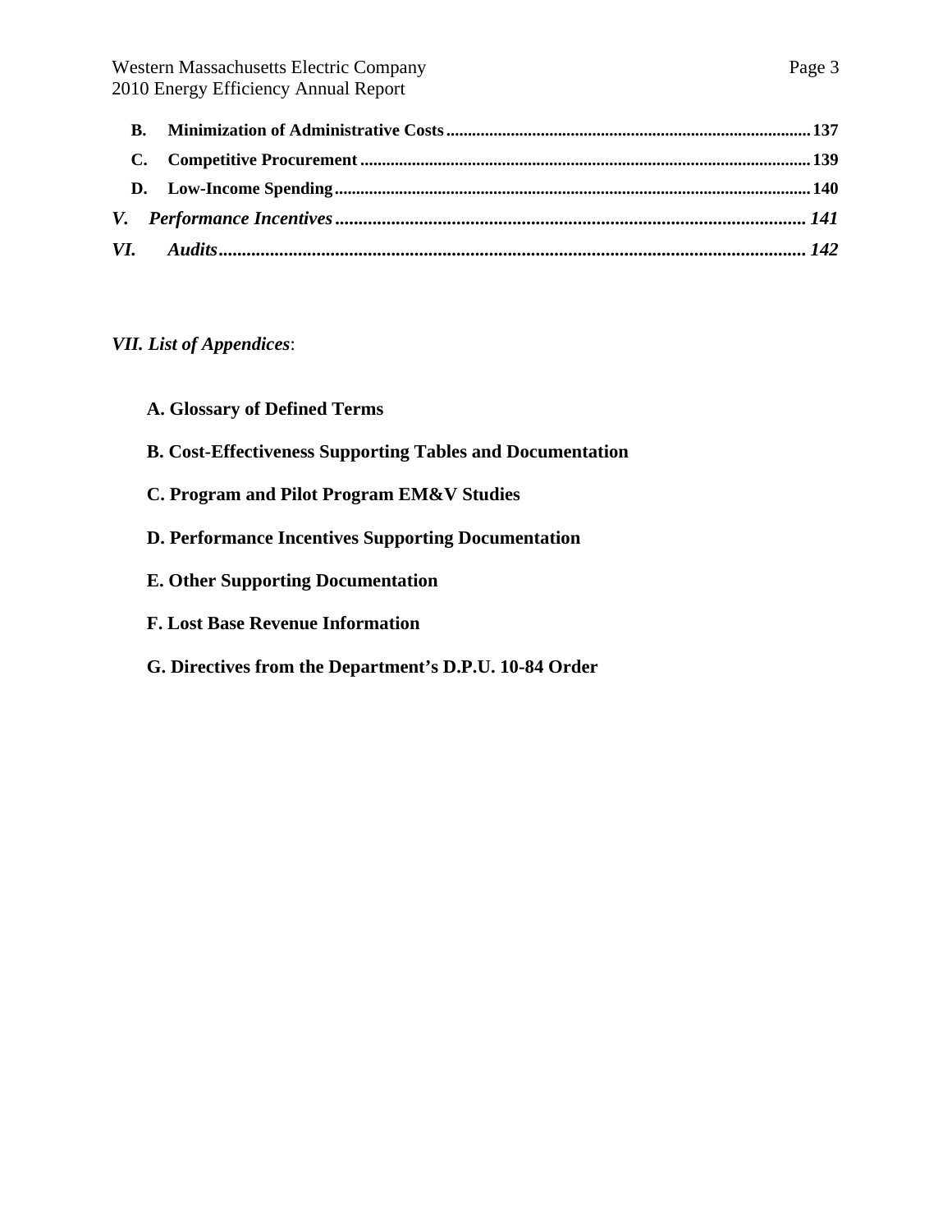**B. Minimization of Administrative Costs** .......... 137

**C. Competitive Procurement** .......... 139

**D. Low-Income Spending** .......... 140

***V. Performance Incentives*** .......... ***141***

***VI. Audits*** .......... ***142***

***VII. List of Appendices***:

**A. Glossary of Defined Terms**

**B. Cost-Effectiveness Supporting Tables and Documentation**

**C. Program and Pilot Program EM&V Studies**

**D. Performance Incentives Supporting Documentation**

**E. Other Supporting Documentation**

**F. Lost Base Revenue Information**

**G. Directives from the Department's D.P.U. 10-84 Order**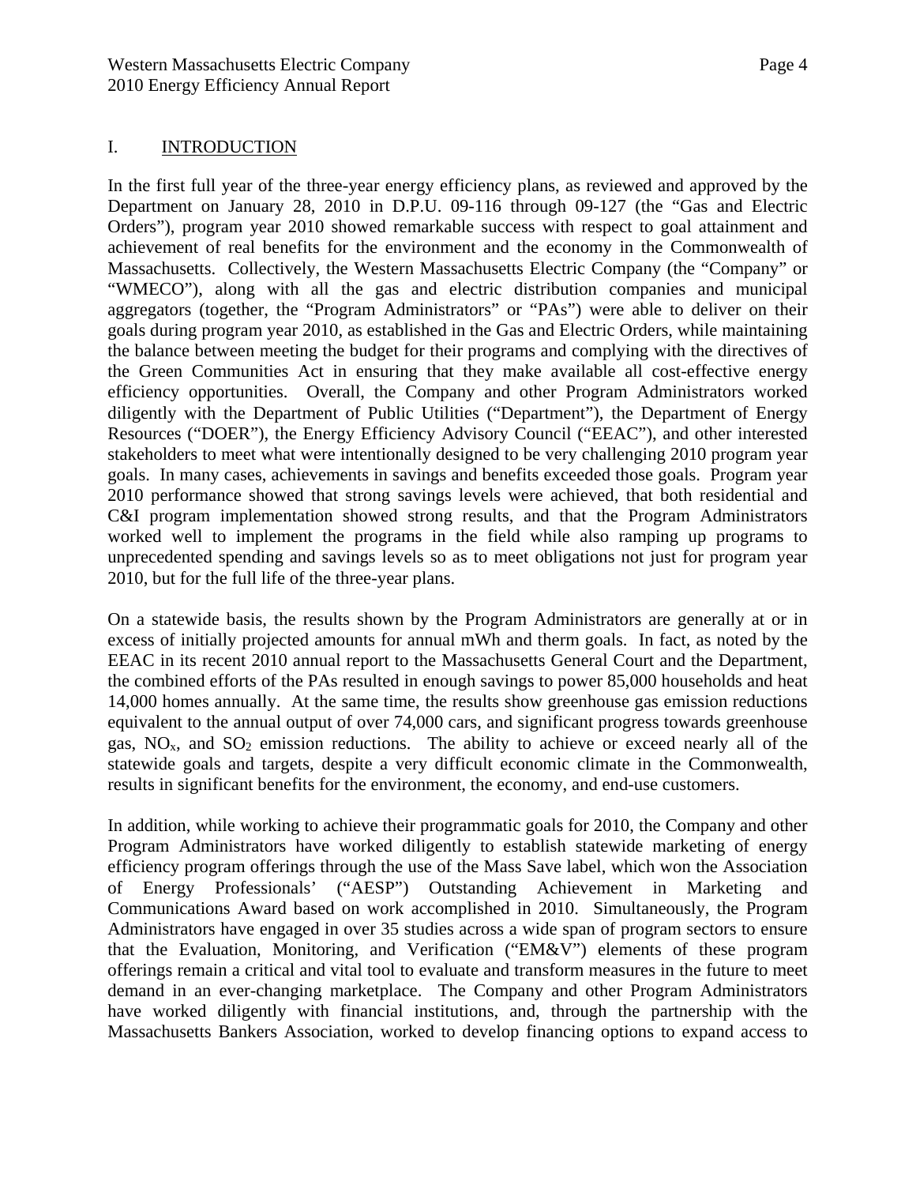## I. INTRODUCTION

In the first full year of the three-year energy efficiency plans, as reviewed and approved by the Department on January 28, 2010 in D.P.U. 09-116 through 09-127 (the "Gas and Electric Orders"), program year 2010 showed remarkable success with respect to goal attainment and achievement of real benefits for the environment and the economy in the Commonwealth of Massachusetts. Collectively, the Western Massachusetts Electric Company (the "Company" or "WMECO"), along with all the gas and electric distribution companies and municipal aggregators (together, the "Program Administrators" or "PAs") were able to deliver on their goals during program year 2010, as established in the Gas and Electric Orders, while maintaining the balance between meeting the budget for their programs and complying with the directives of the Green Communities Act in ensuring that they make available all cost-effective energy efficiency opportunities. Overall, the Company and other Program Administrators worked diligently with the Department of Public Utilities ("Department"), the Department of Energy Resources ("DOER"), the Energy Efficiency Advisory Council ("EEAC"), and other interested stakeholders to meet what were intentionally designed to be very challenging 2010 program year goals. In many cases, achievements in savings and benefits exceeded those goals. Program year 2010 performance showed that strong savings levels were achieved, that both residential and C&I program implementation showed strong results, and that the Program Administrators worked well to implement the programs in the field while also ramping up programs to unprecedented spending and savings levels so as to meet obligations not just for program year 2010, but for the full life of the three-year plans.

On a statewide basis, the results shown by the Program Administrators are generally at or in excess of initially projected amounts for annual mWh and therm goals. In fact, as noted by the EEAC in its recent 2010 annual report to the Massachusetts General Court and the Department, the combined efforts of the PAs resulted in enough savings to power 85,000 households and heat 14,000 homes annually. At the same time, the results show greenhouse gas emission reductions equivalent to the annual output of over 74,000 cars, and significant progress towards greenhouse gas, $NO_x$, and $SO_2$ emission reductions. The ability to achieve or exceed nearly all of the statewide goals and targets, despite a very difficult economic climate in the Commonwealth, results in significant benefits for the environment, the economy, and end-use customers.

In addition, while working to achieve their programmatic goals for 2010, the Company and other Program Administrators have worked diligently to establish statewide marketing of energy efficiency program offerings through the use of the Mass Save label, which won the Association of Energy Professionals' ("AESP") Outstanding Achievement in Marketing and Communications Award based on work accomplished in 2010. Simultaneously, the Program Administrators have engaged in over 35 studies across a wide span of program sectors to ensure that the Evaluation, Monitoring, and Verification ("EM&V") elements of these program offerings remain a critical and vital tool to evaluate and transform measures in the future to meet demand in an ever-changing marketplace. The Company and other Program Administrators have worked diligently with financial institutions, and, through the partnership with the Massachusetts Bankers Association, worked to develop financing options to expand access to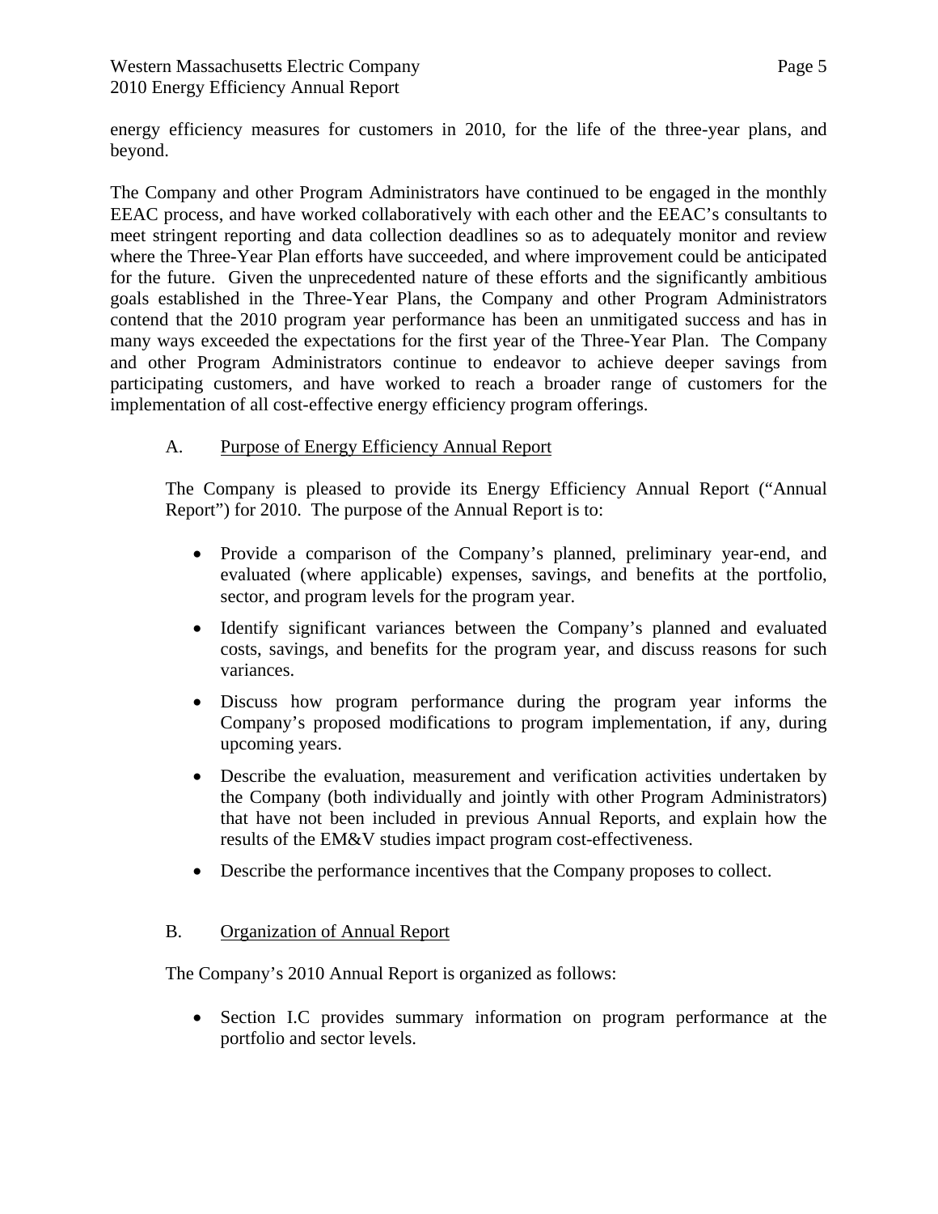energy efficiency measures for customers in 2010, for the life of the three-year plans, and beyond.

The Company and other Program Administrators have continued to be engaged in the monthly EEAC process, and have worked collaboratively with each other and the EEAC's consultants to meet stringent reporting and data collection deadlines so as to adequately monitor and review where the Three-Year Plan efforts have succeeded, and where improvement could be anticipated for the future. Given the unprecedented nature of these efforts and the significantly ambitious goals established in the Three-Year Plans, the Company and other Program Administrators contend that the 2010 program year performance has been an unmitigated success and has in many ways exceeded the expectations for the first year of the Three-Year Plan. The Company and other Program Administrators continue to endeavor to achieve deeper savings from participating customers, and have worked to reach a broader range of customers for the implementation of all cost-effective energy efficiency program offerings.

### A. Purpose of Energy Efficiency Annual Report

The Company is pleased to provide its Energy Efficiency Annual Report ("Annual Report") for 2010. The purpose of the Annual Report is to:

- Provide a comparison of the Company's planned, preliminary year-end, and evaluated (where applicable) expenses, savings, and benefits at the portfolio, sector, and program levels for the program year.
- Identify significant variances between the Company's planned and evaluated costs, savings, and benefits for the program year, and discuss reasons for such variances.
- Discuss how program performance during the program year informs the Company's proposed modifications to program implementation, if any, during upcoming years.
- Describe the evaluation, measurement and verification activities undertaken by the Company (both individually and jointly with other Program Administrators) that have not been included in previous Annual Reports, and explain how the results of the EM&V studies impact program cost-effectiveness.
- Describe the performance incentives that the Company proposes to collect.

### B. Organization of Annual Report

The Company's 2010 Annual Report is organized as follows:

- Section I.C provides summary information on program performance at the portfolio and sector levels.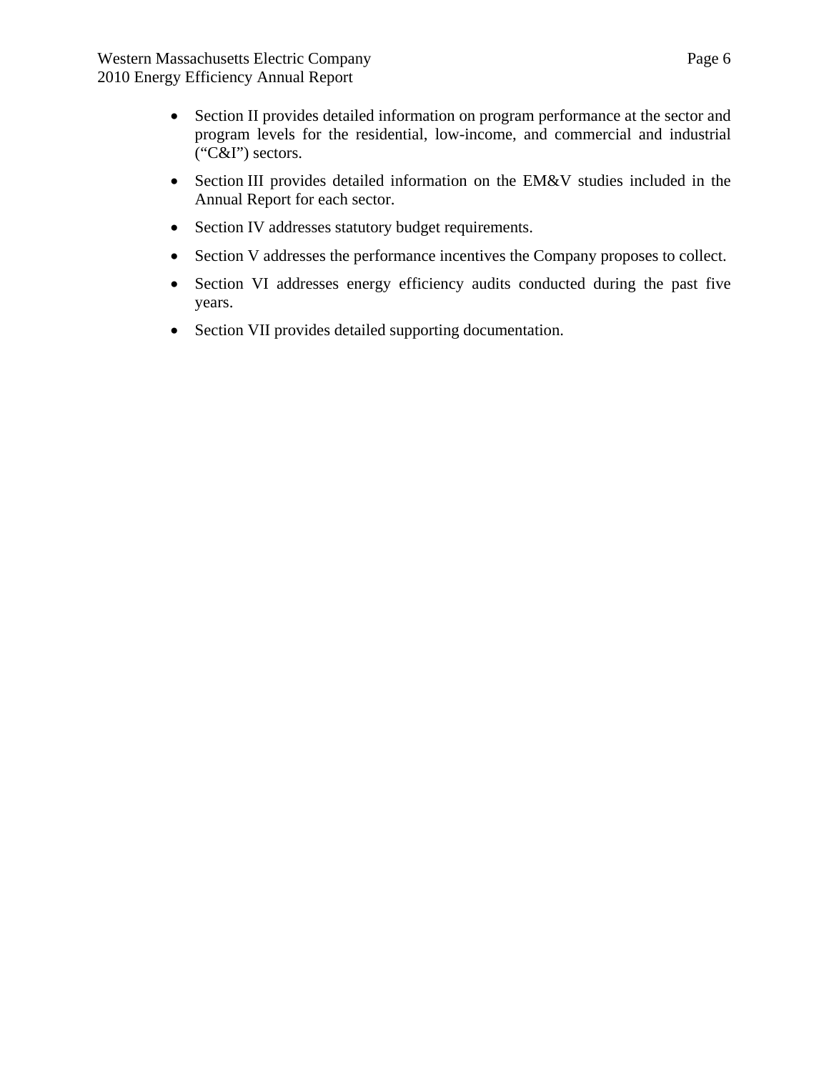- Section II provides detailed information on program performance at the sector and program levels for the residential, low-income, and commercial and industrial ("C&I") sectors.
- Section III provides detailed information on the EM&V studies included in the Annual Report for each sector.
- Section IV addresses statutory budget requirements.
- Section V addresses the performance incentives the Company proposes to collect.
- Section VI addresses energy efficiency audits conducted during the past five years.
- Section VII provides detailed supporting documentation.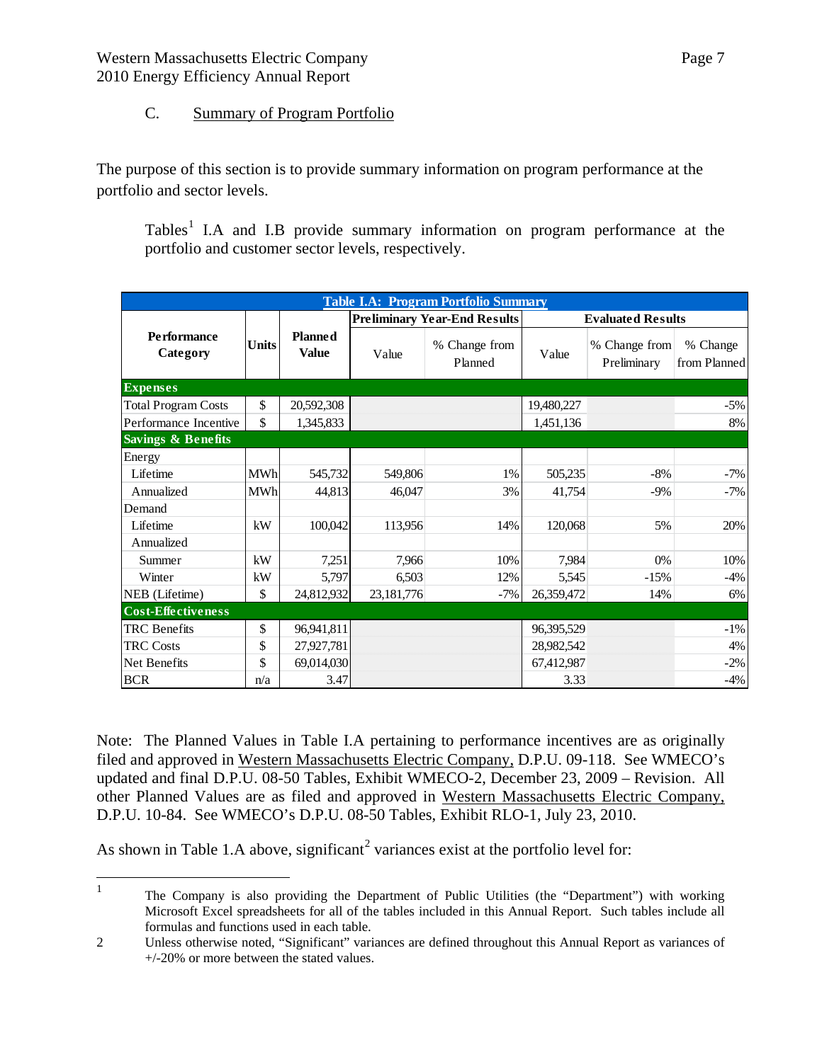### C. Summary of Program Portfolio

The purpose of this section is to provide summary information on program performance at the portfolio and sector levels.

Tables[1] I.A and I.B provide summary information on program performance at the portfolio and customer sector levels, respectively.

**Table I.A: Program Portfolio Summary**

| Performance Category | Units | Planned Value | Preliminary Year-End Results | | Evaluated Results | | |
|---|---|---|---|---|---|---|---|
| | | | Value | % Change from Planned | Value | % Change from Preliminary | % Change from Planned |
| **Expenses** | | | | | | | |
| Total Program Costs | $ | 20,592,308 | | | 19,480,227 | | -5% |
| Performance Incentive | $ | 1,345,833 | | | 1,451,136 | | 8% |
| **Savings & Benefits** | | | | | | | |
| Energy | | | | | | | |
| Lifetime | MWh | 545,732 | 549,806 | 1% | 505,235 | -8% | -7% |
| Annualized | MWh | 44,813 | 46,047 | 3% | 41,754 | -9% | -7% |
| Demand | | | | | | | |
| Lifetime | kW | 100,042 | 113,956 | 14% | 120,068 | 5% | 20% |
| Annualized | | | | | | | |
| Summer | kW | 7,251 | 7,966 | 10% | 7,984 | 0% | 10% |
| Winter | kW | 5,797 | 6,503 | 12% | 5,545 | -15% | -4% |
| NEB (Lifetime) | $ | 24,812,932 | 23,181,776 | -7% | 26,359,472 | 14% | 6% |
| **Cost-Effectiveness** | | | | | | | |
| TRC Benefits | $ | 96,941,811 | | | 96,395,529 | | -1% |
| TRC Costs | $ | 27,927,781 | | | 28,982,542 | | 4% |
| Net Benefits | $ | 69,014,030 | | | 67,412,987 | | -2% |
| BCR | n/a | 3.47 | | | 3.33 | | -4% |

Note: The Planned Values in Table I.A pertaining to performance incentives are as originally filed and approved in Western Massachusetts Electric Company, D.P.U. 09-118. See WMECO's updated and final D.P.U. 08-50 Tables, Exhibit WMECO-2, December 23, 2009 – Revision. All other Planned Values are as filed and approved in Western Massachusetts Electric Company, D.P.U. 10-84. See WMECO's D.P.U. 08-50 Tables, Exhibit RLO-1, July 23, 2010.

As shown in Table 1.A above, significant[2] variances exist at the portfolio level for:

---

[1] The Company is also providing the Department of Public Utilities (the "Department") with working Microsoft Excel spreadsheets for all of the tables included in this Annual Report. Such tables include all formulas and functions used in each table.

[2] Unless otherwise noted, "Significant" variances are defined throughout this Annual Report as variances of +/-20% or more between the stated values.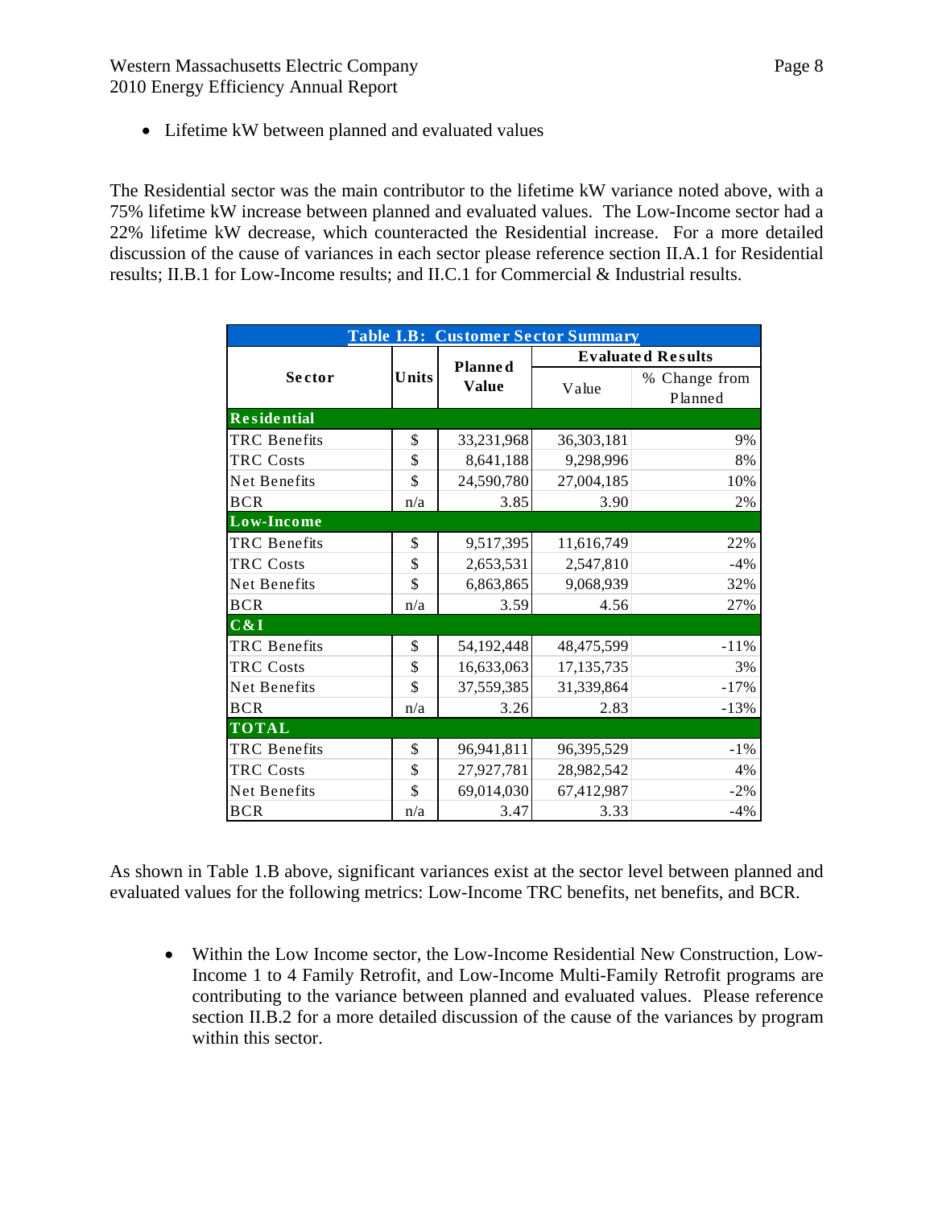- Lifetime kW between planned and evaluated values

The Residential sector was the main contributor to the lifetime kW variance noted above, with a 75% lifetime kW increase between planned and evaluated values. The Low-Income sector had a 22% lifetime kW decrease, which counteracted the Residential increase. For a more detailed discussion of the cause of variances in each sector please reference section II.A.1 for Residential results; II.B.1 for Low-Income results; and II.C.1 for Commercial & Industrial results.

| Table I.B: Customer Sector Summary | | | | |
|---|---|---|---|---|
| Sector | Units | Planned Value | Evaluated Results | |
| | | | Value | % Change from Planned |
| **Residential** | | | | |
| TRC Benefits | $ | 33,231,968 | 36,303,181 | 9% |
| TRC Costs | $ | 8,641,188 | 9,298,996 | 8% |
| Net Benefits | $ | 24,590,780 | 27,004,185 | 10% |
| BCR | n/a | 3.85 | 3.90 | 2% |
| **Low-Income** | | | | |
| TRC Benefits | $ | 9,517,395 | 11,616,749 | 22% |
| TRC Costs | $ | 2,653,531 | 2,547,810 | -4% |
| Net Benefits | $ | 6,863,865 | 9,068,939 | 32% |
| BCR | n/a | 3.59 | 4.56 | 27% |
| **C&I** | | | | |
| TRC Benefits | $ | 54,192,448 | 48,475,599 | -11% |
| TRC Costs | $ | 16,633,063 | 17,135,735 | 3% |
| Net Benefits | $ | 37,559,385 | 31,339,864 | -17% |
| BCR | n/a | 3.26 | 2.83 | -13% |
| **TOTAL** | | | | |
| TRC Benefits | $ | 96,941,811 | 96,395,529 | -1% |
| TRC Costs | $ | 27,927,781 | 28,982,542 | 4% |
| Net Benefits | $ | 69,014,030 | 67,412,987 | -2% |
| BCR | n/a | 3.47 | 3.33 | -4% |

As shown in Table 1.B above, significant variances exist at the sector level between planned and evaluated values for the following metrics: Low-Income TRC benefits, net benefits, and BCR.

- Within the Low Income sector, the Low-Income Residential New Construction, Low-Income 1 to 4 Family Retrofit, and Low-Income Multi-Family Retrofit programs are contributing to the variance between planned and evaluated values. Please reference section II.B.2 for a more detailed discussion of the cause of the variances by program within this sector.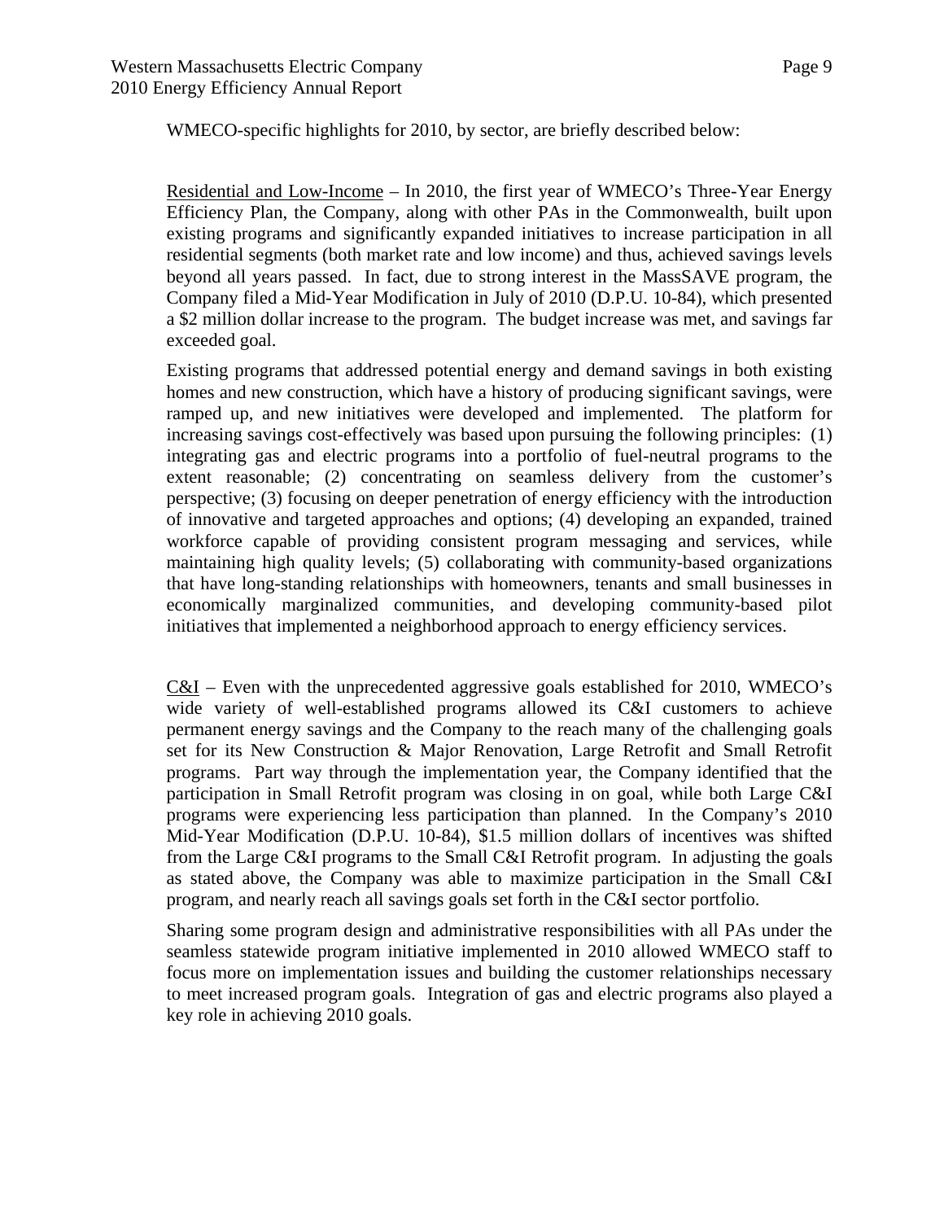WMECO-specific highlights for 2010, by sector, are briefly described below:

Residential and Low-Income – In 2010, the first year of WMECO's Three-Year Energy Efficiency Plan, the Company, along with other PAs in the Commonwealth, built upon existing programs and significantly expanded initiatives to increase participation in all residential segments (both market rate and low income) and thus, achieved savings levels beyond all years passed. In fact, due to strong interest in the MassSAVE program, the Company filed a Mid-Year Modification in July of 2010 (D.P.U. 10-84), which presented a $2 million dollar increase to the program. The budget increase was met, and savings far exceeded goal.

Existing programs that addressed potential energy and demand savings in both existing homes and new construction, which have a history of producing significant savings, were ramped up, and new initiatives were developed and implemented. The platform for increasing savings cost-effectively was based upon pursuing the following principles: (1) integrating gas and electric programs into a portfolio of fuel-neutral programs to the extent reasonable; (2) concentrating on seamless delivery from the customer's perspective; (3) focusing on deeper penetration of energy efficiency with the introduction of innovative and targeted approaches and options; (4) developing an expanded, trained workforce capable of providing consistent program messaging and services, while maintaining high quality levels; (5) collaborating with community-based organizations that have long-standing relationships with homeowners, tenants and small businesses in economically marginalized communities, and developing community-based pilot initiatives that implemented a neighborhood approach to energy efficiency services.

C&I – Even with the unprecedented aggressive goals established for 2010, WMECO's wide variety of well-established programs allowed its C&I customers to achieve permanent energy savings and the Company to the reach many of the challenging goals set for its New Construction & Major Renovation, Large Retrofit and Small Retrofit programs. Part way through the implementation year, the Company identified that the participation in Small Retrofit program was closing in on goal, while both Large C&I programs were experiencing less participation than planned. In the Company's 2010 Mid-Year Modification (D.P.U. 10-84), $1.5 million dollars of incentives was shifted from the Large C&I programs to the Small C&I Retrofit program. In adjusting the goals as stated above, the Company was able to maximize participation in the Small C&I program, and nearly reach all savings goals set forth in the C&I sector portfolio.

Sharing some program design and administrative responsibilities with all PAs under the seamless statewide program initiative implemented in 2010 allowed WMECO staff to focus more on implementation issues and building the customer relationships necessary to meet increased program goals. Integration of gas and electric programs also played a key role in achieving 2010 goals.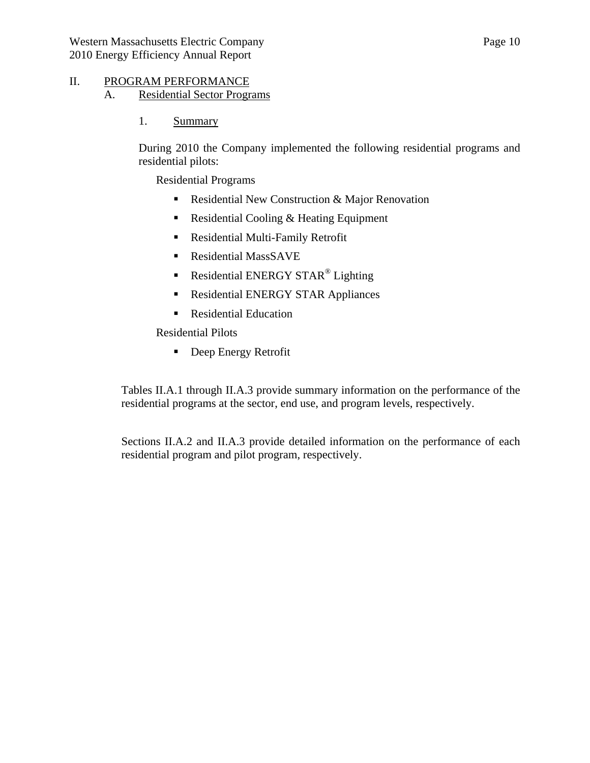# II. PROGRAM PERFORMANCE

## A. Residential Sector Programs

### 1. Summary

During 2010 the Company implemented the following residential programs and residential pilots:

Residential Programs

- Residential New Construction & Major Renovation
- Residential Cooling & Heating Equipment
- Residential Multi-Family Retrofit
- Residential MassSAVE
- Residential ENERGY STAR® Lighting
- Residential ENERGY STAR Appliances
- Residential Education

Residential Pilots

- Deep Energy Retrofit

Tables II.A.1 through II.A.3 provide summary information on the performance of the residential programs at the sector, end use, and program levels, respectively.

Sections II.A.2 and II.A.3 provide detailed information on the performance of each residential program and pilot program, respectively.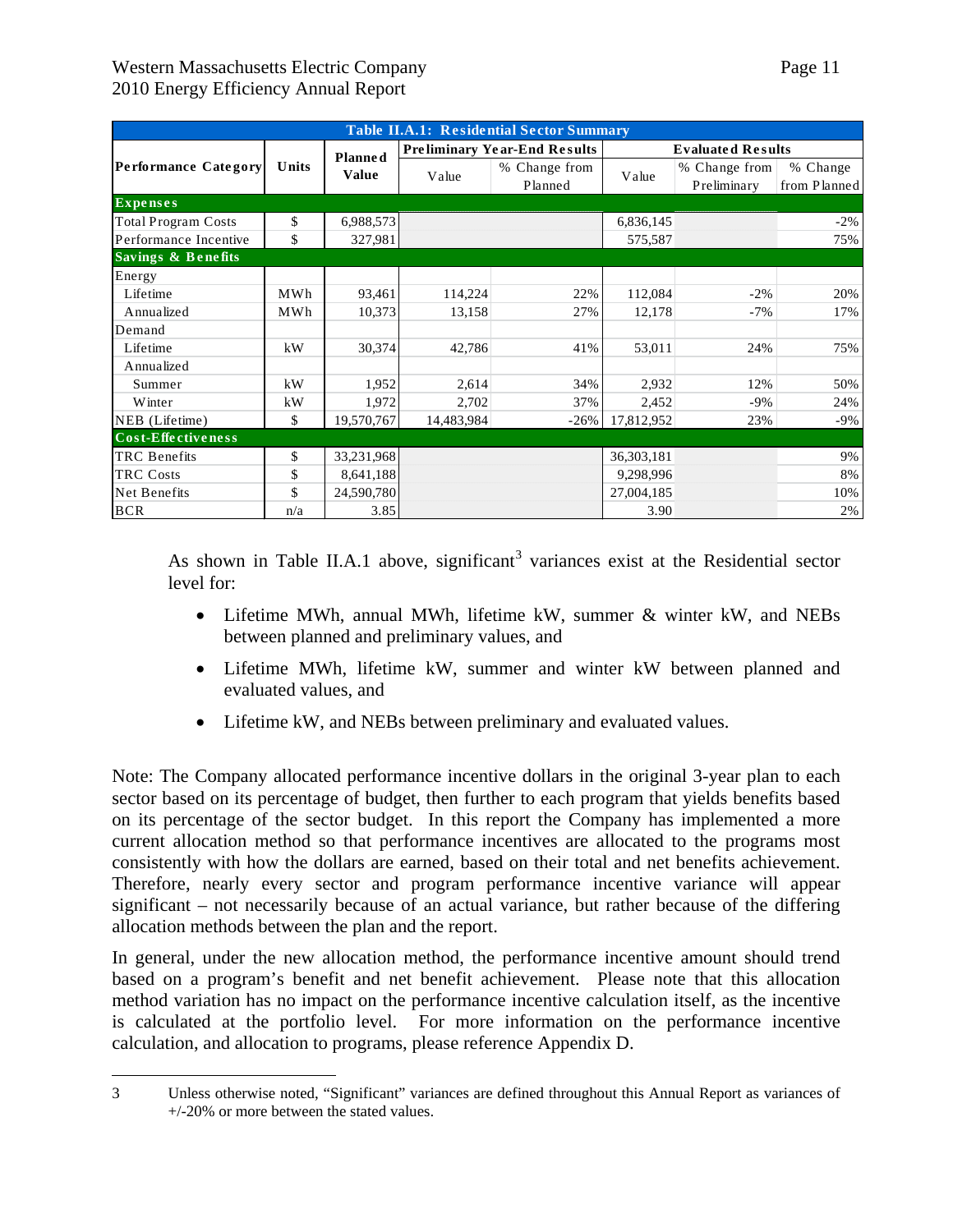| Table II.A.1: Residential Sector Summary | | | | | | | |
|---|---|---|---|---|---|---|---|
| Performance Category | Units | Planned Value | Preliminary Year-End Results | | Evaluated Results | | |
| | | | Value | % Change from Planned | Value | % Change from Preliminary | % Change from Planned |
| **Expenses** | | | | | | | |
| Total Program Costs | $ | 6,988,573 | | | 6,836,145 | | -2% |
| Performance Incentive | $ | 327,981 | | | 575,587 | | 75% |
| **Savings & Benefits** | | | | | | | |
| Energy | | | | | | | |
| Lifetime | MWh | 93,461 | 114,224 | 22% | 112,084 | -2% | 20% |
| Annualized | MWh | 10,373 | 13,158 | 27% | 12,178 | -7% | 17% |
| Demand | | | | | | | |
| Lifetime | kW | 30,374 | 42,786 | 41% | 53,011 | 24% | 75% |
| Annualized | | | | | | | |
| Summer | kW | 1,952 | 2,614 | 34% | 2,932 | 12% | 50% |
| Winter | kW | 1,972 | 2,702 | 37% | 2,452 | -9% | 24% |
| NEB (Lifetime) | $ | 19,570,767 | 14,483,984 | -26% | 17,812,952 | 23% | -9% |
| **Cost-Effectiveness** | | | | | | | |
| TRC Benefits | $ | 33,231,968 | | | 36,303,181 | | 9% |
| TRC Costs | $ | 8,641,188 | | | 9,298,996 | | 8% |
| Net Benefits | $ | 24,590,780 | | | 27,004,185 | | 10% |
| BCR | n/a | 3.85 | | | 3.90 | | 2% |

As shown in Table II.A.1 above, significant[3] variances exist at the Residential sector level for:

- Lifetime MWh, annual MWh, lifetime kW, summer & winter kW, and NEBs between planned and preliminary values, and
- Lifetime MWh, lifetime kW, summer and winter kW between planned and evaluated values, and
- Lifetime kW, and NEBs between preliminary and evaluated values.

Note: The Company allocated performance incentive dollars in the original 3-year plan to each sector based on its percentage of budget, then further to each program that yields benefits based on its percentage of the sector budget. In this report the Company has implemented a more current allocation method so that performance incentives are allocated to the programs most consistently with how the dollars are earned, based on their total and net benefits achievement. Therefore, nearly every sector and program performance incentive variance will appear significant – not necessarily because of an actual variance, but rather because of the differing allocation methods between the plan and the report.

In general, under the new allocation method, the performance incentive amount should trend based on a program's benefit and net benefit achievement. Please note that this allocation method variation has no impact on the performance incentive calculation itself, as the incentive is calculated at the portfolio level. For more information on the performance incentive calculation, and allocation to programs, please reference Appendix D.

---

3 Unless otherwise noted, "Significant" variances are defined throughout this Annual Report as variances of +/-20% or more between the stated values.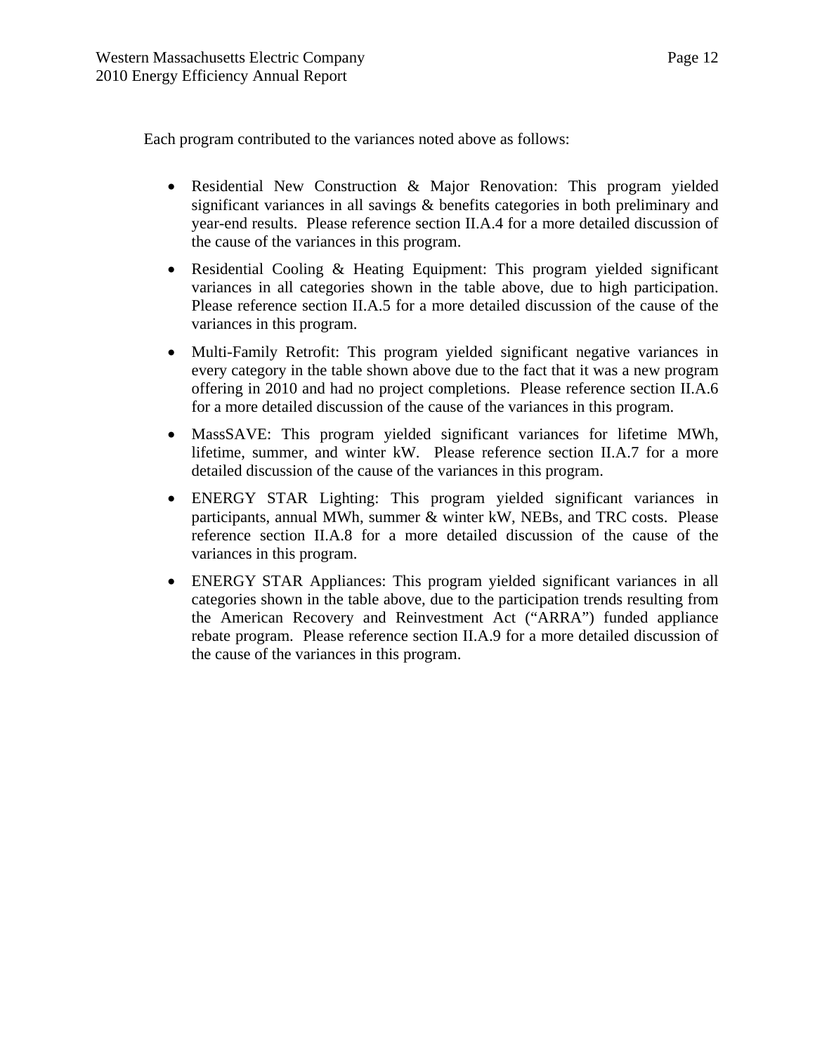Each program contributed to the variances noted above as follows:

- Residential New Construction & Major Renovation: This program yielded significant variances in all savings & benefits categories in both preliminary and year-end results. Please reference section II.A.4 for a more detailed discussion of the cause of the variances in this program.
- Residential Cooling & Heating Equipment: This program yielded significant variances in all categories shown in the table above, due to high participation. Please reference section II.A.5 for a more detailed discussion of the cause of the variances in this program.
- Multi-Family Retrofit: This program yielded significant negative variances in every category in the table shown above due to the fact that it was a new program offering in 2010 and had no project completions. Please reference section II.A.6 for a more detailed discussion of the cause of the variances in this program.
- MassSAVE: This program yielded significant variances for lifetime MWh, lifetime, summer, and winter kW. Please reference section II.A.7 for a more detailed discussion of the cause of the variances in this program.
- ENERGY STAR Lighting: This program yielded significant variances in participants, annual MWh, summer & winter kW, NEBs, and TRC costs. Please reference section II.A.8 for a more detailed discussion of the cause of the variances in this program.
- ENERGY STAR Appliances: This program yielded significant variances in all categories shown in the table above, due to the participation trends resulting from the American Recovery and Reinvestment Act ("ARRA") funded appliance rebate program. Please reference section II.A.9 for a more detailed discussion of the cause of the variances in this program.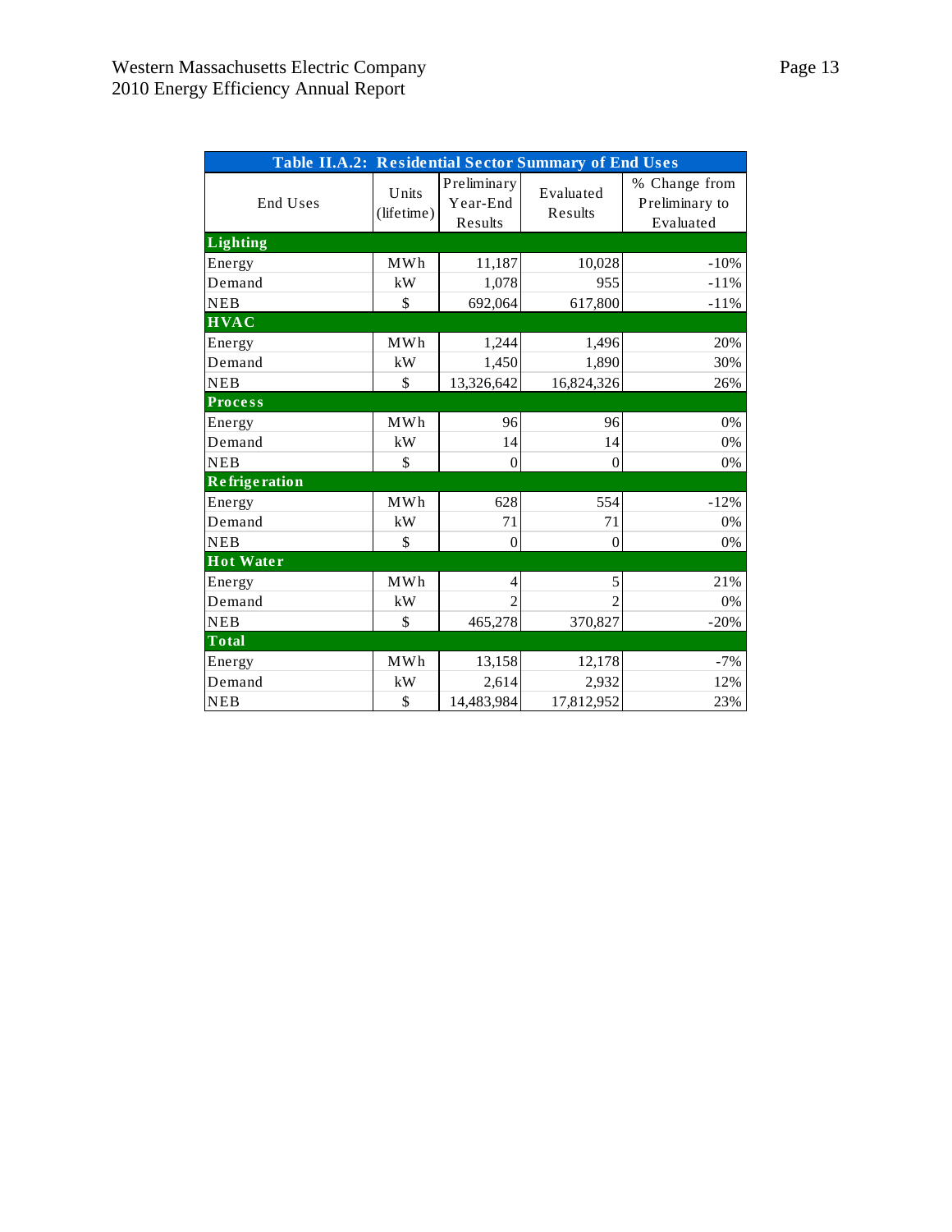**Table II.A.2: Residential Sector Summary of End Uses**

| End Uses | Units (lifetime) | Preliminary Year-End Results | Evaluated Results | % Change from Preliminary to Evaluated |
|---|---|---|---|---|
| **Lighting** | | | | |
| Energy | MWh | 11,187 | 10,028 | -10% |
| Demand | kW | 1,078 | 955 | -11% |
| NEB | $ | 692,064 | 617,800 | -11% |
| **HVAC** | | | | |
| Energy | MWh | 1,244 | 1,496 | 20% |
| Demand | kW | 1,450 | 1,890 | 30% |
| NEB | $ | 13,326,642 | 16,824,326 | 26% |
| **Process** | | | | |
| Energy | MWh | 96 | 96 | 0% |
| Demand | kW | 14 | 14 | 0% |
| NEB | $ | 0 | 0 | 0% |
| **Refrigeration** | | | | |
| Energy | MWh | 628 | 554 | -12% |
| Demand | kW | 71 | 71 | 0% |
| NEB | $ | 0 | 0 | 0% |
| **Hot Water** | | | | |
| Energy | MWh | 4 | 5 | 21% |
| Demand | kW | 2 | 2 | 0% |
| NEB | $ | 465,278 | 370,827 | -20% |
| **Total** | | | | |
| Energy | MWh | 13,158 | 12,178 | -7% |
| Demand | kW | 2,614 | 2,932 | 12% |
| NEB | $ | 14,483,984 | 17,812,952 | 23% |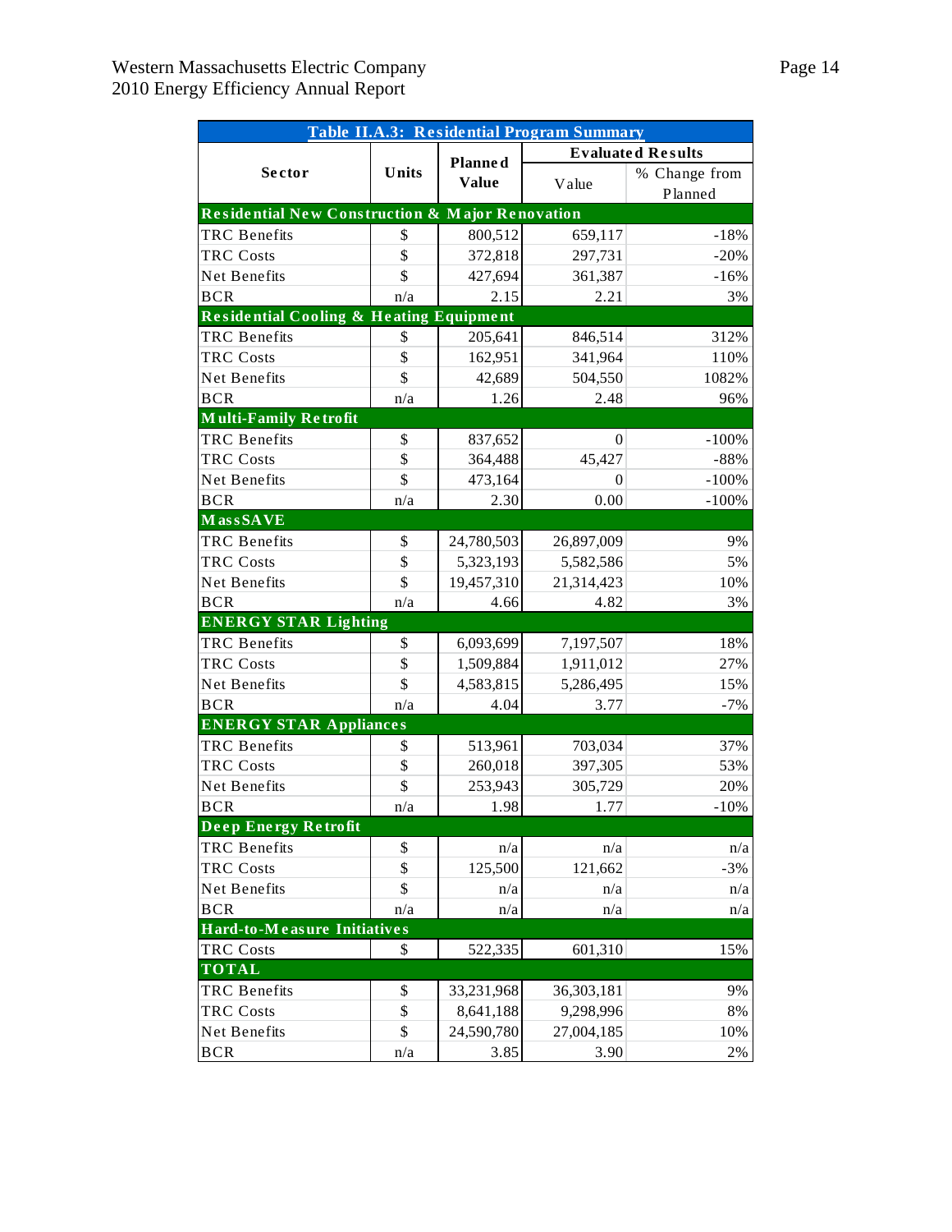**Table II.A.3: Residential Program Summary**

| Sector | Units | Planned Value | Evaluated Results | |
|---|---|---|---|---|
| | | | Value | % Change from Planned |
| **Residential New Construction & Major Renovation** | | | | |
| TRC Benefits | $ | 800,512 | 659,117 | -18% |
| TRC Costs | $ | 372,818 | 297,731 | -20% |
| Net Benefits | $ | 427,694 | 361,387 | -16% |
| BCR | n/a | 2.15 | 2.21 | 3% |
| **Residential Cooling & Heating Equipment** | | | | |
| TRC Benefits | $ | 205,641 | 846,514 | 312% |
| TRC Costs | $ | 162,951 | 341,964 | 110% |
| Net Benefits | $ | 42,689 | 504,550 | 1082% |
| BCR | n/a | 1.26 | 2.48 | 96% |
| **Multi-Family Retrofit** | | | | |
| TRC Benefits | $ | 837,652 | 0 | -100% |
| TRC Costs | $ | 364,488 | 45,427 | -88% |
| Net Benefits | $ | 473,164 | 0 | -100% |
| BCR | n/a | 2.30 | 0.00 | -100% |
| **MassSAVE** | | | | |
| TRC Benefits | $ | 24,780,503 | 26,897,009 | 9% |
| TRC Costs | $ | 5,323,193 | 5,582,586 | 5% |
| Net Benefits | $ | 19,457,310 | 21,314,423 | 10% |
| BCR | n/a | 4.66 | 4.82 | 3% |
| **ENERGY STAR Lighting** | | | | |
| TRC Benefits | $ | 6,093,699 | 7,197,507 | 18% |
| TRC Costs | $ | 1,509,884 | 1,911,012 | 27% |
| Net Benefits | $ | 4,583,815 | 5,286,495 | 15% |
| BCR | n/a | 4.04 | 3.77 | -7% |
| **ENERGY STAR Appliances** | | | | |
| TRC Benefits | $ | 513,961 | 703,034 | 37% |
| TRC Costs | $ | 260,018 | 397,305 | 53% |
| Net Benefits | $ | 253,943 | 305,729 | 20% |
| BCR | n/a | 1.98 | 1.77 | -10% |
| **Deep Energy Retrofit** | | | | |
| TRC Benefits | $ | n/a | n/a | n/a |
| TRC Costs | $ | 125,500 | 121,662 | -3% |
| Net Benefits | $ | n/a | n/a | n/a |
| BCR | n/a | n/a | n/a | n/a |
| **Hard-to-Measure Initiatives** | | | | |
| TRC Costs | $ | 522,335 | 601,310 | 15% |
| **TOTAL** | | | | |
| TRC Benefits | $ | 33,231,968 | 36,303,181 | 9% |
| TRC Costs | $ | 8,641,188 | 9,298,996 | 8% |
| Net Benefits | $ | 24,590,780 | 27,004,185 | 10% |
| BCR | n/a | 3.85 | 3.90 | 2% |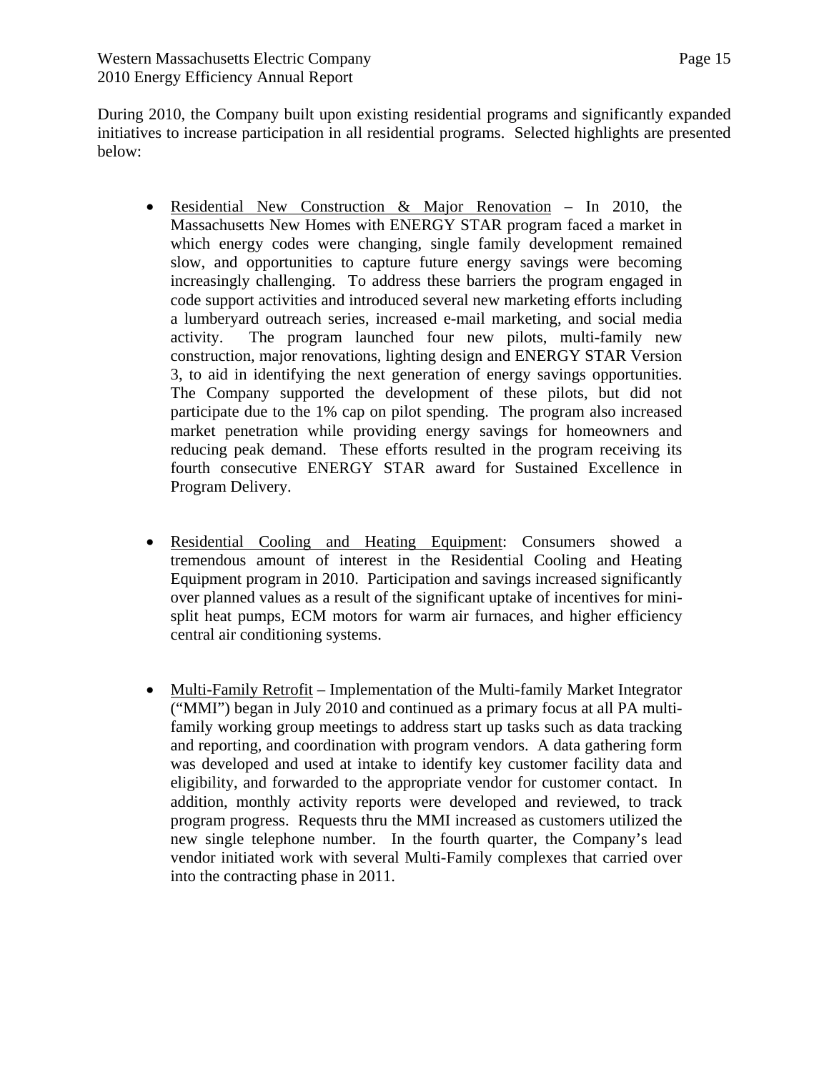During 2010, the Company built upon existing residential programs and significantly expanded initiatives to increase participation in all residential programs. Selected highlights are presented below:

- <u>Residential New Construction & Major Renovation</u> – In 2010, the Massachusetts New Homes with ENERGY STAR program faced a market in which energy codes were changing, single family development remained slow, and opportunities to capture future energy savings were becoming increasingly challenging. To address these barriers the program engaged in code support activities and introduced several new marketing efforts including a lumberyard outreach series, increased e-mail marketing, and social media activity. The program launched four new pilots, multi-family new construction, major renovations, lighting design and ENERGY STAR Version 3, to aid in identifying the next generation of energy savings opportunities. The Company supported the development of these pilots, but did not participate due to the 1% cap on pilot spending. The program also increased market penetration while providing energy savings for homeowners and reducing peak demand. These efforts resulted in the program receiving its fourth consecutive ENERGY STAR award for Sustained Excellence in Program Delivery.

- <u>Residential Cooling and Heating Equipment</u>: Consumers showed a tremendous amount of interest in the Residential Cooling and Heating Equipment program in 2010. Participation and savings increased significantly over planned values as a result of the significant uptake of incentives for mini-split heat pumps, ECM motors for warm air furnaces, and higher efficiency central air conditioning systems.

- <u>Multi-Family Retrofit</u> – Implementation of the Multi-family Market Integrator ("MMI") began in July 2010 and continued as a primary focus at all PA multi-family working group meetings to address start up tasks such as data tracking and reporting, and coordination with program vendors. A data gathering form was developed and used at intake to identify key customer facility data and eligibility, and forwarded to the appropriate vendor for customer contact. In addition, monthly activity reports were developed and reviewed, to track program progress. Requests thru the MMI increased as customers utilized the new single telephone number. In the fourth quarter, the Company's lead vendor initiated work with several Multi-Family complexes that carried over into the contracting phase in 2011.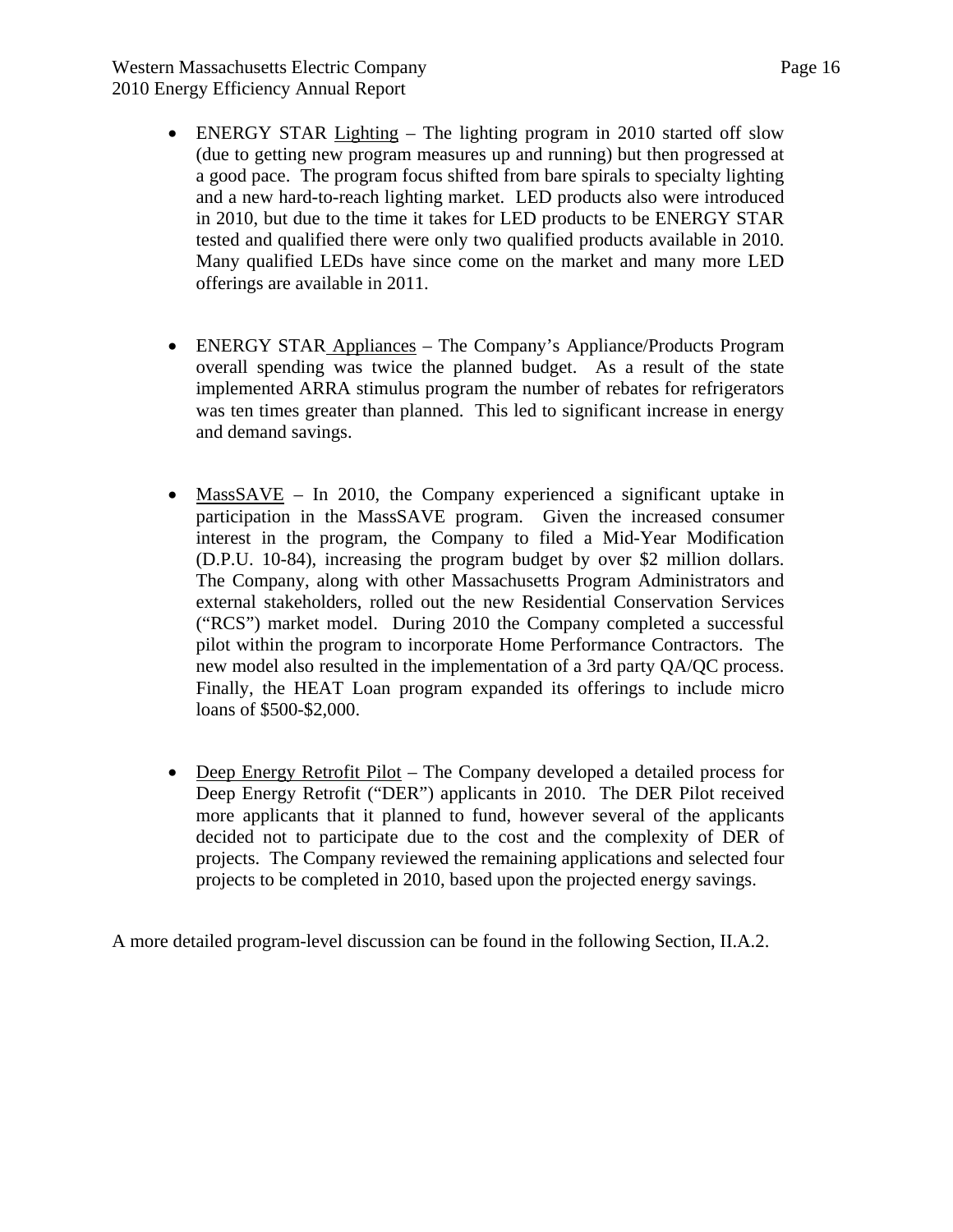- ENERGY STAR Lighting – The lighting program in 2010 started off slow (due to getting new program measures up and running) but then progressed at a good pace. The program focus shifted from bare spirals to specialty lighting and a new hard-to-reach lighting market. LED products also were introduced in 2010, but due to the time it takes for LED products to be ENERGY STAR tested and qualified there were only two qualified products available in 2010. Many qualified LEDs have since come on the market and many more LED offerings are available in 2011.

- ENERGY STAR Appliances – The Company's Appliance/Products Program overall spending was twice the planned budget. As a result of the state implemented ARRA stimulus program the number of rebates for refrigerators was ten times greater than planned. This led to significant increase in energy and demand savings.

- MassSAVE – In 2010, the Company experienced a significant uptake in participation in the MassSAVE program. Given the increased consumer interest in the program, the Company to filed a Mid-Year Modification (D.P.U. 10-84), increasing the program budget by over $2 million dollars. The Company, along with other Massachusetts Program Administrators and external stakeholders, rolled out the new Residential Conservation Services ("RCS") market model. During 2010 the Company completed a successful pilot within the program to incorporate Home Performance Contractors. The new model also resulted in the implementation of a 3rd party QA/QC process. Finally, the HEAT Loan program expanded its offerings to include micro loans of $500-$2,000.

- Deep Energy Retrofit Pilot – The Company developed a detailed process for Deep Energy Retrofit ("DER") applicants in 2010. The DER Pilot received more applicants that it planned to fund, however several of the applicants decided not to participate due to the cost and the complexity of DER of projects. The Company reviewed the remaining applications and selected four projects to be completed in 2010, based upon the projected energy savings.

A more detailed program-level discussion can be found in the following Section, II.A.2.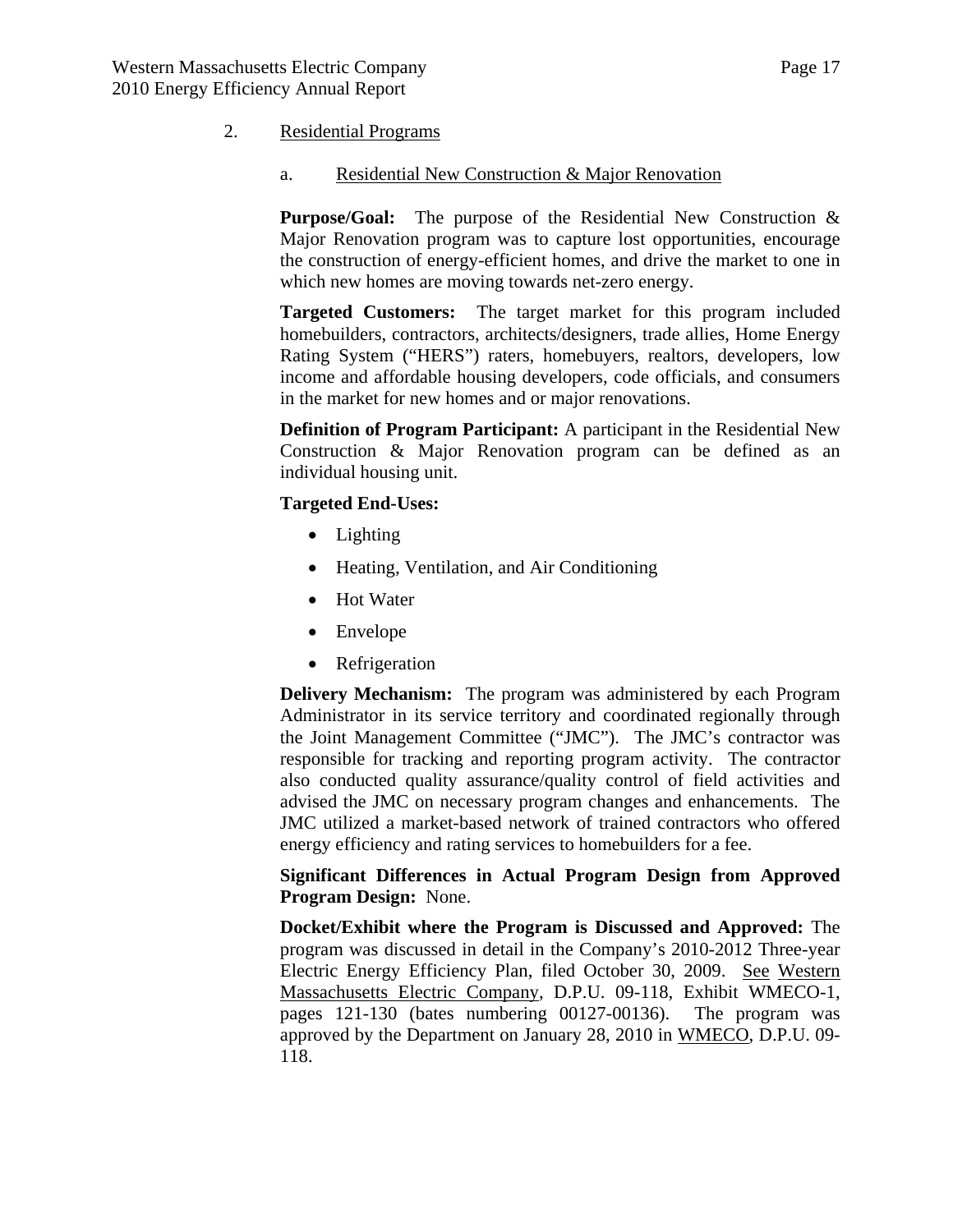## 2. Residential Programs

### a. Residential New Construction & Major Renovation

**Purpose/Goal:** The purpose of the Residential New Construction & Major Renovation program was to capture lost opportunities, encourage the construction of energy-efficient homes, and drive the market to one in which new homes are moving towards net-zero energy.

**Targeted Customers:** The target market for this program included homebuilders, contractors, architects/designers, trade allies, Home Energy Rating System ("HERS") raters, homebuyers, realtors, developers, low income and affordable housing developers, code officials, and consumers in the market for new homes and or major renovations.

**Definition of Program Participant:** A participant in the Residential New Construction & Major Renovation program can be defined as an individual housing unit.

**Targeted End-Uses:**

- Lighting
- Heating, Ventilation, and Air Conditioning
- Hot Water
- Envelope
- Refrigeration

**Delivery Mechanism:** The program was administered by each Program Administrator in its service territory and coordinated regionally through the Joint Management Committee ("JMC"). The JMC's contractor was responsible for tracking and reporting program activity. The contractor also conducted quality assurance/quality control of field activities and advised the JMC on necessary program changes and enhancements. The JMC utilized a market-based network of trained contractors who offered energy efficiency and rating services to homebuilders for a fee.

**Significant Differences in Actual Program Design from Approved Program Design:** None.

**Docket/Exhibit where the Program is Discussed and Approved:** The program was discussed in detail in the Company's 2010-2012 Three-year Electric Energy Efficiency Plan, filed October 30, 2009. See Western Massachusetts Electric Company, D.P.U. 09-118, Exhibit WMECO-1, pages 121-130 (bates numbering 00127-00136). The program was approved by the Department on January 28, 2010 in WMECO, D.P.U. 09-118.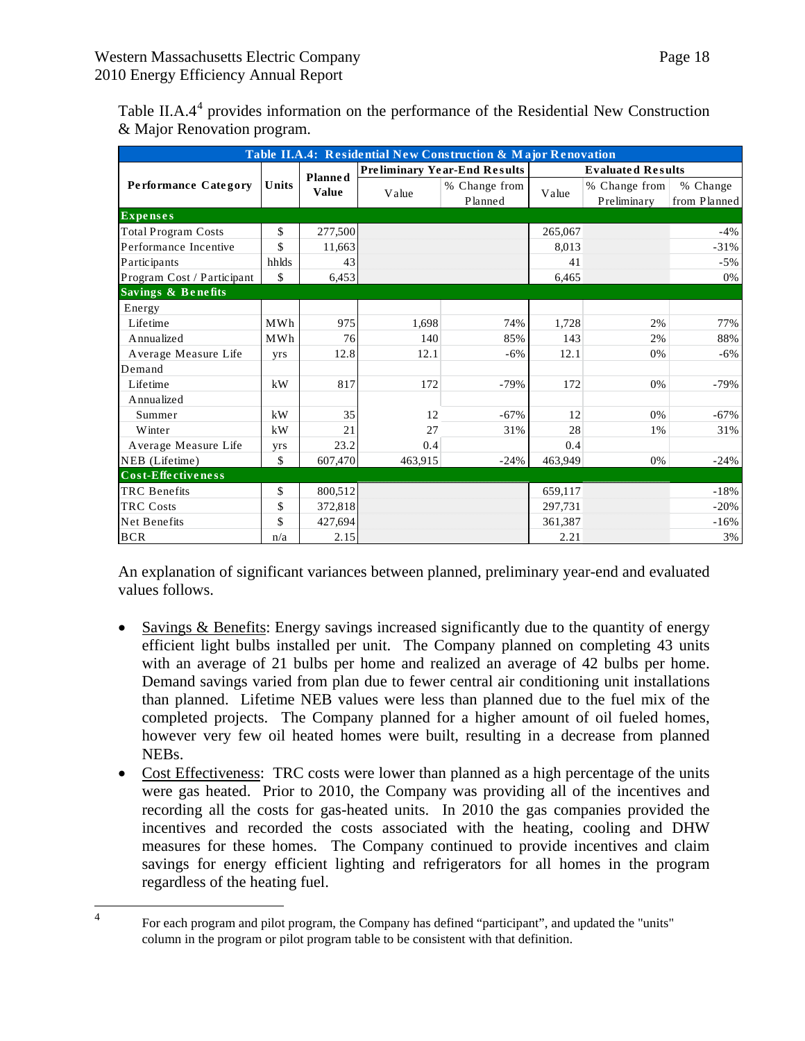Table II.A.4[4] provides information on the performance of the Residential New Construction & Major Renovation program.

| Table II.A.4: Residential New Construction & Major Renovation | | | | | | | |
|---|---|---|---|---|---|---|---|
| Performance Category | Units | Planned Value | Preliminary Year-End Results | | Evaluated Results | | |
| | | | Value | % Change from Planned | Value | % Change from Preliminary | % Change from Planned |
| **Expenses** | | | | | | | |
| Total Program Costs | $ | 277,500 | | | 265,067 | | -4% |
| Performance Incentive | $ | 11,663 | | | 8,013 | | -31% |
| Participants | hhlds | 43 | | | 41 | | -5% |
| Program Cost / Participant | $ | 6,453 | | | 6,465 | | 0% |
| **Savings & Benefits** | | | | | | | |
| Energy | | | | | | | |
| Lifetime | MWh | 975 | 1,698 | 74% | 1,728 | 2% | 77% |
| Annualized | MWh | 76 | 140 | 85% | 143 | 2% | 88% |
| Average Measure Life | yrs | 12.8 | 12.1 | -6% | 12.1 | 0% | -6% |
| Demand | | | | | | | |
| Lifetime | kW | 817 | 172 | -79% | 172 | 0% | -79% |
| Annualized | | | | | | | |
| Summer | kW | 35 | 12 | -67% | 12 | 0% | -67% |
| Winter | kW | 21 | 27 | 31% | 28 | 1% | 31% |
| Average Measure Life | yrs | 23.2 | 0.4 | | 0.4 | | |
| NEB (Lifetime) | $ | 607,470 | 463,915 | -24% | 463,949 | 0% | -24% |
| **Cost-Effectiveness** | | | | | | | |
| TRC Benefits | $ | 800,512 | | | 659,117 | | -18% |
| TRC Costs | $ | 372,818 | | | 297,731 | | -20% |
| Net Benefits | $ | 427,694 | | | 361,387 | | -16% |
| BCR | n/a | 2.15 | | | 2.21 | | 3% |

An explanation of significant variances between planned, preliminary year-end and evaluated values follows.

- Savings & Benefits: Energy savings increased significantly due to the quantity of energy efficient light bulbs installed per unit. The Company planned on completing 43 units with an average of 21 bulbs per home and realized an average of 42 bulbs per home. Demand savings varied from plan due to fewer central air conditioning unit installations than planned. Lifetime NEB values were less than planned due to the fuel mix of the completed projects. The Company planned for a higher amount of oil fueled homes, however very few oil heated homes were built, resulting in a decrease from planned NEBs.
- Cost Effectiveness: TRC costs were lower than planned as a high percentage of the units were gas heated. Prior to 2010, the Company was providing all of the incentives and recording all the costs for gas-heated units. In 2010 the gas companies provided the incentives and recorded the costs associated with the heating, cooling and DHW measures for these homes. The Company continued to provide incentives and claim savings for energy efficient lighting and refrigerators for all homes in the program regardless of the heating fuel.

[4] For each program and pilot program, the Company has defined "participant", and updated the "units" column in the program or pilot program table to be consistent with that definition.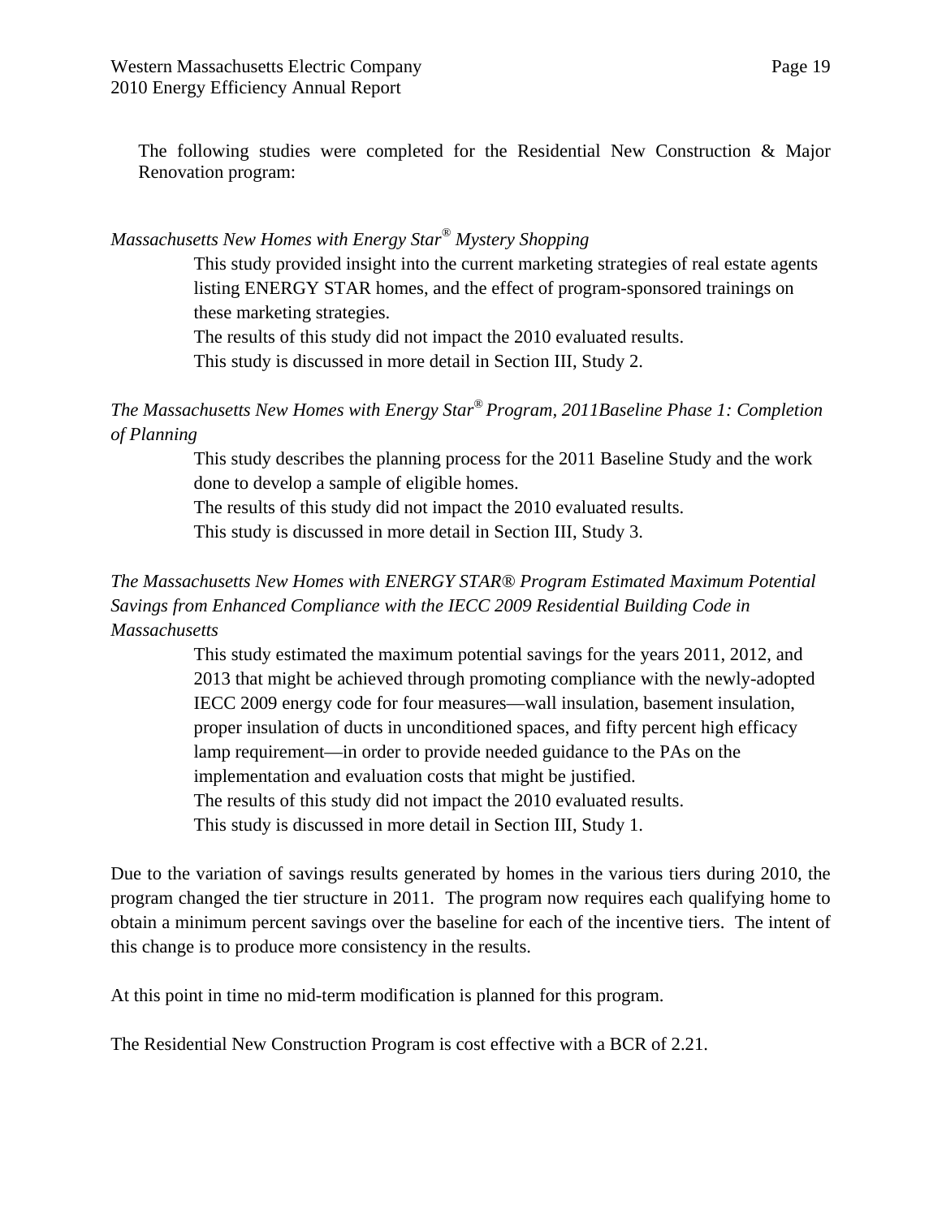The following studies were completed for the Residential New Construction & Major Renovation program:

*Massachusetts New Homes with Energy Star® Mystery Shopping*

This study provided insight into the current marketing strategies of real estate agents listing ENERGY STAR homes, and the effect of program-sponsored trainings on these marketing strategies.

The results of this study did not impact the 2010 evaluated results.

This study is discussed in more detail in Section III, Study 2.

*The Massachusetts New Homes with Energy Star® Program, 2011Baseline Phase 1: Completion of Planning*

This study describes the planning process for the 2011 Baseline Study and the work done to develop a sample of eligible homes.

The results of this study did not impact the 2010 evaluated results.

This study is discussed in more detail in Section III, Study 3.

*The Massachusetts New Homes with ENERGY STAR® Program Estimated Maximum Potential Savings from Enhanced Compliance with the IECC 2009 Residential Building Code in Massachusetts*

This study estimated the maximum potential savings for the years 2011, 2012, and 2013 that might be achieved through promoting compliance with the newly-adopted IECC 2009 energy code for four measures—wall insulation, basement insulation, proper insulation of ducts in unconditioned spaces, and fifty percent high efficacy lamp requirement—in order to provide needed guidance to the PAs on the implementation and evaluation costs that might be justified.

The results of this study did not impact the 2010 evaluated results.

This study is discussed in more detail in Section III, Study 1.

Due to the variation of savings results generated by homes in the various tiers during 2010, the program changed the tier structure in 2011. The program now requires each qualifying home to obtain a minimum percent savings over the baseline for each of the incentive tiers. The intent of this change is to produce more consistency in the results.

At this point in time no mid-term modification is planned for this program.

The Residential New Construction Program is cost effective with a BCR of 2.21.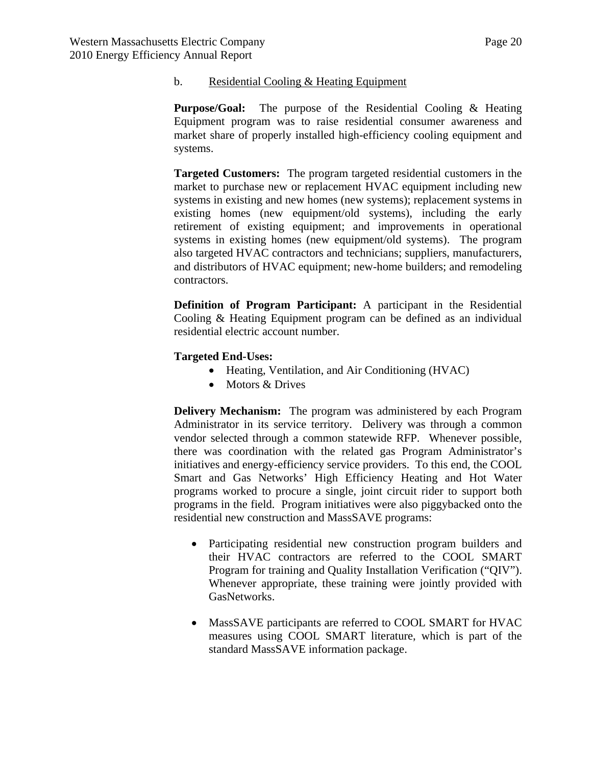### b. Residential Cooling & Heating Equipment

**Purpose/Goal:** The purpose of the Residential Cooling & Heating Equipment program was to raise residential consumer awareness and market share of properly installed high-efficiency cooling equipment and systems.

**Targeted Customers:** The program targeted residential customers in the market to purchase new or replacement HVAC equipment including new systems in existing and new homes (new systems); replacement systems in existing homes (new equipment/old systems), including the early retirement of existing equipment; and improvements in operational systems in existing homes (new equipment/old systems). The program also targeted HVAC contractors and technicians; suppliers, manufacturers, and distributors of HVAC equipment; new-home builders; and remodeling contractors.

**Definition of Program Participant:** A participant in the Residential Cooling & Heating Equipment program can be defined as an individual residential electric account number.

**Targeted End-Uses:**

- Heating, Ventilation, and Air Conditioning (HVAC)
- Motors & Drives

**Delivery Mechanism:** The program was administered by each Program Administrator in its service territory. Delivery was through a common vendor selected through a common statewide RFP. Whenever possible, there was coordination with the related gas Program Administrator's initiatives and energy-efficiency service providers. To this end, the COOL Smart and Gas Networks' High Efficiency Heating and Hot Water programs worked to procure a single, joint circuit rider to support both programs in the field. Program initiatives were also piggybacked onto the residential new construction and MassSAVE programs:

- Participating residential new construction program builders and their HVAC contractors are referred to the COOL SMART Program for training and Quality Installation Verification ("QIV"). Whenever appropriate, these training were jointly provided with GasNetworks.

- MassSAVE participants are referred to COOL SMART for HVAC measures using COOL SMART literature, which is part of the standard MassSAVE information package.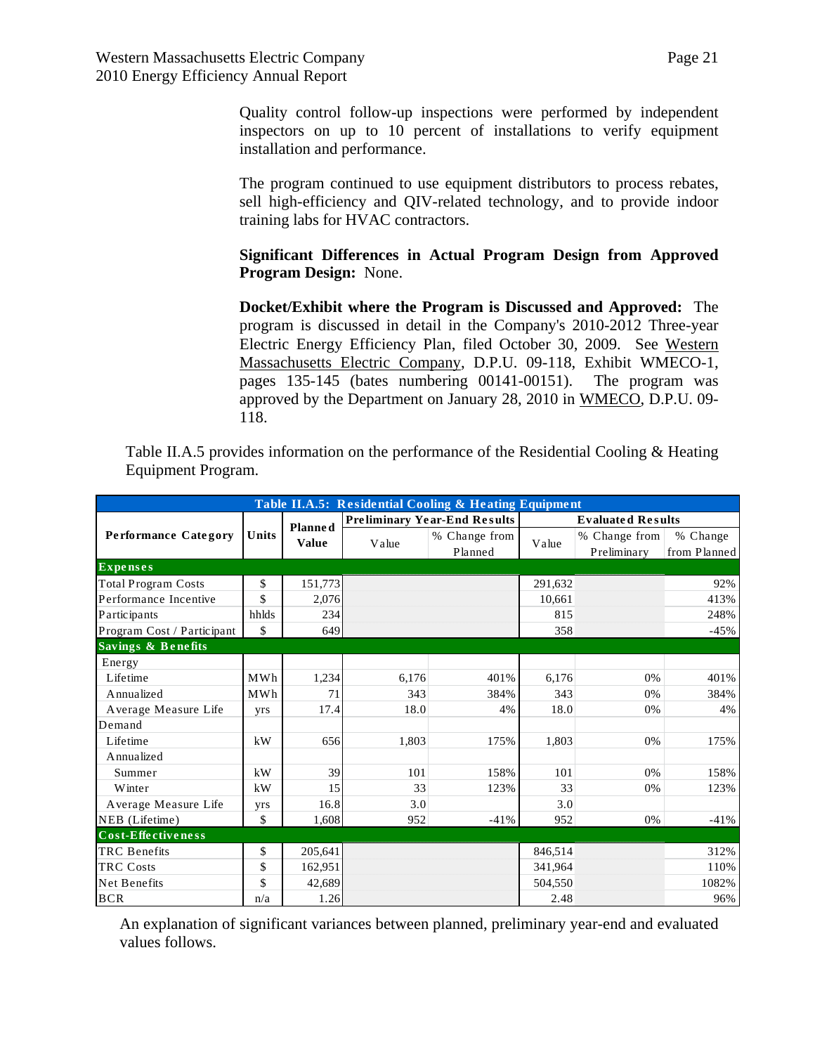Quality control follow-up inspections were performed by independent inspectors on up to 10 percent of installations to verify equipment installation and performance.

The program continued to use equipment distributors to process rebates, sell high-efficiency and QIV-related technology, and to provide indoor training labs for HVAC contractors.

**Significant Differences in Actual Program Design from Approved Program Design:** None.

**Docket/Exhibit where the Program is Discussed and Approved:** The program is discussed in detail in the Company's 2010-2012 Three-year Electric Energy Efficiency Plan, filed October 30, 2009. See Western Massachusetts Electric Company, D.P.U. 09-118, Exhibit WMECO-1, pages 135-145 (bates numbering 00141-00151). The program was approved by the Department on January 28, 2010 in WMECO, D.P.U. 09-118.

Table II.A.5 provides information on the performance of the Residential Cooling & Heating Equipment Program.

| Table II.A.5: Residential Cooling & Heating Equipment | | | | | | | |
|---|---|---|---|---|---|---|---|
| Performance Category | Units | Planned Value | Preliminary Year-End Results | | Evaluated Results | | |
| | | | Value | % Change from Planned | Value | % Change from Preliminary | % Change from Planned |
| **Expenses** | | | | | | | |
| Total Program Costs | $ | 151,773 | | | 291,632 | | 92% |
| Performance Incentive | $ | 2,076 | | | 10,661 | | 413% |
| Participants | hhlds | 234 | | | 815 | | 248% |
| Program Cost / Participant | $ | 649 | | | 358 | | -45% |
| **Savings & Benefits** | | | | | | | |
| Energy | | | | | | | |
| Lifetime | MWh | 1,234 | 6,176 | 401% | 6,176 | 0% | 401% |
| Annualized | MWh | 71 | 343 | 384% | 343 | 0% | 384% |
| Average Measure Life | yrs | 17.4 | 18.0 | 4% | 18.0 | 0% | 4% |
| Demand | | | | | | | |
| Lifetime | kW | 656 | 1,803 | 175% | 1,803 | 0% | 175% |
| Annualized | | | | | | | |
| Summer | kW | 39 | 101 | 158% | 101 | 0% | 158% |
| Winter | kW | 15 | 33 | 123% | 33 | 0% | 123% |
| Average Measure Life | yrs | 16.8 | 3.0 | | 3.0 | | |
| NEB (Lifetime) | $ | 1,608 | 952 | -41% | 952 | 0% | -41% |
| **Cost-Effectiveness** | | | | | | | |
| TRC Benefits | $ | 205,641 | | | 846,514 | | 312% |
| TRC Costs | $ | 162,951 | | | 341,964 | | 110% |
| Net Benefits | $ | 42,689 | | | 504,550 | | 1082% |
| BCR | n/a | 1.26 | | | 2.48 | | 96% |

An explanation of significant variances between planned, preliminary year-end and evaluated values follows.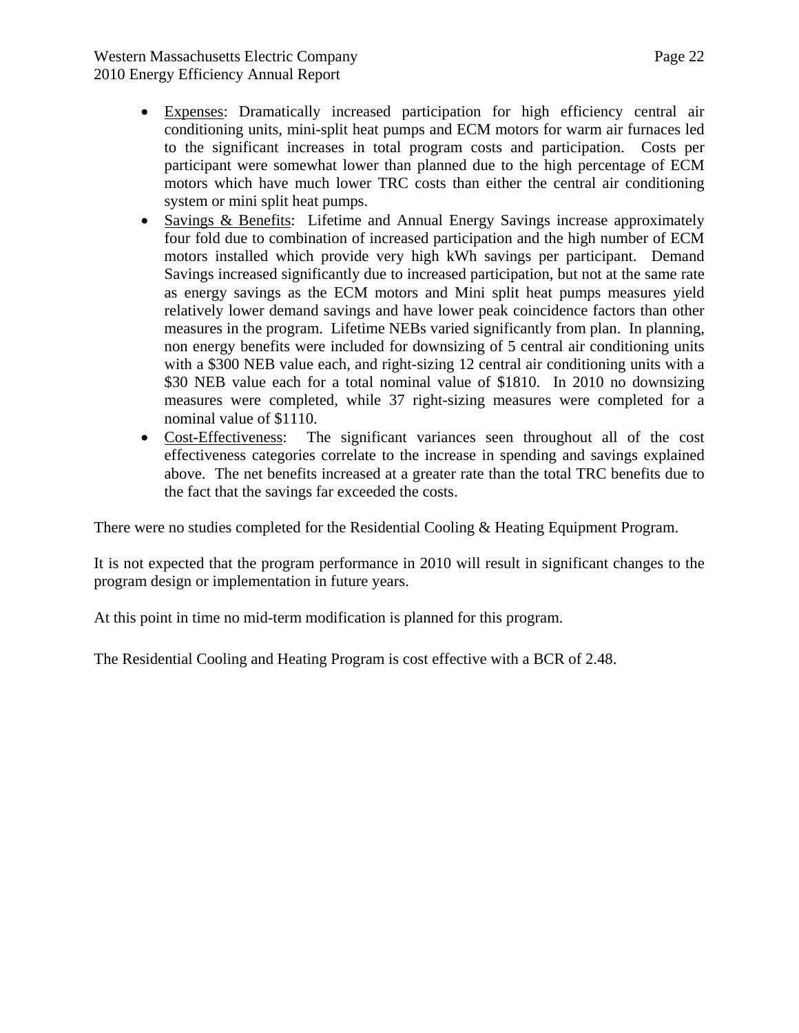- Expenses: Dramatically increased participation for high efficiency central air conditioning units, mini-split heat pumps and ECM motors for warm air furnaces led to the significant increases in total program costs and participation. Costs per participant were somewhat lower than planned due to the high percentage of ECM motors which have much lower TRC costs than either the central air conditioning system or mini split heat pumps.
- Savings & Benefits: Lifetime and Annual Energy Savings increase approximately four fold due to combination of increased participation and the high number of ECM motors installed which provide very high kWh savings per participant. Demand Savings increased significantly due to increased participation, but not at the same rate as energy savings as the ECM motors and Mini split heat pumps measures yield relatively lower demand savings and have lower peak coincidence factors than other measures in the program. Lifetime NEBs varied significantly from plan. In planning, non energy benefits were included for downsizing of 5 central air conditioning units with a $300 NEB value each, and right-sizing 12 central air conditioning units with a $30 NEB value each for a total nominal value of $1810. In 2010 no downsizing measures were completed, while 37 right-sizing measures were completed for a nominal value of $1110.
- Cost-Effectiveness: The significant variances seen throughout all of the cost effectiveness categories correlate to the increase in spending and savings explained above. The net benefits increased at a greater rate than the total TRC benefits due to the fact that the savings far exceeded the costs.

There were no studies completed for the Residential Cooling & Heating Equipment Program.

It is not expected that the program performance in 2010 will result in significant changes to the program design or implementation in future years.

At this point in time no mid-term modification is planned for this program.

The Residential Cooling and Heating Program is cost effective with a BCR of 2.48.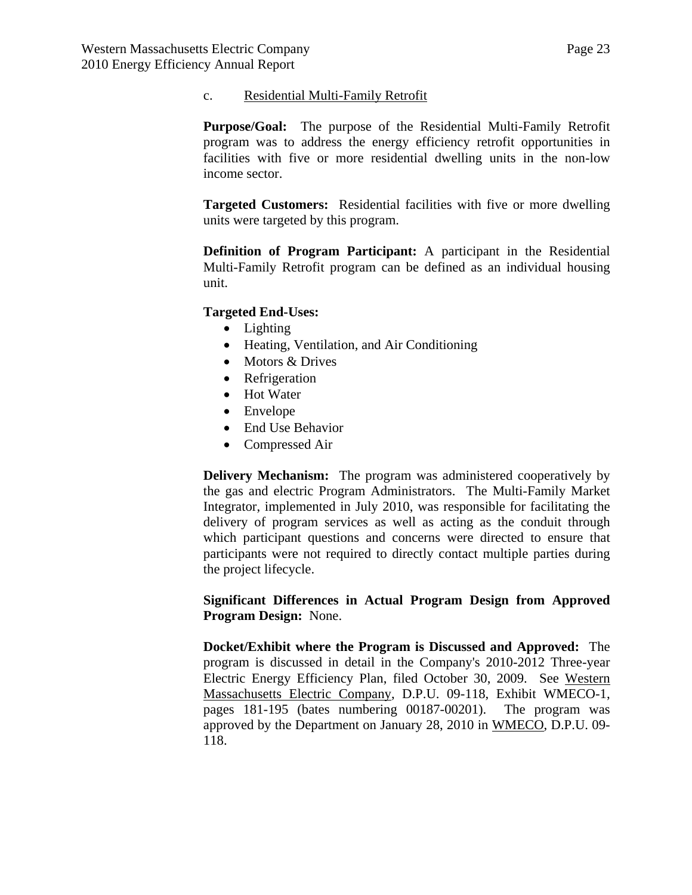### c. Residential Multi-Family Retrofit

**Purpose/Goal:** The purpose of the Residential Multi-Family Retrofit program was to address the energy efficiency retrofit opportunities in facilities with five or more residential dwelling units in the non-low income sector.

**Targeted Customers:** Residential facilities with five or more dwelling units were targeted by this program.

**Definition of Program Participant:** A participant in the Residential Multi-Family Retrofit program can be defined as an individual housing unit.

**Targeted End-Uses:**

- Lighting
- Heating, Ventilation, and Air Conditioning
- Motors & Drives
- Refrigeration
- Hot Water
- Envelope
- End Use Behavior
- Compressed Air

**Delivery Mechanism:** The program was administered cooperatively by the gas and electric Program Administrators. The Multi-Family Market Integrator, implemented in July 2010, was responsible for facilitating the delivery of program services as well as acting as the conduit through which participant questions and concerns were directed to ensure that participants were not required to directly contact multiple parties during the project lifecycle.

**Significant Differences in Actual Program Design from Approved Program Design:** None.

**Docket/Exhibit where the Program is Discussed and Approved:** The program is discussed in detail in the Company's 2010-2012 Three-year Electric Energy Efficiency Plan, filed October 30, 2009. See Western Massachusetts Electric Company, D.P.U. 09-118, Exhibit WMECO-1, pages 181-195 (bates numbering 00187-00201). The program was approved by the Department on January 28, 2010 in WMECO, D.P.U. 09-118.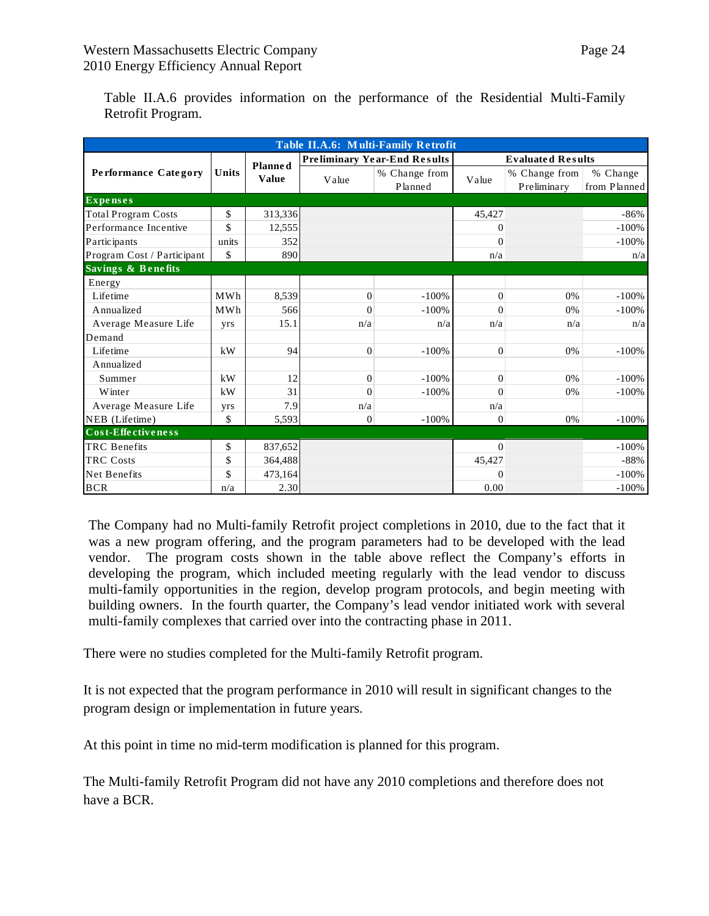Table II.A.6 provides information on the performance of the Residential Multi-Family Retrofit Program.

| Table II.A.6: Multi-Family Retrofit | | | | | | | |
|---|---|---|---|---|---|---|---|
| Performance Category | Units | Planned Value | Preliminary Year-End Results | | Evaluated Results | | |
| | | | Value | % Change from Planned | Value | % Change from Preliminary | % Change from Planned |
| **Expenses** | | | | | | | |
| Total Program Costs | $ | 313,336 | | | 45,427 | | -86% |
| Performance Incentive | $ | 12,555 | | | 0 | | -100% |
| Participants | units | 352 | | | 0 | | -100% |
| Program Cost / Participant | $ | 890 | | | n/a | | n/a |
| **Savings & Benefits** | | | | | | | |
| Energy | | | | | | | |
| Lifetime | MWh | 8,539 | 0 | -100% | 0 | 0% | -100% |
| Annualized | MWh | 566 | 0 | -100% | 0 | 0% | -100% |
| Average Measure Life | yrs | 15.1 | n/a | n/a | n/a | n/a | n/a |
| Demand | | | | | | | |
| Lifetime | kW | 94 | 0 | -100% | 0 | 0% | -100% |
| Annualized | | | | | | | |
| Summer | kW | 12 | 0 | -100% | 0 | 0% | -100% |
| Winter | kW | 31 | 0 | -100% | 0 | 0% | -100% |
| Average Measure Life | yrs | 7.9 | n/a | | n/a | | |
| NEB (Lifetime) | $ | 5,593 | 0 | -100% | 0 | 0% | -100% |
| **Cost-Effectiveness** | | | | | | | |
| TRC Benefits | $ | 837,652 | | | 0 | | -100% |
| TRC Costs | $ | 364,488 | | | 45,427 | | -88% |
| Net Benefits | $ | 473,164 | | | 0 | | -100% |
| BCR | n/a | 2.30 | | | 0.00 | | -100% |

The Company had no Multi-family Retrofit project completions in 2010, due to the fact that it was a new program offering, and the program parameters had to be developed with the lead vendor. The program costs shown in the table above reflect the Company's efforts in developing the program, which included meeting regularly with the lead vendor to discuss multi-family opportunities in the region, develop program protocols, and begin meeting with building owners. In the fourth quarter, the Company's lead vendor initiated work with several multi-family complexes that carried over into the contracting phase in 2011.

There were no studies completed for the Multi-family Retrofit program.

It is not expected that the program performance in 2010 will result in significant changes to the program design or implementation in future years.

At this point in time no mid-term modification is planned for this program.

The Multi-family Retrofit Program did not have any 2010 completions and therefore does not have a BCR.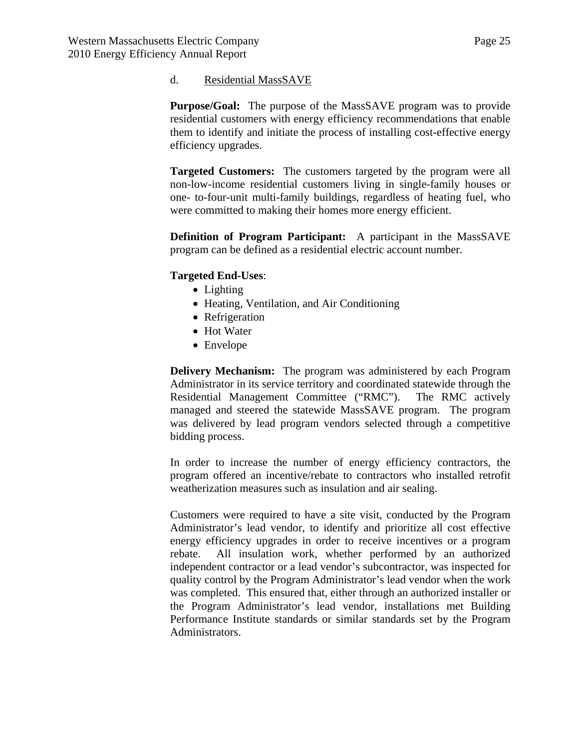d. <u>Residential MassSAVE</u>

**Purpose/Goal:** The purpose of the MassSAVE program was to provide residential customers with energy efficiency recommendations that enable them to identify and initiate the process of installing cost-effective energy efficiency upgrades.

**Targeted Customers:** The customers targeted by the program were all non-low-income residential customers living in single-family houses or one- to-four-unit multi-family buildings, regardless of heating fuel, who were committed to making their homes more energy efficient.

**Definition of Program Participant:** A participant in the MassSAVE program can be defined as a residential electric account number.

**Targeted End-Uses**:

- Lighting
- Heating, Ventilation, and Air Conditioning
- Refrigeration
- Hot Water
- Envelope

**Delivery Mechanism:** The program was administered by each Program Administrator in its service territory and coordinated statewide through the Residential Management Committee ("RMC"). The RMC actively managed and steered the statewide MassSAVE program. The program was delivered by lead program vendors selected through a competitive bidding process.

In order to increase the number of energy efficiency contractors, the program offered an incentive/rebate to contractors who installed retrofit weatherization measures such as insulation and air sealing.

Customers were required to have a site visit, conducted by the Program Administrator's lead vendor, to identify and prioritize all cost effective energy efficiency upgrades in order to receive incentives or a program rebate. All insulation work, whether performed by an authorized independent contractor or a lead vendor's subcontractor, was inspected for quality control by the Program Administrator's lead vendor when the work was completed. This ensured that, either through an authorized installer or the Program Administrator's lead vendor, installations met Building Performance Institute standards or similar standards set by the Program Administrators.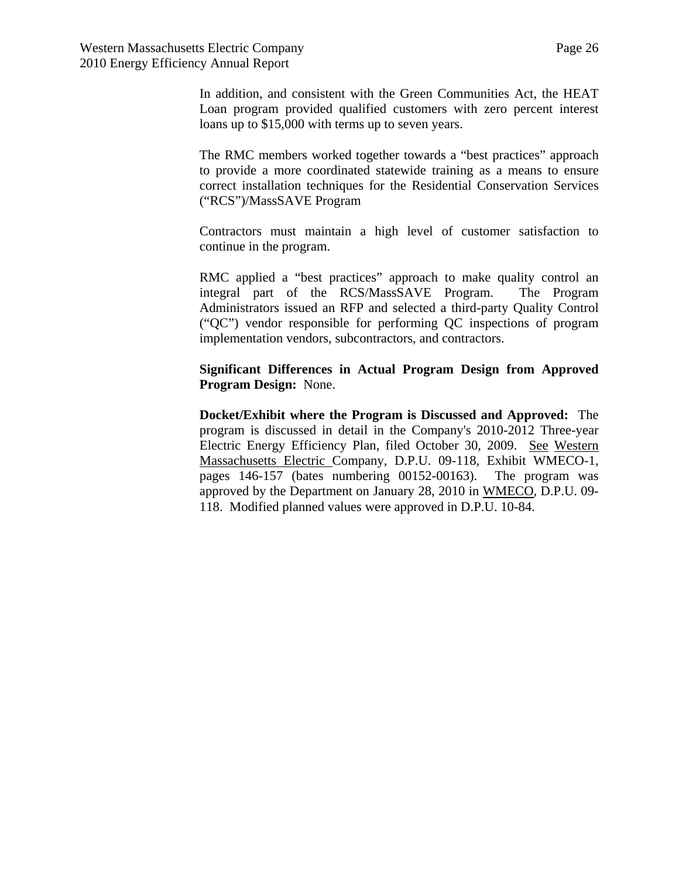In addition, and consistent with the Green Communities Act, the HEAT Loan program provided qualified customers with zero percent interest loans up to $15,000 with terms up to seven years.

The RMC members worked together towards a "best practices" approach to provide a more coordinated statewide training as a means to ensure correct installation techniques for the Residential Conservation Services ("RCS")/MassSAVE Program

Contractors must maintain a high level of customer satisfaction to continue in the program.

RMC applied a "best practices" approach to make quality control an integral part of the RCS/MassSAVE Program. The Program Administrators issued an RFP and selected a third-party Quality Control ("QC") vendor responsible for performing QC inspections of program implementation vendors, subcontractors, and contractors.

**Significant Differences in Actual Program Design from Approved Program Design:** None.

**Docket/Exhibit where the Program is Discussed and Approved:** The program is discussed in detail in the Company's 2010-2012 Three-year Electric Energy Efficiency Plan, filed October 30, 2009. See Western Massachusetts Electric Company, D.P.U. 09-118, Exhibit WMECO-1, pages 146-157 (bates numbering 00152-00163). The program was approved by the Department on January 28, 2010 in WMECO, D.P.U. 09-118. Modified planned values were approved in D.P.U. 10-84.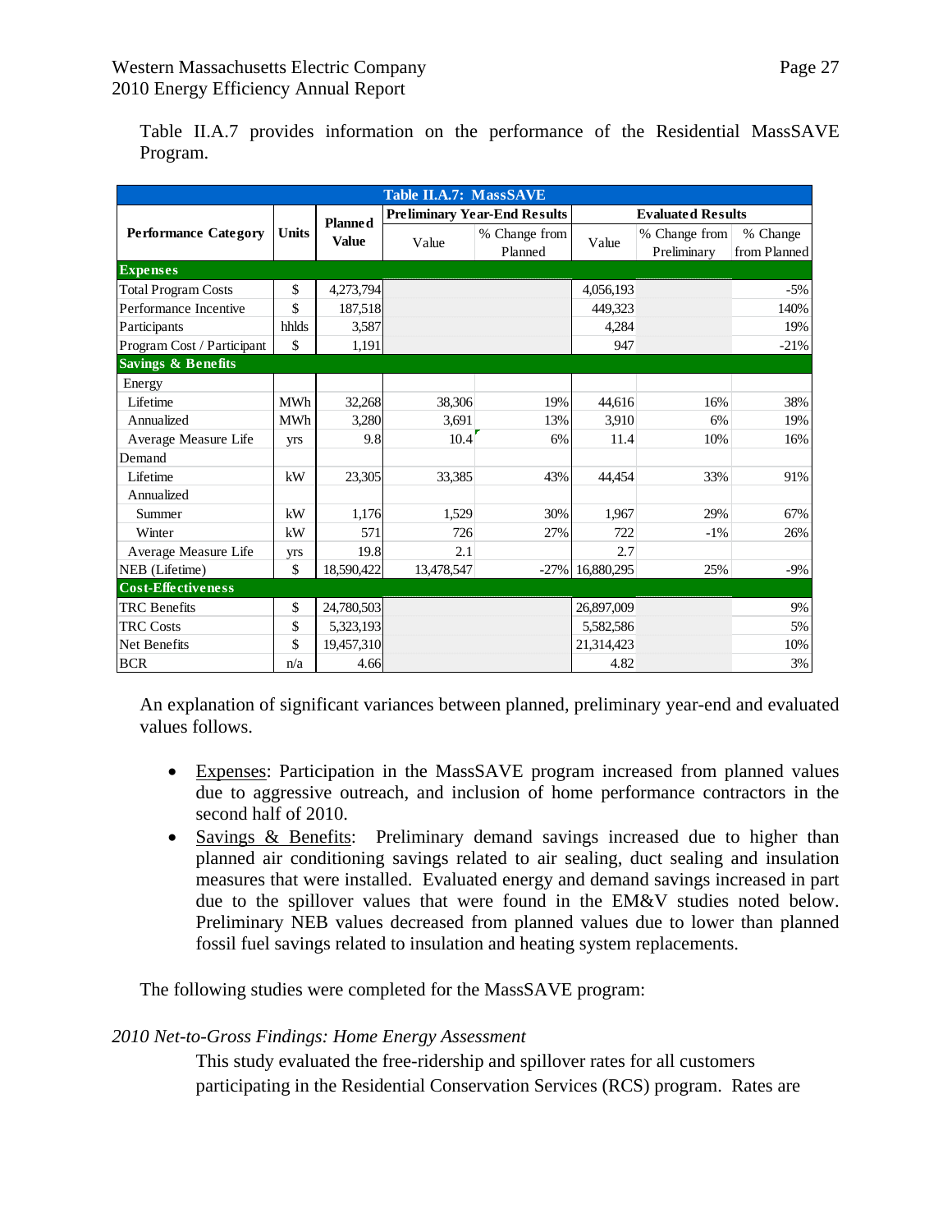Table II.A.7 provides information on the performance of the Residential MassSAVE Program.

| Table II.A.7: MassSAVE | | | | | | | |
|---|---|---|---|---|---|---|---|
| Performance Category | Units | Planned Value | Preliminary Year-End Results | | Evaluated Results | | |
| | | | Value | % Change from Planned | Value | % Change from Preliminary | % Change from Planned |
| **Expenses** | | | | | | | |
| Total Program Costs | $ | 4,273,794 | | | 4,056,193 | | -5% |
| Performance Incentive | $ | 187,518 | | | 449,323 | | 140% |
| Participants | hhlds | 3,587 | | | 4,284 | | 19% |
| Program Cost / Participant | $ | 1,191 | | | 947 | | -21% |
| **Savings & Benefits** | | | | | | | |
| Energy | | | | | | | |
| Lifetime | MWh | 32,268 | 38,306 | 19% | 44,616 | 16% | 38% |
| Annualized | MWh | 3,280 | 3,691 | 13% | 3,910 | 6% | 19% |
| Average Measure Life | yrs | 9.8 | 10.4 | 6% | 11.4 | 10% | 16% |
| Demand | | | | | | | |
| Lifetime | kW | 23,305 | 33,385 | 43% | 44,454 | 33% | 91% |
| Annualized | | | | | | | |
| Summer | kW | 1,176 | 1,529 | 30% | 1,967 | 29% | 67% |
| Winter | kW | 571 | 726 | 27% | 722 | -1% | 26% |
| Average Measure Life | yrs | 19.8 | 2.1 | | 2.7 | | |
| NEB (Lifetime) | $ | 18,590,422 | 13,478,547 | -27% | 16,880,295 | 25% | -9% |
| **Cost-Effectiveness** | | | | | | | |
| TRC Benefits | $ | 24,780,503 | | | 26,897,009 | | 9% |
| TRC Costs | $ | 5,323,193 | | | 5,582,586 | | 5% |
| Net Benefits | $ | 19,457,310 | | | 21,314,423 | | 10% |
| BCR | n/a | 4.66 | | | 4.82 | | 3% |

An explanation of significant variances between planned, preliminary year-end and evaluated values follows.

- Expenses: Participation in the MassSAVE program increased from planned values due to aggressive outreach, and inclusion of home performance contractors in the second half of 2010.
- Savings & Benefits: Preliminary demand savings increased due to higher than planned air conditioning savings related to air sealing, duct sealing and insulation measures that were installed. Evaluated energy and demand savings increased in part due to the spillover values that were found in the EM&V studies noted below. Preliminary NEB values decreased from planned values due to lower than planned fossil fuel savings related to insulation and heating system replacements.

The following studies were completed for the MassSAVE program:

*2010 Net-to-Gross Findings: Home Energy Assessment*

This study evaluated the free-ridership and spillover rates for all customers participating in the Residential Conservation Services (RCS) program. Rates are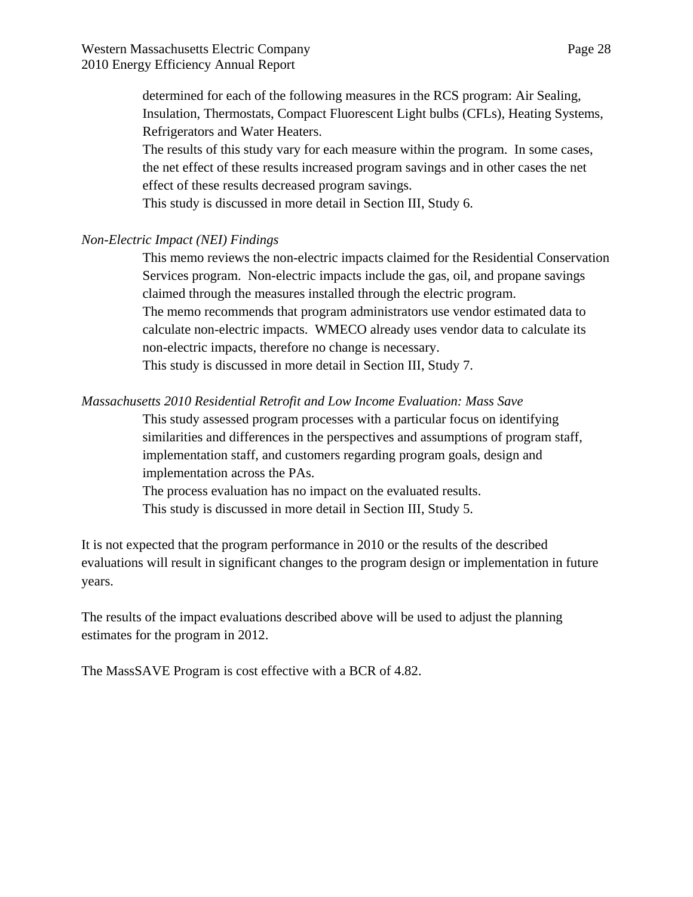determined for each of the following measures in the RCS program: Air Sealing, Insulation, Thermostats, Compact Fluorescent Light bulbs (CFLs), Heating Systems, Refrigerators and Water Heaters.

The results of this study vary for each measure within the program. In some cases, the net effect of these results increased program savings and in other cases the net effect of these results decreased program savings.

This study is discussed in more detail in Section III, Study 6.

*Non-Electric Impact (NEI) Findings*

This memo reviews the non-electric impacts claimed for the Residential Conservation Services program. Non-electric impacts include the gas, oil, and propane savings claimed through the measures installed through the electric program.

The memo recommends that program administrators use vendor estimated data to calculate non-electric impacts. WMECO already uses vendor data to calculate its non-electric impacts, therefore no change is necessary.

This study is discussed in more detail in Section III, Study 7.

*Massachusetts 2010 Residential Retrofit and Low Income Evaluation: Mass Save*

This study assessed program processes with a particular focus on identifying similarities and differences in the perspectives and assumptions of program staff, implementation staff, and customers regarding program goals, design and implementation across the PAs.

The process evaluation has no impact on the evaluated results.

This study is discussed in more detail in Section III, Study 5.

It is not expected that the program performance in 2010 or the results of the described evaluations will result in significant changes to the program design or implementation in future years.

The results of the impact evaluations described above will be used to adjust the planning estimates for the program in 2012.

The MassSAVE Program is cost effective with a BCR of 4.82.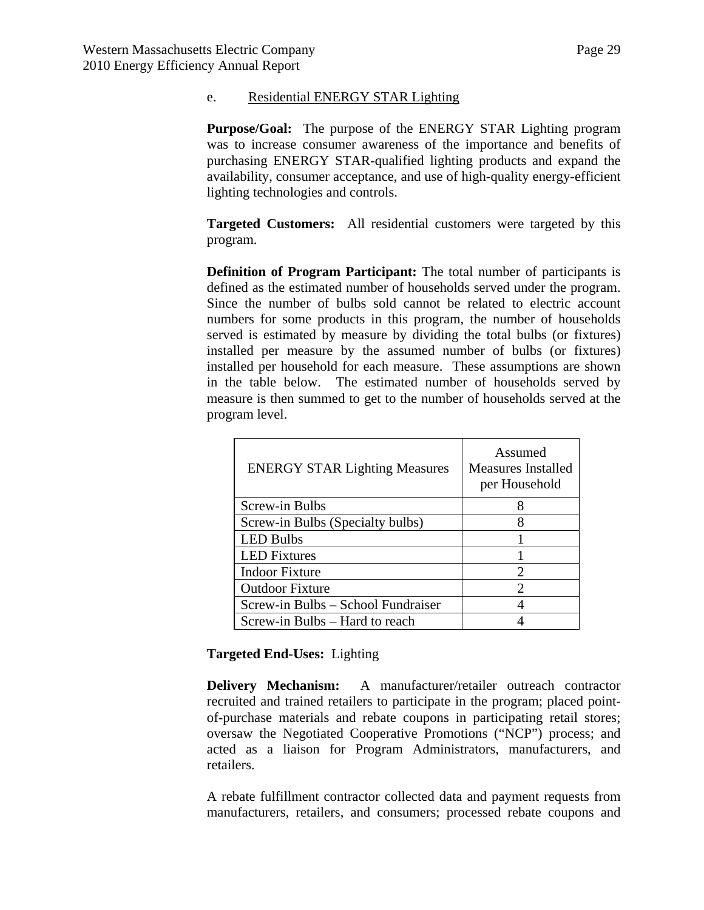### e. Residential ENERGY STAR Lighting

**Purpose/Goal:** The purpose of the ENERGY STAR Lighting program was to increase consumer awareness of the importance and benefits of purchasing ENERGY STAR-qualified lighting products and expand the availability, consumer acceptance, and use of high-quality energy-efficient lighting technologies and controls.

**Targeted Customers:** All residential customers were targeted by this program.

**Definition of Program Participant:** The total number of participants is defined as the estimated number of households served under the program. Since the number of bulbs sold cannot be related to electric account numbers for some products in this program, the number of households served is estimated by measure by dividing the total bulbs (or fixtures) installed per measure by the assumed number of bulbs (or fixtures) installed per household for each measure. These assumptions are shown in the table below. The estimated number of households served by measure is then summed to get to the number of households served at the program level.

| ENERGY STAR Lighting Measures | Assumed Measures Installed per Household |
|---|---|
| Screw-in Bulbs | 8 |
| Screw-in Bulbs (Specialty bulbs) | 8 |
| LED Bulbs | 1 |
| LED Fixtures | 1 |
| Indoor Fixture | 2 |
| Outdoor Fixture | 2 |
| Screw-in Bulbs – School Fundraiser | 4 |
| Screw-in Bulbs – Hard to reach | 4 |

**Targeted End-Uses:** Lighting

**Delivery Mechanism:** A manufacturer/retailer outreach contractor recruited and trained retailers to participate in the program; placed point-of-purchase materials and rebate coupons in participating retail stores; oversaw the Negotiated Cooperative Promotions ("NCP") process; and acted as a liaison for Program Administrators, manufacturers, and retailers.

A rebate fulfillment contractor collected data and payment requests from manufacturers, retailers, and consumers; processed rebate coupons and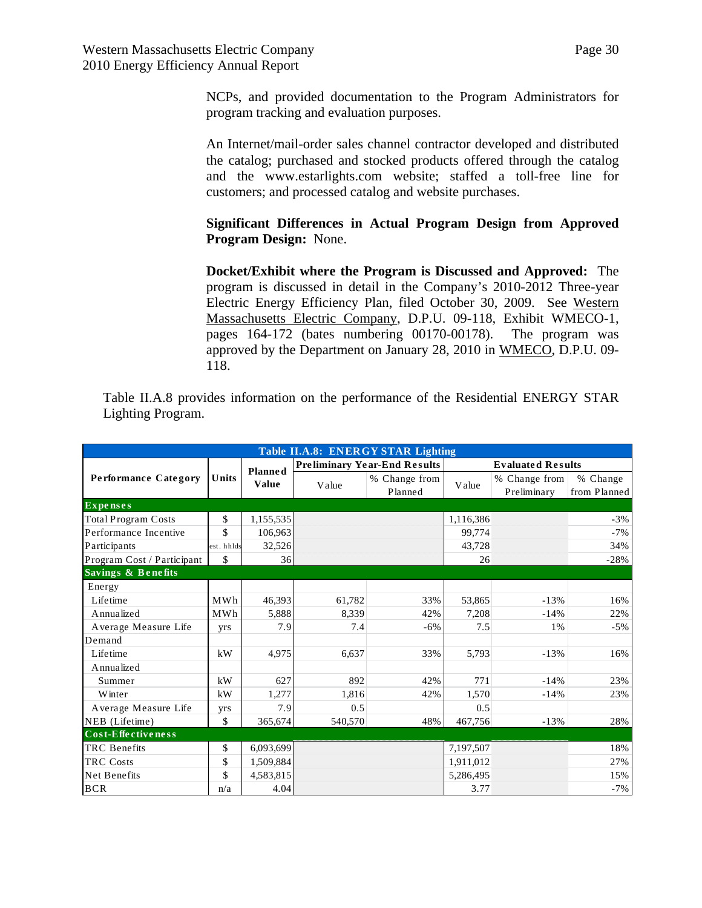NCPs, and provided documentation to the Program Administrators for program tracking and evaluation purposes.

An Internet/mail-order sales channel contractor developed and distributed the catalog; purchased and stocked products offered through the catalog and the www.estarlights.com website; staffed a toll-free line for customers; and processed catalog and website purchases.

**Significant Differences in Actual Program Design from Approved Program Design:** None.

**Docket/Exhibit where the Program is Discussed and Approved:** The program is discussed in detail in the Company's 2010-2012 Three-year Electric Energy Efficiency Plan, filed October 30, 2009. See Western Massachusetts Electric Company, D.P.U. 09-118, Exhibit WMECO-1, pages 164-172 (bates numbering 00170-00178). The program was approved by the Department on January 28, 2010 in WMECO, D.P.U. 09-118.

Table II.A.8 provides information on the performance of the Residential ENERGY STAR Lighting Program.

| Table II.A.8: ENERGY STAR Lighting | | | | | | | |
|---|---|---|---|---|---|---|---|
| Performance Category | Units | Planned Value | Preliminary Year-End Results | | Evaluated Results | | |
| | | | Value | % Change from Planned | Value | % Change from Preliminary | % Change from Planned |
| **Expenses** | | | | | | | |
| Total Program Costs | $ | 1,155,535 | | | 1,116,386 | | -3% |
| Performance Incentive | $ | 106,963 | | | 99,774 | | -7% |
| Participants | est. hhlds | 32,526 | | | 43,728 | | 34% |
| Program Cost / Participant | $ | 36 | | | 26 | | -28% |
| **Savings & Benefits** | | | | | | | |
| Energy | | | | | | | |
| Lifetime | MWh | 46,393 | 61,782 | 33% | 53,865 | -13% | 16% |
| Annualized | MWh | 5,888 | 8,339 | 42% | 7,208 | -14% | 22% |
| Average Measure Life | yrs | 7.9 | 7.4 | -6% | 7.5 | 1% | -5% |
| Demand | | | | | | | |
| Lifetime | kW | 4,975 | 6,637 | 33% | 5,793 | -13% | 16% |
| Annualized | | | | | | | |
| Summer | kW | 627 | 892 | 42% | 771 | -14% | 23% |
| Winter | kW | 1,277 | 1,816 | 42% | 1,570 | -14% | 23% |
| Average Measure Life | yrs | 7.9 | 0.5 | | 0.5 | | |
| NEB (Lifetime) | $ | 365,674 | 540,570 | 48% | 467,756 | -13% | 28% |
| **Cost-Effectiveness** | | | | | | | |
| TRC Benefits | $ | 6,093,699 | | | 7,197,507 | | 18% |
| TRC Costs | $ | 1,509,884 | | | 1,911,012 | | 27% |
| Net Benefits | $ | 4,583,815 | | | 5,286,495 | | 15% |
| BCR | n/a | 4.04 | | | 3.77 | | -7% |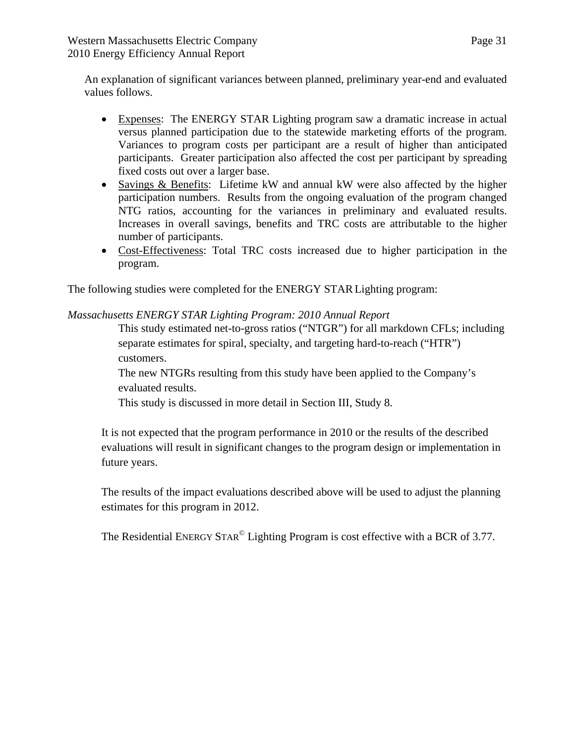An explanation of significant variances between planned, preliminary year-end and evaluated values follows.

- Expenses: The ENERGY STAR Lighting program saw a dramatic increase in actual versus planned participation due to the statewide marketing efforts of the program. Variances to program costs per participant are a result of higher than anticipated participants. Greater participation also affected the cost per participant by spreading fixed costs out over a larger base.
- Savings & Benefits: Lifetime kW and annual kW were also affected by the higher participation numbers. Results from the ongoing evaluation of the program changed NTG ratios, accounting for the variances in preliminary and evaluated results. Increases in overall savings, benefits and TRC costs are attributable to the higher number of participants.
- Cost-Effectiveness: Total TRC costs increased due to higher participation in the program.

The following studies were completed for the ENERGY STAR Lighting program:

*Massachusetts ENERGY STAR Lighting Program: 2010 Annual Report*

This study estimated net-to-gross ratios ("NTGR") for all markdown CFLs; including separate estimates for spiral, specialty, and targeting hard-to-reach ("HTR") customers.

The new NTGRs resulting from this study have been applied to the Company's evaluated results.

This study is discussed in more detail in Section III, Study 8.

It is not expected that the program performance in 2010 or the results of the described evaluations will result in significant changes to the program design or implementation in future years.

The results of the impact evaluations described above will be used to adjust the planning estimates for this program in 2012.

The Residential ENERGY STAR© Lighting Program is cost effective with a BCR of 3.77.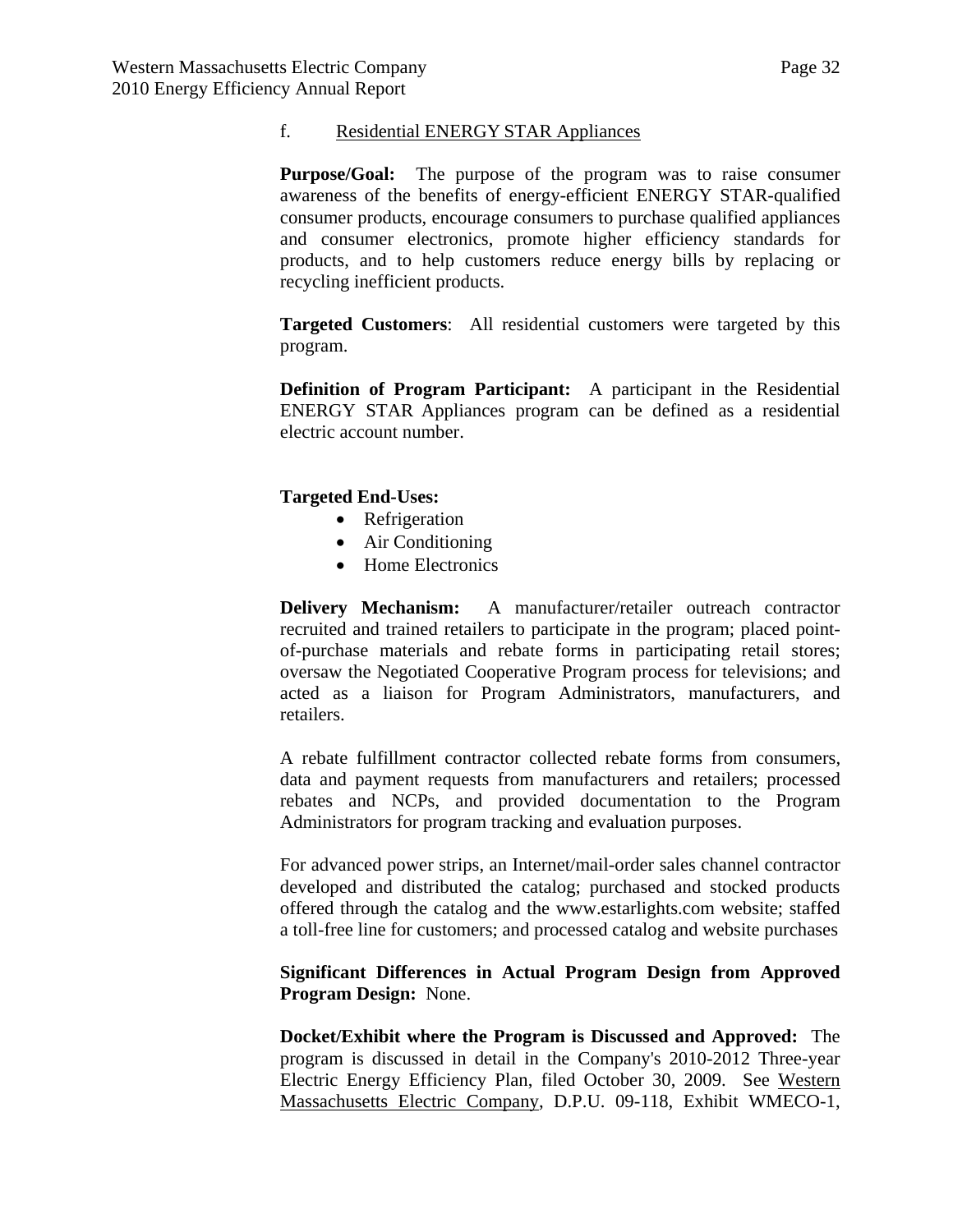f. Residential ENERGY STAR Appliances

**Purpose/Goal:** The purpose of the program was to raise consumer awareness of the benefits of energy-efficient ENERGY STAR-qualified consumer products, encourage consumers to purchase qualified appliances and consumer electronics, promote higher efficiency standards for products, and to help customers reduce energy bills by replacing or recycling inefficient products.

**Targeted Customers**: All residential customers were targeted by this program.

**Definition of Program Participant:** A participant in the Residential ENERGY STAR Appliances program can be defined as a residential electric account number.

**Targeted End-Uses:**

- Refrigeration
- Air Conditioning
- Home Electronics

**Delivery Mechanism:** A manufacturer/retailer outreach contractor recruited and trained retailers to participate in the program; placed point-of-purchase materials and rebate forms in participating retail stores; oversaw the Negotiated Cooperative Program process for televisions; and acted as a liaison for Program Administrators, manufacturers, and retailers.

A rebate fulfillment contractor collected rebate forms from consumers, data and payment requests from manufacturers and retailers; processed rebates and NCPs, and provided documentation to the Program Administrators for program tracking and evaluation purposes.

For advanced power strips, an Internet/mail-order sales channel contractor developed and distributed the catalog; purchased and stocked products offered through the catalog and the www.estarlights.com website; staffed a toll-free line for customers; and processed catalog and website purchases

**Significant Differences in Actual Program Design from Approved Program Design:** None.

**Docket/Exhibit where the Program is Discussed and Approved:** The program is discussed in detail in the Company's 2010-2012 Three-year Electric Energy Efficiency Plan, filed October 30, 2009. See Western Massachusetts Electric Company, D.P.U. 09-118, Exhibit WMECO-1,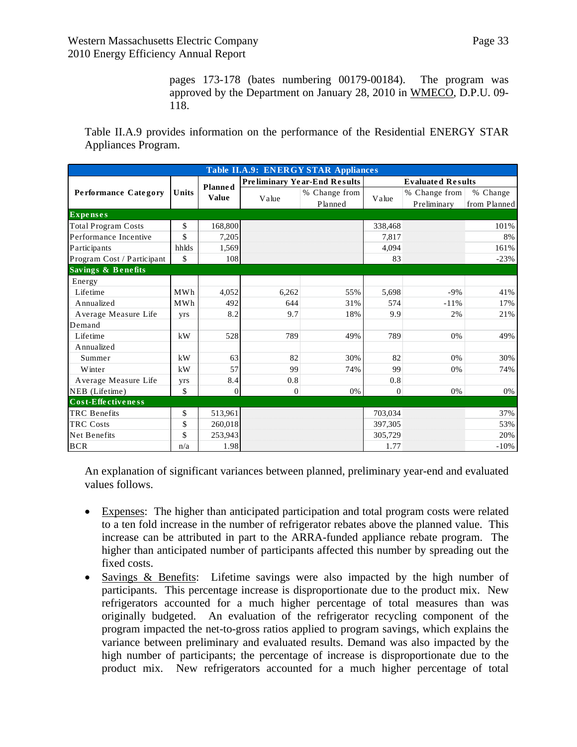pages 173-178 (bates numbering 00179-00184). The program was approved by the Department on January 28, 2010 in WMECO, D.P.U. 09-118.

Table II.A.9 provides information on the performance of the Residential ENERGY STAR Appliances Program.

| Table II.A.9: ENERGY STAR Appliances | | | | | | | |
|---|---|---|---|---|---|---|---|
| Performance Category | Units | Planned Value | Preliminary Year-End Results | | Evaluated Results | | |
| | | | Value | % Change from Planned | Value | % Change from Preliminary | % Change from Planned |
| **Expenses** | | | | | | | |
| Total Program Costs | $ | 168,800 | | | 338,468 | | 101% |
| Performance Incentive | $ | 7,205 | | | 7,817 | | 8% |
| Participants | hhlds | 1,569 | | | 4,094 | | 161% |
| Program Cost / Participant | $ | 108 | | | 83 | | -23% |
| **Savings & Benefits** | | | | | | | |
| Energy | | | | | | | |
| Lifetime | MWh | 4,052 | 6,262 | 55% | 5,698 | -9% | 41% |
| Annualized | MWh | 492 | 644 | 31% | 574 | -11% | 17% |
| Average Measure Life | yrs | 8.2 | 9.7 | 18% | 9.9 | 2% | 21% |
| Demand | | | | | | | |
| Lifetime | kW | 528 | 789 | 49% | 789 | 0% | 49% |
| Annualized | | | | | | | |
| Summer | kW | 63 | 82 | 30% | 82 | 0% | 30% |
| Winter | kW | 57 | 99 | 74% | 99 | 0% | 74% |
| Average Measure Life | yrs | 8.4 | 0.8 | | 0.8 | | |
| NEB (Lifetime) | $ | 0 | 0 | 0% | 0 | 0% | 0% |
| **Cost-Effectiveness** | | | | | | | |
| TRC Benefits | $ | 513,961 | | | 703,034 | | 37% |
| TRC Costs | $ | 260,018 | | | 397,305 | | 53% |
| Net Benefits | $ | 253,943 | | | 305,729 | | 20% |
| BCR | n/a | 1.98 | | | 1.77 | | -10% |

An explanation of significant variances between planned, preliminary year-end and evaluated values follows.

- Expenses: The higher than anticipated participation and total program costs were related to a ten fold increase in the number of refrigerator rebates above the planned value. This increase can be attributed in part to the ARRA-funded appliance rebate program. The higher than anticipated number of participants affected this number by spreading out the fixed costs.
- Savings & Benefits: Lifetime savings were also impacted by the high number of participants. This percentage increase is disproportionate due to the product mix. New refrigerators accounted for a much higher percentage of total measures than was originally budgeted. An evaluation of the refrigerator recycling component of the program impacted the net-to-gross ratios applied to program savings, which explains the variance between preliminary and evaluated results. Demand was also impacted by the high number of participants; the percentage of increase is disproportionate due to the product mix. New refrigerators accounted for a much higher percentage of total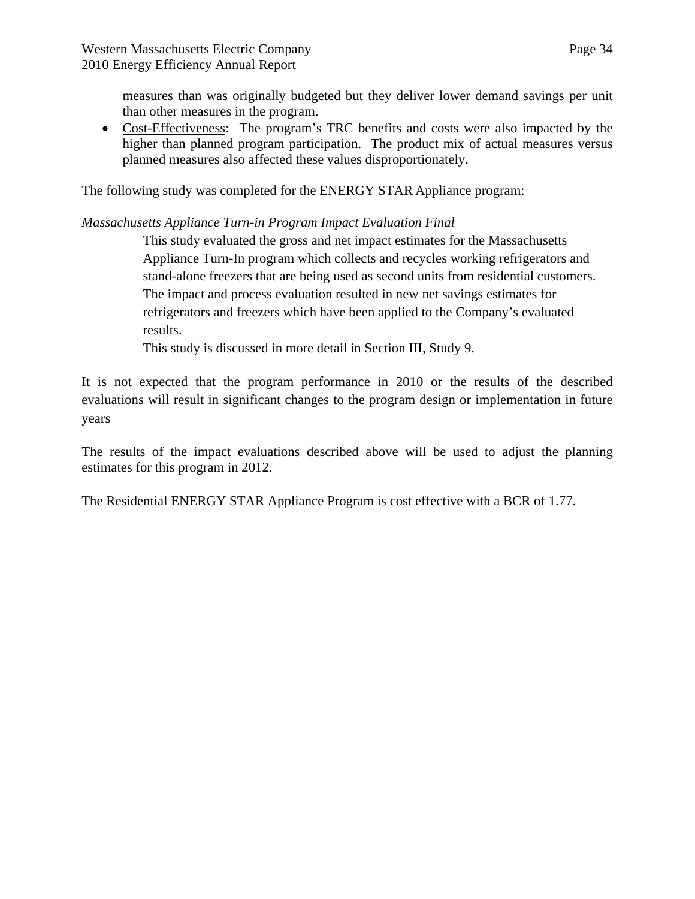measures than was originally budgeted but they deliver lower demand savings per unit than other measures in the program.

- Cost-Effectiveness: The program's TRC benefits and costs were also impacted by the higher than planned program participation. The product mix of actual measures versus planned measures also affected these values disproportionately.

The following study was completed for the ENERGY STAR Appliance program:

*Massachusetts Appliance Turn-in Program Impact Evaluation Final*

> This study evaluated the gross and net impact estimates for the Massachusetts Appliance Turn-In program which collects and recycles working refrigerators and stand-alone freezers that are being used as second units from residential customers. The impact and process evaluation resulted in new net savings estimates for refrigerators and freezers which have been applied to the Company's evaluated results.
>
> This study is discussed in more detail in Section III, Study 9.

It is not expected that the program performance in 2010 or the results of the described evaluations will result in significant changes to the program design or implementation in future years

The results of the impact evaluations described above will be used to adjust the planning estimates for this program in 2012.

The Residential ENERGY STAR Appliance Program is cost effective with a BCR of 1.77.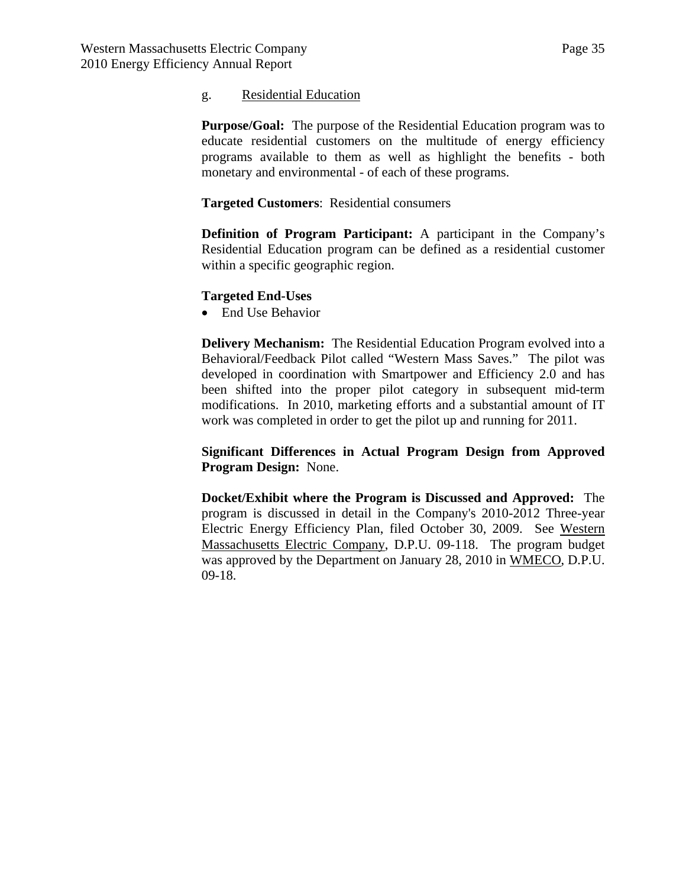g. Residential Education

**Purpose/Goal:** The purpose of the Residential Education program was to educate residential customers on the multitude of energy efficiency programs available to them as well as highlight the benefits - both monetary and environmental - of each of these programs.

**Targeted Customers**: Residential consumers

**Definition of Program Participant:** A participant in the Company's Residential Education program can be defined as a residential customer within a specific geographic region.

**Targeted End-Uses**

- End Use Behavior

**Delivery Mechanism:** The Residential Education Program evolved into a Behavioral/Feedback Pilot called "Western Mass Saves." The pilot was developed in coordination with Smartpower and Efficiency 2.0 and has been shifted into the proper pilot category in subsequent mid-term modifications. In 2010, marketing efforts and a substantial amount of IT work was completed in order to get the pilot up and running for 2011.

**Significant Differences in Actual Program Design from Approved Program Design:** None.

**Docket/Exhibit where the Program is Discussed and Approved:** The program is discussed in detail in the Company's 2010-2012 Three-year Electric Energy Efficiency Plan, filed October 30, 2009. See Western Massachusetts Electric Company, D.P.U. 09-118. The program budget was approved by the Department on January 28, 2010 in WMECO, D.P.U. 09-18.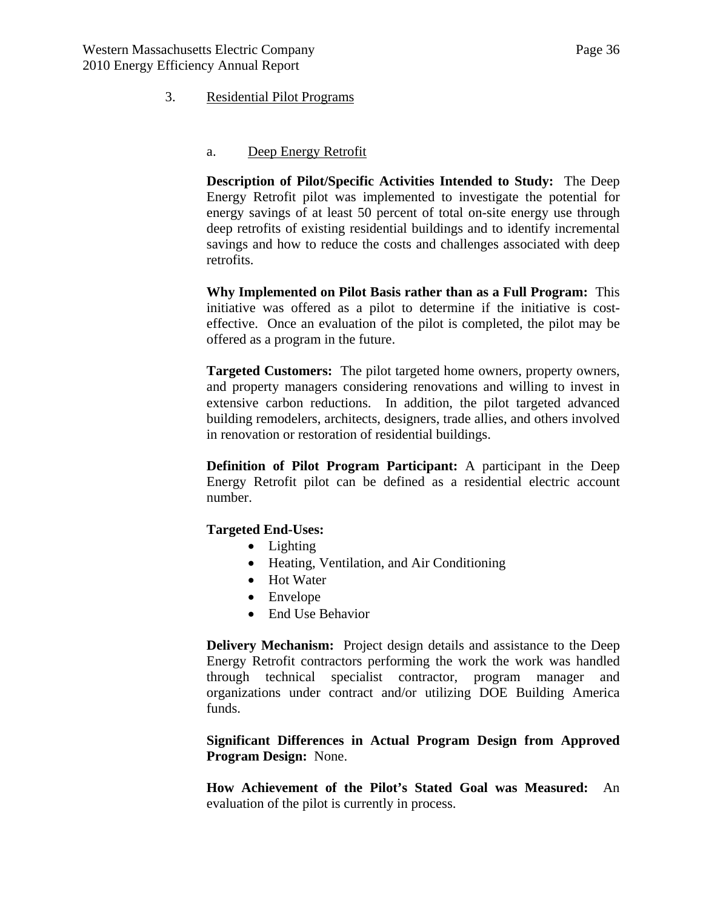## 3. Residential Pilot Programs

### a. Deep Energy Retrofit

**Description of Pilot/Specific Activities Intended to Study:** The Deep Energy Retrofit pilot was implemented to investigate the potential for energy savings of at least 50 percent of total on-site energy use through deep retrofits of existing residential buildings and to identify incremental savings and how to reduce the costs and challenges associated with deep retrofits.

**Why Implemented on Pilot Basis rather than as a Full Program:** This initiative was offered as a pilot to determine if the initiative is cost-effective. Once an evaluation of the pilot is completed, the pilot may be offered as a program in the future.

**Targeted Customers:** The pilot targeted home owners, property owners, and property managers considering renovations and willing to invest in extensive carbon reductions. In addition, the pilot targeted advanced building remodelers, architects, designers, trade allies, and others involved in renovation or restoration of residential buildings.

**Definition of Pilot Program Participant:** A participant in the Deep Energy Retrofit pilot can be defined as a residential electric account number.

**Targeted End-Uses:**

- Lighting
- Heating, Ventilation, and Air Conditioning
- Hot Water
- Envelope
- End Use Behavior

**Delivery Mechanism:** Project design details and assistance to the Deep Energy Retrofit contractors performing the work the work was handled through technical specialist contractor, program manager and organizations under contract and/or utilizing DOE Building America funds.

**Significant Differences in Actual Program Design from Approved Program Design:** None.

**How Achievement of the Pilot's Stated Goal was Measured:** An evaluation of the pilot is currently in process.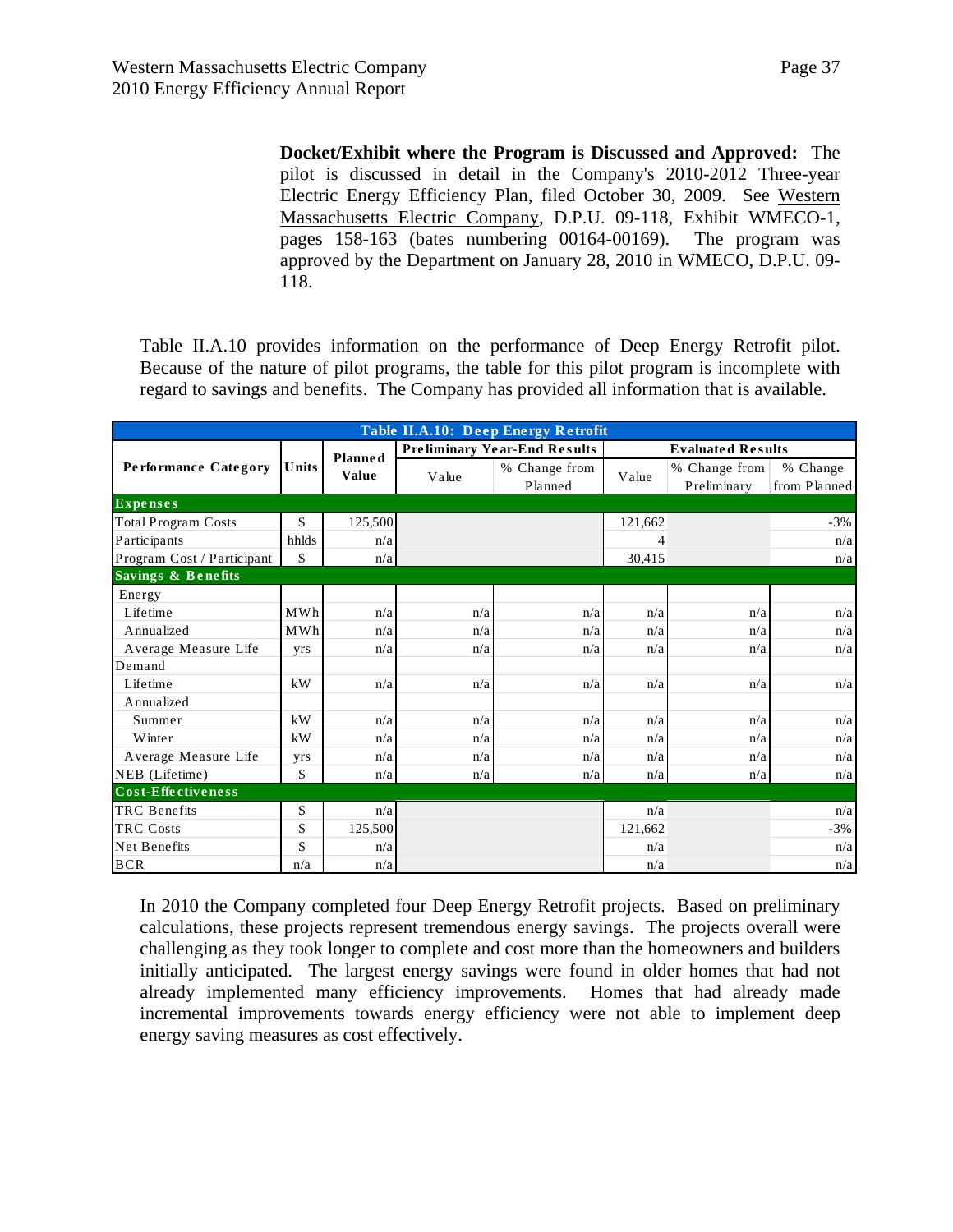**Docket/Exhibit where the Program is Discussed and Approved:** The pilot is discussed in detail in the Company's 2010-2012 Three-year Electric Energy Efficiency Plan, filed October 30, 2009. See Western Massachusetts Electric Company, D.P.U. 09-118, Exhibit WMECO-1, pages 158-163 (bates numbering 00164-00169). The program was approved by the Department on January 28, 2010 in WMECO, D.P.U. 09-118.

Table II.A.10 provides information on the performance of Deep Energy Retrofit pilot. Because of the nature of pilot programs, the table for this pilot program is incomplete with regard to savings and benefits. The Company has provided all information that is available.

| Table II.A.10: Deep Energy Retrofit | | | | | | | |
|---|---|---|---|---|---|---|---|
| Performance Category | Units | Planned Value | Preliminary Year-End Results | | Evaluated Results | | |
| | | | Value | % Change from Planned | Value | % Change from Preliminary | % Change from Planned |
| **Expenses** | | | | | | | |
| Total Program Costs | $ | 125,500 | | | 121,662 | | -3% |
| Participants | hhlds | n/a | | | 4 | | n/a |
| Program Cost / Participant | $ | n/a | | | 30,415 | | n/a |
| **Savings & Benefits** | | | | | | | |
| Energy | | | | | | | |
| Lifetime | MWh | n/a | n/a | n/a | n/a | n/a | n/a |
| Annualized | MWh | n/a | n/a | n/a | n/a | n/a | n/a |
| Average Measure Life | yrs | n/a | n/a | n/a | n/a | n/a | n/a |
| Demand | | | | | | | |
| Lifetime | kW | n/a | n/a | n/a | n/a | n/a | n/a |
| Annualized | | | | | | | |
| Summer | kW | n/a | n/a | n/a | n/a | n/a | n/a |
| Winter | kW | n/a | n/a | n/a | n/a | n/a | n/a |
| Average Measure Life | yrs | n/a | n/a | n/a | n/a | n/a | n/a |
| NEB (Lifetime) | $ | n/a | n/a | n/a | n/a | n/a | n/a |
| **Cost-Effectiveness** | | | | | | | |
| TRC Benefits | $ | n/a | | | n/a | | n/a |
| TRC Costs | $ | 125,500 | | | 121,662 | | -3% |
| Net Benefits | $ | n/a | | | n/a | | n/a |
| BCR | n/a | n/a | | | n/a | | n/a |

In 2010 the Company completed four Deep Energy Retrofit projects. Based on preliminary calculations, these projects represent tremendous energy savings. The projects overall were challenging as they took longer to complete and cost more than the homeowners and builders initially anticipated. The largest energy savings were found in older homes that had not already implemented many efficiency improvements. Homes that had already made incremental improvements towards energy efficiency were not able to implement deep energy saving measures as cost effectively.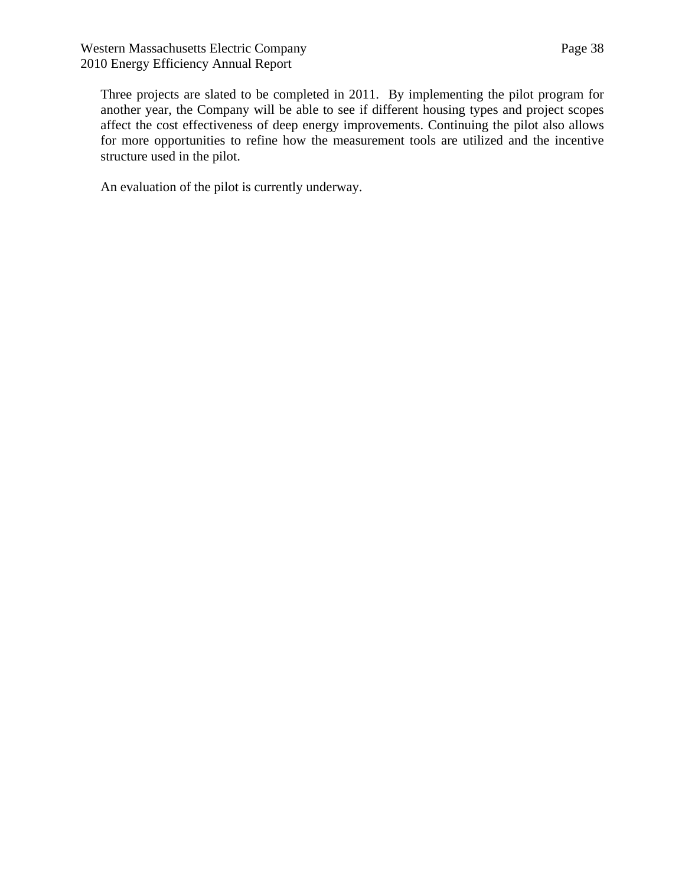Three projects are slated to be completed in 2011. By implementing the pilot program for another year, the Company will be able to see if different housing types and project scopes affect the cost effectiveness of deep energy improvements. Continuing the pilot also allows for more opportunities to refine how the measurement tools are utilized and the incentive structure used in the pilot.

An evaluation of the pilot is currently underway.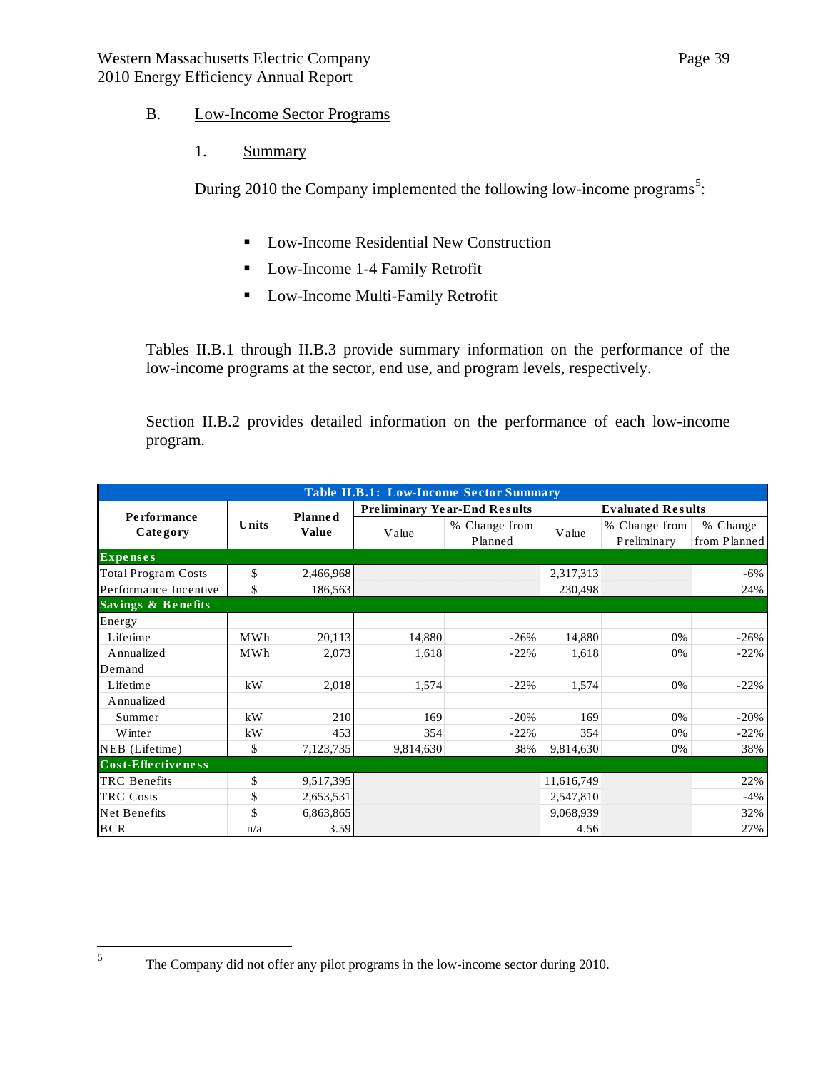## B. Low-Income Sector Programs

### 1. Summary

During 2010 the Company implemented the following low-income programs[5]:

- Low-Income Residential New Construction
- Low-Income 1-4 Family Retrofit
- Low-Income Multi-Family Retrofit

Tables II.B.1 through II.B.3 provide summary information on the performance of the low-income programs at the sector, end use, and program levels, respectively.

Section II.B.2 provides detailed information on the performance of each low-income program.

| Table II.B.1: Low-Income Sector Summary | | | | | | | |
|---|---|---|---|---|---|---|---|
| Performance Category | Units | Planned Value | Preliminary Year-End Results | | Evaluated Results | | |
| | | | Value | % Change from Planned | Value | % Change from Preliminary | % Change from Planned |
| **Expenses** | | | | | | | |
| Total Program Costs | $ | 2,466,968 | | | 2,317,313 | | -6% |
| Performance Incentive | $ | 186,563 | | | 230,498 | | 24% |
| **Savings & Benefits** | | | | | | | |
| Energy | | | | | | | |
| Lifetime | MWh | 20,113 | 14,880 | -26% | 14,880 | 0% | -26% |
| Annualized | MWh | 2,073 | 1,618 | -22% | 1,618 | 0% | -22% |
| Demand | | | | | | | |
| Lifetime | kW | 2,018 | 1,574 | -22% | 1,574 | 0% | -22% |
| Annualized | | | | | | | |
| Summer | kW | 210 | 169 | -20% | 169 | 0% | -20% |
| Winter | kW | 453 | 354 | -22% | 354 | 0% | -22% |
| NEB (Lifetime) | $ | 7,123,735 | 9,814,630 | 38% | 9,814,630 | 0% | 38% |
| **Cost-Effectiveness** | | | | | | | |
| TRC Benefits | $ | 9,517,395 | | | 11,616,749 | | 22% |
| TRC Costs | $ | 2,653,531 | | | 2,547,810 | | -4% |
| Net Benefits | $ | 6,863,865 | | | 9,068,939 | | 32% |
| BCR | n/a | 3.59 | | | 4.56 | | 27% |

[5] The Company did not offer any pilot programs in the low-income sector during 2010.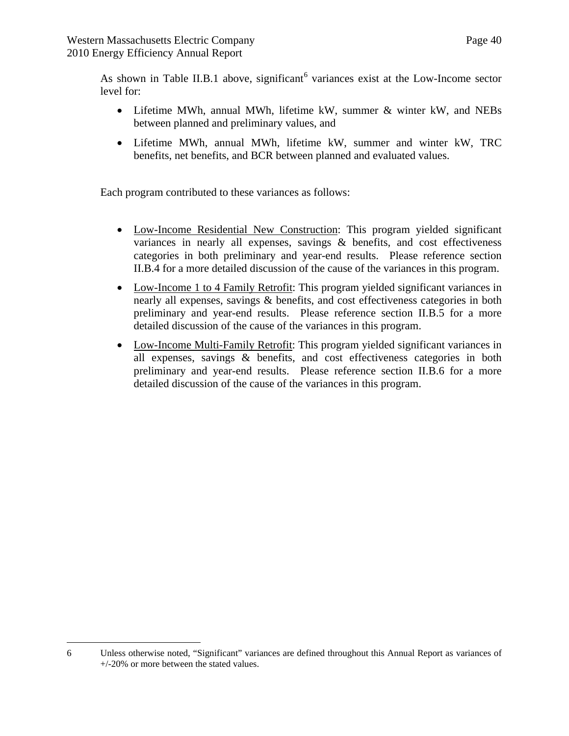As shown in Table II.B.1 above, significant[6] variances exist at the Low-Income sector level for:

- Lifetime MWh, annual MWh, lifetime kW, summer & winter kW, and NEBs between planned and preliminary values, and
- Lifetime MWh, annual MWh, lifetime kW, summer and winter kW, TRC benefits, net benefits, and BCR between planned and evaluated values.

Each program contributed to these variances as follows:

- Low-Income Residential New Construction: This program yielded significant variances in nearly all expenses, savings & benefits, and cost effectiveness categories in both preliminary and year-end results. Please reference section II.B.4 for a more detailed discussion of the cause of the variances in this program.
- Low-Income 1 to 4 Family Retrofit: This program yielded significant variances in nearly all expenses, savings & benefits, and cost effectiveness categories in both preliminary and year-end results. Please reference section II.B.5 for a more detailed discussion of the cause of the variances in this program.
- Low-Income Multi-Family Retrofit: This program yielded significant variances in all expenses, savings & benefits, and cost effectiveness categories in both preliminary and year-end results. Please reference section II.B.6 for a more detailed discussion of the cause of the variances in this program.

---

6 Unless otherwise noted, "Significant" variances are defined throughout this Annual Report as variances of +/-20% or more between the stated values.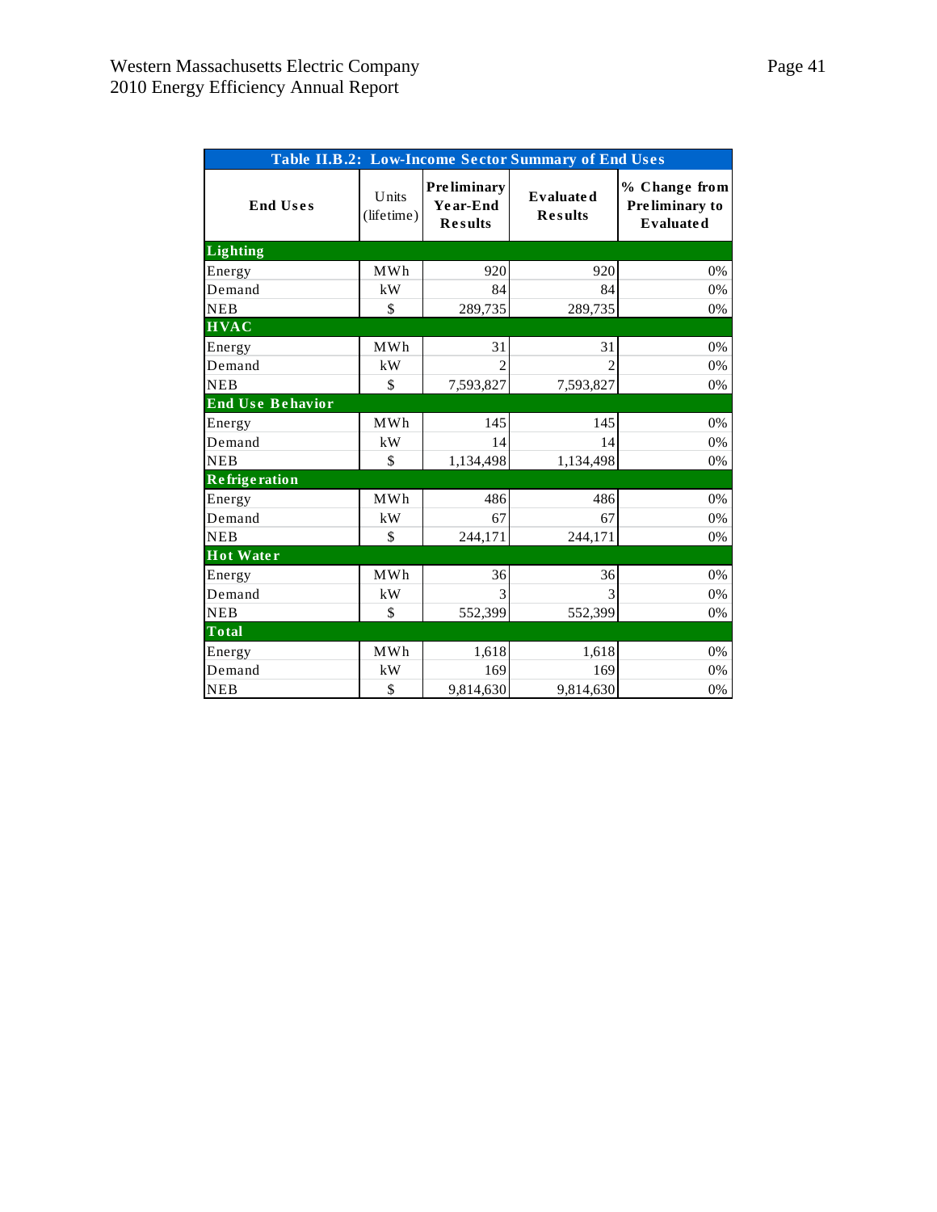| Table II.B.2: Low-Income Sector Summary of End Uses | | | | |
|---|---|---|---|---|
| **End Uses** | Units (lifetime) | **Preliminary Year-End Results** | **Evaluated Results** | **% Change from Preliminary to Evaluated** |
| **Lighting** | | | | |
| Energy | MWh | 920 | 920 | 0% |
| Demand | kW | 84 | 84 | 0% |
| NEB | $ | 289,735 | 289,735 | 0% |
| **HVAC** | | | | |
| Energy | MWh | 31 | 31 | 0% |
| Demand | kW | 2 | 2 | 0% |
| NEB | $ | 7,593,827 | 7,593,827 | 0% |
| **End Use Behavior** | | | | |
| Energy | MWh | 145 | 145 | 0% |
| Demand | kW | 14 | 14 | 0% |
| NEB | $ | 1,134,498 | 1,134,498 | 0% |
| **Refrigeration** | | | | |
| Energy | MWh | 486 | 486 | 0% |
| Demand | kW | 67 | 67 | 0% |
| NEB | $ | 244,171 | 244,171 | 0% |
| **Hot Water** | | | | |
| Energy | MWh | 36 | 36 | 0% |
| Demand | kW | 3 | 3 | 0% |
| NEB | $ | 552,399 | 552,399 | 0% |
| **Total** | | | | |
| Energy | MWh | 1,618 | 1,618 | 0% |
| Demand | kW | 169 | 169 | 0% |
| NEB | $ | 9,814,630 | 9,814,630 | 0% |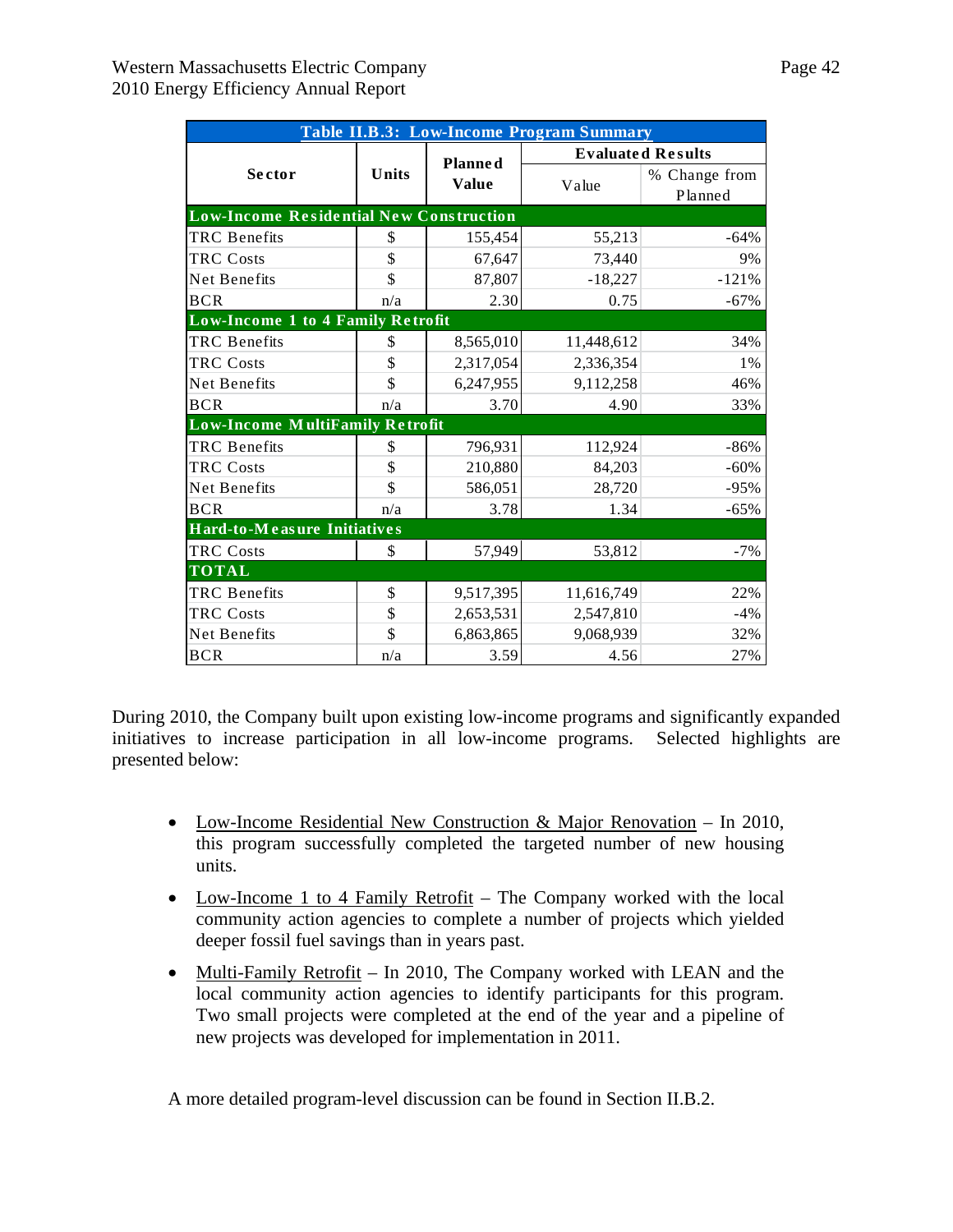| Table II.B.3: Low-Income Program Summary | | | | |
|---|---|---|---|---|
| Sector | Units | Planned Value | Evaluated Results | |
| | | | Value | % Change from Planned |
| **Low-Income Residential New Construction** | | | | |
| TRC Benefits | $ | 155,454 | 55,213 | -64% |
| TRC Costs | $ | 67,647 | 73,440 | 9% |
| Net Benefits | $ | 87,807 | -18,227 | -121% |
| BCR | n/a | 2.30 | 0.75 | -67% |
| **Low-Income 1 to 4 Family Retrofit** | | | | |
| TRC Benefits | $ | 8,565,010 | 11,448,612 | 34% |
| TRC Costs | $ | 2,317,054 | 2,336,354 | 1% |
| Net Benefits | $ | 6,247,955 | 9,112,258 | 46% |
| BCR | n/a | 3.70 | 4.90 | 33% |
| **Low-Income MultiFamily Retrofit** | | | | |
| TRC Benefits | $ | 796,931 | 112,924 | -86% |
| TRC Costs | $ | 210,880 | 84,203 | -60% |
| Net Benefits | $ | 586,051 | 28,720 | -95% |
| BCR | n/a | 3.78 | 1.34 | -65% |
| **Hard-to-Measure Initiatives** | | | | |
| TRC Costs | $ | 57,949 | 53,812 | -7% |
| **TOTAL** | | | | |
| TRC Benefits | $ | 9,517,395 | 11,616,749 | 22% |
| TRC Costs | $ | 2,653,531 | 2,547,810 | -4% |
| Net Benefits | $ | 6,863,865 | 9,068,939 | 32% |
| BCR | n/a | 3.59 | 4.56 | 27% |

During 2010, the Company built upon existing low-income programs and significantly expanded initiatives to increase participation in all low-income programs. Selected highlights are presented below:

- Low-Income Residential New Construction & Major Renovation – In 2010, this program successfully completed the targeted number of new housing units.
- Low-Income 1 to 4 Family Retrofit – The Company worked with the local community action agencies to complete a number of projects which yielded deeper fossil fuel savings than in years past.
- Multi-Family Retrofit – In 2010, The Company worked with LEAN and the local community action agencies to identify participants for this program. Two small projects were completed at the end of the year and a pipeline of new projects was developed for implementation in 2011.

A more detailed program-level discussion can be found in Section II.B.2.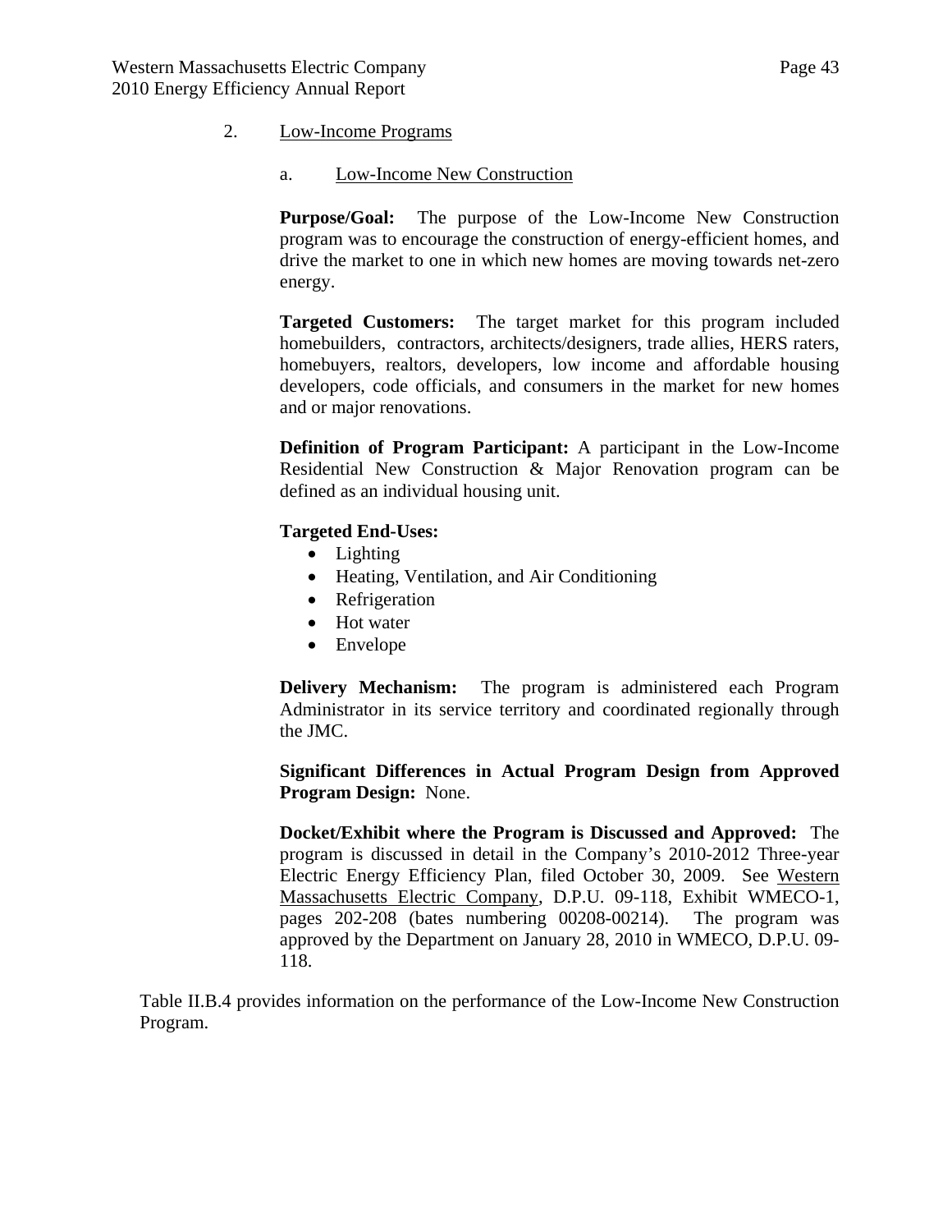## 2. Low-Income Programs

### a. Low-Income New Construction

**Purpose/Goal:** The purpose of the Low-Income New Construction program was to encourage the construction of energy-efficient homes, and drive the market to one in which new homes are moving towards net-zero energy.

**Targeted Customers:** The target market for this program included homebuilders, contractors, architects/designers, trade allies, HERS raters, homebuyers, realtors, developers, low income and affordable housing developers, code officials, and consumers in the market for new homes and or major renovations.

**Definition of Program Participant:** A participant in the Low-Income Residential New Construction & Major Renovation program can be defined as an individual housing unit.

**Targeted End-Uses:**

- Lighting
- Heating, Ventilation, and Air Conditioning
- Refrigeration
- Hot water
- Envelope

**Delivery Mechanism:** The program is administered each Program Administrator in its service territory and coordinated regionally through the JMC.

**Significant Differences in Actual Program Design from Approved Program Design:** None.

**Docket/Exhibit where the Program is Discussed and Approved:** The program is discussed in detail in the Company's 2010-2012 Three-year Electric Energy Efficiency Plan, filed October 30, 2009. See Western Massachusetts Electric Company, D.P.U. 09-118, Exhibit WMECO-1, pages 202-208 (bates numbering 00208-00214). The program was approved by the Department on January 28, 2010 in WMECO, D.P.U. 09-118.

Table II.B.4 provides information on the performance of the Low-Income New Construction Program.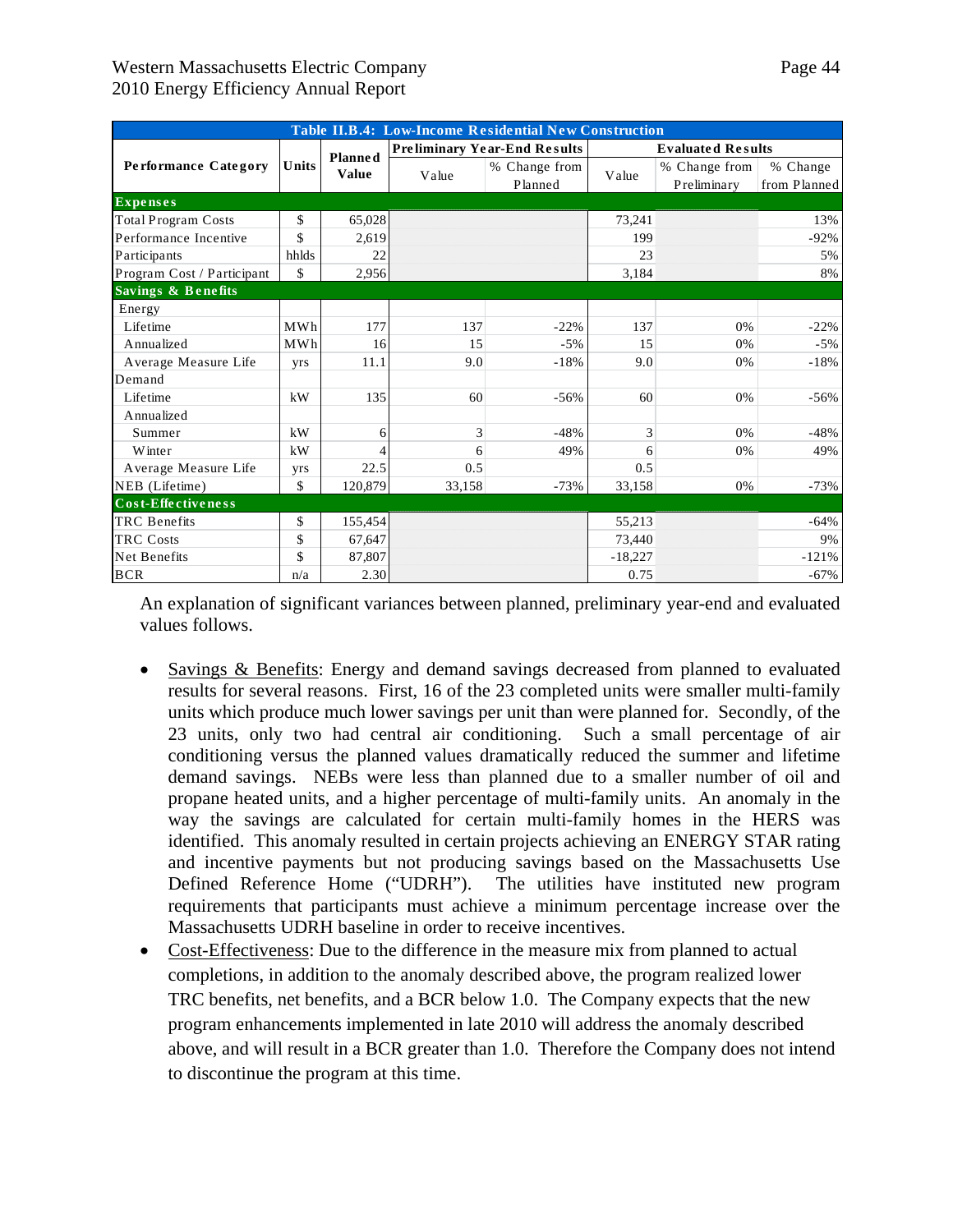| Table II.B.4: Low-Income Residential New Construction | | | | | | | |
|---|---|---|---|---|---|---|---|
| Performance Category | Units | Planned Value | Preliminary Year-End Results | | Evaluated Results | | |
| | | | Value | % Change from Planned | Value | % Change from Preliminary | % Change from Planned |
| **Expenses** | | | | | | | |
| Total Program Costs | $ | 65,028 | | | 73,241 | | 13% |
| Performance Incentive | $ | 2,619 | | | 199 | | -92% |
| Participants | hhlds | 22 | | | 23 | | 5% |
| Program Cost / Participant | $ | 2,956 | | | 3,184 | | 8% |
| **Savings & Benefits** | | | | | | | |
| Energy | | | | | | | |
| Lifetime | MWh | 177 | 137 | -22% | 137 | 0% | -22% |
| Annualized | MWh | 16 | 15 | -5% | 15 | 0% | -5% |
| Average Measure Life | yrs | 11.1 | 9.0 | -18% | 9.0 | 0% | -18% |
| Demand | | | | | | | |
| Lifetime | kW | 135 | 60 | -56% | 60 | 0% | -56% |
| Annualized | | | | | | | |
| Summer | kW | 6 | 3 | -48% | 3 | 0% | -48% |
| Winter | kW | 4 | 6 | 49% | 6 | 0% | 49% |
| Average Measure Life | yrs | 22.5 | 0.5 | | 0.5 | | |
| NEB (Lifetime) | $ | 120,879 | 33,158 | -73% | 33,158 | 0% | -73% |
| **Cost-Effectiveness** | | | | | | | |
| TRC Benefits | $ | 155,454 | | | 55,213 | | -64% |
| TRC Costs | $ | 67,647 | | | 73,440 | | 9% |
| Net Benefits | $ | 87,807 | | | -18,227 | | -121% |
| BCR | n/a | 2.30 | | | 0.75 | | -67% |

An explanation of significant variances between planned, preliminary year-end and evaluated values follows.

- Savings & Benefits: Energy and demand savings decreased from planned to evaluated results for several reasons. First, 16 of the 23 completed units were smaller multi-family units which produce much lower savings per unit than were planned for. Secondly, of the 23 units, only two had central air conditioning. Such a small percentage of air conditioning versus the planned values dramatically reduced the summer and lifetime demand savings. NEBs were less than planned due to a smaller number of oil and propane heated units, and a higher percentage of multi-family units. An anomaly in the way the savings are calculated for certain multi-family homes in the HERS was identified. This anomaly resulted in certain projects achieving an ENERGY STAR rating and incentive payments but not producing savings based on the Massachusetts Use Defined Reference Home ("UDRH"). The utilities have instituted new program requirements that participants must achieve a minimum percentage increase over the Massachusetts UDRH baseline in order to receive incentives.
- Cost-Effectiveness: Due to the difference in the measure mix from planned to actual completions, in addition to the anomaly described above, the program realized lower TRC benefits, net benefits, and a BCR below 1.0. The Company expects that the new program enhancements implemented in late 2010 will address the anomaly described above, and will result in a BCR greater than 1.0. Therefore the Company does not intend to discontinue the program at this time.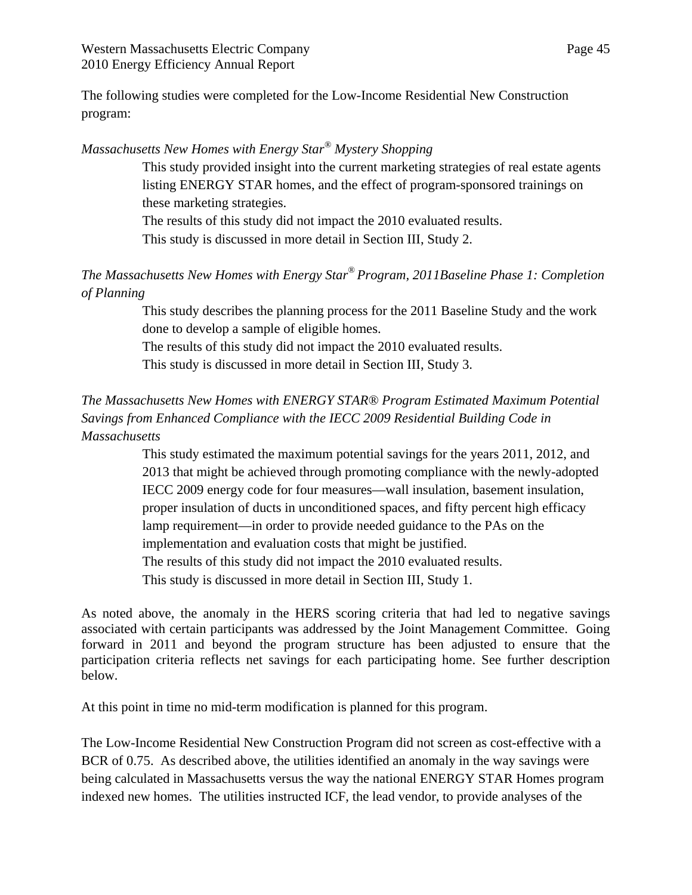The following studies were completed for the Low-Income Residential New Construction program:

*Massachusetts New Homes with Energy Star® Mystery Shopping*

This study provided insight into the current marketing strategies of real estate agents listing ENERGY STAR homes, and the effect of program-sponsored trainings on these marketing strategies.
The results of this study did not impact the 2010 evaluated results.
This study is discussed in more detail in Section III, Study 2.

*The Massachusetts New Homes with Energy Star® Program, 2011Baseline Phase 1: Completion of Planning*

This study describes the planning process for the 2011 Baseline Study and the work done to develop a sample of eligible homes.
The results of this study did not impact the 2010 evaluated results.
This study is discussed in more detail in Section III, Study 3.

*The Massachusetts New Homes with ENERGY STAR® Program Estimated Maximum Potential Savings from Enhanced Compliance with the IECC 2009 Residential Building Code in Massachusetts*

This study estimated the maximum potential savings for the years 2011, 2012, and 2013 that might be achieved through promoting compliance with the newly-adopted IECC 2009 energy code for four measures—wall insulation, basement insulation, proper insulation of ducts in unconditioned spaces, and fifty percent high efficacy lamp requirement—in order to provide needed guidance to the PAs on the implementation and evaluation costs that might be justified.
The results of this study did not impact the 2010 evaluated results.
This study is discussed in more detail in Section III, Study 1.

As noted above, the anomaly in the HERS scoring criteria that had led to negative savings associated with certain participants was addressed by the Joint Management Committee. Going forward in 2011 and beyond the program structure has been adjusted to ensure that the participation criteria reflects net savings for each participating home. See further description below.

At this point in time no mid-term modification is planned for this program.

The Low-Income Residential New Construction Program did not screen as cost-effective with a BCR of 0.75. As described above, the utilities identified an anomaly in the way savings were being calculated in Massachusetts versus the way the national ENERGY STAR Homes program indexed new homes. The utilities instructed ICF, the lead vendor, to provide analyses of the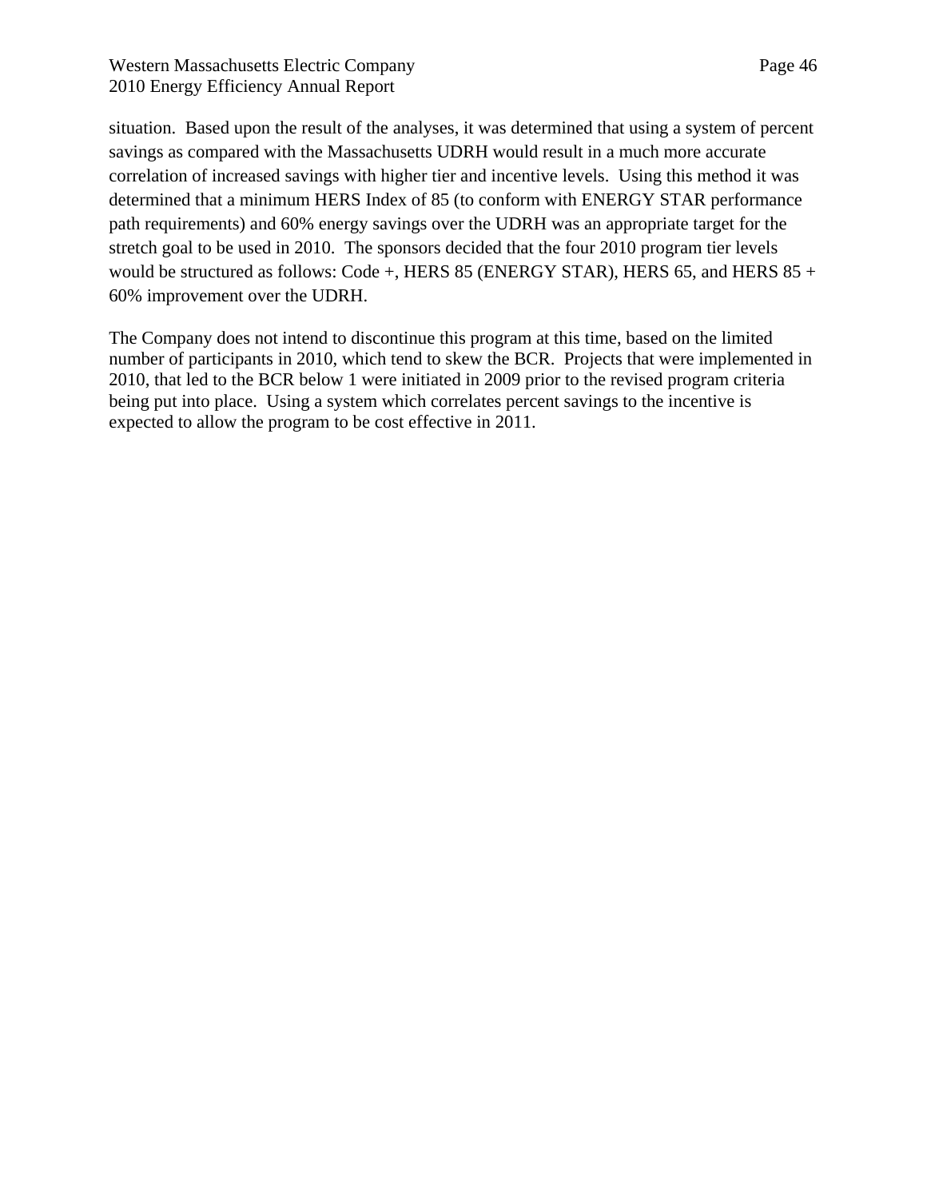situation. Based upon the result of the analyses, it was determined that using a system of percent savings as compared with the Massachusetts UDRH would result in a much more accurate correlation of increased savings with higher tier and incentive levels. Using this method it was determined that a minimum HERS Index of 85 (to conform with ENERGY STAR performance path requirements) and 60% energy savings over the UDRH was an appropriate target for the stretch goal to be used in 2010. The sponsors decided that the four 2010 program tier levels would be structured as follows: Code +, HERS 85 (ENERGY STAR), HERS 65, and HERS 85 + 60% improvement over the UDRH.

The Company does not intend to discontinue this program at this time, based on the limited number of participants in 2010, which tend to skew the BCR. Projects that were implemented in 2010, that led to the BCR below 1 were initiated in 2009 prior to the revised program criteria being put into place. Using a system which correlates percent savings to the incentive is expected to allow the program to be cost effective in 2011.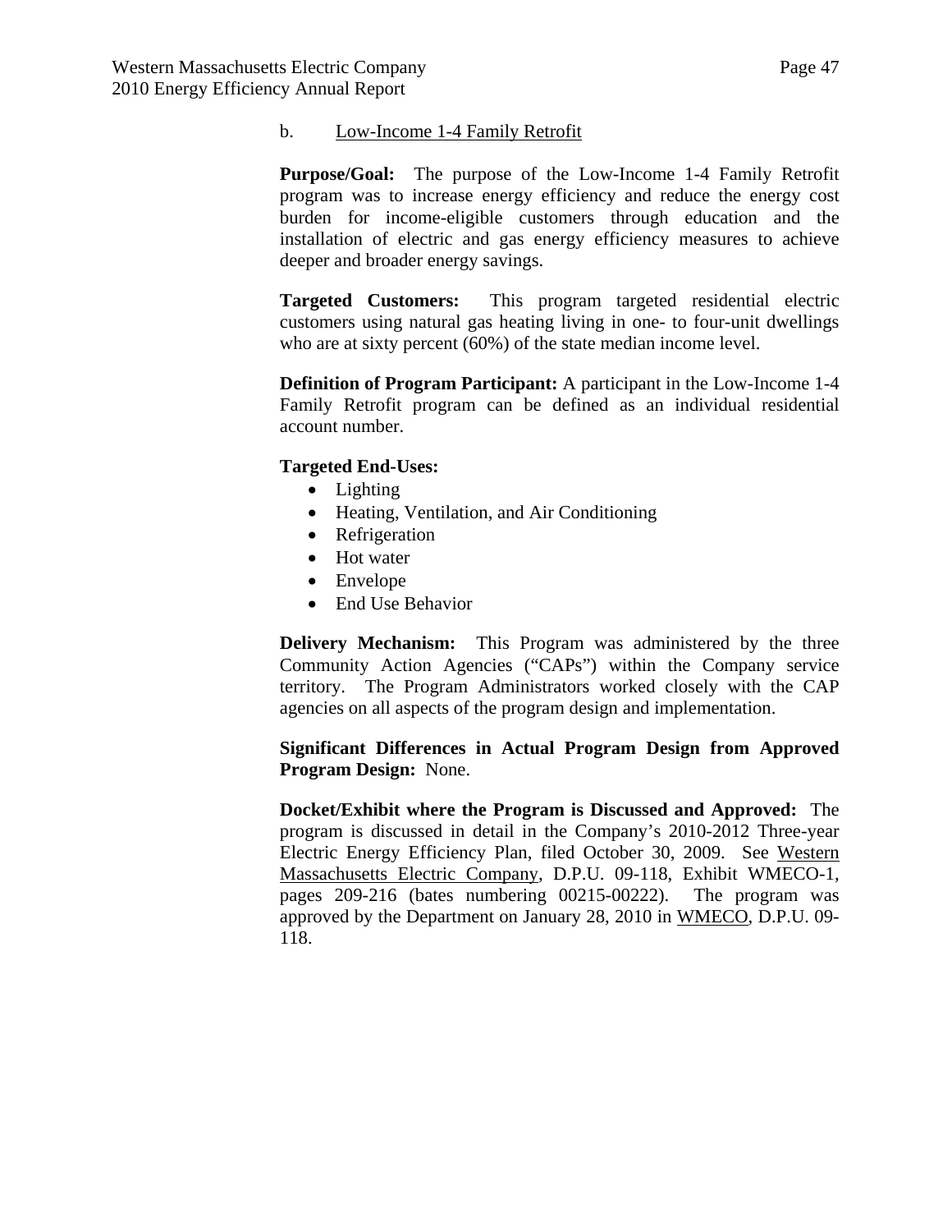b. Low-Income 1-4 Family Retrofit

**Purpose/Goal:** The purpose of the Low-Income 1-4 Family Retrofit program was to increase energy efficiency and reduce the energy cost burden for income-eligible customers through education and the installation of electric and gas energy efficiency measures to achieve deeper and broader energy savings.

**Targeted Customers:** This program targeted residential electric customers using natural gas heating living in one- to four-unit dwellings who are at sixty percent (60%) of the state median income level.

**Definition of Program Participant:** A participant in the Low-Income 1-4 Family Retrofit program can be defined as an individual residential account number.

**Targeted End-Uses:**

- Lighting
- Heating, Ventilation, and Air Conditioning
- Refrigeration
- Hot water
- Envelope
- End Use Behavior

**Delivery Mechanism:** This Program was administered by the three Community Action Agencies ("CAPs") within the Company service territory. The Program Administrators worked closely with the CAP agencies on all aspects of the program design and implementation.

**Significant Differences in Actual Program Design from Approved Program Design:** None.

**Docket/Exhibit where the Program is Discussed and Approved:** The program is discussed in detail in the Company's 2010-2012 Three-year Electric Energy Efficiency Plan, filed October 30, 2009. See Western Massachusetts Electric Company, D.P.U. 09-118, Exhibit WMECO-1, pages 209-216 (bates numbering 00215-00222). The program was approved by the Department on January 28, 2010 in WMECO, D.P.U. 09-118.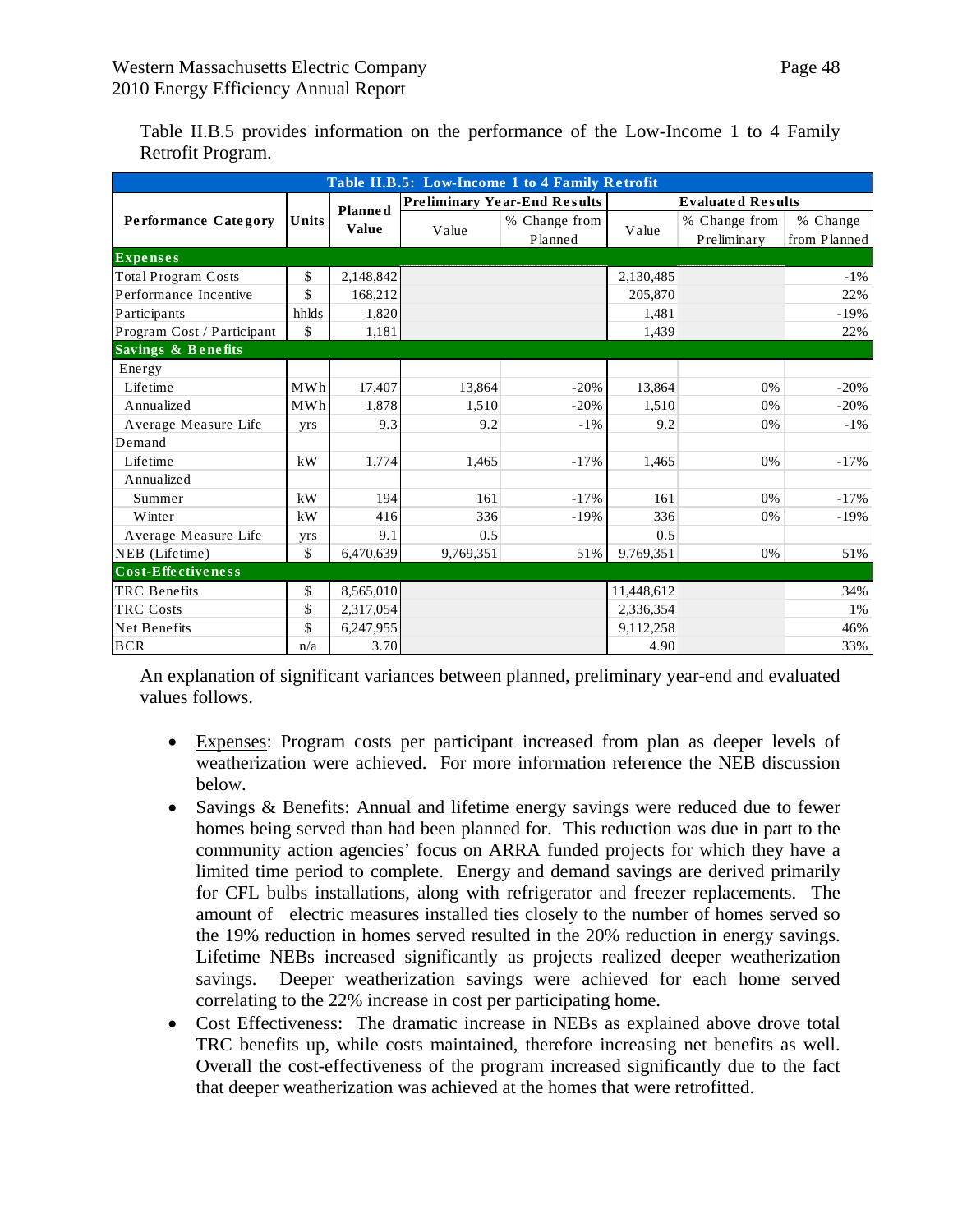Table II.B.5 provides information on the performance of the Low-Income 1 to 4 Family Retrofit Program.

| Table II.B.5: Low-Income 1 to 4 Family Retrofit | | | | | | | |
|---|---|---|---|---|---|---|---|
| Performance Category | Units | Planned Value | Preliminary Year-End Results | | Evaluated Results | | |
| | | | Value | % Change from Planned | Value | % Change from Preliminary | % Change from Planned |
| **Expenses** | | | | | | | |
| Total Program Costs | $ | 2,148,842 | | | 2,130,485 | | -1% |
| Performance Incentive | $ | 168,212 | | | 205,870 | | 22% |
| Participants | hhlds | 1,820 | | | 1,481 | | -19% |
| Program Cost / Participant | $ | 1,181 | | | 1,439 | | 22% |
| **Savings & Benefits** | | | | | | | |
| Energy | | | | | | | |
| Lifetime | MWh | 17,407 | 13,864 | -20% | 13,864 | 0% | -20% |
| Annualized | MWh | 1,878 | 1,510 | -20% | 1,510 | 0% | -20% |
| Average Measure Life | yrs | 9.3 | 9.2 | -1% | 9.2 | 0% | -1% |
| Demand | | | | | | | |
| Lifetime | kW | 1,774 | 1,465 | -17% | 1,465 | 0% | -17% |
| Annualized | | | | | | | |
| Summer | kW | 194 | 161 | -17% | 161 | 0% | -17% |
| Winter | kW | 416 | 336 | -19% | 336 | 0% | -19% |
| Average Measure Life | yrs | 9.1 | 0.5 | | 0.5 | | |
| NEB (Lifetime) | $ | 6,470,639 | 9,769,351 | 51% | 9,769,351 | 0% | 51% |
| **Cost-Effectiveness** | | | | | | | |
| TRC Benefits | $ | 8,565,010 | | | 11,448,612 | | 34% |
| TRC Costs | $ | 2,317,054 | | | 2,336,354 | | 1% |
| Net Benefits | $ | 6,247,955 | | | 9,112,258 | | 46% |
| BCR | n/a | 3.70 | | | 4.90 | | 33% |

An explanation of significant variances between planned, preliminary year-end and evaluated values follows.

- Expenses: Program costs per participant increased from plan as deeper levels of weatherization were achieved. For more information reference the NEB discussion below.
- Savings & Benefits: Annual and lifetime energy savings were reduced due to fewer homes being served than had been planned for. This reduction was due in part to the community action agencies' focus on ARRA funded projects for which they have a limited time period to complete. Energy and demand savings are derived primarily for CFL bulbs installations, along with refrigerator and freezer replacements. The amount of electric measures installed ties closely to the number of homes served so the 19% reduction in homes served resulted in the 20% reduction in energy savings. Lifetime NEBs increased significantly as projects realized deeper weatherization savings. Deeper weatherization savings were achieved for each home served correlating to the 22% increase in cost per participating home.
- Cost Effectiveness: The dramatic increase in NEBs as explained above drove total TRC benefits up, while costs maintained, therefore increasing net benefits as well. Overall the cost-effectiveness of the program increased significantly due to the fact that deeper weatherization was achieved at the homes that were retrofitted.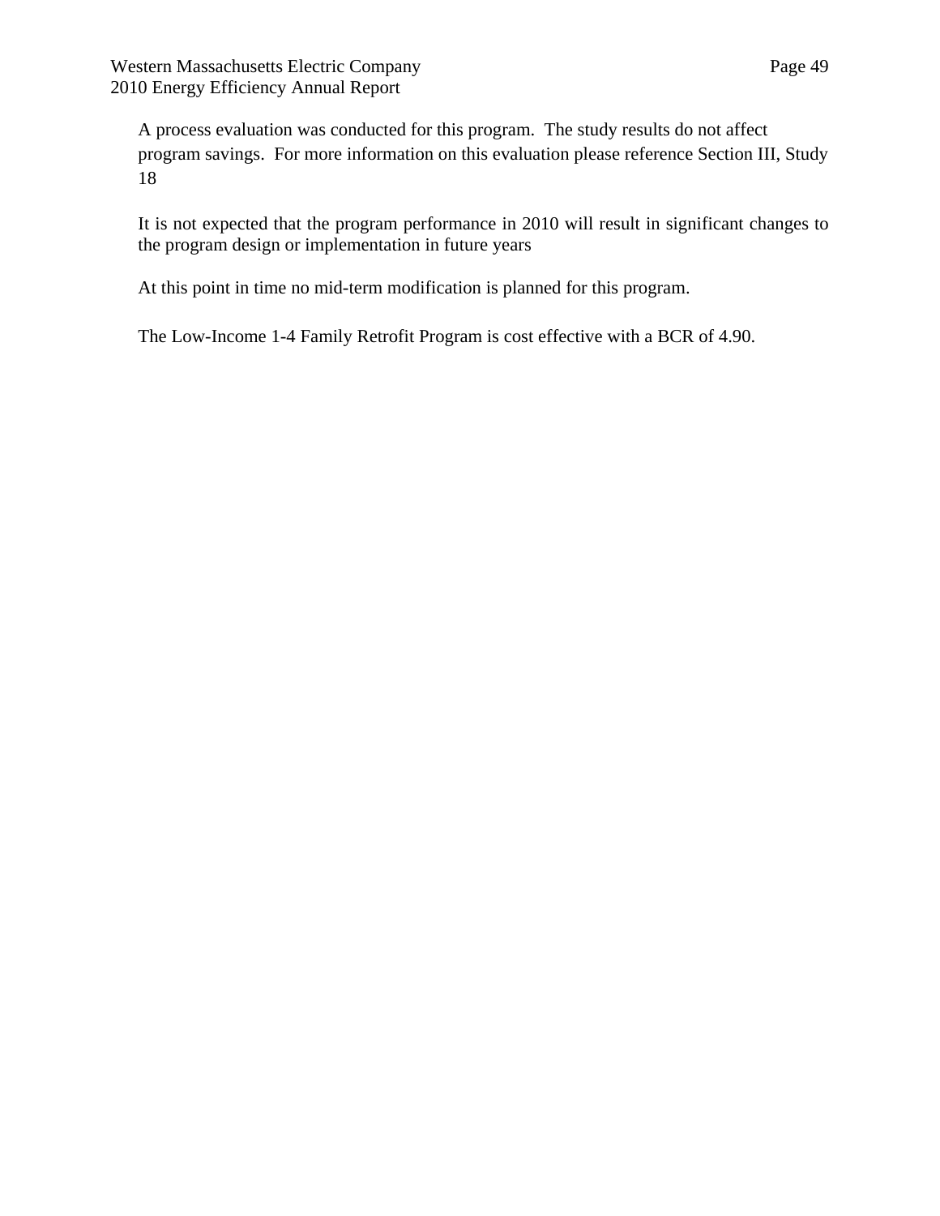A process evaluation was conducted for this program. The study results do not affect program savings. For more information on this evaluation please reference Section III, Study 18

It is not expected that the program performance in 2010 will result in significant changes to the program design or implementation in future years

At this point in time no mid-term modification is planned for this program.

The Low-Income 1-4 Family Retrofit Program is cost effective with a BCR of 4.90.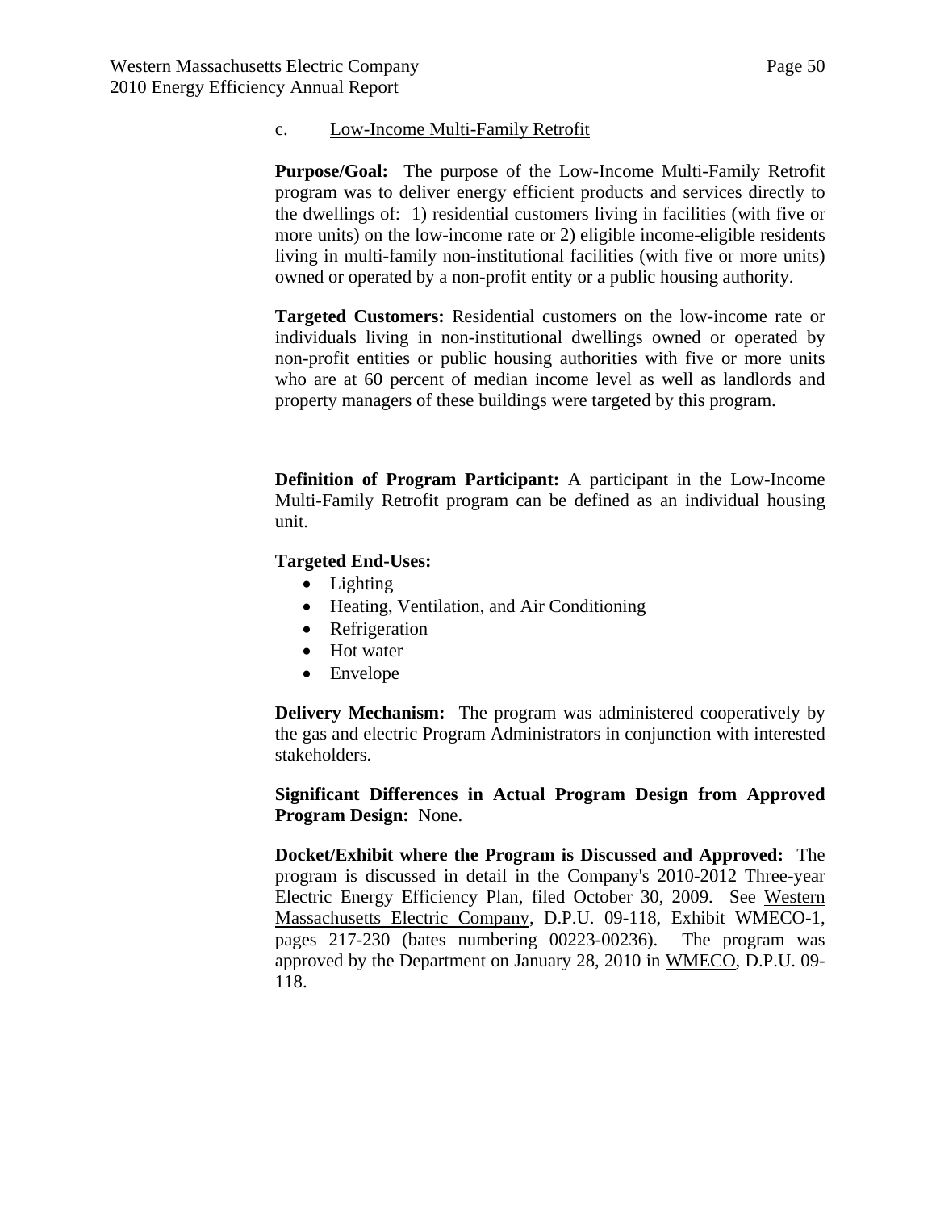c. Low-Income Multi-Family Retrofit

**Purpose/Goal:** The purpose of the Low-Income Multi-Family Retrofit program was to deliver energy efficient products and services directly to the dwellings of: 1) residential customers living in facilities (with five or more units) on the low-income rate or 2) eligible income-eligible residents living in multi-family non-institutional facilities (with five or more units) owned or operated by a non-profit entity or a public housing authority.

**Targeted Customers:** Residential customers on the low-income rate or individuals living in non-institutional dwellings owned or operated by non-profit entities or public housing authorities with five or more units who are at 60 percent of median income level as well as landlords and property managers of these buildings were targeted by this program.

**Definition of Program Participant:** A participant in the Low-Income Multi-Family Retrofit program can be defined as an individual housing unit.

**Targeted End-Uses:**

- Lighting
- Heating, Ventilation, and Air Conditioning
- Refrigeration
- Hot water
- Envelope

**Delivery Mechanism:** The program was administered cooperatively by the gas and electric Program Administrators in conjunction with interested stakeholders.

**Significant Differences in Actual Program Design from Approved Program Design:** None.

**Docket/Exhibit where the Program is Discussed and Approved:** The program is discussed in detail in the Company's 2010-2012 Three-year Electric Energy Efficiency Plan, filed October 30, 2009. See Western Massachusetts Electric Company, D.P.U. 09-118, Exhibit WMECO-1, pages 217-230 (bates numbering 00223-00236). The program was approved by the Department on January 28, 2010 in WMECO, D.P.U. 09-118.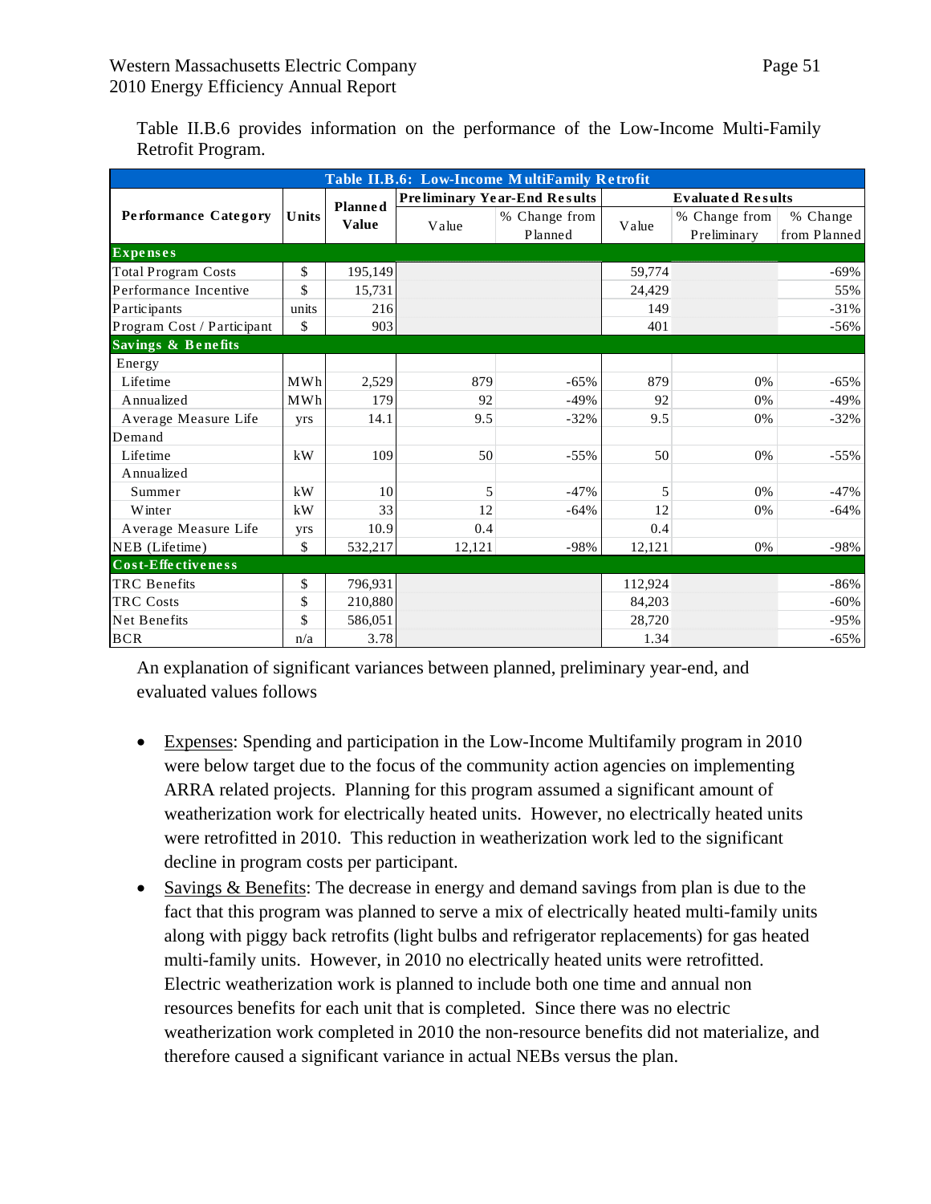Table II.B.6 provides information on the performance of the Low-Income Multi-Family Retrofit Program.

| Table II.B.6: Low-Income MultiFamily Retrofit | | | | | | | |
|---|---|---|---|---|---|---|---|
| Performance Category | Units | Planned Value | Preliminary Year-End Results | | Evaluated Results | | |
| | | | Value | % Change from Planned | Value | % Change from Preliminary | % Change from Planned |
| **Expenses** | | | | | | | |
| Total Program Costs | $ | 195,149 | | | 59,774 | | -69% |
| Performance Incentive | $ | 15,731 | | | 24,429 | | 55% |
| Participants | units | 216 | | | 149 | | -31% |
| Program Cost / Participant | $ | 903 | | | 401 | | -56% |
| **Savings & Benefits** | | | | | | | |
| Energy | | | | | | | |
| Lifetime | MWh | 2,529 | 879 | -65% | 879 | 0% | -65% |
| Annualized | MWh | 179 | 92 | -49% | 92 | 0% | -49% |
| Average Measure Life | yrs | 14.1 | 9.5 | -32% | 9.5 | 0% | -32% |
| Demand | | | | | | | |
| Lifetime | kW | 109 | 50 | -55% | 50 | 0% | -55% |
| Annualized | | | | | | | |
| Summer | kW | 10 | 5 | -47% | 5 | 0% | -47% |
| Winter | kW | 33 | 12 | -64% | 12 | 0% | -64% |
| Average Measure Life | yrs | 10.9 | 0.4 | | 0.4 | | |
| NEB (Lifetime) | $ | 532,217 | 12,121 | -98% | 12,121 | 0% | -98% |
| **Cost-Effectiveness** | | | | | | | |
| TRC Benefits | $ | 796,931 | | | 112,924 | | -86% |
| TRC Costs | $ | 210,880 | | | 84,203 | | -60% |
| Net Benefits | $ | 586,051 | | | 28,720 | | -95% |
| BCR | n/a | 3.78 | | | 1.34 | | -65% |

An explanation of significant variances between planned, preliminary year-end, and evaluated values follows

- Expenses: Spending and participation in the Low-Income Multifamily program in 2010 were below target due to the focus of the community action agencies on implementing ARRA related projects. Planning for this program assumed a significant amount of weatherization work for electrically heated units. However, no electrically heated units were retrofitted in 2010. This reduction in weatherization work led to the significant decline in program costs per participant.
- Savings & Benefits: The decrease in energy and demand savings from plan is due to the fact that this program was planned to serve a mix of electrically heated multi-family units along with piggy back retrofits (light bulbs and refrigerator replacements) for gas heated multi-family units. However, in 2010 no electrically heated units were retrofitted. Electric weatherization work is planned to include both one time and annual non resources benefits for each unit that is completed. Since there was no electric weatherization work completed in 2010 the non-resource benefits did not materialize, and therefore caused a significant variance in actual NEBs versus the plan.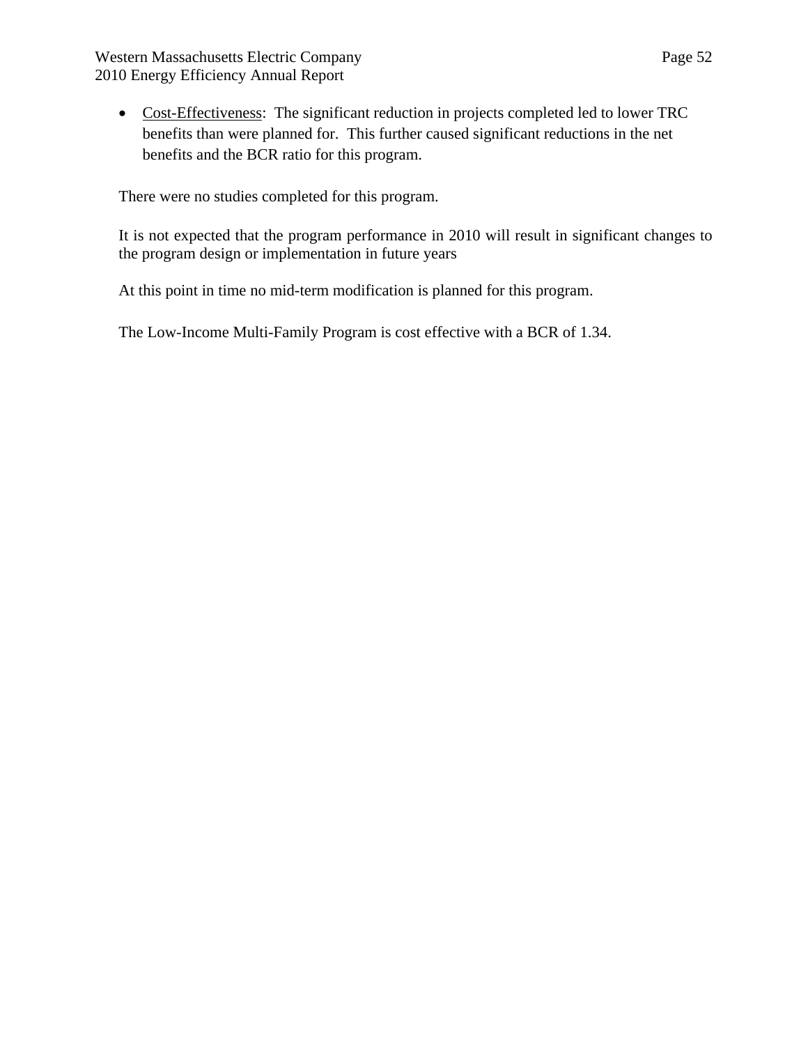- <u>Cost-Effectiveness</u>: The significant reduction in projects completed led to lower TRC benefits than were planned for. This further caused significant reductions in the net benefits and the BCR ratio for this program.

There were no studies completed for this program.

It is not expected that the program performance in 2010 will result in significant changes to the program design or implementation in future years

At this point in time no mid-term modification is planned for this program.

The Low-Income Multi-Family Program is cost effective with a BCR of 1.34.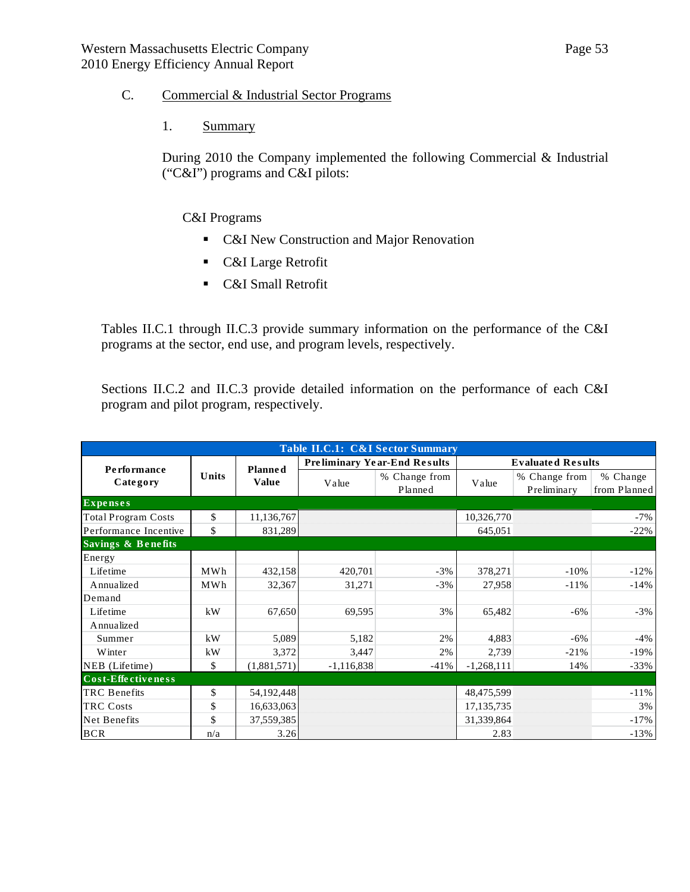## C. Commercial & Industrial Sector Programs

### 1. Summary

During 2010 the Company implemented the following Commercial & Industrial ("C&I") programs and C&I pilots:

C&I Programs

- C&I New Construction and Major Renovation
- C&I Large Retrofit
- C&I Small Retrofit

Tables II.C.1 through II.C.3 provide summary information on the performance of the C&I programs at the sector, end use, and program levels, respectively.

Sections II.C.2 and II.C.3 provide detailed information on the performance of each C&I program and pilot program, respectively.

| Table II.C.1: C&I Sector Summary | | | | | | | |
|---|---|---|---|---|---|---|---|
| **Performance Category** | **Units** | **Planned Value** | **Preliminary Year-End Results** | | **Evaluated Results** | | |
| | | | Value | % Change from Planned | Value | % Change from Preliminary | % Change from Planned |
| **Expenses** | | | | | | | |
| Total Program Costs | $ | 11,136,767 | | | 10,326,770 | | -7% |
| Performance Incentive | $ | 831,289 | | | 645,051 | | -22% |
| **Savings & Benefits** | | | | | | | |
| Energy | | | | | | | |
| Lifetime | MWh | 432,158 | 420,701 | -3% | 378,271 | -10% | -12% |
| Annualized | MWh | 32,367 | 31,271 | -3% | 27,958 | -11% | -14% |
| Demand | | | | | | | |
| Lifetime | kW | 67,650 | 69,595 | 3% | 65,482 | -6% | -3% |
| Annualized | | | | | | | |
| Summer | kW | 5,089 | 5,182 | 2% | 4,883 | -6% | -4% |
| Winter | kW | 3,372 | 3,447 | 2% | 2,739 | -21% | -19% |
| NEB (Lifetime) | $ | (1,881,571) | -1,116,838 | -41% | -1,268,111 | 14% | -33% |
| **Cost-Effectiveness** | | | | | | | |
| TRC Benefits | $ | 54,192,448 | | | 48,475,599 | | -11% |
| TRC Costs | $ | 16,633,063 | | | 17,135,735 | | 3% |
| Net Benefits | $ | 37,559,385 | | | 31,339,864 | | -17% |
| BCR | n/a | 3.26 | | | 2.83 | | -13% |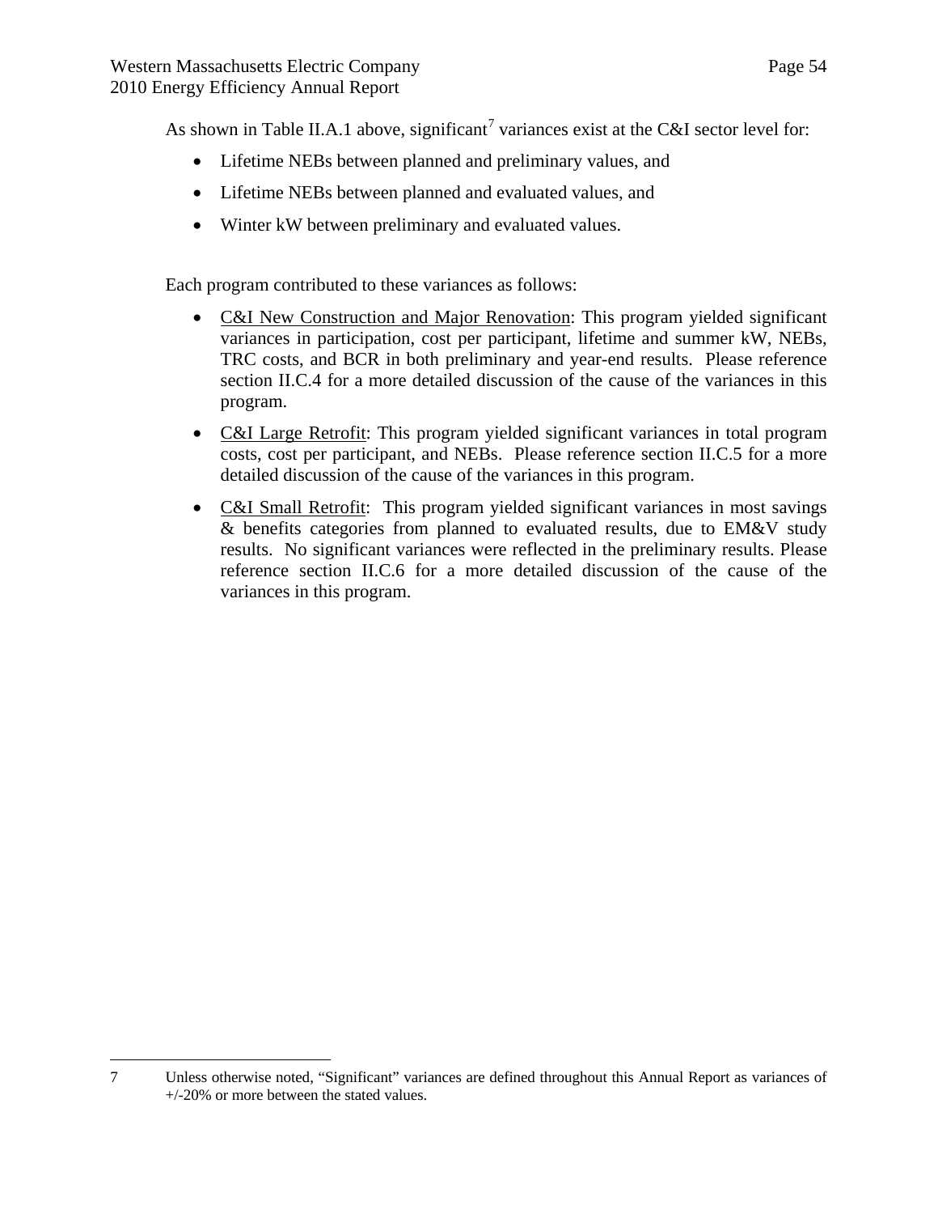As shown in Table II.A.1 above, significant[7] variances exist at the C&I sector level for:

- Lifetime NEBs between planned and preliminary values, and
- Lifetime NEBs between planned and evaluated values, and
- Winter kW between preliminary and evaluated values.

Each program contributed to these variances as follows:

- <u>C&I New Construction and Major Renovation</u>: This program yielded significant variances in participation, cost per participant, lifetime and summer kW, NEBs, TRC costs, and BCR in both preliminary and year-end results. Please reference section II.C.4 for a more detailed discussion of the cause of the variances in this program.
- <u>C&I Large Retrofit</u>: This program yielded significant variances in total program costs, cost per participant, and NEBs. Please reference section II.C.5 for a more detailed discussion of the cause of the variances in this program.
- <u>C&I Small Retrofit</u>: This program yielded significant variances in most savings & benefits categories from planned to evaluated results, due to EM&V study results. No significant variances were reflected in the preliminary results. Please reference section II.C.6 for a more detailed discussion of the cause of the variances in this program.

---

7 Unless otherwise noted, "Significant" variances are defined throughout this Annual Report as variances of +/-20% or more between the stated values.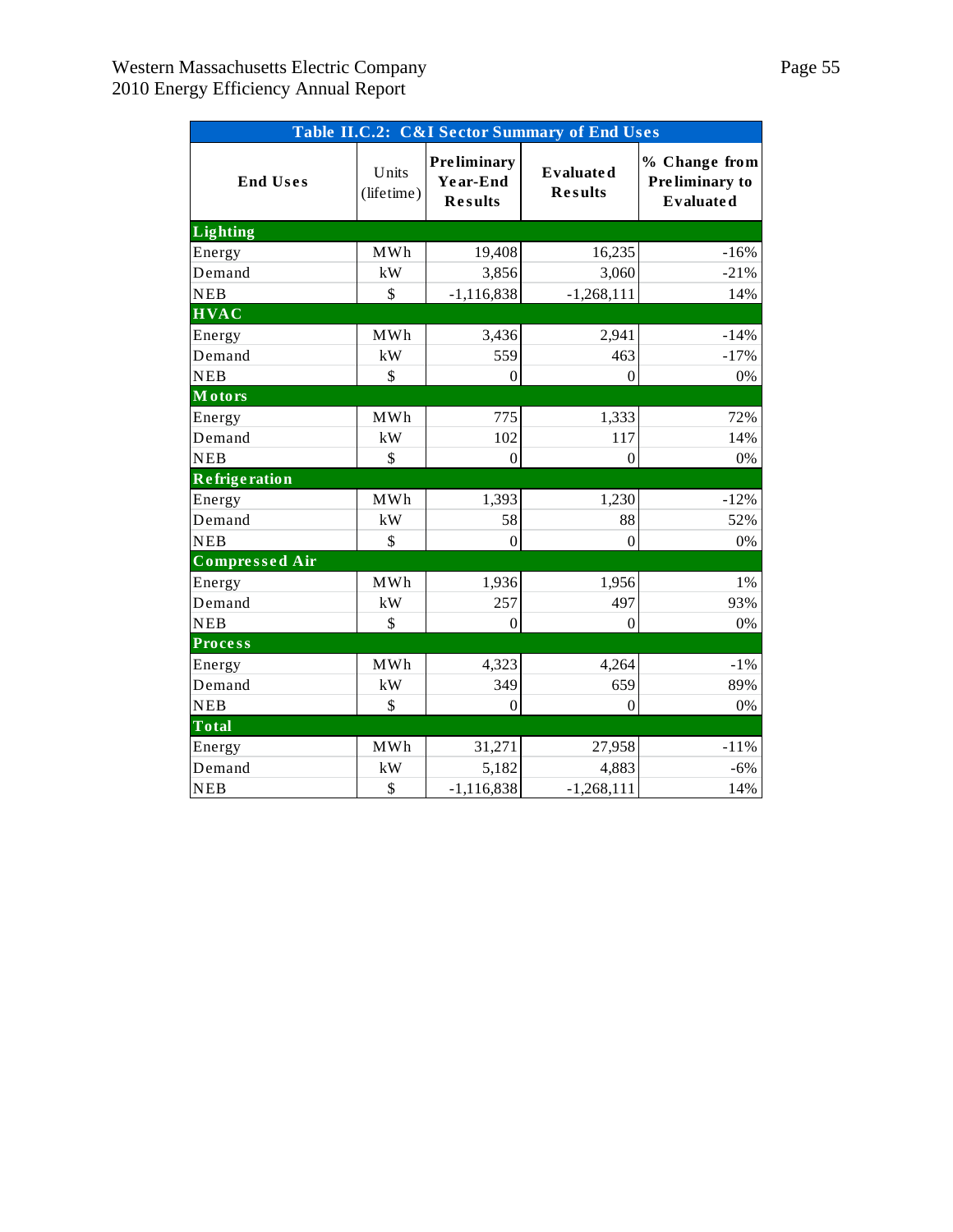**Table II.C.2: C&I Sector Summary of End Uses**

| End Uses | Units (lifetime) | Preliminary Year-End Results | Evaluated Results | % Change from Preliminary to Evaluated |
|---|---|---|---|---|
| **Lighting** | | | | |
| Energy | MWh | 19,408 | 16,235 | -16% |
| Demand | kW | 3,856 | 3,060 | -21% |
| NEB | $ | -1,116,838 | -1,268,111 | 14% |
| **HVAC** | | | | |
| Energy | MWh | 3,436 | 2,941 | -14% |
| Demand | kW | 559 | 463 | -17% |
| NEB | $ | 0 | 0 | 0% |
| **Motors** | | | | |
| Energy | MWh | 775 | 1,333 | 72% |
| Demand | kW | 102 | 117 | 14% |
| NEB | $ | 0 | 0 | 0% |
| **Refrigeration** | | | | |
| Energy | MWh | 1,393 | 1,230 | -12% |
| Demand | kW | 58 | 88 | 52% |
| NEB | $ | 0 | 0 | 0% |
| **Compressed Air** | | | | |
| Energy | MWh | 1,936 | 1,956 | 1% |
| Demand | kW | 257 | 497 | 93% |
| NEB | $ | 0 | 0 | 0% |
| **Process** | | | | |
| Energy | MWh | 4,323 | 4,264 | -1% |
| Demand | kW | 349 | 659 | 89% |
| NEB | $ | 0 | 0 | 0% |
| **Total** | | | | |
| Energy | MWh | 31,271 | 27,958 | -11% |
| Demand | kW | 5,182 | 4,883 | -6% |
| NEB | $ | -1,116,838 | -1,268,111 | 14% |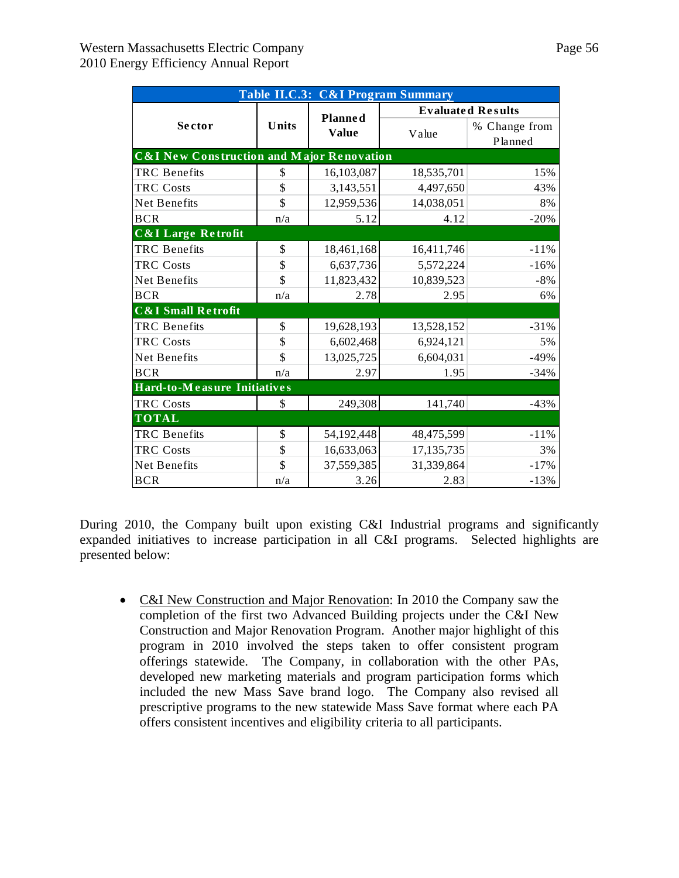| Table II.C.3: C&I Program Summary | | | | |
|---|---|---|---|---|
| **Sector** | **Units** | **Planned Value** | **Evaluated Results** | |
| | | | Value | % Change from Planned |
| **C&I New Construction and Major Renovation** | | | | |
| TRC Benefits | $ | 16,103,087 | 18,535,701 | 15% |
| TRC Costs | $ | 3,143,551 | 4,497,650 | 43% |
| Net Benefits | $ | 12,959,536 | 14,038,051 | 8% |
| BCR | n/a | 5.12 | 4.12 | -20% |
| **C&I Large Retrofit** | | | | |
| TRC Benefits | $ | 18,461,168 | 16,411,746 | -11% |
| TRC Costs | $ | 6,637,736 | 5,572,224 | -16% |
| Net Benefits | $ | 11,823,432 | 10,839,523 | -8% |
| BCR | n/a | 2.78 | 2.95 | 6% |
| **C&I Small Retrofit** | | | | |
| TRC Benefits | $ | 19,628,193 | 13,528,152 | -31% |
| TRC Costs | $ | 6,602,468 | 6,924,121 | 5% |
| Net Benefits | $ | 13,025,725 | 6,604,031 | -49% |
| BCR | n/a | 2.97 | 1.95 | -34% |
| **Hard-to-Measure Initiatives** | | | | |
| TRC Costs | $ | 249,308 | 141,740 | -43% |
| **TOTAL** | | | | |
| TRC Benefits | $ | 54,192,448 | 48,475,599 | -11% |
| TRC Costs | $ | 16,633,063 | 17,135,735 | 3% |
| Net Benefits | $ | 37,559,385 | 31,339,864 | -17% |
| BCR | n/a | 3.26 | 2.83 | -13% |

During 2010, the Company built upon existing C&I Industrial programs and significantly expanded initiatives to increase participation in all C&I programs. Selected highlights are presented below:

- C&I New Construction and Major Renovation: In 2010 the Company saw the completion of the first two Advanced Building projects under the C&I New Construction and Major Renovation Program. Another major highlight of this program in 2010 involved the steps taken to offer consistent program offerings statewide. The Company, in collaboration with the other PAs, developed new marketing materials and program participation forms which included the new Mass Save brand logo. The Company also revised all prescriptive programs to the new statewide Mass Save format where each PA offers consistent incentives and eligibility criteria to all participants.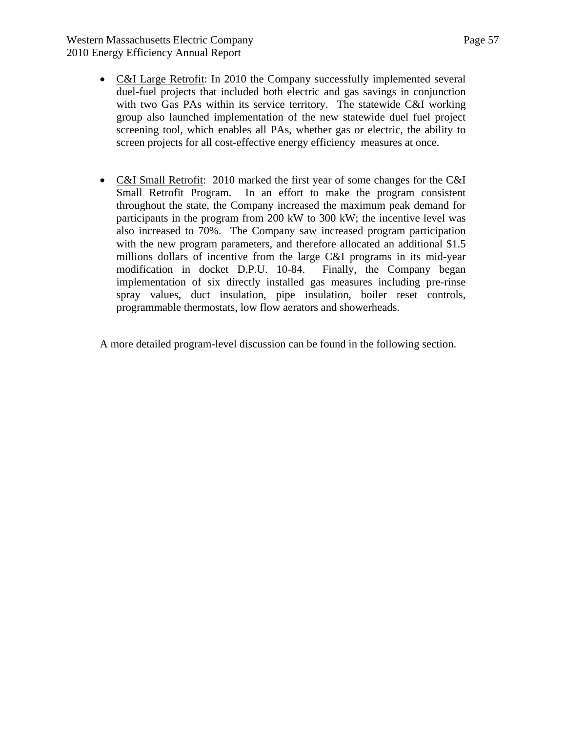- <u>C&I Large Retrofit</u>: In 2010 the Company successfully implemented several duel-fuel projects that included both electric and gas savings in conjunction with two Gas PAs within its service territory. The statewide C&I working group also launched implementation of the new statewide duel fuel project screening tool, which enables all PAs, whether gas or electric, the ability to screen projects for all cost-effective energy efficiency measures at once.

- <u>C&I Small Retrofit</u>: 2010 marked the first year of some changes for the C&I Small Retrofit Program. In an effort to make the program consistent throughout the state, the Company increased the maximum peak demand for participants in the program from 200 kW to 300 kW; the incentive level was also increased to 70%. The Company saw increased program participation with the new program parameters, and therefore allocated an additional $1.5 millions dollars of incentive from the large C&I programs in its mid-year modification in docket D.P.U. 10-84. Finally, the Company began implementation of six directly installed gas measures including pre-rinse spray values, duct insulation, pipe insulation, boiler reset controls, programmable thermostats, low flow aerators and showerheads.

A more detailed program-level discussion can be found in the following section.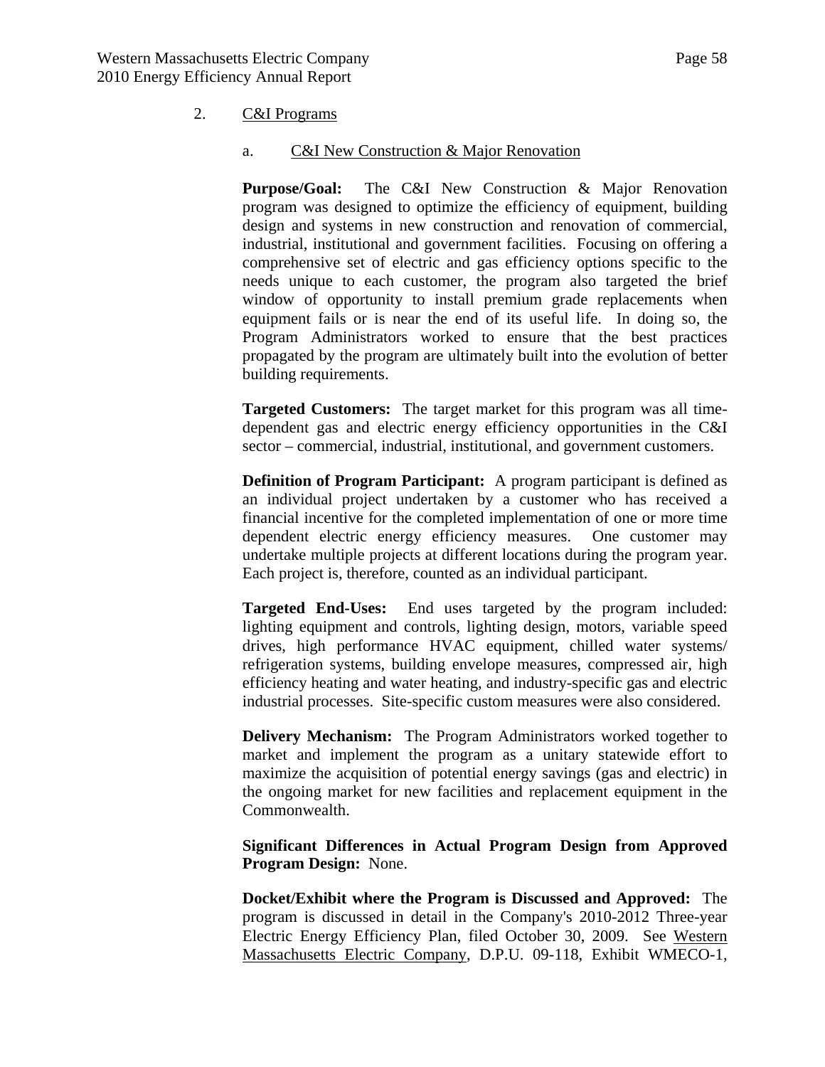## 2. C&I Programs

### a. C&I New Construction & Major Renovation

**Purpose/Goal:** The C&I New Construction & Major Renovation program was designed to optimize the efficiency of equipment, building design and systems in new construction and renovation of commercial, industrial, institutional and government facilities. Focusing on offering a comprehensive set of electric and gas efficiency options specific to the needs unique to each customer, the program also targeted the brief window of opportunity to install premium grade replacements when equipment fails or is near the end of its useful life. In doing so, the Program Administrators worked to ensure that the best practices propagated by the program are ultimately built into the evolution of better building requirements.

**Targeted Customers:** The target market for this program was all time-dependent gas and electric energy efficiency opportunities in the C&I sector – commercial, industrial, institutional, and government customers.

**Definition of Program Participant:** A program participant is defined as an individual project undertaken by a customer who has received a financial incentive for the completed implementation of one or more time dependent electric energy efficiency measures. One customer may undertake multiple projects at different locations during the program year. Each project is, therefore, counted as an individual participant.

**Targeted End-Uses:** End uses targeted by the program included: lighting equipment and controls, lighting design, motors, variable speed drives, high performance HVAC equipment, chilled water systems/ refrigeration systems, building envelope measures, compressed air, high efficiency heating and water heating, and industry-specific gas and electric industrial processes. Site-specific custom measures were also considered.

**Delivery Mechanism:** The Program Administrators worked together to market and implement the program as a unitary statewide effort to maximize the acquisition of potential energy savings (gas and electric) in the ongoing market for new facilities and replacement equipment in the Commonwealth.

**Significant Differences in Actual Program Design from Approved Program Design:** None.

**Docket/Exhibit where the Program is Discussed and Approved:** The program is discussed in detail in the Company's 2010-2012 Three-year Electric Energy Efficiency Plan, filed October 30, 2009. See Western Massachusetts Electric Company, D.P.U. 09-118, Exhibit WMECO-1,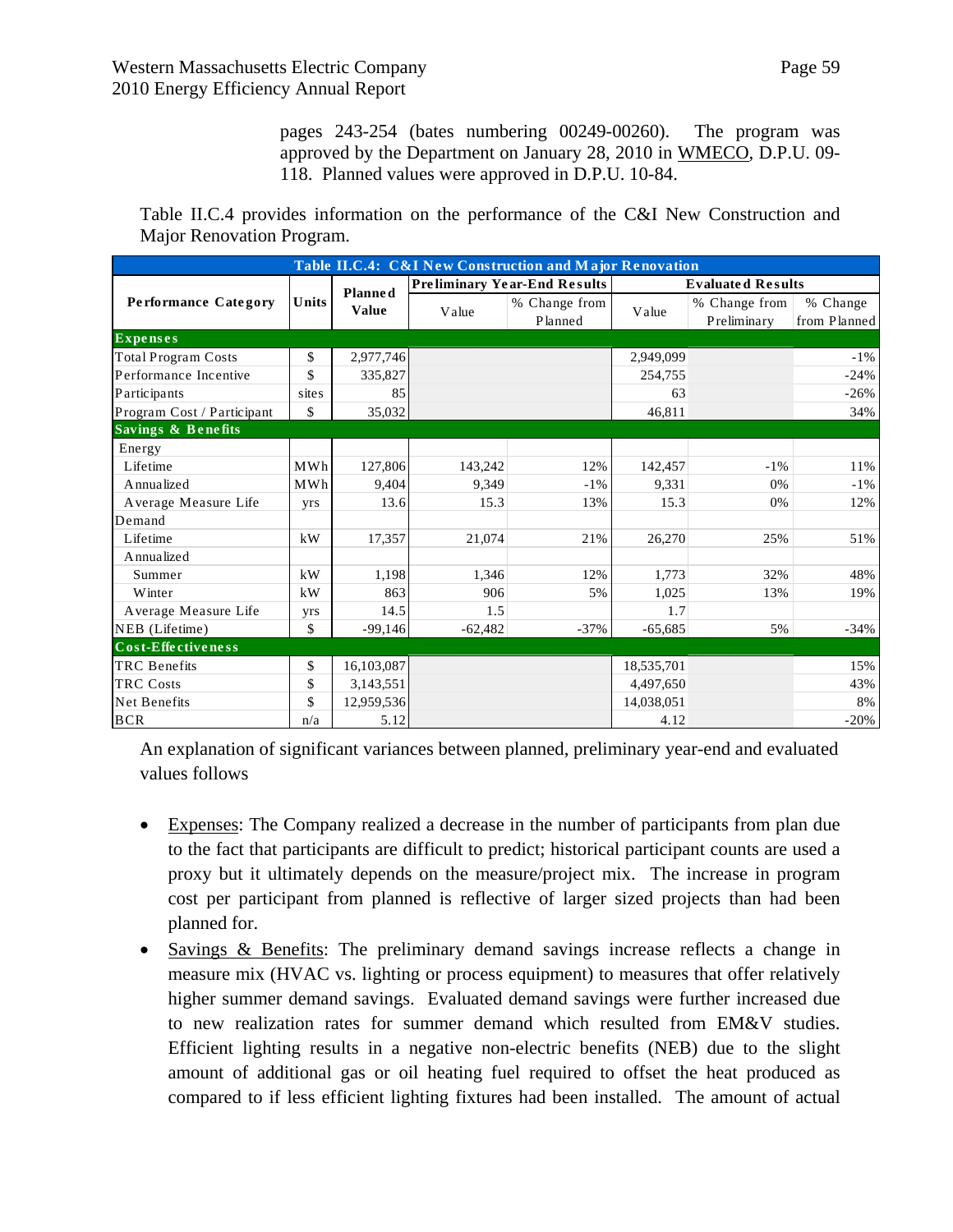pages 243-254 (bates numbering 00249-00260). The program was approved by the Department on January 28, 2010 in WMECO, D.P.U. 09-118. Planned values were approved in D.P.U. 10-84.

Table II.C.4 provides information on the performance of the C&I New Construction and Major Renovation Program.

| Table II.C.4: C&I New Construction and Major Renovation | | | | | | | |
|---|---|---|---|---|---|---|---|
| Performance Category | Units | Planned Value | Preliminary Year-End Results | | Evaluated Results | | |
| | | | Value | % Change from Planned | Value | % Change from Preliminary | % Change from Planned |
| **Expenses** | | | | | | | |
| Total Program Costs | $ | 2,977,746 | | | 2,949,099 | | -1% |
| Performance Incentive | $ | 335,827 | | | 254,755 | | -24% |
| Participants | sites | 85 | | | 63 | | -26% |
| Program Cost / Participant | $ | 35,032 | | | 46,811 | | 34% |
| **Savings & Benefits** | | | | | | | |
| Energy | | | | | | | |
| Lifetime | MWh | 127,806 | 143,242 | 12% | 142,457 | -1% | 11% |
| Annualized | MWh | 9,404 | 9,349 | -1% | 9,331 | 0% | -1% |
| Average Measure Life | yrs | 13.6 | 15.3 | 13% | 15.3 | 0% | 12% |
| Demand | | | | | | | |
| Lifetime | kW | 17,357 | 21,074 | 21% | 26,270 | 25% | 51% |
| Annualized | | | | | | | |
| Summer | kW | 1,198 | 1,346 | 12% | 1,773 | 32% | 48% |
| Winter | kW | 863 | 906 | 5% | 1,025 | 13% | 19% |
| Average Measure Life | yrs | 14.5 | 1.5 | | 1.7 | | |
| NEB (Lifetime) | $ | -99,146 | -62,482 | -37% | -65,685 | 5% | -34% |
| **Cost-Effectiveness** | | | | | | | |
| TRC Benefits | $ | 16,103,087 | | | 18,535,701 | | 15% |
| TRC Costs | $ | 3,143,551 | | | 4,497,650 | | 43% |
| Net Benefits | $ | 12,959,536 | | | 14,038,051 | | 8% |
| BCR | n/a | 5.12 | | | 4.12 | | -20% |

An explanation of significant variances between planned, preliminary year-end and evaluated values follows

- Expenses: The Company realized a decrease in the number of participants from plan due to the fact that participants are difficult to predict; historical participant counts are used a proxy but it ultimately depends on the measure/project mix. The increase in program cost per participant from planned is reflective of larger sized projects than had been planned for.
- Savings & Benefits: The preliminary demand savings increase reflects a change in measure mix (HVAC vs. lighting or process equipment) to measures that offer relatively higher summer demand savings. Evaluated demand savings were further increased due to new realization rates for summer demand which resulted from EM&V studies. Efficient lighting results in a negative non-electric benefits (NEB) due to the slight amount of additional gas or oil heating fuel required to offset the heat produced as compared to if less efficient lighting fixtures had been installed. The amount of actual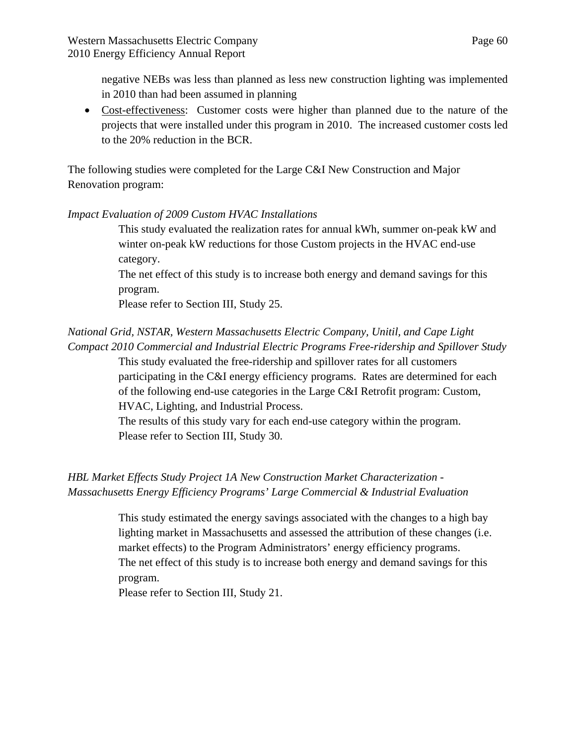negative NEBs was less than planned as less new construction lighting was implemented in 2010 than had been assumed in planning

- Cost-effectiveness: Customer costs were higher than planned due to the nature of the projects that were installed under this program in 2010. The increased customer costs led to the 20% reduction in the BCR.

The following studies were completed for the Large C&I New Construction and Major Renovation program:

*Impact Evaluation of 2009 Custom HVAC Installations*

This study evaluated the realization rates for annual kWh, summer on-peak kW and winter on-peak kW reductions for those Custom projects in the HVAC end-use category.
The net effect of this study is to increase both energy and demand savings for this program.
Please refer to Section III, Study 25.

*National Grid, NSTAR, Western Massachusetts Electric Company, Unitil, and Cape Light Compact 2010 Commercial and Industrial Electric Programs Free-ridership and Spillover Study*

This study evaluated the free-ridership and spillover rates for all customers participating in the C&I energy efficiency programs. Rates are determined for each of the following end-use categories in the Large C&I Retrofit program: Custom, HVAC, Lighting, and Industrial Process.
The results of this study vary for each end-use category within the program.
Please refer to Section III, Study 30.

*HBL Market Effects Study Project 1A New Construction Market Characterization - Massachusetts Energy Efficiency Programs' Large Commercial & Industrial Evaluation*

This study estimated the energy savings associated with the changes to a high bay lighting market in Massachusetts and assessed the attribution of these changes (i.e. market effects) to the Program Administrators' energy efficiency programs.
The net effect of this study is to increase both energy and demand savings for this program.
Please refer to Section III, Study 21.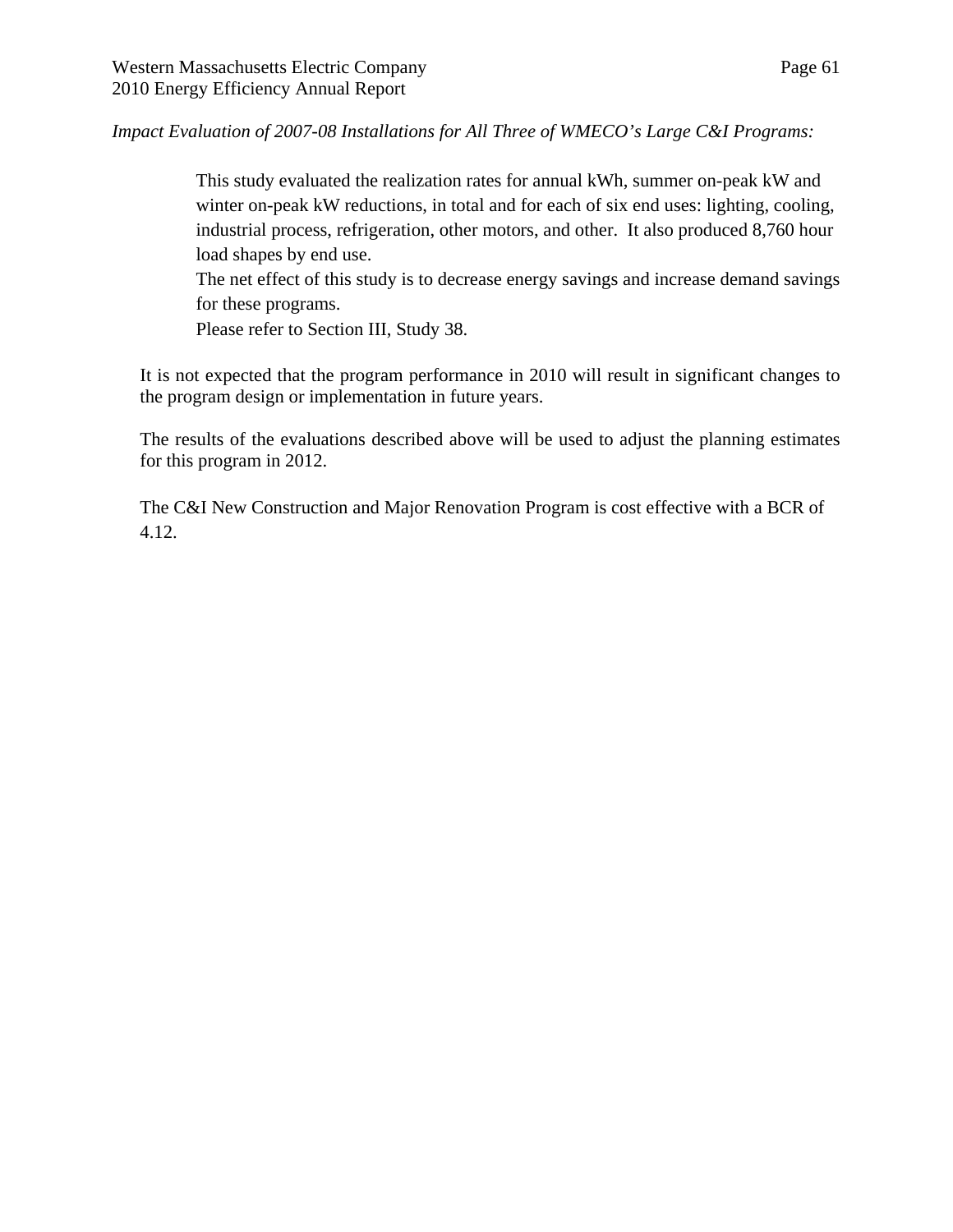*Impact Evaluation of 2007-08 Installations for All Three of WMECO's Large C&I Programs:*

> This study evaluated the realization rates for annual kWh, summer on-peak kW and winter on-peak kW reductions, in total and for each of six end uses: lighting, cooling, industrial process, refrigeration, other motors, and other. It also produced 8,760 hour load shapes by end use.
>
> The net effect of this study is to decrease energy savings and increase demand savings for these programs.
>
> Please refer to Section III, Study 38.

It is not expected that the program performance in 2010 will result in significant changes to the program design or implementation in future years.

The results of the evaluations described above will be used to adjust the planning estimates for this program in 2012.

The C&I New Construction and Major Renovation Program is cost effective with a BCR of 4.12.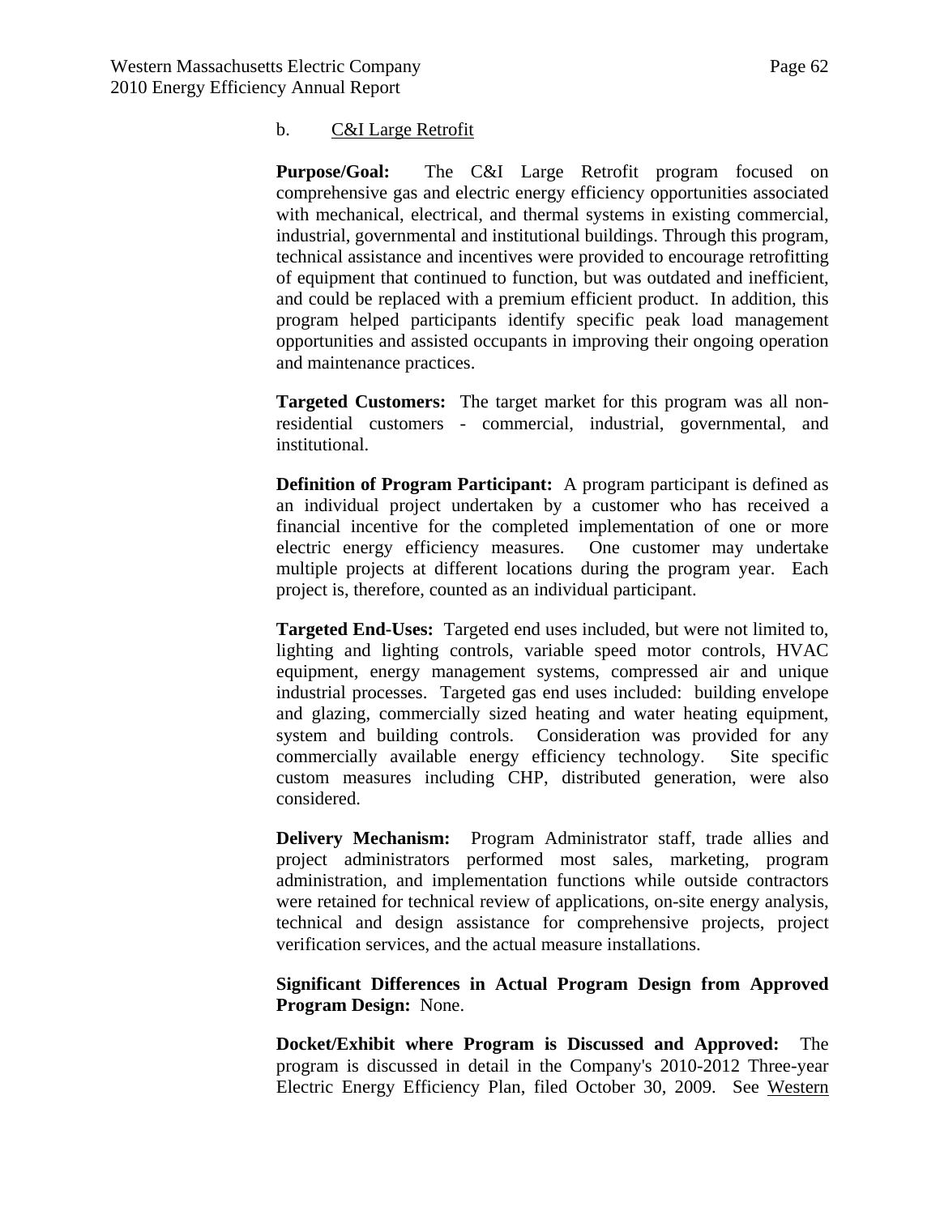b. C&I Large Retrofit

**Purpose/Goal:** The C&I Large Retrofit program focused on comprehensive gas and electric energy efficiency opportunities associated with mechanical, electrical, and thermal systems in existing commercial, industrial, governmental and institutional buildings. Through this program, technical assistance and incentives were provided to encourage retrofitting of equipment that continued to function, but was outdated and inefficient, and could be replaced with a premium efficient product. In addition, this program helped participants identify specific peak load management opportunities and assisted occupants in improving their ongoing operation and maintenance practices.

**Targeted Customers:** The target market for this program was all non-residential customers - commercial, industrial, governmental, and institutional.

**Definition of Program Participant:** A program participant is defined as an individual project undertaken by a customer who has received a financial incentive for the completed implementation of one or more electric energy efficiency measures. One customer may undertake multiple projects at different locations during the program year. Each project is, therefore, counted as an individual participant.

**Targeted End-Uses:** Targeted end uses included, but were not limited to, lighting and lighting controls, variable speed motor controls, HVAC equipment, energy management systems, compressed air and unique industrial processes. Targeted gas end uses included: building envelope and glazing, commercially sized heating and water heating equipment, system and building controls. Consideration was provided for any commercially available energy efficiency technology. Site specific custom measures including CHP, distributed generation, were also considered.

**Delivery Mechanism:** Program Administrator staff, trade allies and project administrators performed most sales, marketing, program administration, and implementation functions while outside contractors were retained for technical review of applications, on-site energy analysis, technical and design assistance for comprehensive projects, project verification services, and the actual measure installations.

**Significant Differences in Actual Program Design from Approved Program Design:** None.

**Docket/Exhibit where Program is Discussed and Approved:** The program is discussed in detail in the Company's 2010-2012 Three-year Electric Energy Efficiency Plan, filed October 30, 2009. See Western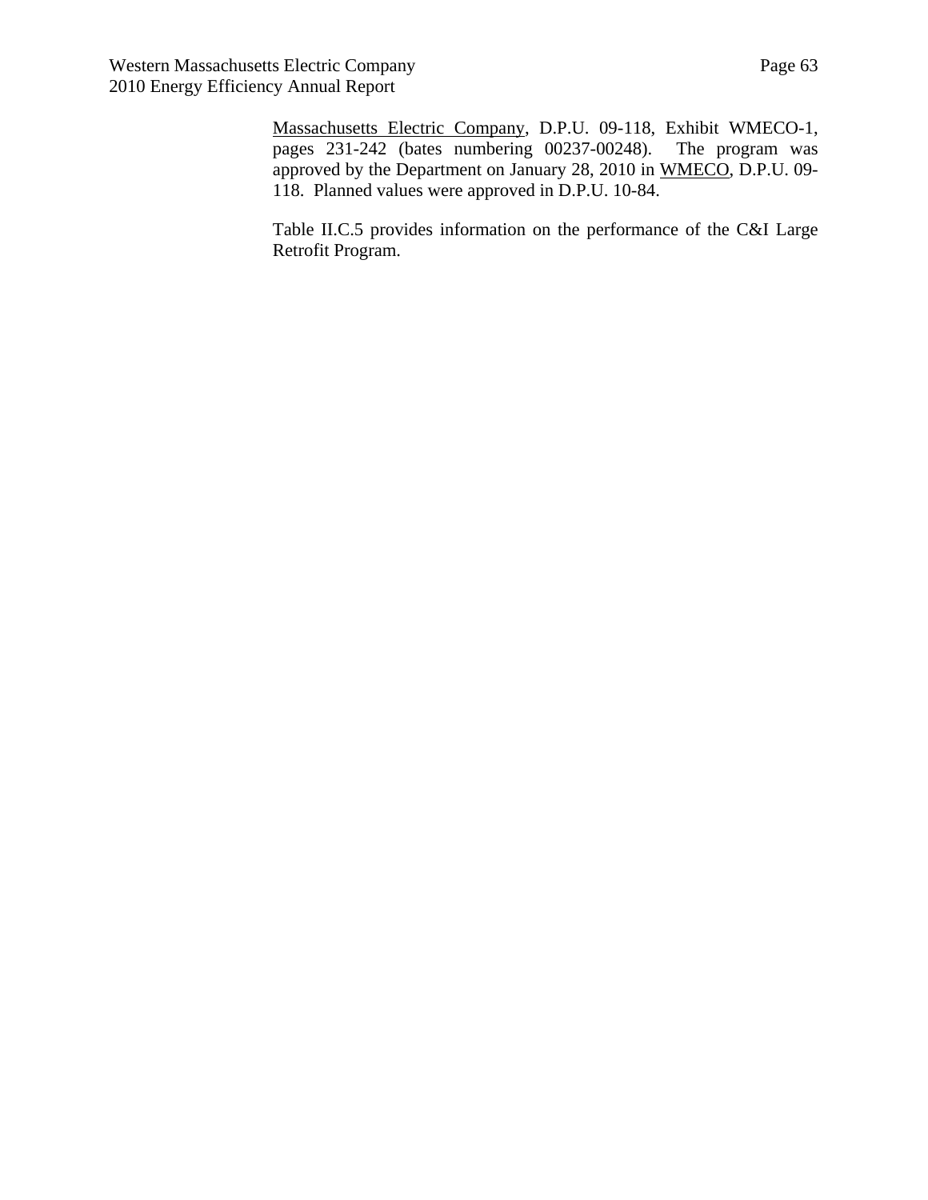Massachusetts Electric Company, D.P.U. 09-118, Exhibit WMECO-1, pages 231-242 (bates numbering 00237-00248). The program was approved by the Department on January 28, 2010 in WMECO, D.P.U. 09-118. Planned values were approved in D.P.U. 10-84.

Table II.C.5 provides information on the performance of the C&I Large Retrofit Program.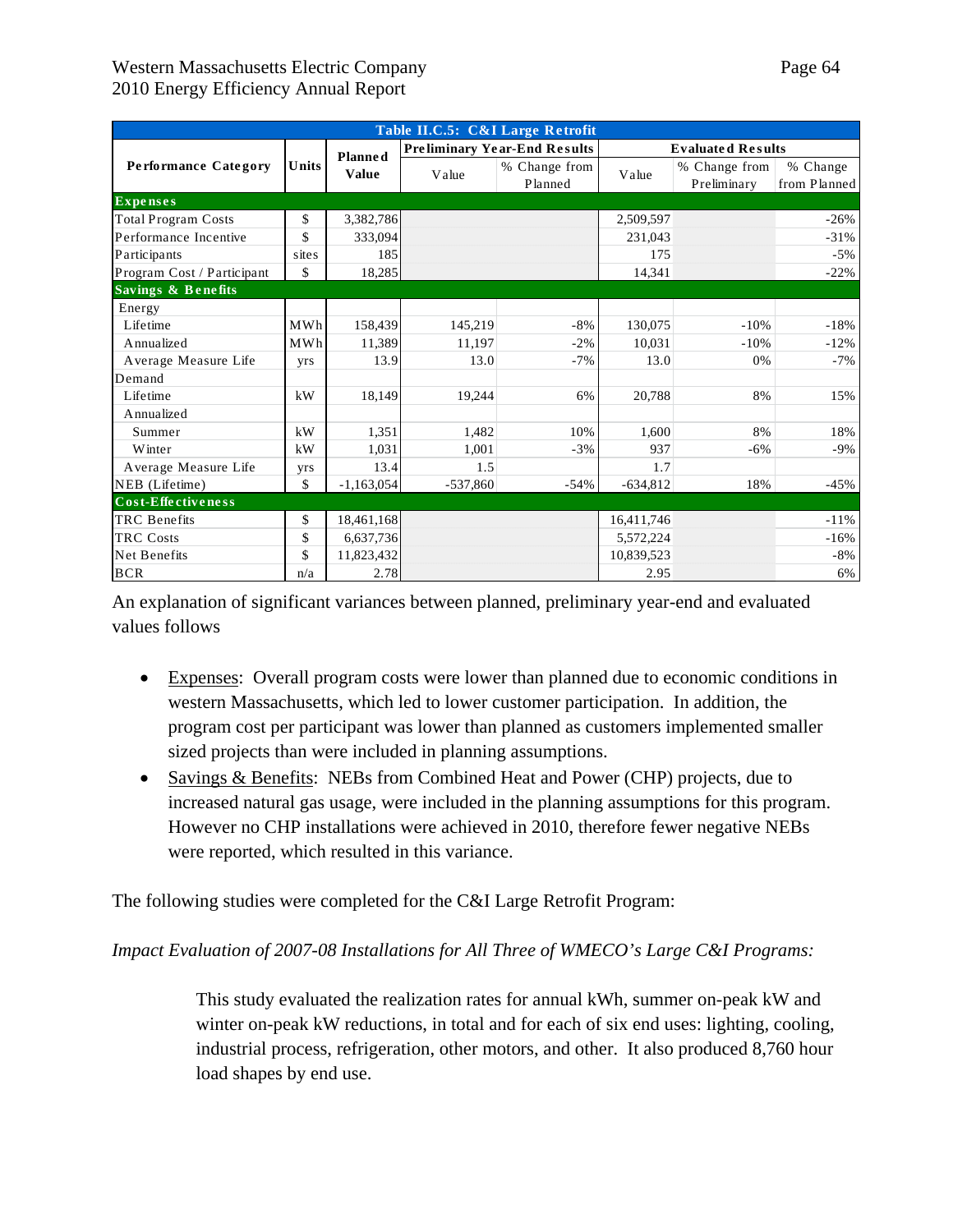| Table II.C.5: C&I Large Retrofit | | | | | | | | |
|---|---|---|---|---|---|---|---|---|
| Performance Category | Units | Planned Value | Preliminary Year-End Results | | Evaluated Results | | |
| | | | Value | % Change from Planned | Value | % Change from Preliminary | % Change from Planned |
| **Expenses** | | | | | | | |
| Total Program Costs | $ | 3,382,786 | | | 2,509,597 | | -26% |
| Performance Incentive | $ | 333,094 | | | 231,043 | | -31% |
| Participants | sites | 185 | | | 175 | | -5% |
| Program Cost / Participant | $ | 18,285 | | | 14,341 | | -22% |
| **Savings & Benefits** | | | | | | | |
| Energy | | | | | | | |
| Lifetime | MWh | 158,439 | 145,219 | -8% | 130,075 | -10% | -18% |
| Annualized | MWh | 11,389 | 11,197 | -2% | 10,031 | -10% | -12% |
| Average Measure Life | yrs | 13.9 | 13.0 | -7% | 13.0 | 0% | -7% |
| Demand | | | | | | | |
| Lifetime | kW | 18,149 | 19,244 | 6% | 20,788 | 8% | 15% |
| Annualized | | | | | | | |
| Summer | kW | 1,351 | 1,482 | 10% | 1,600 | 8% | 18% |
| Winter | kW | 1,031 | 1,001 | -3% | 937 | -6% | -9% |
| Average Measure Life | yrs | 13.4 | 1.5 | | 1.7 | | |
| NEB (Lifetime) | $ | -1,163,054 | -537,860 | -54% | -634,812 | 18% | -45% |
| **Cost-Effectiveness** | | | | | | | |
| TRC Benefits | $ | 18,461,168 | | | 16,411,746 | | -11% |
| TRC Costs | $ | 6,637,736 | | | 5,572,224 | | -16% |
| Net Benefits | $ | 11,823,432 | | | 10,839,523 | | -8% |
| BCR | n/a | 2.78 | | | 2.95 | | 6% |

An explanation of significant variances between planned, preliminary year-end and evaluated values follows

- Expenses: Overall program costs were lower than planned due to economic conditions in western Massachusetts, which led to lower customer participation. In addition, the program cost per participant was lower than planned as customers implemented smaller sized projects than were included in planning assumptions.
- Savings & Benefits: NEBs from Combined Heat and Power (CHP) projects, due to increased natural gas usage, were included in the planning assumptions for this program. However no CHP installations were achieved in 2010, therefore fewer negative NEBs were reported, which resulted in this variance.

The following studies were completed for the C&I Large Retrofit Program:

*Impact Evaluation of 2007-08 Installations for All Three of WMECO's Large C&I Programs:*

> This study evaluated the realization rates for annual kWh, summer on-peak kW and winter on-peak kW reductions, in total and for each of six end uses: lighting, cooling, industrial process, refrigeration, other motors, and other. It also produced 8,760 hour load shapes by end use.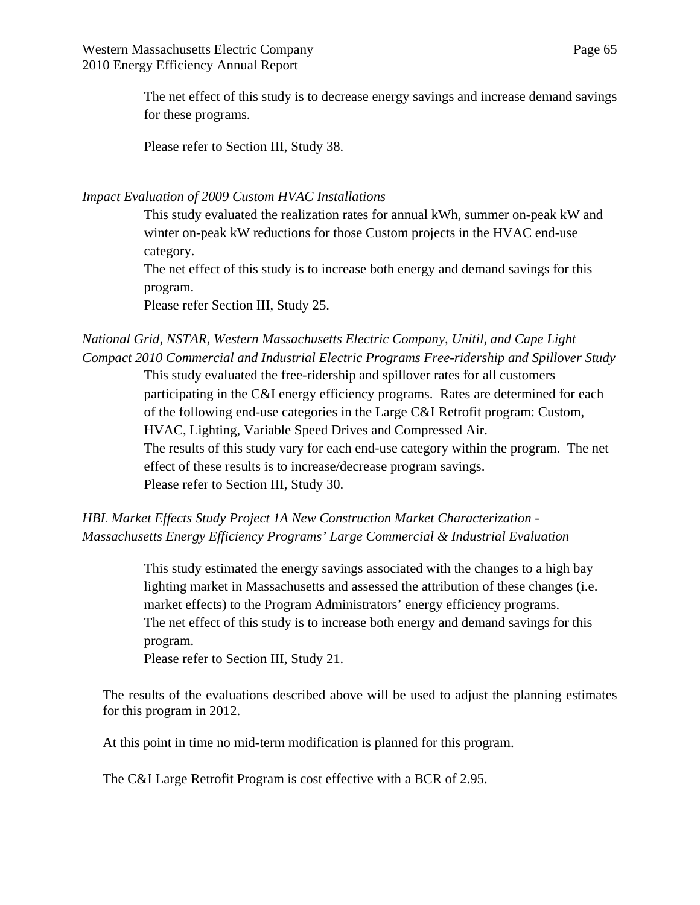The net effect of this study is to decrease energy savings and increase demand savings for these programs.

Please refer to Section III, Study 38.

*Impact Evaluation of 2009 Custom HVAC Installations*

This study evaluated the realization rates for annual kWh, summer on-peak kW and winter on-peak kW reductions for those Custom projects in the HVAC end-use category.

The net effect of this study is to increase both energy and demand savings for this program.

Please refer Section III, Study 25.

*National Grid, NSTAR, Western Massachusetts Electric Company, Unitil, and Cape Light Compact 2010 Commercial and Industrial Electric Programs Free-ridership and Spillover Study*

This study evaluated the free-ridership and spillover rates for all customers participating in the C&I energy efficiency programs. Rates are determined for each of the following end-use categories in the Large C&I Retrofit program: Custom, HVAC, Lighting, Variable Speed Drives and Compressed Air.

The results of this study vary for each end-use category within the program. The net effect of these results is to increase/decrease program savings.

Please refer to Section III, Study 30.

*HBL Market Effects Study Project 1A New Construction Market Characterization - Massachusetts Energy Efficiency Programs' Large Commercial & Industrial Evaluation*

This study estimated the energy savings associated with the changes to a high bay lighting market in Massachusetts and assessed the attribution of these changes (i.e. market effects) to the Program Administrators' energy efficiency programs.

The net effect of this study is to increase both energy and demand savings for this program.

Please refer to Section III, Study 21.

The results of the evaluations described above will be used to adjust the planning estimates for this program in 2012.

At this point in time no mid-term modification is planned for this program.

The C&I Large Retrofit Program is cost effective with a BCR of 2.95.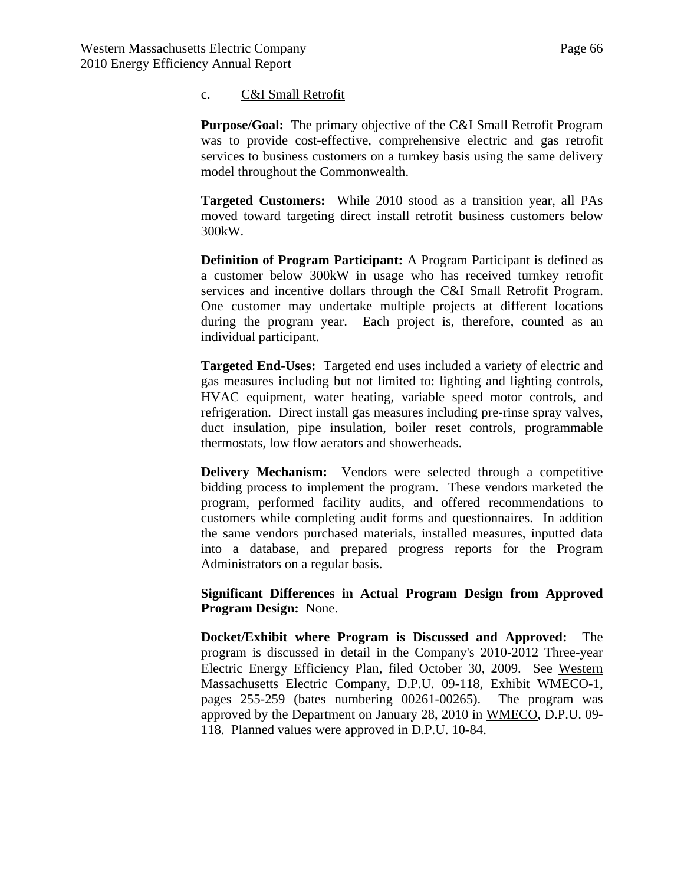c. C&I Small Retrofit

**Purpose/Goal:** The primary objective of the C&I Small Retrofit Program was to provide cost-effective, comprehensive electric and gas retrofit services to business customers on a turnkey basis using the same delivery model throughout the Commonwealth.

**Targeted Customers:** While 2010 stood as a transition year, all PAs moved toward targeting direct install retrofit business customers below 300kW.

**Definition of Program Participant:** A Program Participant is defined as a customer below 300kW in usage who has received turnkey retrofit services and incentive dollars through the C&I Small Retrofit Program. One customer may undertake multiple projects at different locations during the program year. Each project is, therefore, counted as an individual participant.

**Targeted End-Uses:** Targeted end uses included a variety of electric and gas measures including but not limited to: lighting and lighting controls, HVAC equipment, water heating, variable speed motor controls, and refrigeration. Direct install gas measures including pre-rinse spray valves, duct insulation, pipe insulation, boiler reset controls, programmable thermostats, low flow aerators and showerheads.

**Delivery Mechanism:** Vendors were selected through a competitive bidding process to implement the program. These vendors marketed the program, performed facility audits, and offered recommendations to customers while completing audit forms and questionnaires. In addition the same vendors purchased materials, installed measures, inputted data into a database, and prepared progress reports for the Program Administrators on a regular basis.

**Significant Differences in Actual Program Design from Approved Program Design:** None.

**Docket/Exhibit where Program is Discussed and Approved:** The program is discussed in detail in the Company's 2010-2012 Three-year Electric Energy Efficiency Plan, filed October 30, 2009. See Western Massachusetts Electric Company, D.P.U. 09-118, Exhibit WMECO-1, pages 255-259 (bates numbering 00261-00265). The program was approved by the Department on January 28, 2010 in WMECO, D.P.U. 09-118. Planned values were approved in D.P.U. 10-84.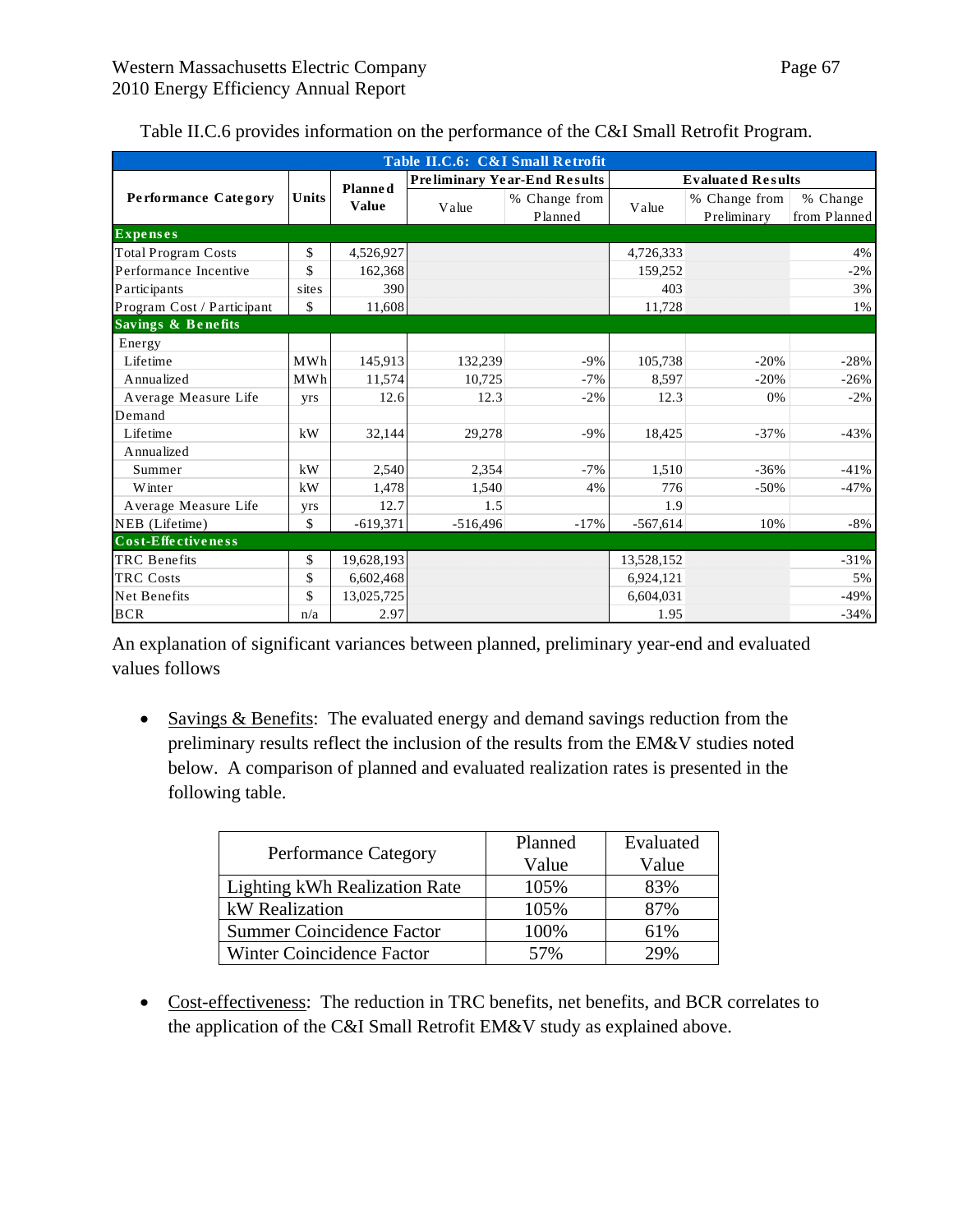Table II.C.6 provides information on the performance of the C&I Small Retrofit Program.

| Table II.C.6: C&I Small Retrofit | | | | | | | |
|---|---|---|---|---|---|---|---|
| Performance Category | Units | Planned Value | Preliminary Year-End Results | | Evaluated Results | | |
| | | | Value | % Change from Planned | Value | % Change from Preliminary | % Change from Planned |
| **Expenses** | | | | | | | |
| Total Program Costs | $ | 4,526,927 | | | 4,726,333 | | 4% |
| Performance Incentive | $ | 162,368 | | | 159,252 | | -2% |
| Participants | sites | 390 | | | 403 | | 3% |
| Program Cost / Participant | $ | 11,608 | | | 11,728 | | 1% |
| **Savings & Benefits** | | | | | | | |
| Energy | | | | | | | |
| Lifetime | MWh | 145,913 | 132,239 | -9% | 105,738 | -20% | -28% |
| Annualized | MWh | 11,574 | 10,725 | -7% | 8,597 | -20% | -26% |
| Average Measure Life | yrs | 12.6 | 12.3 | -2% | 12.3 | 0% | -2% |
| Demand | | | | | | | |
| Lifetime | kW | 32,144 | 29,278 | -9% | 18,425 | -37% | -43% |
| Annualized | | | | | | | |
| Summer | kW | 2,540 | 2,354 | -7% | 1,510 | -36% | -41% |
| Winter | kW | 1,478 | 1,540 | 4% | 776 | -50% | -47% |
| Average Measure Life | yrs | 12.7 | 1.5 | | 1.9 | | |
| NEB (Lifetime) | $ | -619,371 | -516,496 | -17% | -567,614 | 10% | -8% |
| **Cost-Effectiveness** | | | | | | | |
| TRC Benefits | $ | 19,628,193 | | | 13,528,152 | | -31% |
| TRC Costs | $ | 6,602,468 | | | 6,924,121 | | 5% |
| Net Benefits | $ | 13,025,725 | | | 6,604,031 | | -49% |
| BCR | n/a | 2.97 | | | 1.95 | | -34% |

An explanation of significant variances between planned, preliminary year-end and evaluated values follows

- Savings & Benefits: The evaluated energy and demand savings reduction from the preliminary results reflect the inclusion of the results from the EM&V studies noted below. A comparison of planned and evaluated realization rates is presented in the following table.

| Performance Category | Planned Value | Evaluated Value |
|---|---|---|
| Lighting kWh Realization Rate | 105% | 83% |
| kW Realization | 105% | 87% |
| Summer Coincidence Factor | 100% | 61% |
| Winter Coincidence Factor | 57% | 29% |

- Cost-effectiveness: The reduction in TRC benefits, net benefits, and BCR correlates to the application of the C&I Small Retrofit EM&V study as explained above.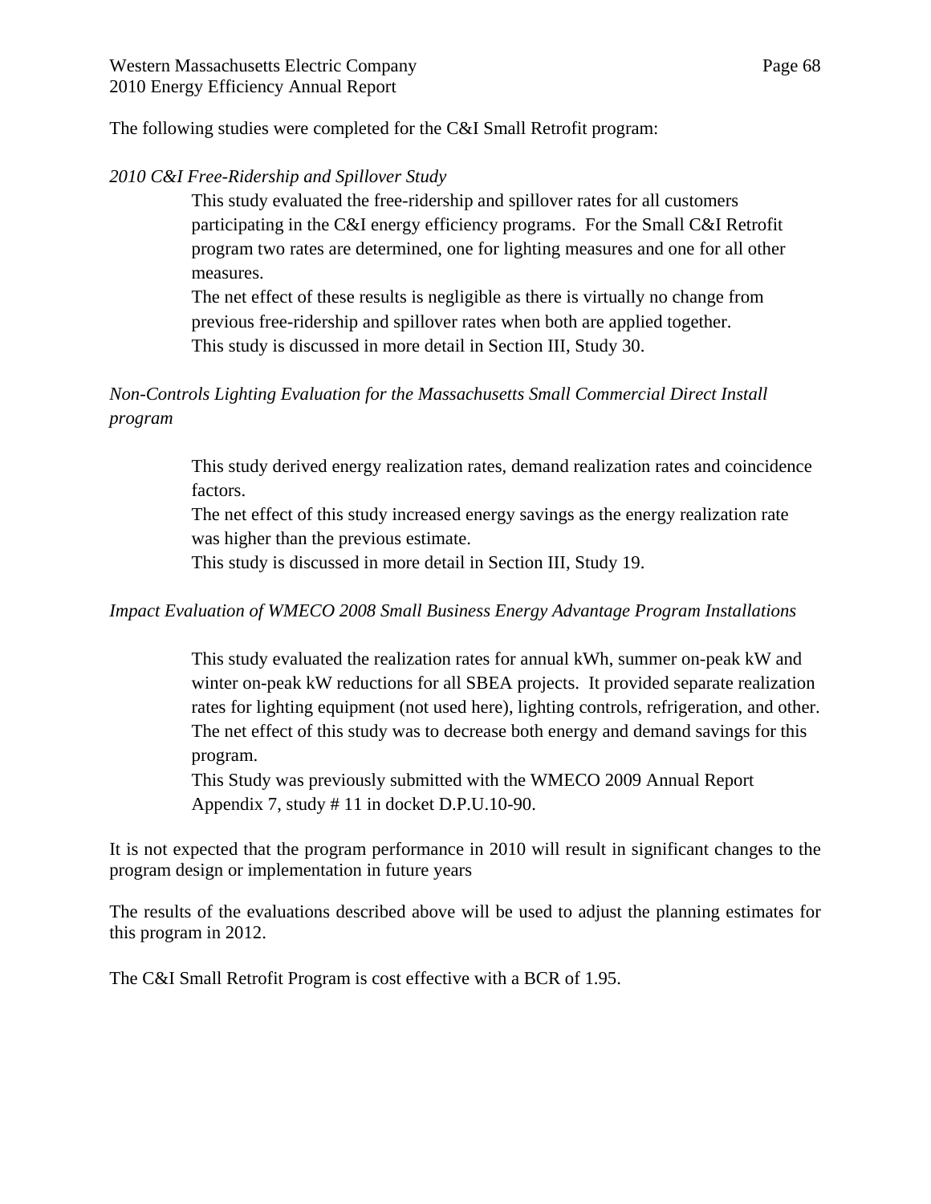The following studies were completed for the C&I Small Retrofit program:

*2010 C&I Free-Ridership and Spillover Study*

This study evaluated the free-ridership and spillover rates for all customers participating in the C&I energy efficiency programs. For the Small C&I Retrofit program two rates are determined, one for lighting measures and one for all other measures.

The net effect of these results is negligible as there is virtually no change from previous free-ridership and spillover rates when both are applied together.

This study is discussed in more detail in Section III, Study 30.

*Non-Controls Lighting Evaluation for the Massachusetts Small Commercial Direct Install program*

This study derived energy realization rates, demand realization rates and coincidence factors.

The net effect of this study increased energy savings as the energy realization rate was higher than the previous estimate.

This study is discussed in more detail in Section III, Study 19.

*Impact Evaluation of WMECO 2008 Small Business Energy Advantage Program Installations*

This study evaluated the realization rates for annual kWh, summer on-peak kW and winter on-peak kW reductions for all SBEA projects. It provided separate realization rates for lighting equipment (not used here), lighting controls, refrigeration, and other.

The net effect of this study was to decrease both energy and demand savings for this program.

This Study was previously submitted with the WMECO 2009 Annual Report Appendix 7, study # 11 in docket D.P.U.10-90.

It is not expected that the program performance in 2010 will result in significant changes to the program design or implementation in future years

The results of the evaluations described above will be used to adjust the planning estimates for this program in 2012.

The C&I Small Retrofit Program is cost effective with a BCR of 1.95.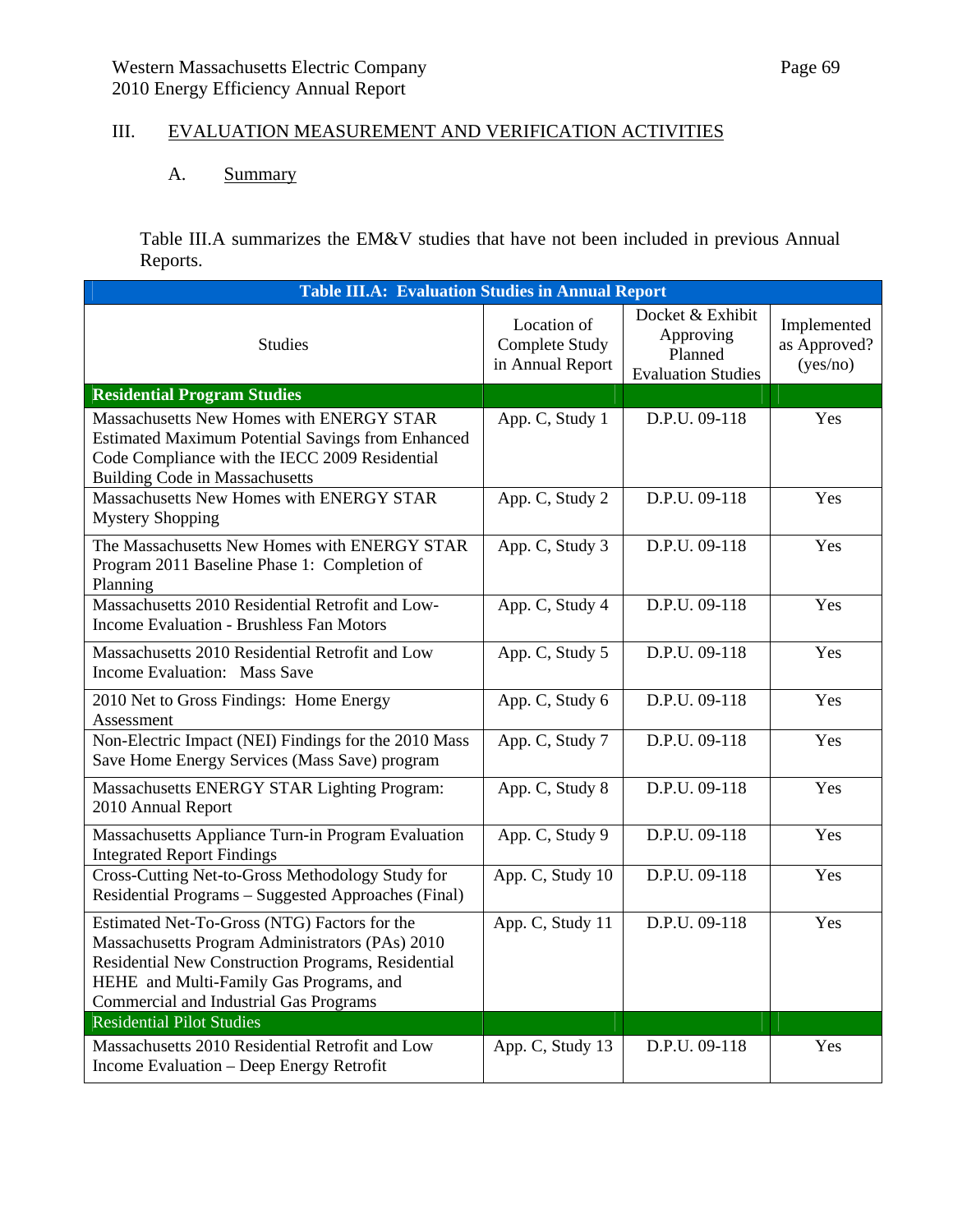## III. EVALUATION MEASUREMENT AND VERIFICATION ACTIVITIES

### A. Summary

Table III.A summarizes the EM&V studies that have not been included in previous Annual Reports.

| Table III.A: Evaluation Studies in Annual Report | | | |
|---|---|---|---|
| Studies | Location of Complete Study in Annual Report | Docket & Exhibit Approving Planned Evaluation Studies | Implemented as Approved? (yes/no) |
| **Residential Program Studies** | | | |
| Massachusetts New Homes with ENERGY STAR Estimated Maximum Potential Savings from Enhanced Code Compliance with the IECC 2009 Residential Building Code in Massachusetts | App. C, Study 1 | D.P.U. 09-118 | Yes |
| Massachusetts New Homes with ENERGY STAR Mystery Shopping | App. C, Study 2 | D.P.U. 09-118 | Yes |
| The Massachusetts New Homes with ENERGY STAR Program 2011 Baseline Phase 1: Completion of Planning | App. C, Study 3 | D.P.U. 09-118 | Yes |
| Massachusetts 2010 Residential Retrofit and Low-Income Evaluation - Brushless Fan Motors | App. C, Study 4 | D.P.U. 09-118 | Yes |
| Massachusetts 2010 Residential Retrofit and Low Income Evaluation: Mass Save | App. C, Study 5 | D.P.U. 09-118 | Yes |
| 2010 Net to Gross Findings: Home Energy Assessment | App. C, Study 6 | D.P.U. 09-118 | Yes |
| Non-Electric Impact (NEI) Findings for the 2010 Mass Save Home Energy Services (Mass Save) program | App. C, Study 7 | D.P.U. 09-118 | Yes |
| Massachusetts ENERGY STAR Lighting Program: 2010 Annual Report | App. C, Study 8 | D.P.U. 09-118 | Yes |
| Massachusetts Appliance Turn-in Program Evaluation Integrated Report Findings | App. C, Study 9 | D.P.U. 09-118 | Yes |
| Cross-Cutting Net-to-Gross Methodology Study for Residential Programs – Suggested Approaches (Final) | App. C, Study 10 | D.P.U. 09-118 | Yes |
| Estimated Net-To-Gross (NTG) Factors for the Massachusetts Program Administrators (PAs) 2010 Residential New Construction Programs, Residential HEHE and Multi-Family Gas Programs, and Commercial and Industrial Gas Programs | App. C, Study 11 | D.P.U. 09-118 | Yes |
| Residential Pilot Studies | | | |
| Massachusetts 2010 Residential Retrofit and Low Income Evaluation – Deep Energy Retrofit | App. C, Study 13 | D.P.U. 09-118 | Yes |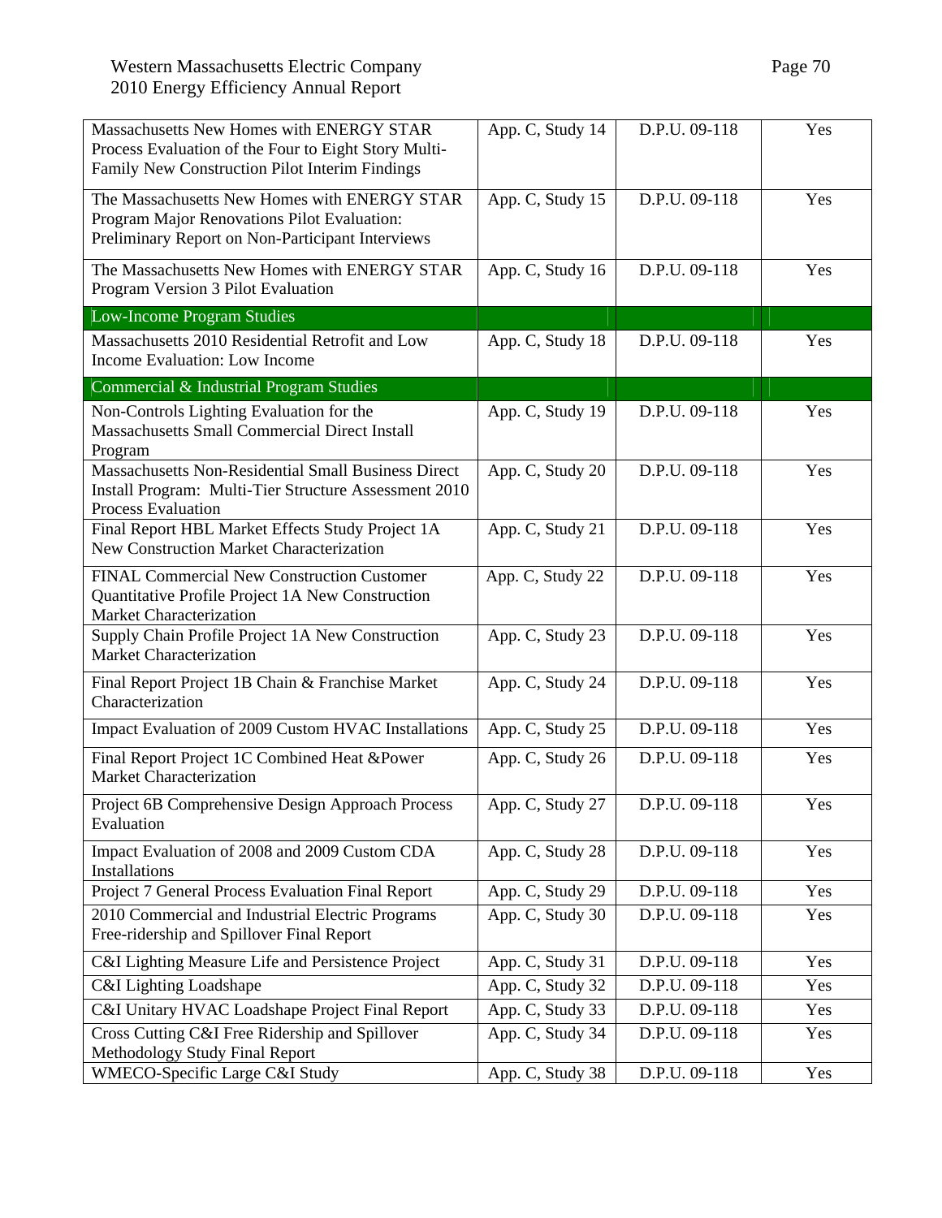| | | | |
|---|---|---|---|
| Massachusetts New Homes with ENERGY STAR Process Evaluation of the Four to Eight Story Multi-Family New Construction Pilot Interim Findings | App. C, Study 14 | D.P.U. 09-118 | Yes |
| The Massachusetts New Homes with ENERGY STAR Program Major Renovations Pilot Evaluation: Preliminary Report on Non-Participant Interviews | App. C, Study 15 | D.P.U. 09-118 | Yes |
| The Massachusetts New Homes with ENERGY STAR Program Version 3 Pilot Evaluation | App. C, Study 16 | D.P.U. 09-118 | Yes |
| Low-Income Program Studies | | | |
| Massachusetts 2010 Residential Retrofit and Low Income Evaluation: Low Income | App. C, Study 18 | D.P.U. 09-118 | Yes |
| Commercial & Industrial Program Studies | | | |
| Non-Controls Lighting Evaluation for the Massachusetts Small Commercial Direct Install Program | App. C, Study 19 | D.P.U. 09-118 | Yes |
| Massachusetts Non-Residential Small Business Direct Install Program: Multi-Tier Structure Assessment 2010 Process Evaluation | App. C, Study 20 | D.P.U. 09-118 | Yes |
| Final Report HBL Market Effects Study Project 1A New Construction Market Characterization | App. C, Study 21 | D.P.U. 09-118 | Yes |
| FINAL Commercial New Construction Customer Quantitative Profile Project 1A New Construction Market Characterization | App. C, Study 22 | D.P.U. 09-118 | Yes |
| Supply Chain Profile Project 1A New Construction Market Characterization | App. C, Study 23 | D.P.U. 09-118 | Yes |
| Final Report Project 1B Chain & Franchise Market Characterization | App. C, Study 24 | D.P.U. 09-118 | Yes |
| Impact Evaluation of 2009 Custom HVAC Installations | App. C, Study 25 | D.P.U. 09-118 | Yes |
| Final Report Project 1C Combined Heat &Power Market Characterization | App. C, Study 26 | D.P.U. 09-118 | Yes |
| Project 6B Comprehensive Design Approach Process Evaluation | App. C, Study 27 | D.P.U. 09-118 | Yes |
| Impact Evaluation of 2008 and 2009 Custom CDA Installations | App. C, Study 28 | D.P.U. 09-118 | Yes |
| Project 7 General Process Evaluation Final Report | App. C, Study 29 | D.P.U. 09-118 | Yes |
| 2010 Commercial and Industrial Electric Programs Free-ridership and Spillover Final Report | App. C, Study 30 | D.P.U. 09-118 | Yes |
| C&I Lighting Measure Life and Persistence Project | App. C, Study 31 | D.P.U. 09-118 | Yes |
| C&I Lighting Loadshape | App. C, Study 32 | D.P.U. 09-118 | Yes |
| C&I Unitary HVAC Loadshape Project Final Report | App. C, Study 33 | D.P.U. 09-118 | Yes |
| Cross Cutting C&I Free Ridership and Spillover Methodology Study Final Report | App. C, Study 34 | D.P.U. 09-118 | Yes |
| WMECO-Specific Large C&I Study | App. C, Study 38 | D.P.U. 09-118 | Yes |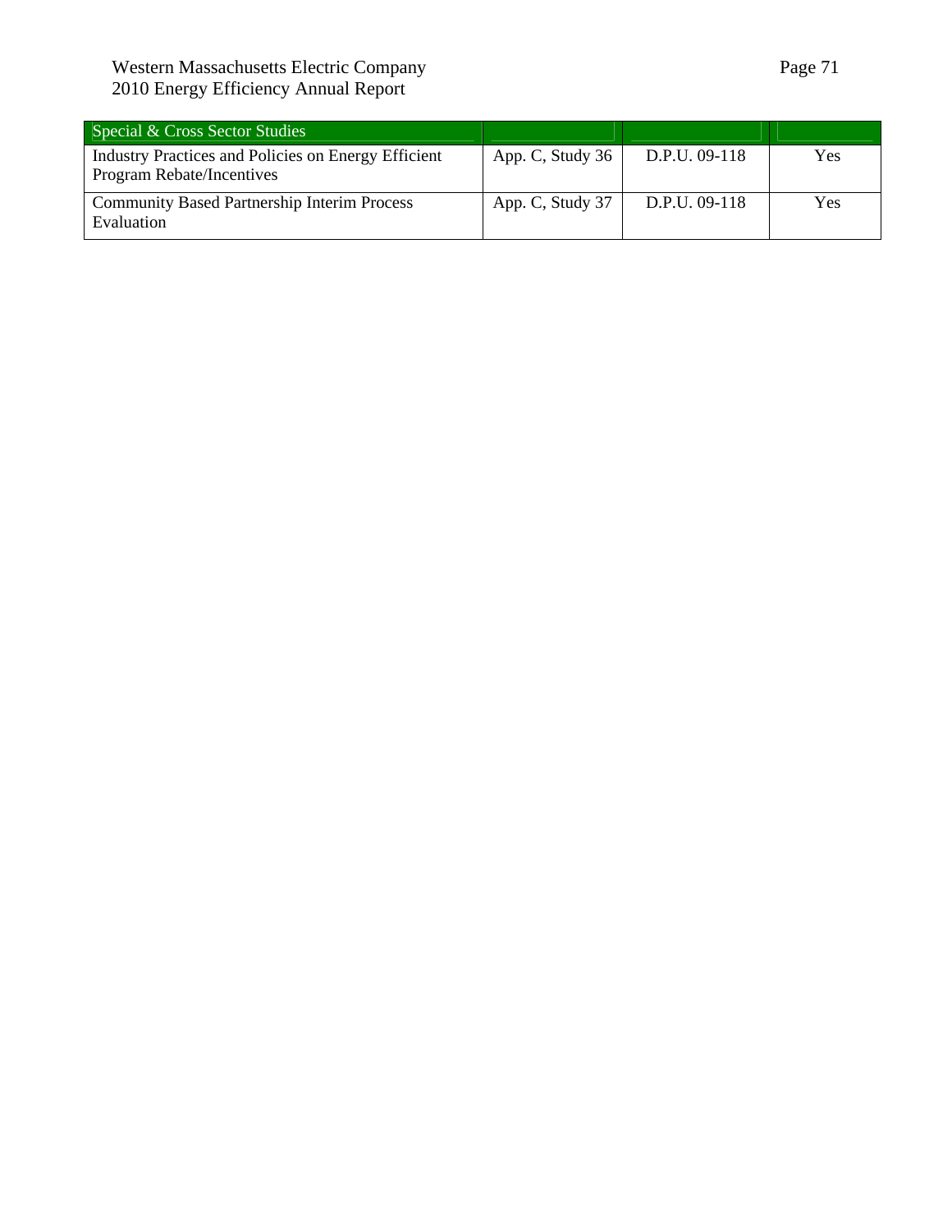| Special & Cross Sector Studies | | | |
|---|---|---|---|
| Industry Practices and Policies on Energy Efficient Program Rebate/Incentives | App. C, Study 36 | D.P.U. 09-118 | Yes |
| Community Based Partnership Interim Process Evaluation | App. C, Study 37 | D.P.U. 09-118 | Yes |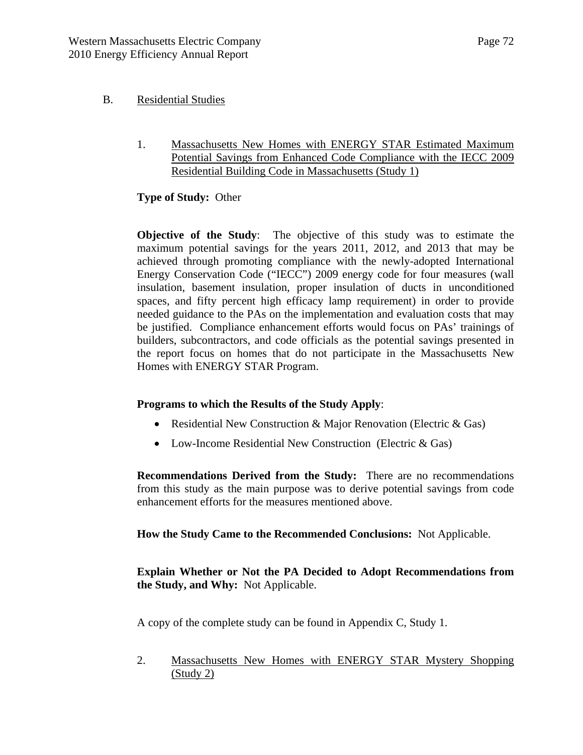## B. Residential Studies

### 1. Massachusetts New Homes with ENERGY STAR Estimated Maximum Potential Savings from Enhanced Code Compliance with the IECC 2009 Residential Building Code in Massachusetts (Study 1)

**Type of Study:** Other

**Objective of the Study**: The objective of this study was to estimate the maximum potential savings for the years 2011, 2012, and 2013 that may be achieved through promoting compliance with the newly-adopted International Energy Conservation Code ("IECC") 2009 energy code for four measures (wall insulation, basement insulation, proper insulation of ducts in unconditioned spaces, and fifty percent high efficacy lamp requirement) in order to provide needed guidance to the PAs on the implementation and evaluation costs that may be justified. Compliance enhancement efforts would focus on PAs' trainings of builders, subcontractors, and code officials as the potential savings presented in the report focus on homes that do not participate in the Massachusetts New Homes with ENERGY STAR Program.

**Programs to which the Results of the Study Apply**:

- Residential New Construction & Major Renovation (Electric & Gas)
- Low-Income Residential New Construction (Electric & Gas)

**Recommendations Derived from the Study:** There are no recommendations from this study as the main purpose was to derive potential savings from code enhancement efforts for the measures mentioned above.

**How the Study Came to the Recommended Conclusions:** Not Applicable.

**Explain Whether or Not the PA Decided to Adopt Recommendations from the Study, and Why:** Not Applicable.

A copy of the complete study can be found in Appendix C, Study 1.

### 2. Massachusetts New Homes with ENERGY STAR Mystery Shopping (Study 2)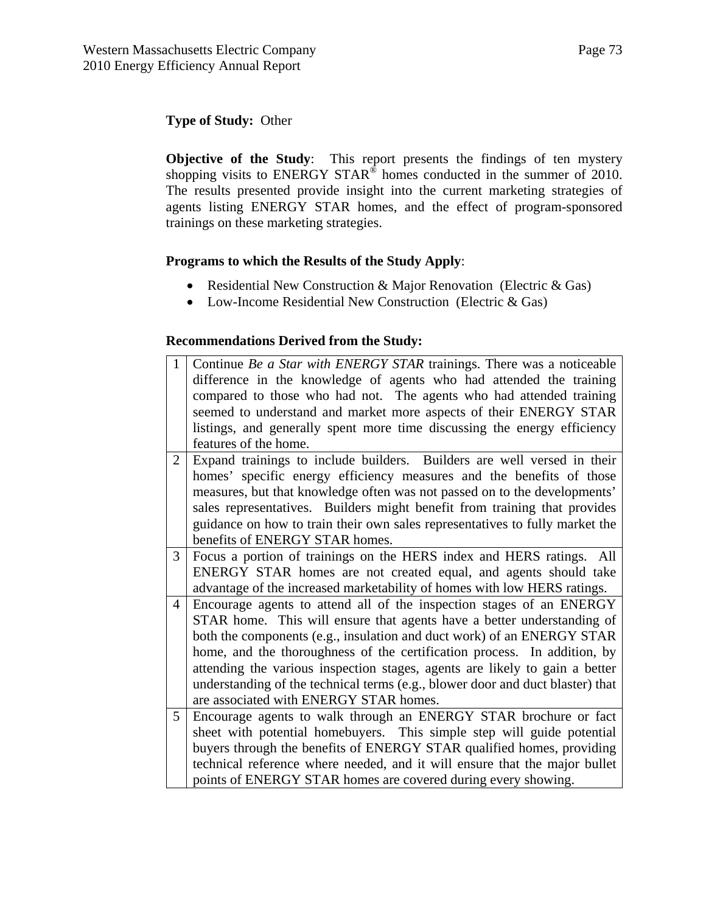**Type of Study:** Other

**Objective of the Study**: This report presents the findings of ten mystery shopping visits to ENERGY STAR® homes conducted in the summer of 2010. The results presented provide insight into the current marketing strategies of agents listing ENERGY STAR homes, and the effect of program-sponsored trainings on these marketing strategies.

**Programs to which the Results of the Study Apply**:

- Residential New Construction & Major Renovation (Electric & Gas)
- Low-Income Residential New Construction (Electric & Gas)

**Recommendations Derived from the Study:**

| | |
|---|---|
| 1 | Continue *Be a Star with ENERGY STAR* trainings. There was a noticeable difference in the knowledge of agents who had attended the training compared to those who had not. The agents who had attended training seemed to understand and market more aspects of their ENERGY STAR listings, and generally spent more time discussing the energy efficiency features of the home. |
| 2 | Expand trainings to include builders. Builders are well versed in their homes' specific energy efficiency measures and the benefits of those measures, but that knowledge often was not passed on to the developments' sales representatives. Builders might benefit from training that provides guidance on how to train their own sales representatives to fully market the benefits of ENERGY STAR homes. |
| 3 | Focus a portion of trainings on the HERS index and HERS ratings. All ENERGY STAR homes are not created equal, and agents should take advantage of the increased marketability of homes with low HERS ratings. |
| 4 | Encourage agents to attend all of the inspection stages of an ENERGY STAR home. This will ensure that agents have a better understanding of both the components (e.g., insulation and duct work) of an ENERGY STAR home, and the thoroughness of the certification process. In addition, by attending the various inspection stages, agents are likely to gain a better understanding of the technical terms (e.g., blower door and duct blaster) that are associated with ENERGY STAR homes. |
| 5 | Encourage agents to walk through an ENERGY STAR brochure or fact sheet with potential homebuyers. This simple step will guide potential buyers through the benefits of ENERGY STAR qualified homes, providing technical reference where needed, and it will ensure that the major bullet points of ENERGY STAR homes are covered during every showing. |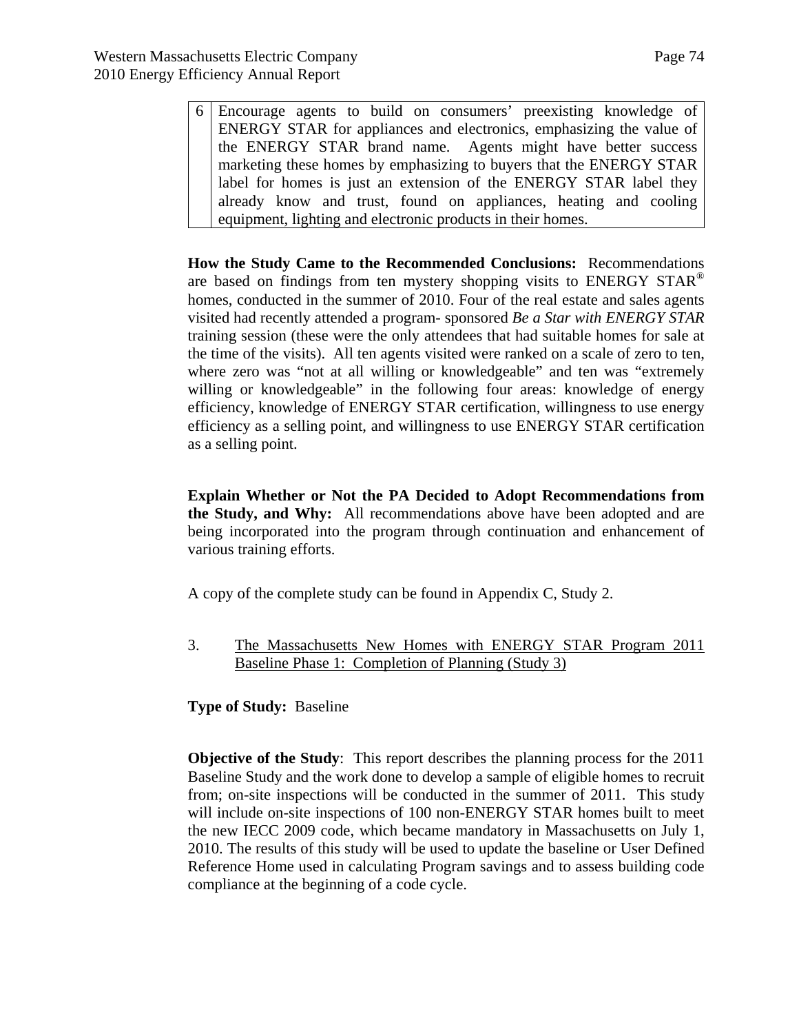| 6 | Encourage agents to build on consumers' preexisting knowledge of ENERGY STAR for appliances and electronics, emphasizing the value of the ENERGY STAR brand name. Agents might have better success marketing these homes by emphasizing to buyers that the ENERGY STAR label for homes is just an extension of the ENERGY STAR label they already know and trust, found on appliances, heating and cooling equipment, lighting and electronic products in their homes. |
|---|---|

**How the Study Came to the Recommended Conclusions:** Recommendations are based on findings from ten mystery shopping visits to ENERGY STAR® homes, conducted in the summer of 2010. Four of the real estate and sales agents visited had recently attended a program- sponsored *Be a Star with ENERGY STAR* training session (these were the only attendees that had suitable homes for sale at the time of the visits). All ten agents visited were ranked on a scale of zero to ten, where zero was "not at all willing or knowledgeable" and ten was "extremely willing or knowledgeable" in the following four areas: knowledge of energy efficiency, knowledge of ENERGY STAR certification, willingness to use energy efficiency as a selling point, and willingness to use ENERGY STAR certification as a selling point.

**Explain Whether or Not the PA Decided to Adopt Recommendations from the Study, and Why:** All recommendations above have been adopted and are being incorporated into the program through continuation and enhancement of various training efforts.

A copy of the complete study can be found in Appendix C, Study 2.

3. <u>The Massachusetts New Homes with ENERGY STAR Program 2011 Baseline Phase 1: Completion of Planning (Study 3)</u>

**Type of Study:** Baseline

**Objective of the Study**: This report describes the planning process for the 2011 Baseline Study and the work done to develop a sample of eligible homes to recruit from; on-site inspections will be conducted in the summer of 2011. This study will include on-site inspections of 100 non-ENERGY STAR homes built to meet the new IECC 2009 code, which became mandatory in Massachusetts on July 1, 2010. The results of this study will be used to update the baseline or User Defined Reference Home used in calculating Program savings and to assess building code compliance at the beginning of a code cycle.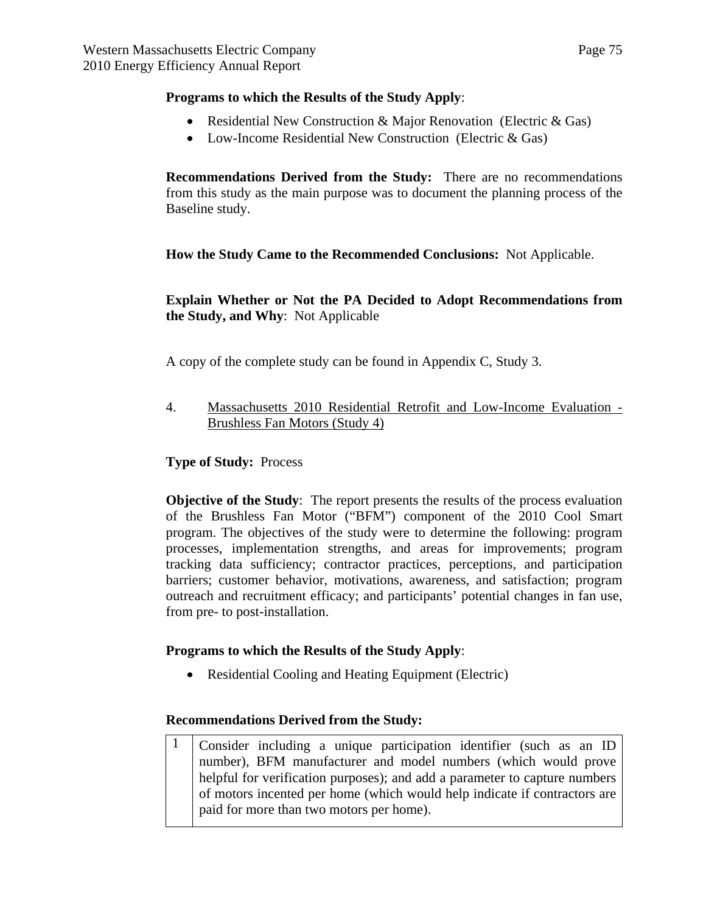**Programs to which the Results of the Study Apply**:

- Residential New Construction & Major Renovation (Electric & Gas)
- Low-Income Residential New Construction (Electric & Gas)

**Recommendations Derived from the Study:** There are no recommendations from this study as the main purpose was to document the planning process of the Baseline study.

**How the Study Came to the Recommended Conclusions:** Not Applicable.

**Explain Whether or Not the PA Decided to Adopt Recommendations from the Study, and Why**: Not Applicable

A copy of the complete study can be found in Appendix C, Study 3.

4. Massachusetts 2010 Residential Retrofit and Low-Income Evaluation - Brushless Fan Motors (Study 4)

**Type of Study:** Process

**Objective of the Study**: The report presents the results of the process evaluation of the Brushless Fan Motor ("BFM") component of the 2010 Cool Smart program. The objectives of the study were to determine the following: program processes, implementation strengths, and areas for improvements; program tracking data sufficiency; contractor practices, perceptions, and participation barriers; customer behavior, motivations, awareness, and satisfaction; program outreach and recruitment efficacy; and participants' potential changes in fan use, from pre- to post-installation.

**Programs to which the Results of the Study Apply**:

- Residential Cooling and Heating Equipment (Electric)

**Recommendations Derived from the Study:**

| | |
|---|---|
| 1 | Consider including a unique participation identifier (such as an ID number), BFM manufacturer and model numbers (which would prove helpful for verification purposes); and add a parameter to capture numbers of motors incented per home (which would help indicate if contractors are paid for more than two motors per home). |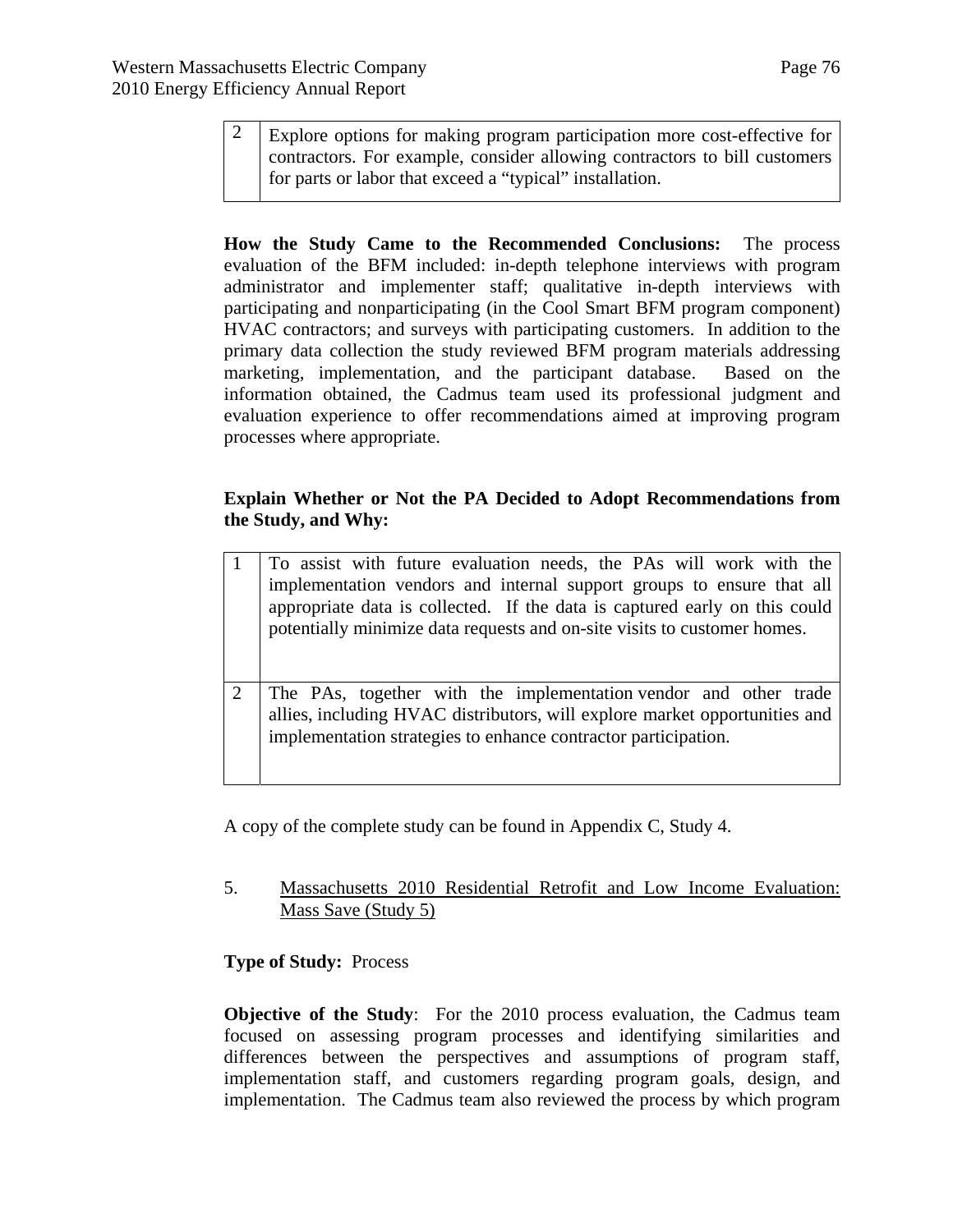| 2 | Explore options for making program participation more cost-effective for contractors. For example, consider allowing contractors to bill customers for parts or labor that exceed a "typical" installation. |
|---|---|

**How the Study Came to the Recommended Conclusions:** The process evaluation of the BFM included: in-depth telephone interviews with program administrator and implementer staff; qualitative in-depth interviews with participating and nonparticipating (in the Cool Smart BFM program component) HVAC contractors; and surveys with participating customers. In addition to the primary data collection the study reviewed BFM program materials addressing marketing, implementation, and the participant database. Based on the information obtained, the Cadmus team used its professional judgment and evaluation experience to offer recommendations aimed at improving program processes where appropriate.

**Explain Whether or Not the PA Decided to Adopt Recommendations from the Study, and Why:**

| 1 | To assist with future evaluation needs, the PAs will work with the implementation vendors and internal support groups to ensure that all appropriate data is collected. If the data is captured early on this could potentially minimize data requests and on-site visits to customer homes. |
|---|---|
| 2 | The PAs, together with the implementation vendor and other trade allies, including HVAC distributors, will explore market opportunities and implementation strategies to enhance contractor participation. |

A copy of the complete study can be found in Appendix C, Study 4.

5. Massachusetts 2010 Residential Retrofit and Low Income Evaluation: Mass Save (Study 5)

**Type of Study:** Process

**Objective of the Study**: For the 2010 process evaluation, the Cadmus team focused on assessing program processes and identifying similarities and differences between the perspectives and assumptions of program staff, implementation staff, and customers regarding program goals, design, and implementation. The Cadmus team also reviewed the process by which program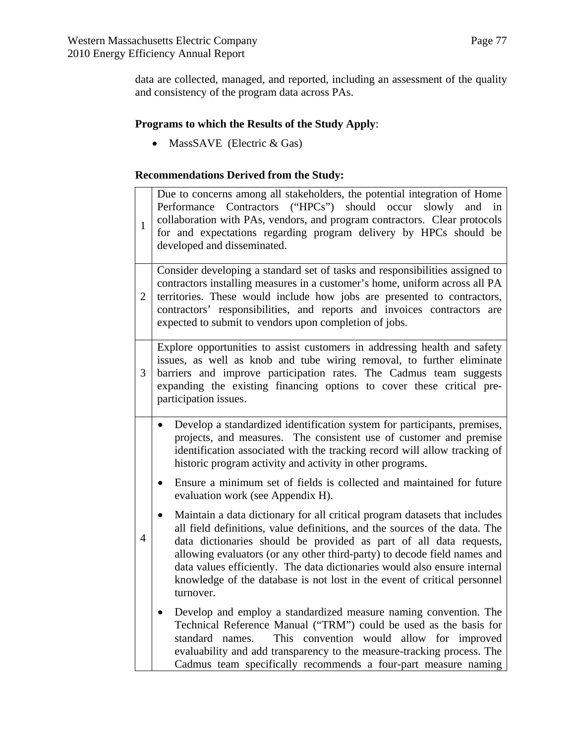data are collected, managed, and reported, including an assessment of the quality and consistency of the program data across PAs.

**Programs to which the Results of the Study Apply**:

- MassSAVE (Electric & Gas)

**Recommendations Derived from the Study:**

| | |
|---|---|
| 1 | Due to concerns among all stakeholders, the potential integration of Home Performance Contractors ("HPCs") should occur slowly and in collaboration with PAs, vendors, and program contractors. Clear protocols for and expectations regarding program delivery by HPCs should be developed and disseminated. |
| 2 | Consider developing a standard set of tasks and responsibilities assigned to contractors installing measures in a customer's home, uniform across all PA territories. These would include how jobs are presented to contractors, contractors' responsibilities, and reports and invoices contractors are expected to submit to vendors upon completion of jobs. |
| 3 | Explore opportunities to assist customers in addressing health and safety issues, as well as knob and tube wiring removal, to further eliminate barriers and improve participation rates. The Cadmus team suggests expanding the existing financing options to cover these critical pre-participation issues. |
| 4 | • Develop a standardized identification system for participants, premises, projects, and measures. The consistent use of customer and premise identification associated with the tracking record will allow tracking of historic program activity and activity in other programs.<br>• Ensure a minimum set of fields is collected and maintained for future evaluation work (see Appendix H).<br>• Maintain a data dictionary for all critical program datasets that includes all field definitions, value definitions, and the sources of the data. The data dictionaries should be provided as part of all data requests, allowing evaluators (or any other third-party) to decode field names and data values efficiently. The data dictionaries would also ensure internal knowledge of the database is not lost in the event of critical personnel turnover.<br>• Develop and employ a standardized measure naming convention. The Technical Reference Manual ("TRM") could be used as the basis for standard names. This convention would allow for improved evaluability and add transparency to the measure-tracking process. The Cadmus team specifically recommends a four-part measure naming |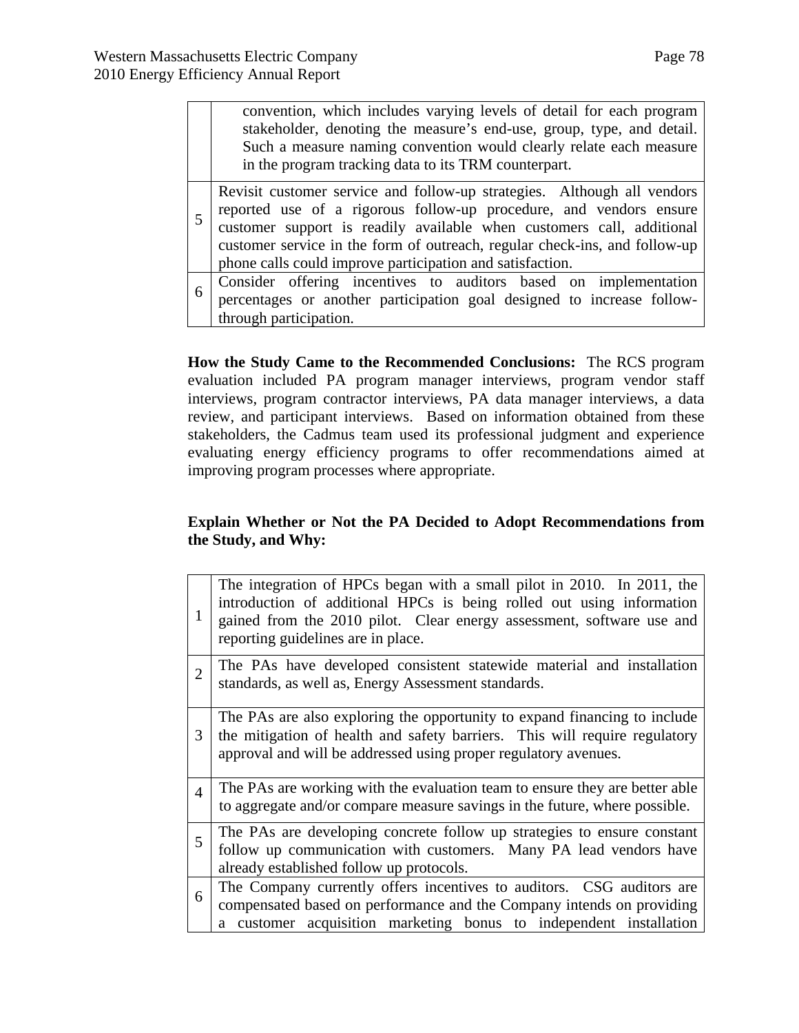| | |
|---|---|
| | convention, which includes varying levels of detail for each program stakeholder, denoting the measure's end-use, group, type, and detail. Such a measure naming convention would clearly relate each measure in the program tracking data to its TRM counterpart. |
| 5 | Revisit customer service and follow-up strategies. Although all vendors reported use of a rigorous follow-up procedure, and vendors ensure customer support is readily available when customers call, additional customer service in the form of outreach, regular check-ins, and follow-up phone calls could improve participation and satisfaction. |
| 6 | Consider offering incentives to auditors based on implementation percentages or another participation goal designed to increase follow-through participation. |

**How the Study Came to the Recommended Conclusions:** The RCS program evaluation included PA program manager interviews, program vendor staff interviews, program contractor interviews, PA data manager interviews, a data review, and participant interviews. Based on information obtained from these stakeholders, the Cadmus team used its professional judgment and experience evaluating energy efficiency programs to offer recommendations aimed at improving program processes where appropriate.

**Explain Whether or Not the PA Decided to Adopt Recommendations from the Study, and Why:**

| | |
|---|---|
| 1 | The integration of HPCs began with a small pilot in 2010. In 2011, the introduction of additional HPCs is being rolled out using information gained from the 2010 pilot. Clear energy assessment, software use and reporting guidelines are in place. |
| 2 | The PAs have developed consistent statewide material and installation standards, as well as, Energy Assessment standards. |
| 3 | The PAs are also exploring the opportunity to expand financing to include the mitigation of health and safety barriers. This will require regulatory approval and will be addressed using proper regulatory avenues. |
| 4 | The PAs are working with the evaluation team to ensure they are better able to aggregate and/or compare measure savings in the future, where possible. |
| 5 | The PAs are developing concrete follow up strategies to ensure constant follow up communication with customers. Many PA lead vendors have already established follow up protocols. |
| 6 | The Company currently offers incentives to auditors. CSG auditors are compensated based on performance and the Company intends on providing a customer acquisition marketing bonus to independent installation |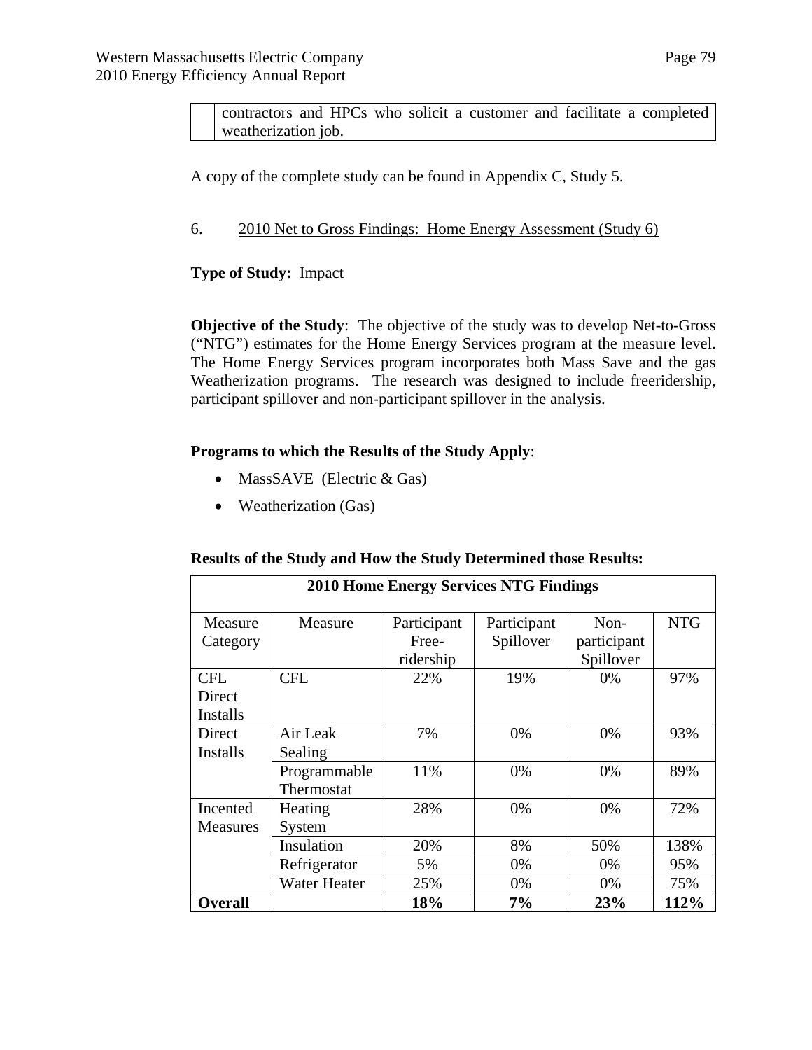| | contractors and HPCs who solicit a customer and facilitate a completed weatherization job. |
|---|---|

A copy of the complete study can be found in Appendix C, Study 5.

6. 2010 Net to Gross Findings: Home Energy Assessment (Study 6)

**Type of Study:** Impact

**Objective of the Study**: The objective of the study was to develop Net-to-Gross ("NTG") estimates for the Home Energy Services program at the measure level. The Home Energy Services program incorporates both Mass Save and the gas Weatherization programs. The research was designed to include freeridership, participant spillover and non-participant spillover in the analysis.

**Programs to which the Results of the Study Apply**:

- MassSAVE (Electric & Gas)
- Weatherization (Gas)

**Results of the Study and How the Study Determined those Results:**

| **2010 Home Energy Services NTG Findings** | | | | | |
|---|---|---|---|---|---|
| Measure Category | Measure | Participant Free-ridership | Participant Spillover | Non-participant Spillover | NTG |
| CFL Direct Installs | CFL | 22% | 19% | 0% | 97% |
| Direct Installs | Air Leak Sealing | 7% | 0% | 0% | 93% |
| | Programmable Thermostat | 11% | 0% | 0% | 89% |
| Incented Measures | Heating System | 28% | 0% | 0% | 72% |
| | Insulation | 20% | 8% | 50% | 138% |
| | Refrigerator | 5% | 0% | 0% | 95% |
| | Water Heater | 25% | 0% | 0% | 75% |
| **Overall** | | **18%** | **7%** | **23%** | **112%** |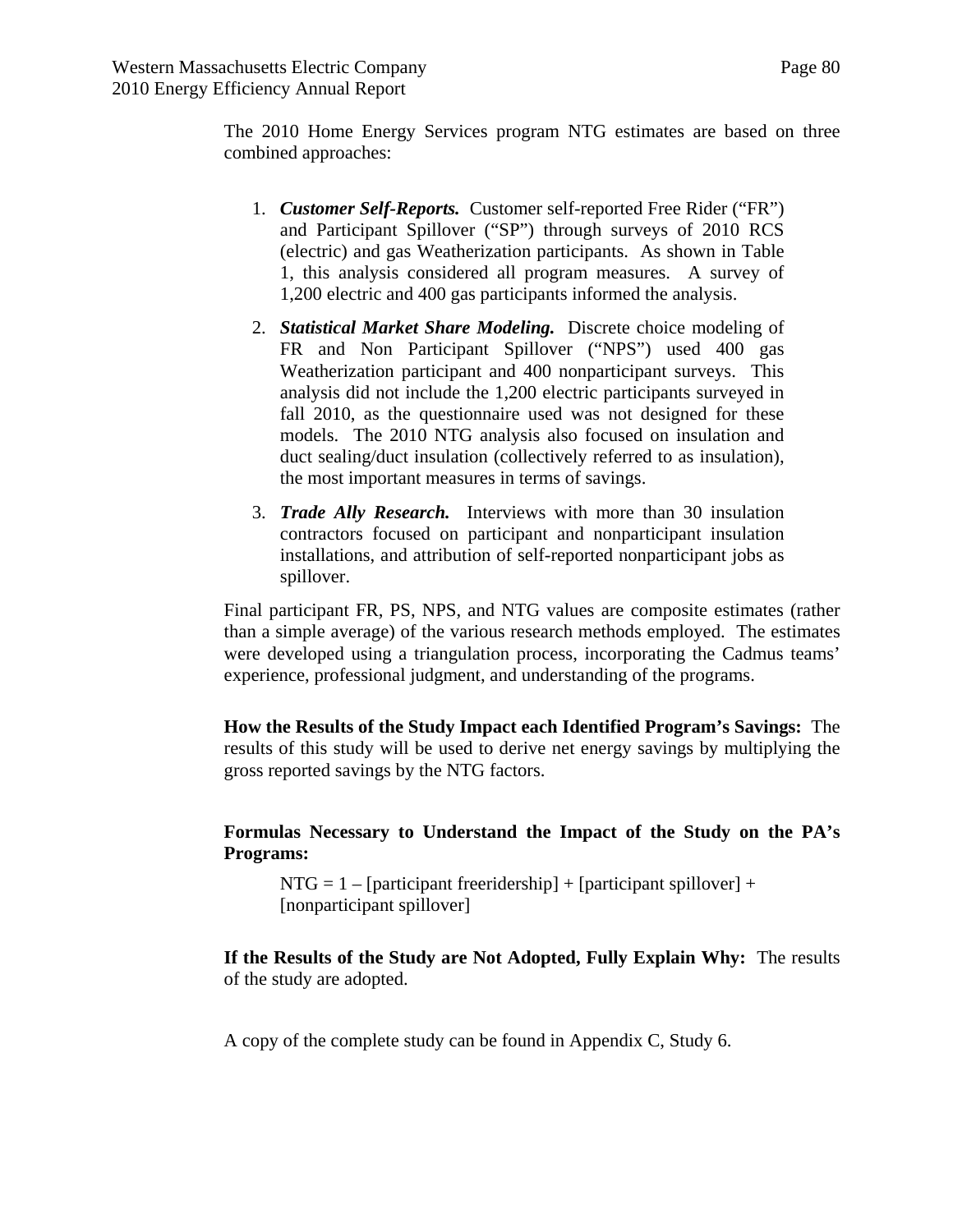The 2010 Home Energy Services program NTG estimates are based on three combined approaches:

1. ***Customer Self-Reports.*** Customer self-reported Free Rider ("FR") and Participant Spillover ("SP") through surveys of 2010 RCS (electric) and gas Weatherization participants. As shown in Table 1, this analysis considered all program measures. A survey of 1,200 electric and 400 gas participants informed the analysis.
2. ***Statistical Market Share Modeling.*** Discrete choice modeling of FR and Non Participant Spillover ("NPS") used 400 gas Weatherization participant and 400 nonparticipant surveys. This analysis did not include the 1,200 electric participants surveyed in fall 2010, as the questionnaire used was not designed for these models. The 2010 NTG analysis also focused on insulation and duct sealing/duct insulation (collectively referred to as insulation), the most important measures in terms of savings.
3. ***Trade Ally Research.*** Interviews with more than 30 insulation contractors focused on participant and nonparticipant insulation installations, and attribution of self-reported nonparticipant jobs as spillover.

Final participant FR, PS, NPS, and NTG values are composite estimates (rather than a simple average) of the various research methods employed. The estimates were developed using a triangulation process, incorporating the Cadmus teams' experience, professional judgment, and understanding of the programs.

**How the Results of the Study Impact each Identified Program's Savings:** The results of this study will be used to derive net energy savings by multiplying the gross reported savings by the NTG factors.

**Formulas Necessary to Understand the Impact of the Study on the PA's Programs:**

NTG = 1 – [participant freeridership] + [participant spillover] + [nonparticipant spillover]

**If the Results of the Study are Not Adopted, Fully Explain Why:** The results of the study are adopted.

A copy of the complete study can be found in Appendix C, Study 6.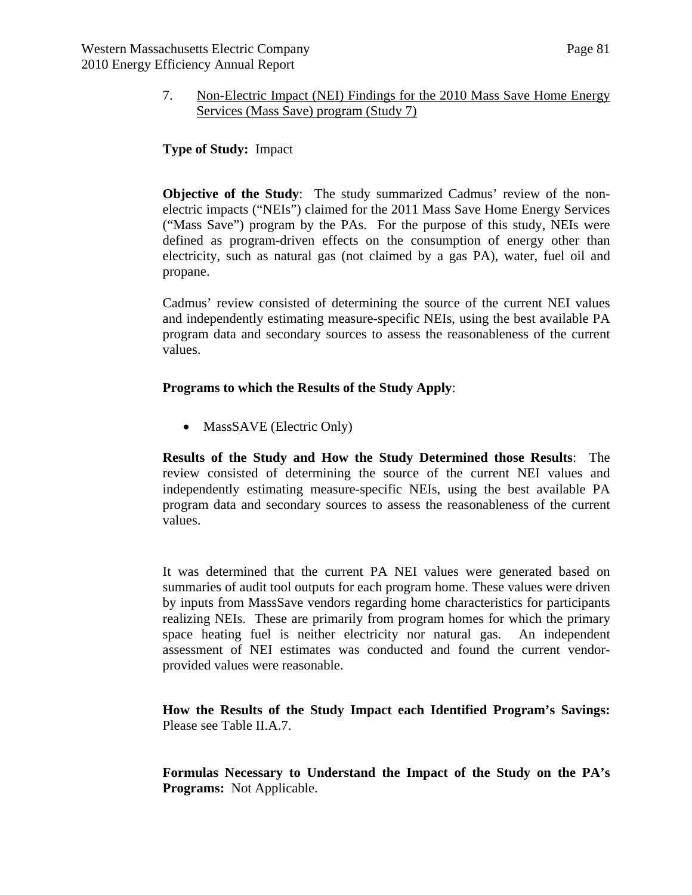7. Non-Electric Impact (NEI) Findings for the 2010 Mass Save Home Energy Services (Mass Save) program (Study 7)

**Type of Study:** Impact

**Objective of the Study**: The study summarized Cadmus' review of the non-electric impacts ("NEIs") claimed for the 2011 Mass Save Home Energy Services ("Mass Save") program by the PAs. For the purpose of this study, NEIs were defined as program-driven effects on the consumption of energy other than electricity, such as natural gas (not claimed by a gas PA), water, fuel oil and propane.

Cadmus' review consisted of determining the source of the current NEI values and independently estimating measure-specific NEIs, using the best available PA program data and secondary sources to assess the reasonableness of the current values.

**Programs to which the Results of the Study Apply**:

- MassSAVE (Electric Only)

**Results of the Study and How the Study Determined those Results**: The review consisted of determining the source of the current NEI values and independently estimating measure-specific NEIs, using the best available PA program data and secondary sources to assess the reasonableness of the current values.

It was determined that the current PA NEI values were generated based on summaries of audit tool outputs for each program home. These values were driven by inputs from MassSave vendors regarding home characteristics for participants realizing NEIs. These are primarily from program homes for which the primary space heating fuel is neither electricity nor natural gas. An independent assessment of NEI estimates was conducted and found the current vendor-provided values were reasonable.

**How the Results of the Study Impact each Identified Program's Savings:** Please see Table II.A.7.

**Formulas Necessary to Understand the Impact of the Study on the PA's Programs:** Not Applicable.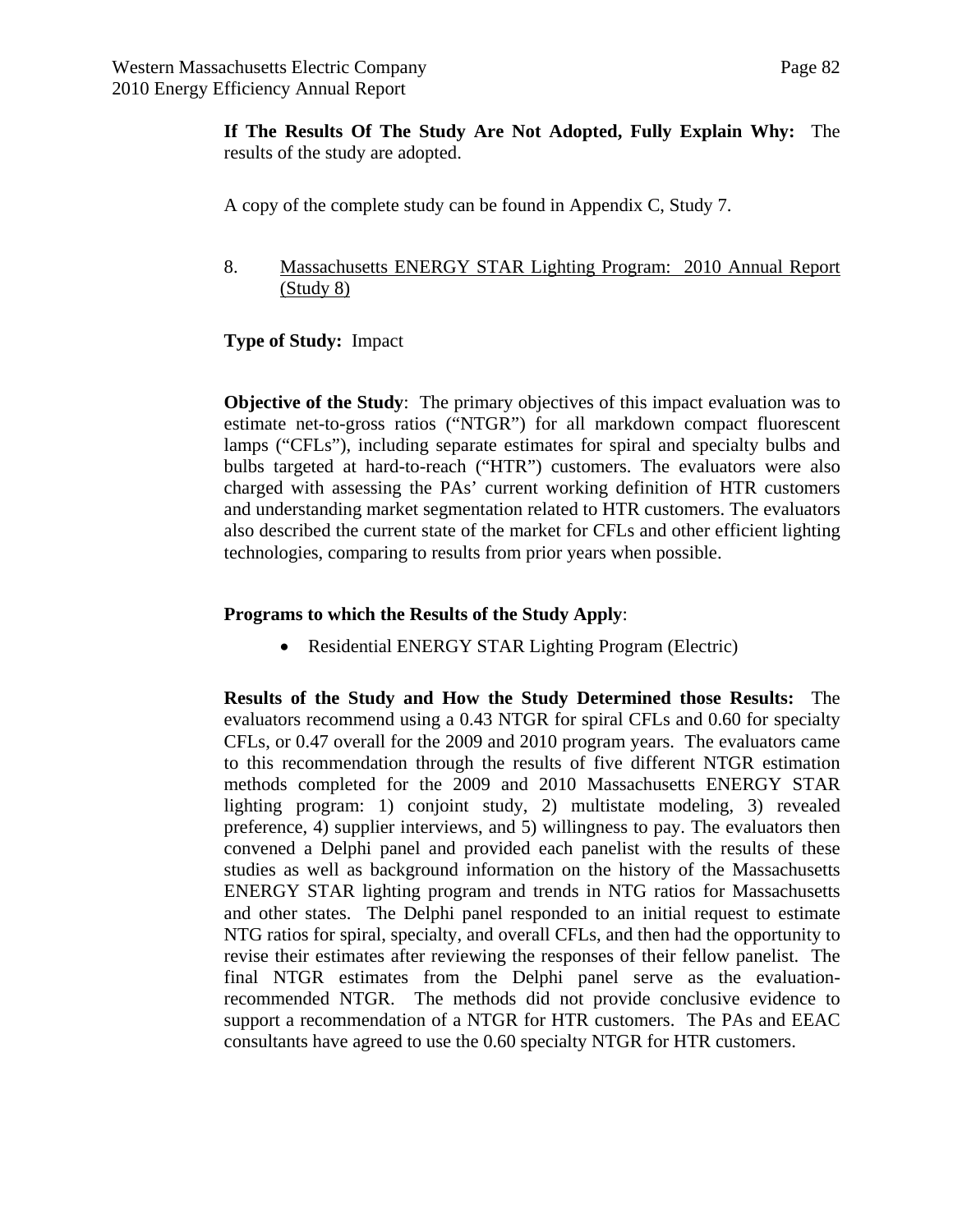**If The Results Of The Study Are Not Adopted, Fully Explain Why:** The results of the study are adopted.

A copy of the complete study can be found in Appendix C, Study 7.

8. Massachusetts ENERGY STAR Lighting Program: 2010 Annual Report (Study 8)

**Type of Study:** Impact

**Objective of the Study**: The primary objectives of this impact evaluation was to estimate net-to-gross ratios ("NTGR") for all markdown compact fluorescent lamps ("CFLs"), including separate estimates for spiral and specialty bulbs and bulbs targeted at hard-to-reach ("HTR") customers. The evaluators were also charged with assessing the PAs' current working definition of HTR customers and understanding market segmentation related to HTR customers. The evaluators also described the current state of the market for CFLs and other efficient lighting technologies, comparing to results from prior years when possible.

**Programs to which the Results of the Study Apply**:

- Residential ENERGY STAR Lighting Program (Electric)

**Results of the Study and How the Study Determined those Results:** The evaluators recommend using a 0.43 NTGR for spiral CFLs and 0.60 for specialty CFLs, or 0.47 overall for the 2009 and 2010 program years. The evaluators came to this recommendation through the results of five different NTGR estimation methods completed for the 2009 and 2010 Massachusetts ENERGY STAR lighting program: 1) conjoint study, 2) multistate modeling, 3) revealed preference, 4) supplier interviews, and 5) willingness to pay. The evaluators then convened a Delphi panel and provided each panelist with the results of these studies as well as background information on the history of the Massachusetts ENERGY STAR lighting program and trends in NTG ratios for Massachusetts and other states. The Delphi panel responded to an initial request to estimate NTG ratios for spiral, specialty, and overall CFLs, and then had the opportunity to revise their estimates after reviewing the responses of their fellow panelist. The final NTGR estimates from the Delphi panel serve as the evaluation-recommended NTGR. The methods did not provide conclusive evidence to support a recommendation of a NTGR for HTR customers. The PAs and EEAC consultants have agreed to use the 0.60 specialty NTGR for HTR customers.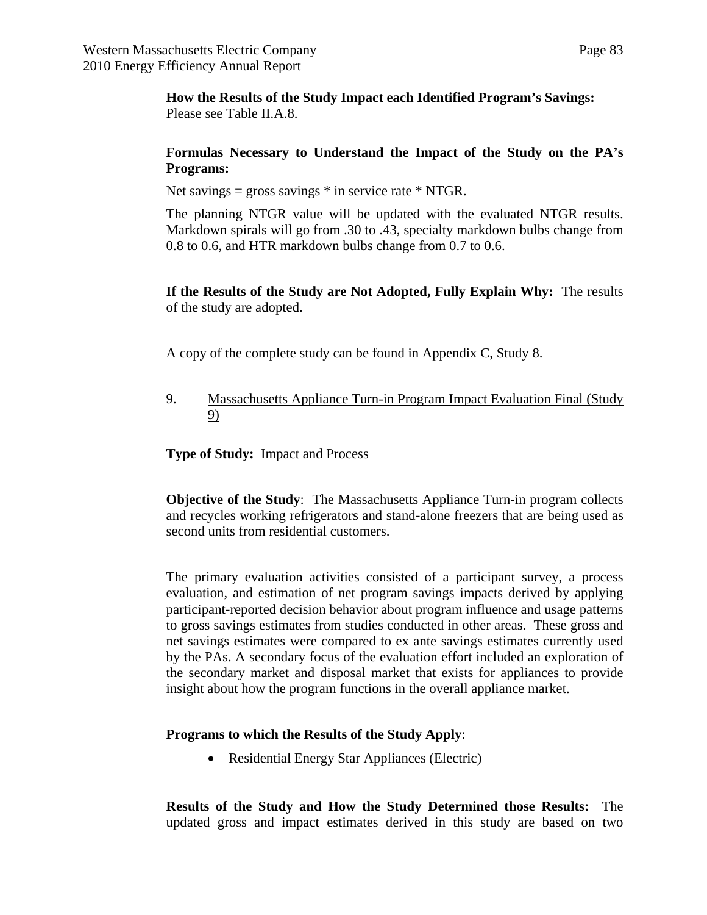**How the Results of the Study Impact each Identified Program's Savings:** Please see Table II.A.8.

**Formulas Necessary to Understand the Impact of the Study on the PA's Programs:**

Net savings = gross savings * in service rate * NTGR.

The planning NTGR value will be updated with the evaluated NTGR results. Markdown spirals will go from .30 to .43, specialty markdown bulbs change from 0.8 to 0.6, and HTR markdown bulbs change from 0.7 to 0.6.

**If the Results of the Study are Not Adopted, Fully Explain Why:** The results of the study are adopted.

A copy of the complete study can be found in Appendix C, Study 8.

9. <u>Massachusetts Appliance Turn-in Program Impact Evaluation Final (Study 9)</u>

**Type of Study:** Impact and Process

**Objective of the Study**: The Massachusetts Appliance Turn-in program collects and recycles working refrigerators and stand-alone freezers that are being used as second units from residential customers.

The primary evaluation activities consisted of a participant survey, a process evaluation, and estimation of net program savings impacts derived by applying participant-reported decision behavior about program influence and usage patterns to gross savings estimates from studies conducted in other areas. These gross and net savings estimates were compared to ex ante savings estimates currently used by the PAs. A secondary focus of the evaluation effort included an exploration of the secondary market and disposal market that exists for appliances to provide insight about how the program functions in the overall appliance market.

**Programs to which the Results of the Study Apply**:

- Residential Energy Star Appliances (Electric)

**Results of the Study and How the Study Determined those Results:** The updated gross and impact estimates derived in this study are based on two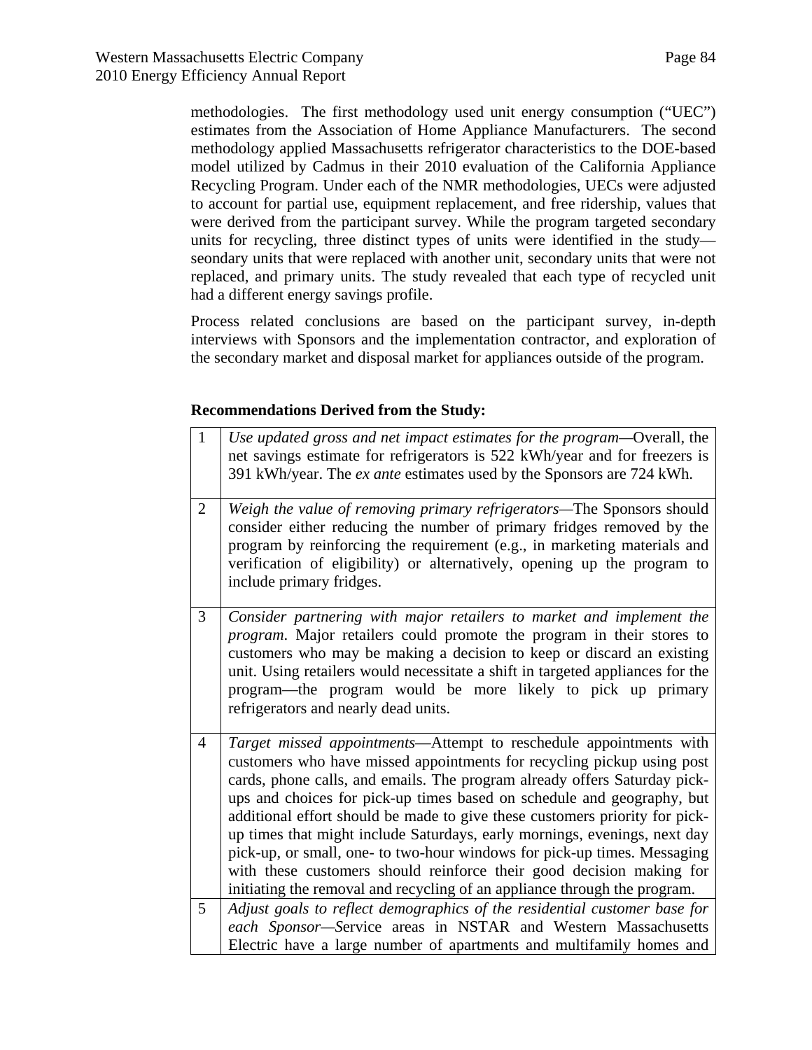methodologies. The first methodology used unit energy consumption ("UEC") estimates from the Association of Home Appliance Manufacturers. The second methodology applied Massachusetts refrigerator characteristics to the DOE-based model utilized by Cadmus in their 2010 evaluation of the California Appliance Recycling Program. Under each of the NMR methodologies, UECs were adjusted to account for partial use, equipment replacement, and free ridership, values that were derived from the participant survey. While the program targeted secondary units for recycling, three distinct types of units were identified in the study—seondary units that were replaced with another unit, secondary units that were not replaced, and primary units. The study revealed that each type of recycled unit had a different energy savings profile.

Process related conclusions are based on the participant survey, in-depth interviews with Sponsors and the implementation contractor, and exploration of the secondary market and disposal market for appliances outside of the program.

**Recommendations Derived from the Study:**

| | |
|---|---|
| 1 | *Use updated gross and net impact estimates for the program*—Overall, the net savings estimate for refrigerators is 522 kWh/year and for freezers is 391 kWh/year. The *ex ante* estimates used by the Sponsors are 724 kWh. |
| 2 | *Weigh the value of removing primary refrigerators*—The Sponsors should consider either reducing the number of primary fridges removed by the program by reinforcing the requirement (e.g., in marketing materials and verification of eligibility) or alternatively, opening up the program to include primary fridges. |
| 3 | *Consider partnering with major retailers to market and implement the program*. Major retailers could promote the program in their stores to customers who may be making a decision to keep or discard an existing unit. Using retailers would necessitate a shift in targeted appliances for the program—the program would be more likely to pick up primary refrigerators and nearly dead units. |
| 4 | *Target missed appointments*—Attempt to reschedule appointments with customers who have missed appointments for recycling pickup using post cards, phone calls, and emails. The program already offers Saturday pick-ups and choices for pick-up times based on schedule and geography, but additional effort should be made to give these customers priority for pick-up times that might include Saturdays, early mornings, evenings, next day pick-up, or small, one- to two-hour windows for pick-up times. Messaging with these customers should reinforce their good decision making for initiating the removal and recycling of an appliance through the program. |
| 5 | *Adjust goals to reflect demographics of the residential customer base for each Sponsor—S*ervice areas in NSTAR and Western Massachusetts Electric have a large number of apartments and multifamily homes and |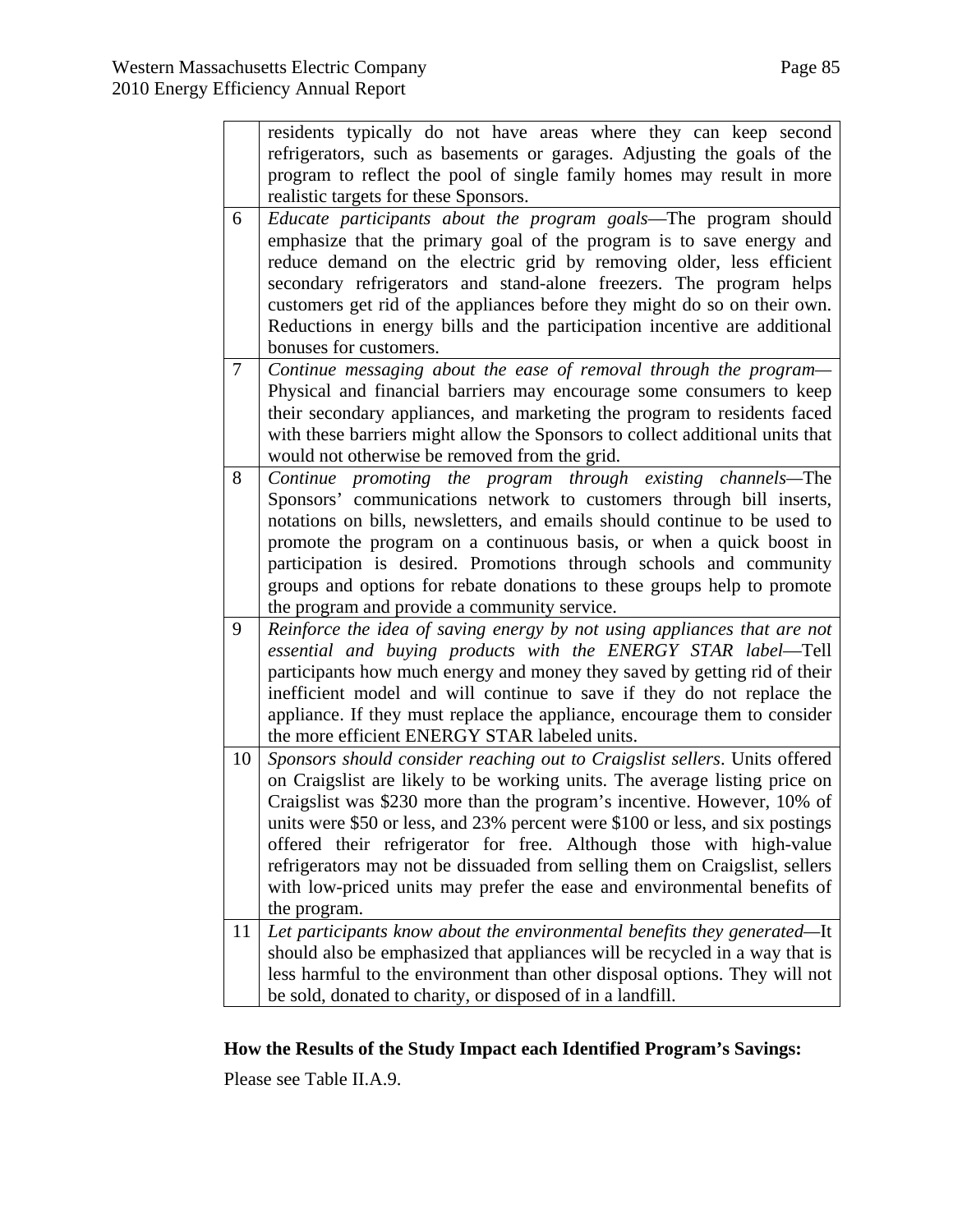| | |
|---|---|
| | residents typically do not have areas where they can keep second refrigerators, such as basements or garages. Adjusting the goals of the program to reflect the pool of single family homes may result in more realistic targets for these Sponsors. |
| 6 | *Educate participants about the program goals*—The program should emphasize that the primary goal of the program is to save energy and reduce demand on the electric grid by removing older, less efficient secondary refrigerators and stand-alone freezers. The program helps customers get rid of the appliances before they might do so on their own. Reductions in energy bills and the participation incentive are additional bonuses for customers. |
| 7 | *Continue messaging about the ease of removal through the program*—Physical and financial barriers may encourage some consumers to keep their secondary appliances, and marketing the program to residents faced with these barriers might allow the Sponsors to collect additional units that would not otherwise be removed from the grid. |
| 8 | *Continue promoting the program through existing channels*—The Sponsors' communications network to customers through bill inserts, notations on bills, newsletters, and emails should continue to be used to promote the program on a continuous basis, or when a quick boost in participation is desired. Promotions through schools and community groups and options for rebate donations to these groups help to promote the program and provide a community service. |
| 9 | *Reinforce the idea of saving energy by not using appliances that are not essential and buying products with the ENERGY STAR label*—Tell participants how much energy and money they saved by getting rid of their inefficient model and will continue to save if they do not replace the appliance. If they must replace the appliance, encourage them to consider the more efficient ENERGY STAR labeled units. |
| 10 | *Sponsors should consider reaching out to Craigslist sellers*. Units offered on Craigslist are likely to be working units. The average listing price on Craigslist was $230 more than the program's incentive. However, 10% of units were $50 or less, and 23% percent were $100 or less, and six postings offered their refrigerator for free. Although those with high-value refrigerators may not be dissuaded from selling them on Craigslist, sellers with low-priced units may prefer the ease and environmental benefits of the program. |
| 11 | *Let participants know about the environmental benefits they generated*—It should also be emphasized that appliances will be recycled in a way that is less harmful to the environment than other disposal options. They will not be sold, donated to charity, or disposed of in a landfill. |

**How the Results of the Study Impact each Identified Program's Savings:**

Please see Table II.A.9.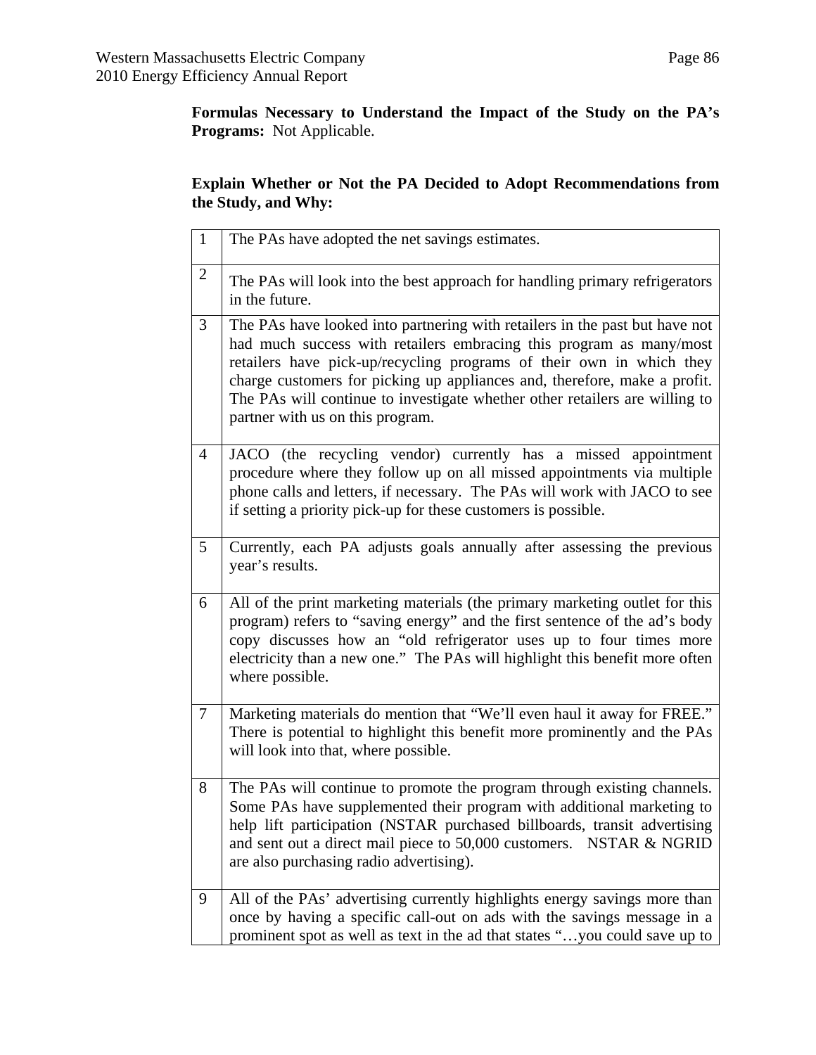**Formulas Necessary to Understand the Impact of the Study on the PA's Programs:** Not Applicable.

**Explain Whether or Not the PA Decided to Adopt Recommendations from the Study, and Why:**

| | |
|---|---|
| 1 | The PAs have adopted the net savings estimates. |
| 2 | The PAs will look into the best approach for handling primary refrigerators in the future. |
| 3 | The PAs have looked into partnering with retailers in the past but have not had much success with retailers embracing this program as many/most retailers have pick-up/recycling programs of their own in which they charge customers for picking up appliances and, therefore, make a profit. The PAs will continue to investigate whether other retailers are willing to partner with us on this program. |
| 4 | JACO (the recycling vendor) currently has a missed appointment procedure where they follow up on all missed appointments via multiple phone calls and letters, if necessary. The PAs will work with JACO to see if setting a priority pick-up for these customers is possible. |
| 5 | Currently, each PA adjusts goals annually after assessing the previous year's results. |
| 6 | All of the print marketing materials (the primary marketing outlet for this program) refers to "saving energy" and the first sentence of the ad's body copy discusses how an "old refrigerator uses up to four times more electricity than a new one." The PAs will highlight this benefit more often where possible. |
| 7 | Marketing materials do mention that "We'll even haul it away for FREE." There is potential to highlight this benefit more prominently and the PAs will look into that, where possible. |
| 8 | The PAs will continue to promote the program through existing channels. Some PAs have supplemented their program with additional marketing to help lift participation (NSTAR purchased billboards, transit advertising and sent out a direct mail piece to 50,000 customers. NSTAR & NGRID are also purchasing radio advertising). |
| 9 | All of the PAs' advertising currently highlights energy savings more than once by having a specific call-out on ads with the savings message in a prominent spot as well as text in the ad that states "…you could save up to |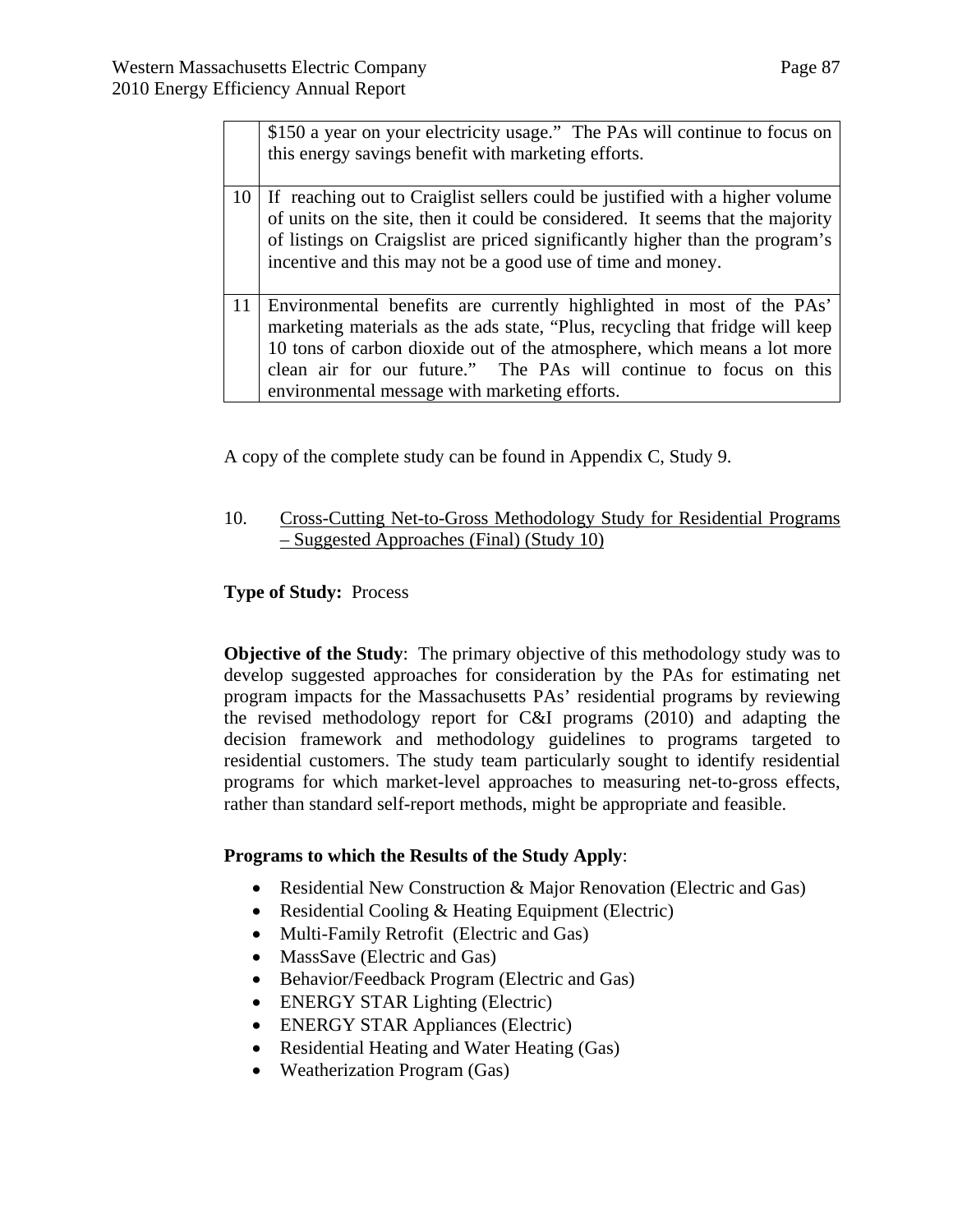| | |
|---|---|
| | $150 a year on your electricity usage." The PAs will continue to focus on this energy savings benefit with marketing efforts. |
| 10 | If reaching out to Craiglist sellers could be justified with a higher volume of units on the site, then it could be considered. It seems that the majority of listings on Craigslist are priced significantly higher than the program's incentive and this may not be a good use of time and money. |
| 11 | Environmental benefits are currently highlighted in most of the PAs' marketing materials as the ads state, "Plus, recycling that fridge will keep 10 tons of carbon dioxide out of the atmosphere, which means a lot more clean air for our future." The PAs will continue to focus on this environmental message with marketing efforts. |

A copy of the complete study can be found in Appendix C, Study 9.

10. Cross-Cutting Net-to-Gross Methodology Study for Residential Programs – Suggested Approaches (Final) (Study 10)

**Type of Study:** Process

**Objective of the Study**: The primary objective of this methodology study was to develop suggested approaches for consideration by the PAs for estimating net program impacts for the Massachusetts PAs' residential programs by reviewing the revised methodology report for C&I programs (2010) and adapting the decision framework and methodology guidelines to programs targeted to residential customers. The study team particularly sought to identify residential programs for which market-level approaches to measuring net-to-gross effects, rather than standard self-report methods, might be appropriate and feasible.

**Programs to which the Results of the Study Apply**:

- Residential New Construction & Major Renovation (Electric and Gas)
- Residential Cooling & Heating Equipment (Electric)
- Multi-Family Retrofit (Electric and Gas)
- MassSave (Electric and Gas)
- Behavior/Feedback Program (Electric and Gas)
- ENERGY STAR Lighting (Electric)
- ENERGY STAR Appliances (Electric)
- Residential Heating and Water Heating (Gas)
- Weatherization Program (Gas)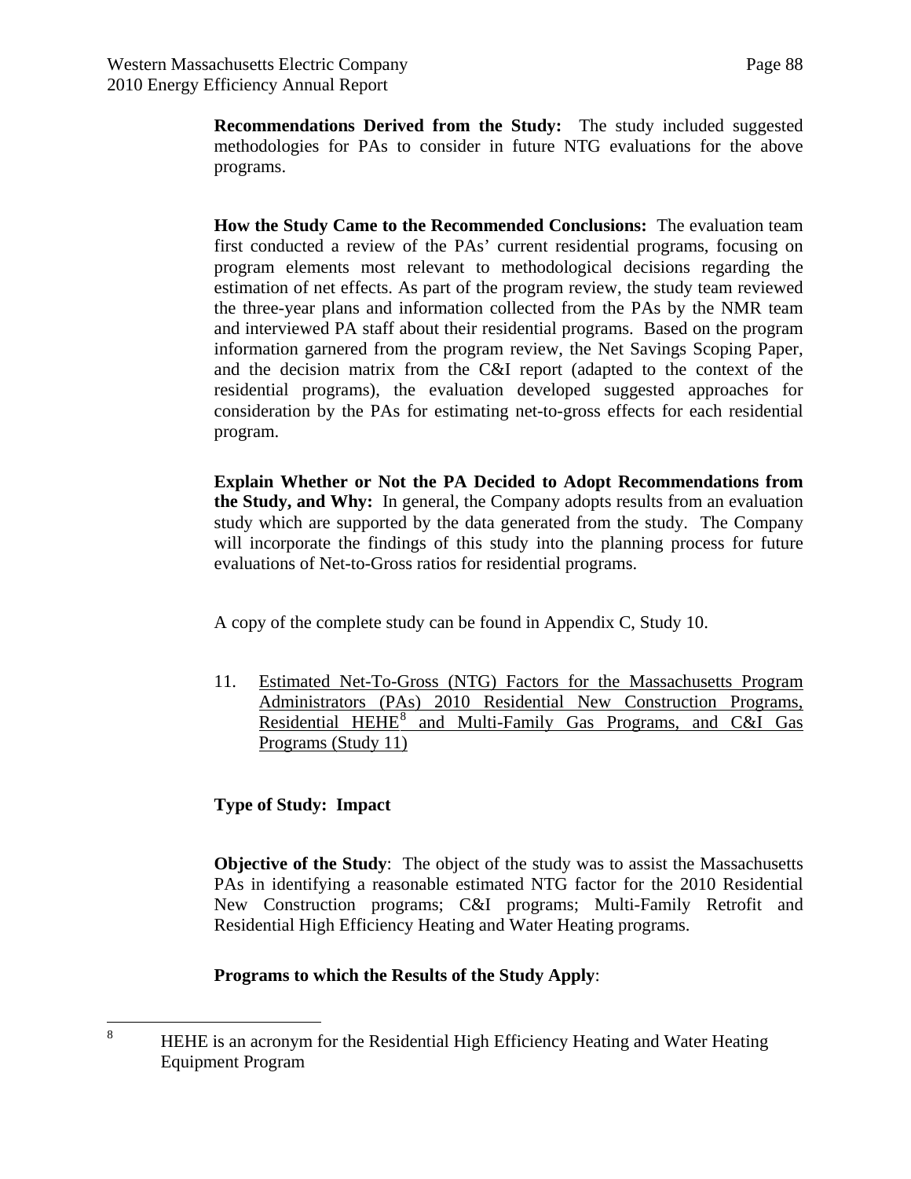**Recommendations Derived from the Study:** The study included suggested methodologies for PAs to consider in future NTG evaluations for the above programs.

**How the Study Came to the Recommended Conclusions:** The evaluation team first conducted a review of the PAs' current residential programs, focusing on program elements most relevant to methodological decisions regarding the estimation of net effects. As part of the program review, the study team reviewed the three-year plans and information collected from the PAs by the NMR team and interviewed PA staff about their residential programs. Based on the program information garnered from the program review, the Net Savings Scoping Paper, and the decision matrix from the C&I report (adapted to the context of the residential programs), the evaluation developed suggested approaches for consideration by the PAs for estimating net-to-gross effects for each residential program.

**Explain Whether or Not the PA Decided to Adopt Recommendations from the Study, and Why:** In general, the Company adopts results from an evaluation study which are supported by the data generated from the study. The Company will incorporate the findings of this study into the planning process for future evaluations of Net-to-Gross ratios for residential programs.

A copy of the complete study can be found in Appendix C, Study 10.

11. Estimated Net-To-Gross (NTG) Factors for the Massachusetts Program Administrators (PAs) 2010 Residential New Construction Programs, Residential HEHE[8] and Multi-Family Gas Programs, and C&I Gas Programs (Study 11)

**Type of Study: Impact**

**Objective of the Study**: The object of the study was to assist the Massachusetts PAs in identifying a reasonable estimated NTG factor for the 2010 Residential New Construction programs; C&I programs; Multi-Family Retrofit and Residential High Efficiency Heating and Water Heating programs.

**Programs to which the Results of the Study Apply**:

[8] HEHE is an acronym for the Residential High Efficiency Heating and Water Heating Equipment Program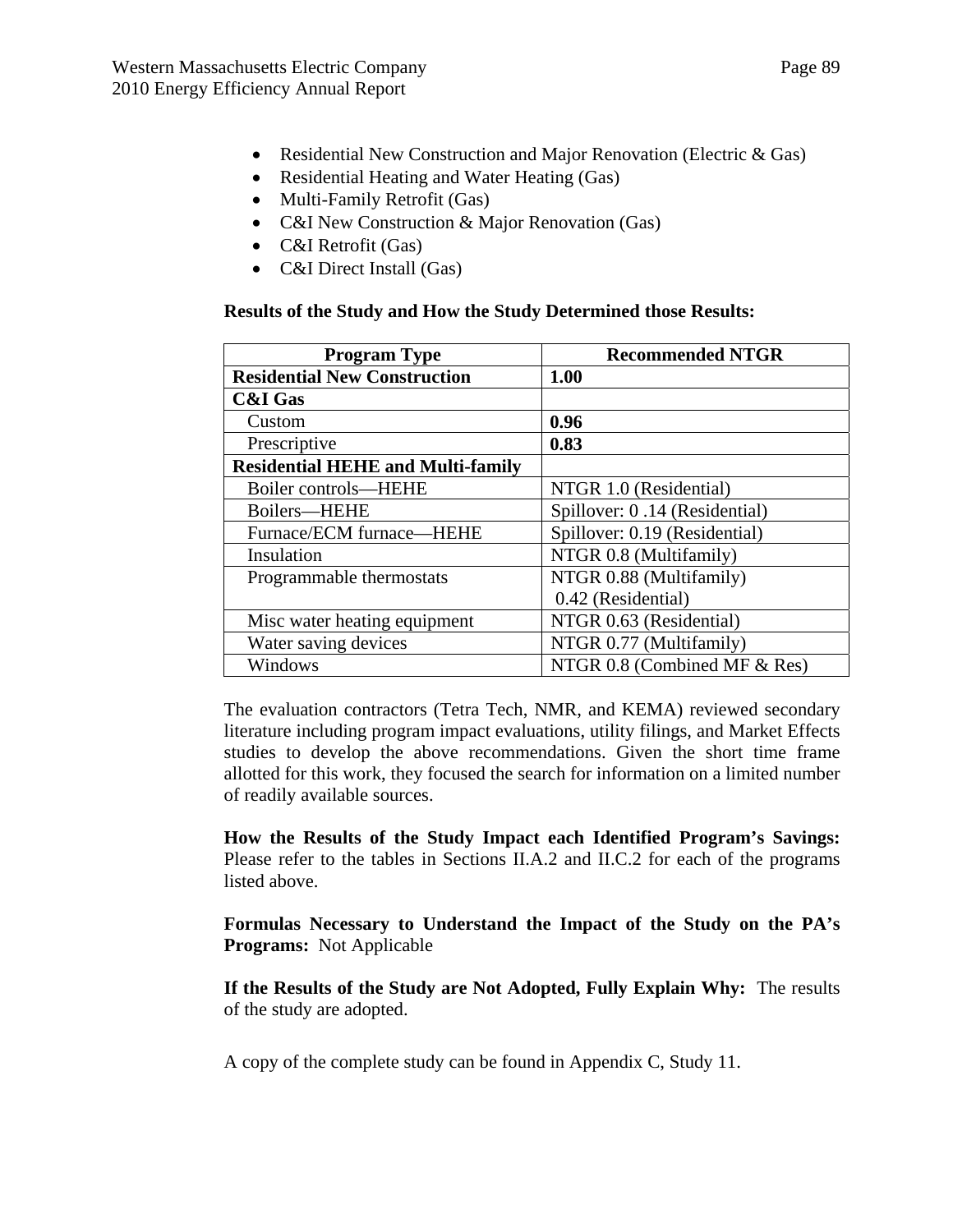- Residential New Construction and Major Renovation (Electric & Gas)
- Residential Heating and Water Heating (Gas)
- Multi-Family Retrofit (Gas)
- C&I New Construction & Major Renovation (Gas)
- C&I Retrofit (Gas)
- C&I Direct Install (Gas)

**Results of the Study and How the Study Determined those Results:**

| Program Type | Recommended NTGR |
|---|---|
| **Residential New Construction** | **1.00** |
| **C&I Gas** | |
| Custom | **0.96** |
| Prescriptive | **0.83** |
| **Residential HEHE and Multi-family** | |
| Boiler controls—HEHE | NTGR 1.0 (Residential) |
| Boilers—HEHE | Spillover: 0 .14 (Residential) |
| Furnace/ECM furnace—HEHE | Spillover: 0.19 (Residential) |
| Insulation | NTGR 0.8 (Multifamily) |
| Programmable thermostats | NTGR 0.88 (Multifamily)<br>0.42 (Residential) |
| Misc water heating equipment | NTGR 0.63 (Residential) |
| Water saving devices | NTGR 0.77 (Multifamily) |
| Windows | NTGR 0.8 (Combined MF & Res) |

The evaluation contractors (Tetra Tech, NMR, and KEMA) reviewed secondary literature including program impact evaluations, utility filings, and Market Effects studies to develop the above recommendations. Given the short time frame allotted for this work, they focused the search for information on a limited number of readily available sources.

**How the Results of the Study Impact each Identified Program's Savings:** Please refer to the tables in Sections II.A.2 and II.C.2 for each of the programs listed above.

**Formulas Necessary to Understand the Impact of the Study on the PA's Programs:** Not Applicable

**If the Results of the Study are Not Adopted, Fully Explain Why:** The results of the study are adopted.

A copy of the complete study can be found in Appendix C, Study 11.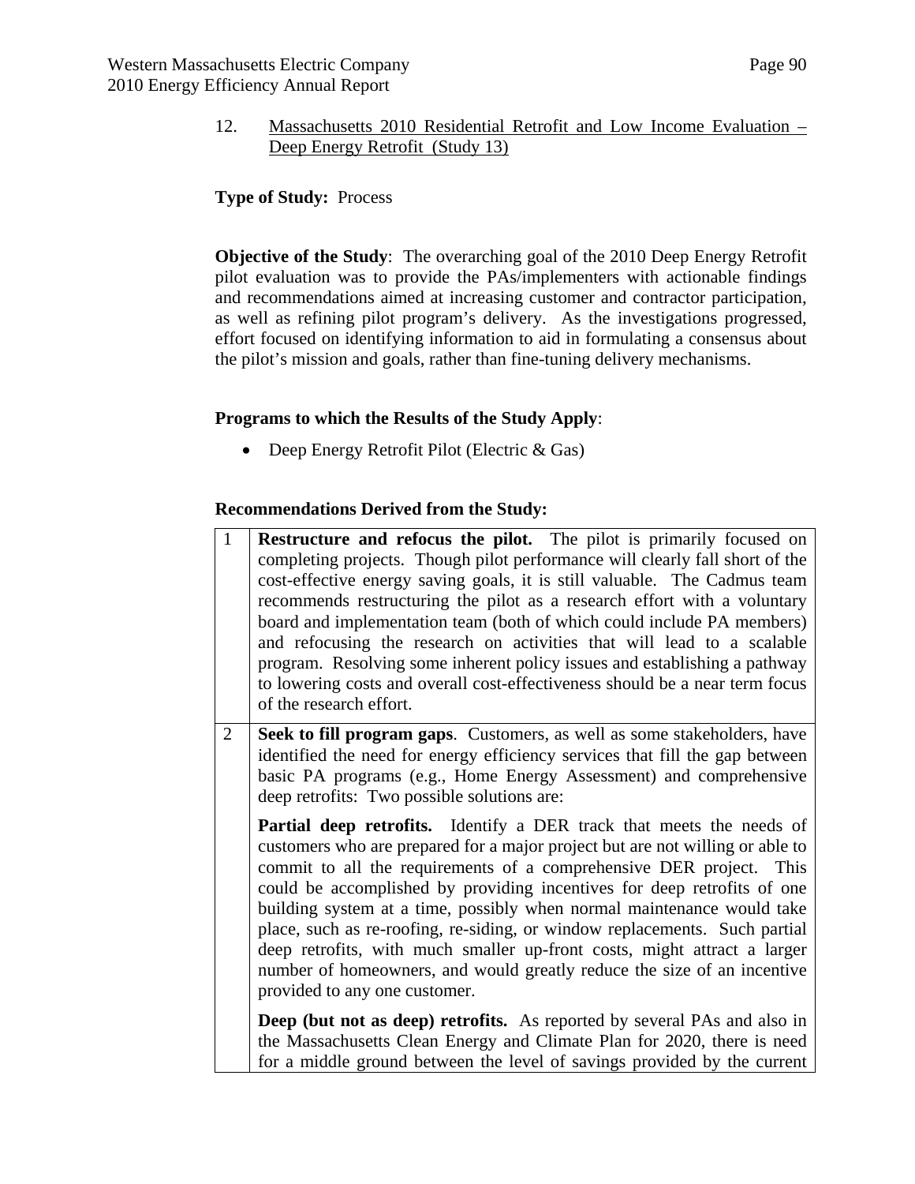12. <u>Massachusetts 2010 Residential Retrofit and Low Income Evaluation – Deep Energy Retrofit (Study 13)</u>

**Type of Study:** Process

**Objective of the Study**: The overarching goal of the 2010 Deep Energy Retrofit pilot evaluation was to provide the PAs/implementers with actionable findings and recommendations aimed at increasing customer and contractor participation, as well as refining pilot program's delivery. As the investigations progressed, effort focused on identifying information to aid in formulating a consensus about the pilot's mission and goals, rather than fine-tuning delivery mechanisms.

**Programs to which the Results of the Study Apply**:

- Deep Energy Retrofit Pilot (Electric & Gas)

**Recommendations Derived from the Study:**

| | |
|---|---|
| 1 | **Restructure and refocus the pilot.** The pilot is primarily focused on completing projects. Though pilot performance will clearly fall short of the cost-effective energy saving goals, it is still valuable. The Cadmus team recommends restructuring the pilot as a research effort with a voluntary board and implementation team (both of which could include PA members) and refocusing the research on activities that will lead to a scalable program. Resolving some inherent policy issues and establishing a pathway to lowering costs and overall cost-effectiveness should be a near term focus of the research effort. |
| 2 | **Seek to fill program gaps**. Customers, as well as some stakeholders, have identified the need for energy efficiency services that fill the gap between basic PA programs (e.g., Home Energy Assessment) and comprehensive deep retrofits: Two possible solutions are:<br><br>**Partial deep retrofits.** Identify a DER track that meets the needs of customers who are prepared for a major project but are not willing or able to commit to all the requirements of a comprehensive DER project. This could be accomplished by providing incentives for deep retrofits of one building system at a time, possibly when normal maintenance would take place, such as re-roofing, re-siding, or window replacements. Such partial deep retrofits, with much smaller up-front costs, might attract a larger number of homeowners, and would greatly reduce the size of an incentive provided to any one customer.<br><br>**Deep (but not as deep) retrofits.** As reported by several PAs and also in the Massachusetts Clean Energy and Climate Plan for 2020, there is need for a middle ground between the level of savings provided by the current |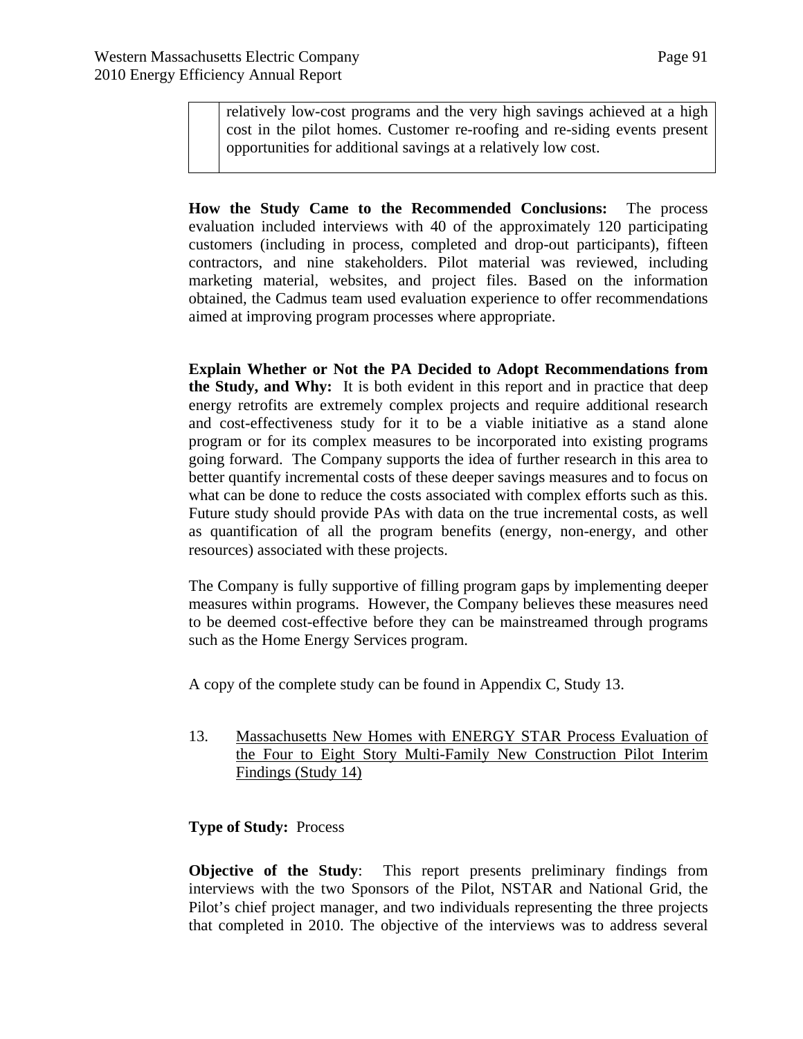| | relatively low-cost programs and the very high savings achieved at a high cost in the pilot homes. Customer re-roofing and re-siding events present opportunities for additional savings at a relatively low cost. |
|---|---|

**How the Study Came to the Recommended Conclusions:** The process evaluation included interviews with 40 of the approximately 120 participating customers (including in process, completed and drop-out participants), fifteen contractors, and nine stakeholders. Pilot material was reviewed, including marketing material, websites, and project files. Based on the information obtained, the Cadmus team used evaluation experience to offer recommendations aimed at improving program processes where appropriate.

**Explain Whether or Not the PA Decided to Adopt Recommendations from the Study, and Why:** It is both evident in this report and in practice that deep energy retrofits are extremely complex projects and require additional research and cost-effectiveness study for it to be a viable initiative as a stand alone program or for its complex measures to be incorporated into existing programs going forward. The Company supports the idea of further research in this area to better quantify incremental costs of these deeper savings measures and to focus on what can be done to reduce the costs associated with complex efforts such as this. Future study should provide PAs with data on the true incremental costs, as well as quantification of all the program benefits (energy, non-energy, and other resources) associated with these projects.

The Company is fully supportive of filling program gaps by implementing deeper measures within programs. However, the Company believes these measures need to be deemed cost-effective before they can be mainstreamed through programs such as the Home Energy Services program.

A copy of the complete study can be found in Appendix C, Study 13.

13. <u>Massachusetts New Homes with ENERGY STAR Process Evaluation of the Four to Eight Story Multi-Family New Construction Pilot Interim Findings (Study 14)</u>

**Type of Study:** Process

**Objective of the Study**: This report presents preliminary findings from interviews with the two Sponsors of the Pilot, NSTAR and National Grid, the Pilot's chief project manager, and two individuals representing the three projects that completed in 2010. The objective of the interviews was to address several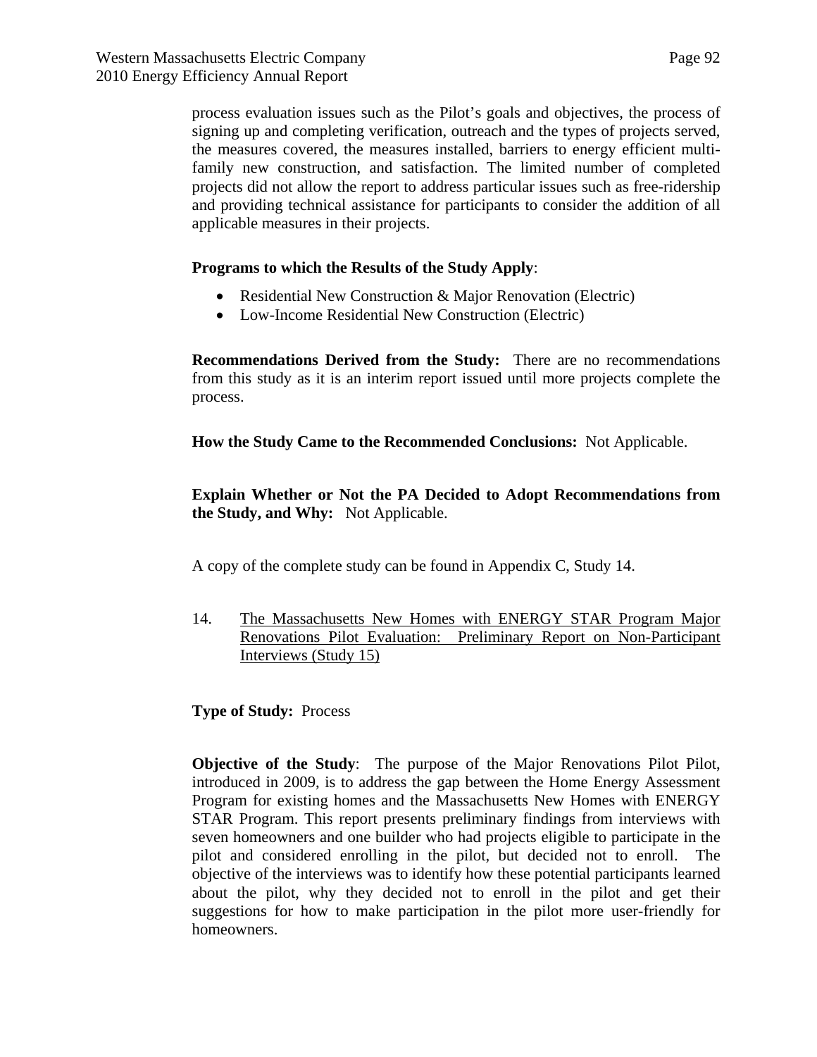process evaluation issues such as the Pilot's goals and objectives, the process of signing up and completing verification, outreach and the types of projects served, the measures covered, the measures installed, barriers to energy efficient multi-family new construction, and satisfaction. The limited number of completed projects did not allow the report to address particular issues such as free-ridership and providing technical assistance for participants to consider the addition of all applicable measures in their projects.

**Programs to which the Results of the Study Apply**:

- Residential New Construction & Major Renovation (Electric)
- Low-Income Residential New Construction (Electric)

**Recommendations Derived from the Study:** There are no recommendations from this study as it is an interim report issued until more projects complete the process.

**How the Study Came to the Recommended Conclusions:** Not Applicable.

**Explain Whether or Not the PA Decided to Adopt Recommendations from the Study, and Why:** Not Applicable.

A copy of the complete study can be found in Appendix C, Study 14.

14. <u>The Massachusetts New Homes with ENERGY STAR Program Major Renovations Pilot Evaluation: Preliminary Report on Non-Participant Interviews (Study 15)</u>

**Type of Study:** Process

**Objective of the Study**: The purpose of the Major Renovations Pilot Pilot, introduced in 2009, is to address the gap between the Home Energy Assessment Program for existing homes and the Massachusetts New Homes with ENERGY STAR Program. This report presents preliminary findings from interviews with seven homeowners and one builder who had projects eligible to participate in the pilot and considered enrolling in the pilot, but decided not to enroll. The objective of the interviews was to identify how these potential participants learned about the pilot, why they decided not to enroll in the pilot and get their suggestions for how to make participation in the pilot more user-friendly for homeowners.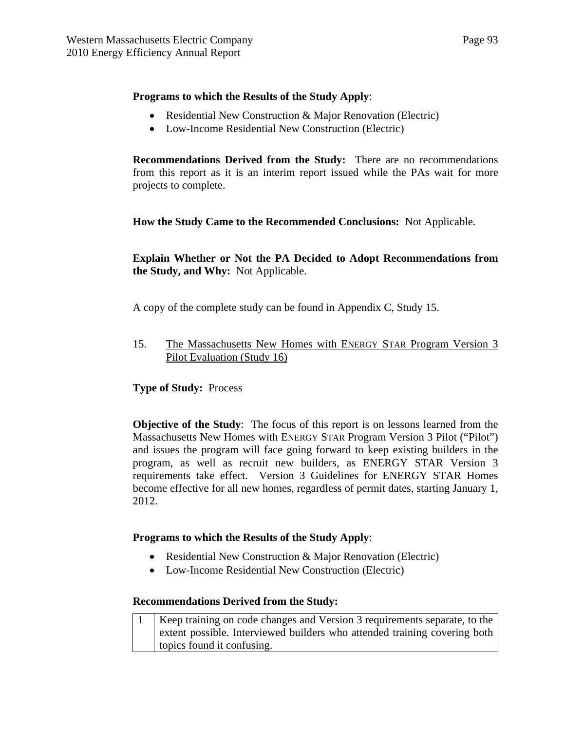**Programs to which the Results of the Study Apply**:

- Residential New Construction & Major Renovation (Electric)
- Low-Income Residential New Construction (Electric)

**Recommendations Derived from the Study:** There are no recommendations from this report as it is an interim report issued while the PAs wait for more projects to complete.

**How the Study Came to the Recommended Conclusions:** Not Applicable.

**Explain Whether or Not the PA Decided to Adopt Recommendations from the Study, and Why:** Not Applicable.

A copy of the complete study can be found in Appendix C, Study 15.

15. The Massachusetts New Homes with ENERGY STAR Program Version 3 Pilot Evaluation (Study 16)

**Type of Study:** Process

**Objective of the Study**: The focus of this report is on lessons learned from the Massachusetts New Homes with ENERGY STAR Program Version 3 Pilot ("Pilot") and issues the program will face going forward to keep existing builders in the program, as well as recruit new builders, as ENERGY STAR Version 3 requirements take effect. Version 3 Guidelines for ENERGY STAR Homes become effective for all new homes, regardless of permit dates, starting January 1, 2012.

**Programs to which the Results of the Study Apply**:

- Residential New Construction & Major Renovation (Electric)
- Low-Income Residential New Construction (Electric)

**Recommendations Derived from the Study:**

| | |
|---|---|
| 1 | Keep training on code changes and Version 3 requirements separate, to the extent possible. Interviewed builders who attended training covering both topics found it confusing. |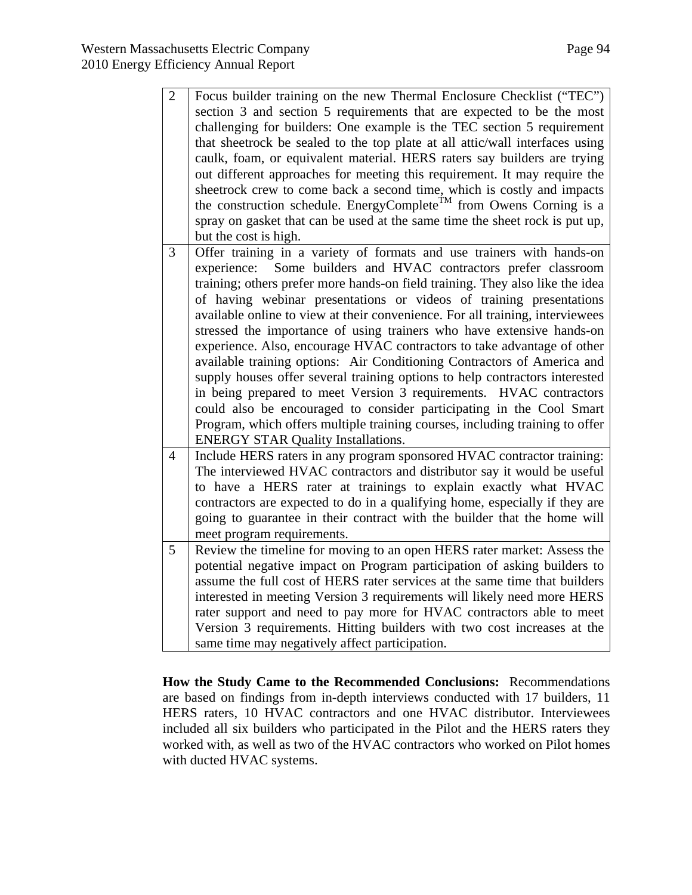| | |
|---|---|
| 2 | Focus builder training on the new Thermal Enclosure Checklist ("TEC") section 3 and section 5 requirements that are expected to be the most challenging for builders: One example is the TEC section 5 requirement that sheetrock be sealed to the top plate at all attic/wall interfaces using caulk, foam, or equivalent material. HERS raters say builders are trying out different approaches for meeting this requirement. It may require the sheetrock crew to come back a second time, which is costly and impacts the construction schedule. EnergyComplete™ from Owens Corning is a spray on gasket that can be used at the same time the sheet rock is put up, but the cost is high. |
| 3 | Offer training in a variety of formats and use trainers with hands-on experience: Some builders and HVAC contractors prefer classroom training; others prefer more hands-on field training. They also like the idea of having webinar presentations or videos of training presentations available online to view at their convenience. For all training, interviewees stressed the importance of using trainers who have extensive hands-on experience. Also, encourage HVAC contractors to take advantage of other available training options: Air Conditioning Contractors of America and supply houses offer several training options to help contractors interested in being prepared to meet Version 3 requirements. HVAC contractors could also be encouraged to consider participating in the Cool Smart Program, which offers multiple training courses, including training to offer ENERGY STAR Quality Installations. |
| 4 | Include HERS raters in any program sponsored HVAC contractor training: The interviewed HVAC contractors and distributor say it would be useful to have a HERS rater at trainings to explain exactly what HVAC contractors are expected to do in a qualifying home, especially if they are going to guarantee in their contract with the builder that the home will meet program requirements. |
| 5 | Review the timeline for moving to an open HERS rater market: Assess the potential negative impact on Program participation of asking builders to assume the full cost of HERS rater services at the same time that builders interested in meeting Version 3 requirements will likely need more HERS rater support and need to pay more for HVAC contractors able to meet Version 3 requirements. Hitting builders with two cost increases at the same time may negatively affect participation. |

**How the Study Came to the Recommended Conclusions:** Recommendations are based on findings from in-depth interviews conducted with 17 builders, 11 HERS raters, 10 HVAC contractors and one HVAC distributor. Interviewees included all six builders who participated in the Pilot and the HERS raters they worked with, as well as two of the HVAC contractors who worked on Pilot homes with ducted HVAC systems.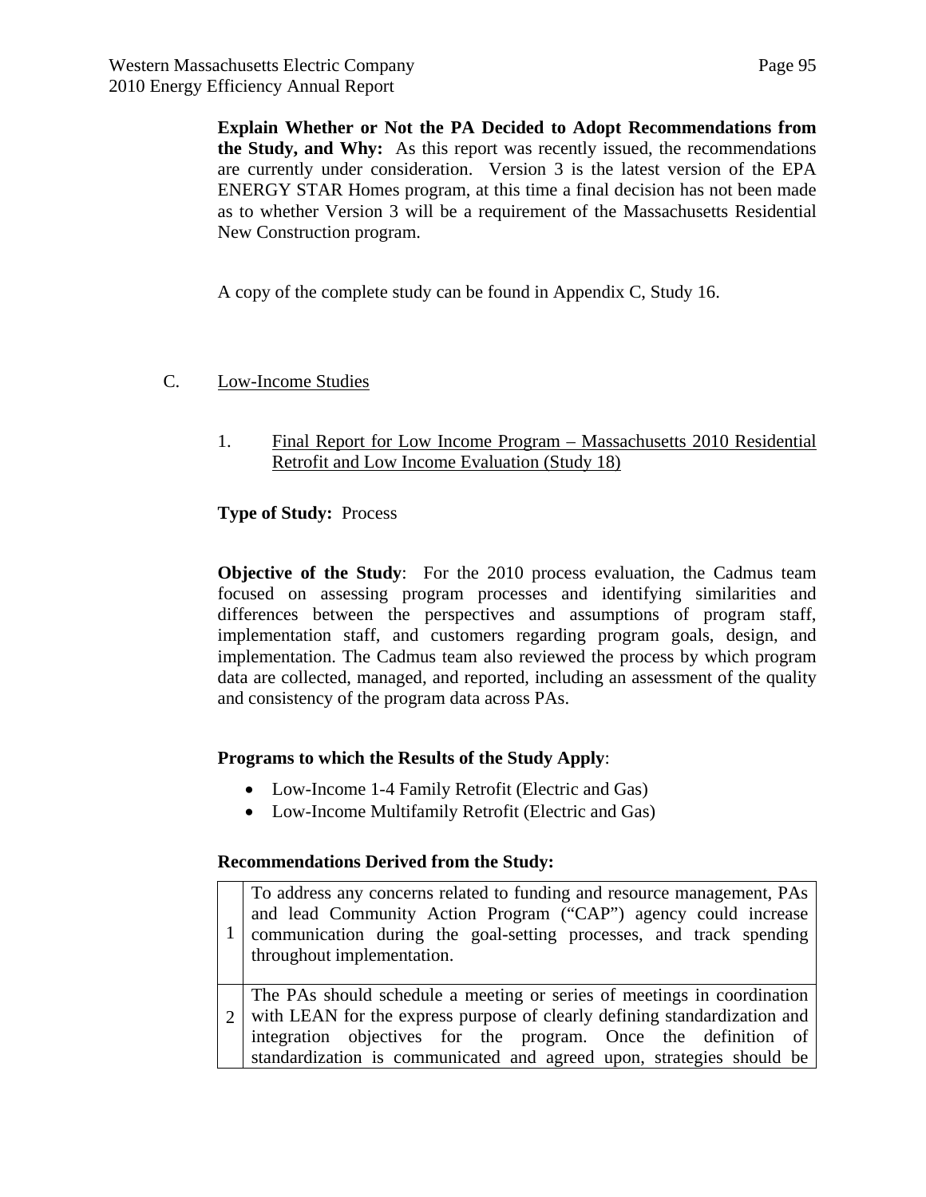**Explain Whether or Not the PA Decided to Adopt Recommendations from the Study, and Why:** As this report was recently issued, the recommendations are currently under consideration. Version 3 is the latest version of the EPA ENERGY STAR Homes program, at this time a final decision has not been made as to whether Version 3 will be a requirement of the Massachusetts Residential New Construction program.

A copy of the complete study can be found in Appendix C, Study 16.

## C. Low-Income Studies

### 1. Final Report for Low Income Program – Massachusetts 2010 Residential Retrofit and Low Income Evaluation (Study 18)

**Type of Study:** Process

**Objective of the Study**: For the 2010 process evaluation, the Cadmus team focused on assessing program processes and identifying similarities and differences between the perspectives and assumptions of program staff, implementation staff, and customers regarding program goals, design, and implementation. The Cadmus team also reviewed the process by which program data are collected, managed, and reported, including an assessment of the quality and consistency of the program data across PAs.

**Programs to which the Results of the Study Apply**:

- Low-Income 1-4 Family Retrofit (Electric and Gas)
- Low-Income Multifamily Retrofit (Electric and Gas)

**Recommendations Derived from the Study:**

| | |
|---|---|
| 1 | To address any concerns related to funding and resource management, PAs and lead Community Action Program ("CAP") agency could increase communication during the goal-setting processes, and track spending throughout implementation. |
| 2 | The PAs should schedule a meeting or series of meetings in coordination with LEAN for the express purpose of clearly defining standardization and integration objectives for the program. Once the definition of standardization is communicated and agreed upon, strategies should be |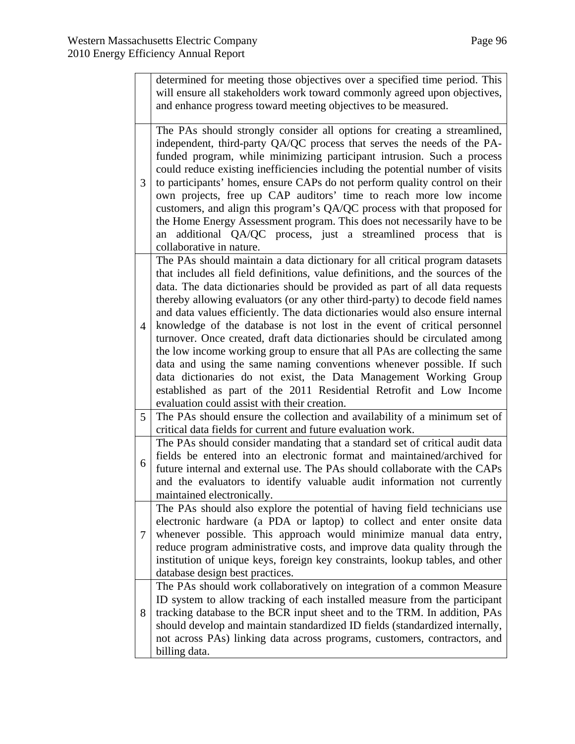| | |
|---|---|
| | determined for meeting those objectives over a specified time period. This will ensure all stakeholders work toward commonly agreed upon objectives, and enhance progress toward meeting objectives to be measured. |
| 3 | The PAs should strongly consider all options for creating a streamlined, independent, third-party QA/QC process that serves the needs of the PA-funded program, while minimizing participant intrusion. Such a process could reduce existing inefficiencies including the potential number of visits to participants' homes, ensure CAPs do not perform quality control on their own projects, free up CAP auditors' time to reach more low income customers, and align this program's QA/QC process with that proposed for the Home Energy Assessment program. This does not necessarily have to be an additional QA/QC process, just a streamlined process that is collaborative in nature. |
| 4 | The PAs should maintain a data dictionary for all critical program datasets that includes all field definitions, value definitions, and the sources of the data. The data dictionaries should be provided as part of all data requests thereby allowing evaluators (or any other third-party) to decode field names and data values efficiently. The data dictionaries would also ensure internal knowledge of the database is not lost in the event of critical personnel turnover. Once created, draft data dictionaries should be circulated among the low income working group to ensure that all PAs are collecting the same data and using the same naming conventions whenever possible. If such data dictionaries do not exist, the Data Management Working Group established as part of the 2011 Residential Retrofit and Low Income evaluation could assist with their creation. |
| 5 | The PAs should ensure the collection and availability of a minimum set of critical data fields for current and future evaluation work. |
| 6 | The PAs should consider mandating that a standard set of critical audit data fields be entered into an electronic format and maintained/archived for future internal and external use. The PAs should collaborate with the CAPs and the evaluators to identify valuable audit information not currently maintained electronically. |
| 7 | The PAs should also explore the potential of having field technicians use electronic hardware (a PDA or laptop) to collect and enter onsite data whenever possible. This approach would minimize manual data entry, reduce program administrative costs, and improve data quality through the institution of unique keys, foreign key constraints, lookup tables, and other database design best practices. |
| 8 | The PAs should work collaboratively on integration of a common Measure ID system to allow tracking of each installed measure from the participant tracking database to the BCR input sheet and to the TRM. In addition, PAs should develop and maintain standardized ID fields (standardized internally, not across PAs) linking data across programs, customers, contractors, and billing data. |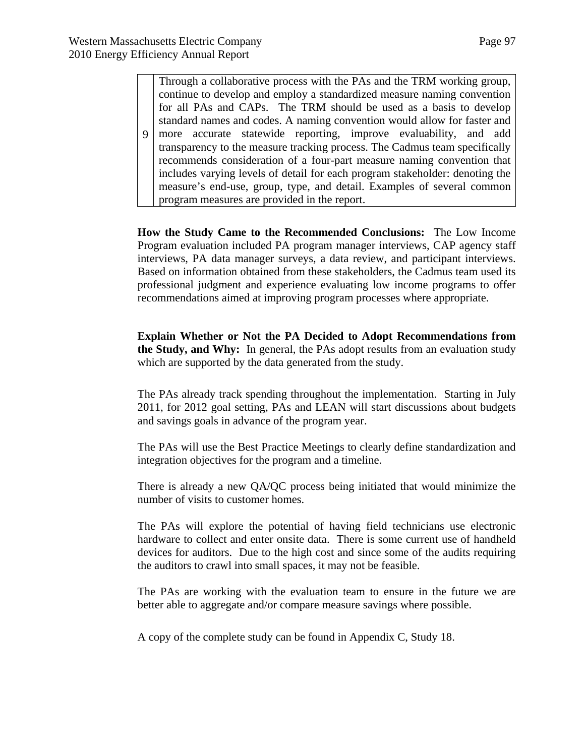| 9 | Through a collaborative process with the PAs and the TRM working group, continue to develop and employ a standardized measure naming convention for all PAs and CAPs. The TRM should be used as a basis to develop standard names and codes. A naming convention would allow for faster and more accurate statewide reporting, improve evaluability, and add transparency to the measure tracking process. The Cadmus team specifically recommends consideration of a four-part measure naming convention that includes varying levels of detail for each program stakeholder: denoting the measure's end-use, group, type, and detail. Examples of several common program measures are provided in the report. |
|---|---|

**How the Study Came to the Recommended Conclusions:** The Low Income Program evaluation included PA program manager interviews, CAP agency staff interviews, PA data manager surveys, a data review, and participant interviews. Based on information obtained from these stakeholders, the Cadmus team used its professional judgment and experience evaluating low income programs to offer recommendations aimed at improving program processes where appropriate.

**Explain Whether or Not the PA Decided to Adopt Recommendations from the Study, and Why:** In general, the PAs adopt results from an evaluation study which are supported by the data generated from the study.

The PAs already track spending throughout the implementation. Starting in July 2011, for 2012 goal setting, PAs and LEAN will start discussions about budgets and savings goals in advance of the program year.

The PAs will use the Best Practice Meetings to clearly define standardization and integration objectives for the program and a timeline.

There is already a new QA/QC process being initiated that would minimize the number of visits to customer homes.

The PAs will explore the potential of having field technicians use electronic hardware to collect and enter onsite data. There is some current use of handheld devices for auditors. Due to the high cost and since some of the audits requiring the auditors to crawl into small spaces, it may not be feasible.

The PAs are working with the evaluation team to ensure in the future we are better able to aggregate and/or compare measure savings where possible.

A copy of the complete study can be found in Appendix C, Study 18.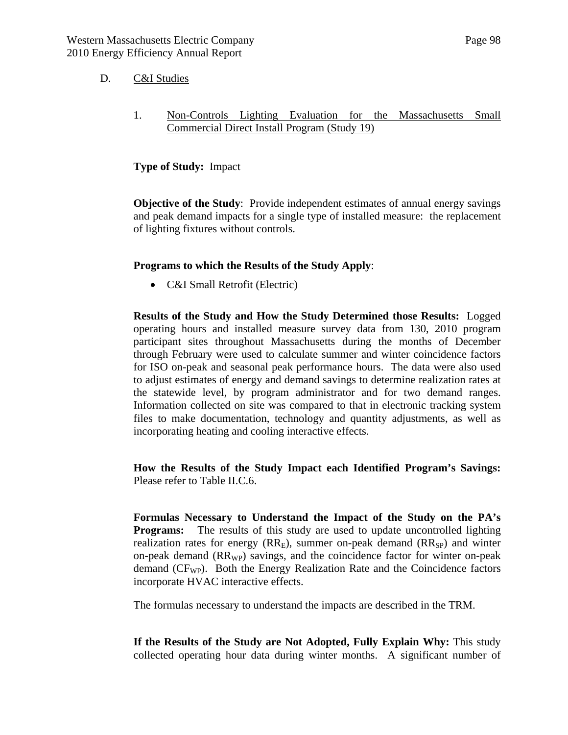## D. C&I Studies

### 1. Non-Controls Lighting Evaluation for the Massachusetts Small Commercial Direct Install Program (Study 19)

**Type of Study:** Impact

**Objective of the Study**: Provide independent estimates of annual energy savings and peak demand impacts for a single type of installed measure: the replacement of lighting fixtures without controls.

**Programs to which the Results of the Study Apply**:

- C&I Small Retrofit (Electric)

**Results of the Study and How the Study Determined those Results:** Logged operating hours and installed measure survey data from 130, 2010 program participant sites throughout Massachusetts during the months of December through February were used to calculate summer and winter coincidence factors for ISO on-peak and seasonal peak performance hours. The data were also used to adjust estimates of energy and demand savings to determine realization rates at the statewide level, by program administrator and for two demand ranges. Information collected on site was compared to that in electronic tracking system files to make documentation, technology and quantity adjustments, as well as incorporating heating and cooling interactive effects.

**How the Results of the Study Impact each Identified Program's Savings:** Please refer to Table II.C.6.

**Formulas Necessary to Understand the Impact of the Study on the PA's Programs:** The results of this study are used to update uncontrolled lighting realization rates for energy ($RR_E$), summer on-peak demand ($RR_{SP}$) and winter on-peak demand ($RR_{WP}$) savings, and the coincidence factor for winter on-peak demand ($CF_{WP}$). Both the Energy Realization Rate and the Coincidence factors incorporate HVAC interactive effects.

The formulas necessary to understand the impacts are described in the TRM.

**If the Results of the Study are Not Adopted, Fully Explain Why:** This study collected operating hour data during winter months. A significant number of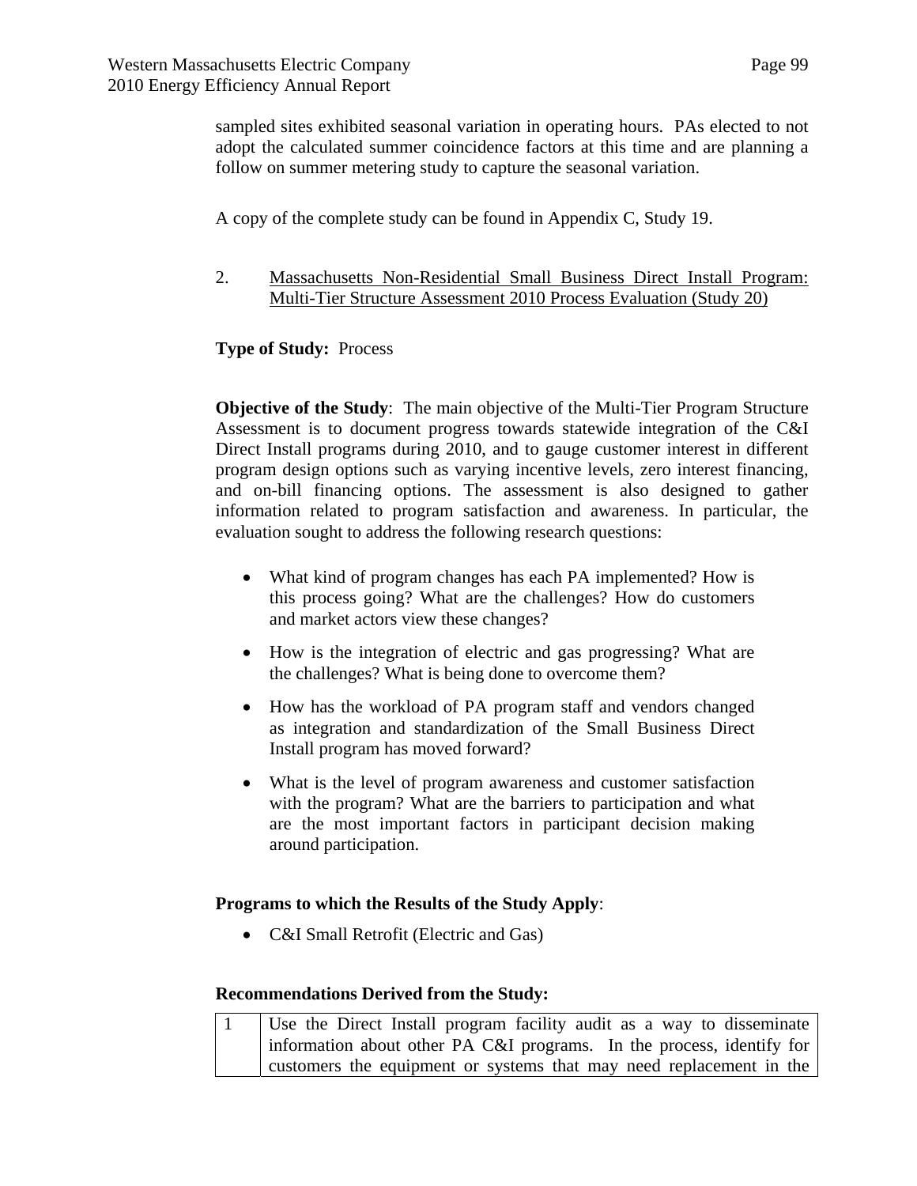sampled sites exhibited seasonal variation in operating hours. PAs elected to not adopt the calculated summer coincidence factors at this time and are planning a follow on summer metering study to capture the seasonal variation.

A copy of the complete study can be found in Appendix C, Study 19.

2. <u>Massachusetts Non-Residential Small Business Direct Install Program: Multi-Tier Structure Assessment 2010 Process Evaluation (Study 20)</u>

**Type of Study:** Process

**Objective of the Study**: The main objective of the Multi-Tier Program Structure Assessment is to document progress towards statewide integration of the C&I Direct Install programs during 2010, and to gauge customer interest in different program design options such as varying incentive levels, zero interest financing, and on-bill financing options. The assessment is also designed to gather information related to program satisfaction and awareness. In particular, the evaluation sought to address the following research questions:

- What kind of program changes has each PA implemented? How is this process going? What are the challenges? How do customers and market actors view these changes?
- How is the integration of electric and gas progressing? What are the challenges? What is being done to overcome them?
- How has the workload of PA program staff and vendors changed as integration and standardization of the Small Business Direct Install program has moved forward?
- What is the level of program awareness and customer satisfaction with the program? What are the barriers to participation and what are the most important factors in participant decision making around participation.

**Programs to which the Results of the Study Apply**:

- C&I Small Retrofit (Electric and Gas)

**Recommendations Derived from the Study:**

| | |
|---|---|
| 1 | Use the Direct Install program facility audit as a way to disseminate information about other PA C&I programs. In the process, identify for customers the equipment or systems that may need replacement in the |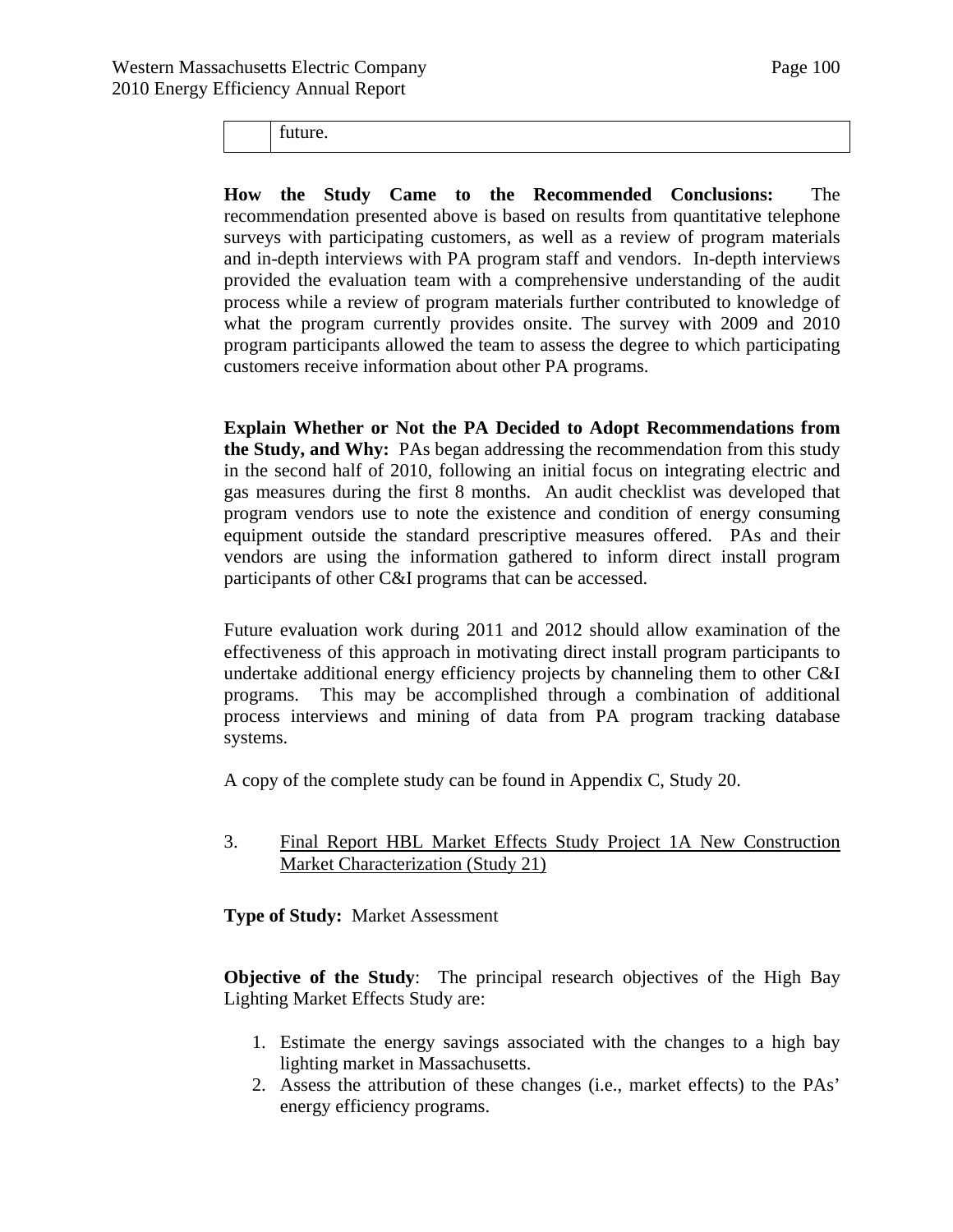| | future. |
|---|---|

**How the Study Came to the Recommended Conclusions:** The recommendation presented above is based on results from quantitative telephone surveys with participating customers, as well as a review of program materials and in-depth interviews with PA program staff and vendors. In-depth interviews provided the evaluation team with a comprehensive understanding of the audit process while a review of program materials further contributed to knowledge of what the program currently provides onsite. The survey with 2009 and 2010 program participants allowed the team to assess the degree to which participating customers receive information about other PA programs.

**Explain Whether or Not the PA Decided to Adopt Recommendations from the Study, and Why:** PAs began addressing the recommendation from this study in the second half of 2010, following an initial focus on integrating electric and gas measures during the first 8 months. An audit checklist was developed that program vendors use to note the existence and condition of energy consuming equipment outside the standard prescriptive measures offered. PAs and their vendors are using the information gathered to inform direct install program participants of other C&I programs that can be accessed.

Future evaluation work during 2011 and 2012 should allow examination of the effectiveness of this approach in motivating direct install program participants to undertake additional energy efficiency projects by channeling them to other C&I programs. This may be accomplished through a combination of additional process interviews and mining of data from PA program tracking database systems.

A copy of the complete study can be found in Appendix C, Study 20.

3. Final Report HBL Market Effects Study Project 1A New Construction Market Characterization (Study 21)

**Type of Study:** Market Assessment

**Objective of the Study**: The principal research objectives of the High Bay Lighting Market Effects Study are:

1. Estimate the energy savings associated with the changes to a high bay lighting market in Massachusetts.
2. Assess the attribution of these changes (i.e., market effects) to the PAs' energy efficiency programs.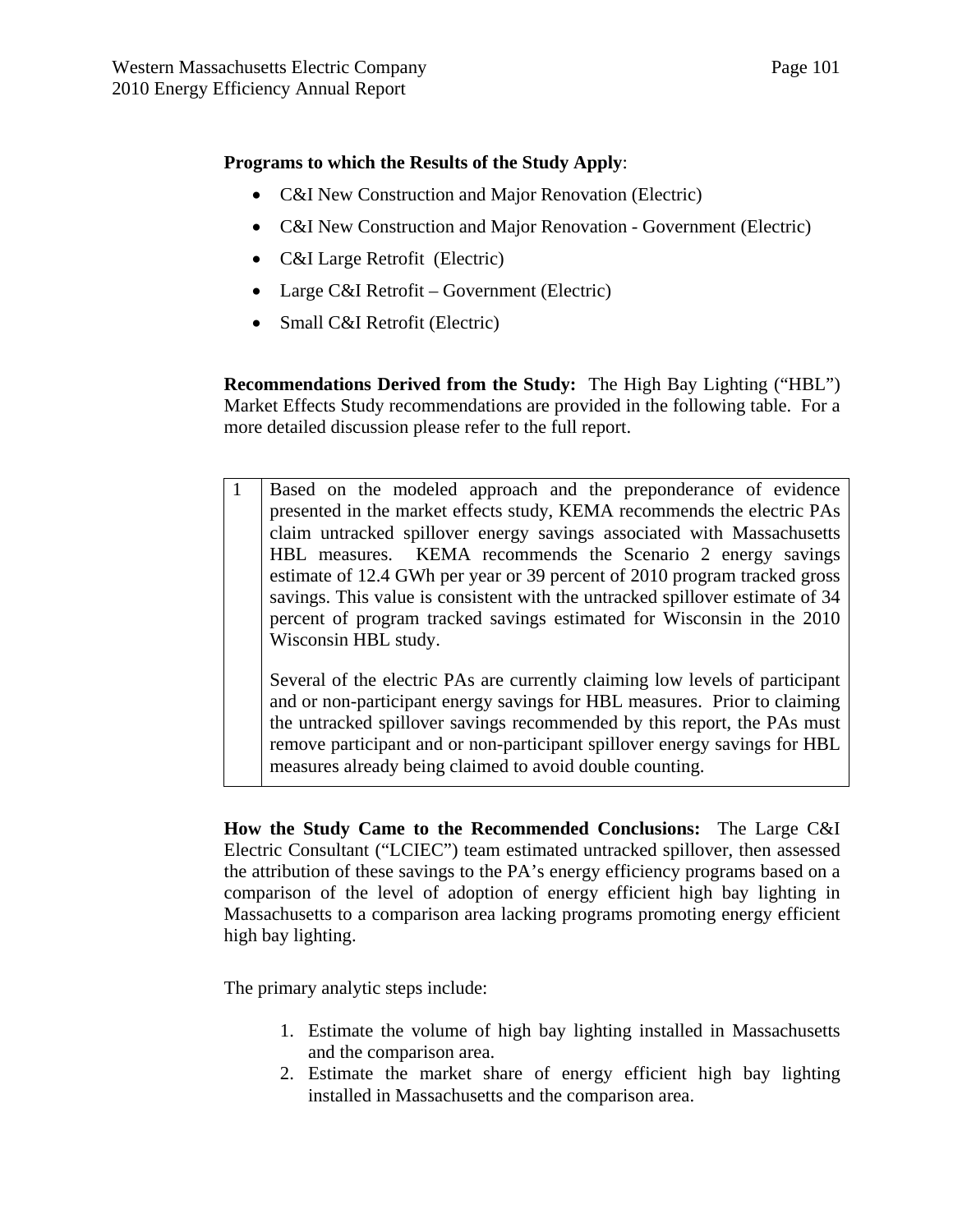**Programs to which the Results of the Study Apply**:

- C&I New Construction and Major Renovation (Electric)
- C&I New Construction and Major Renovation - Government (Electric)
- C&I Large Retrofit (Electric)
- Large C&I Retrofit – Government (Electric)
- Small C&I Retrofit (Electric)

**Recommendations Derived from the Study:** The High Bay Lighting ("HBL") Market Effects Study recommendations are provided in the following table. For a more detailed discussion please refer to the full report.

| | |
|---|---|
| 1 | Based on the modeled approach and the preponderance of evidence presented in the market effects study, KEMA recommends the electric PAs claim untracked spillover energy savings associated with Massachusetts HBL measures. KEMA recommends the Scenario 2 energy savings estimate of 12.4 GWh per year or 39 percent of 2010 program tracked gross savings. This value is consistent with the untracked spillover estimate of 34 percent of program tracked savings estimated for Wisconsin in the 2010 Wisconsin HBL study.<br><br>Several of the electric PAs are currently claiming low levels of participant and or non-participant energy savings for HBL measures. Prior to claiming the untracked spillover savings recommended by this report, the PAs must remove participant and or non-participant spillover energy savings for HBL measures already being claimed to avoid double counting. |

**How the Study Came to the Recommended Conclusions:** The Large C&I Electric Consultant ("LCIEC") team estimated untracked spillover, then assessed the attribution of these savings to the PA's energy efficiency programs based on a comparison of the level of adoption of energy efficient high bay lighting in Massachusetts to a comparison area lacking programs promoting energy efficient high bay lighting.

The primary analytic steps include:

1. Estimate the volume of high bay lighting installed in Massachusetts and the comparison area.
2. Estimate the market share of energy efficient high bay lighting installed in Massachusetts and the comparison area.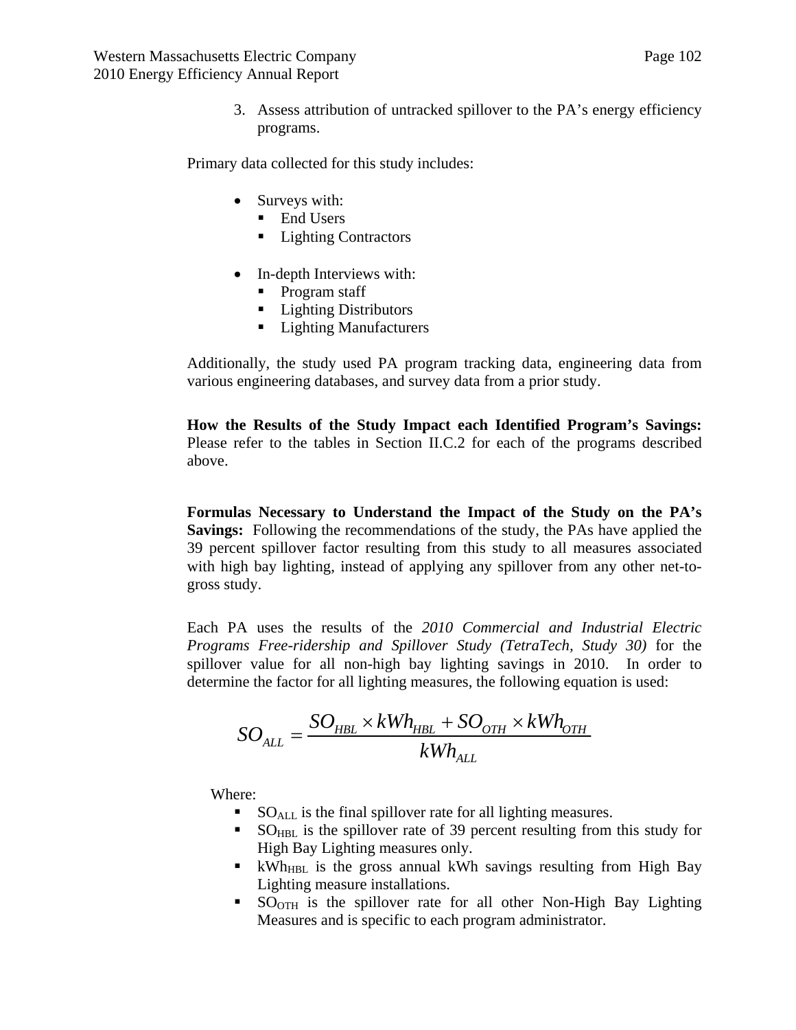3. Assess attribution of untracked spillover to the PA's energy efficiency programs.

Primary data collected for this study includes:

- Surveys with:
  - End Users
  - Lighting Contractors

- In-depth Interviews with:
  - Program staff
  - Lighting Distributors
  - Lighting Manufacturers

Additionally, the study used PA program tracking data, engineering data from various engineering databases, and survey data from a prior study.

**How the Results of the Study Impact each Identified Program's Savings:** Please refer to the tables in Section II.C.2 for each of the programs described above.

**Formulas Necessary to Understand the Impact of the Study on the PA's Savings:** Following the recommendations of the study, the PAs have applied the 39 percent spillover factor resulting from this study to all measures associated with high bay lighting, instead of applying any spillover from any other net-to-gross study.

Each PA uses the results of the *2010 Commercial and Industrial Electric Programs Free-ridership and Spillover Study (TetraTech, Study 30)* for the spillover value for all non-high bay lighting savings in 2010. In order to determine the factor for all lighting measures, the following equation is used:

$$SO_{ALL} = \frac{SO_{HBL} \times kWh_{HBL} + SO_{OTH} \times kWh_{OTH}}{kWh_{ALL}}$$

Where:

- $SO_{ALL}$ is the final spillover rate for all lighting measures.
- $SO_{HBL}$ is the spillover rate of 39 percent resulting from this study for High Bay Lighting measures only.
- $kWh_{HBL}$ is the gross annual kWh savings resulting from High Bay Lighting measure installations.
- $SO_{OTH}$ is the spillover rate for all other Non-High Bay Lighting Measures and is specific to each program administrator.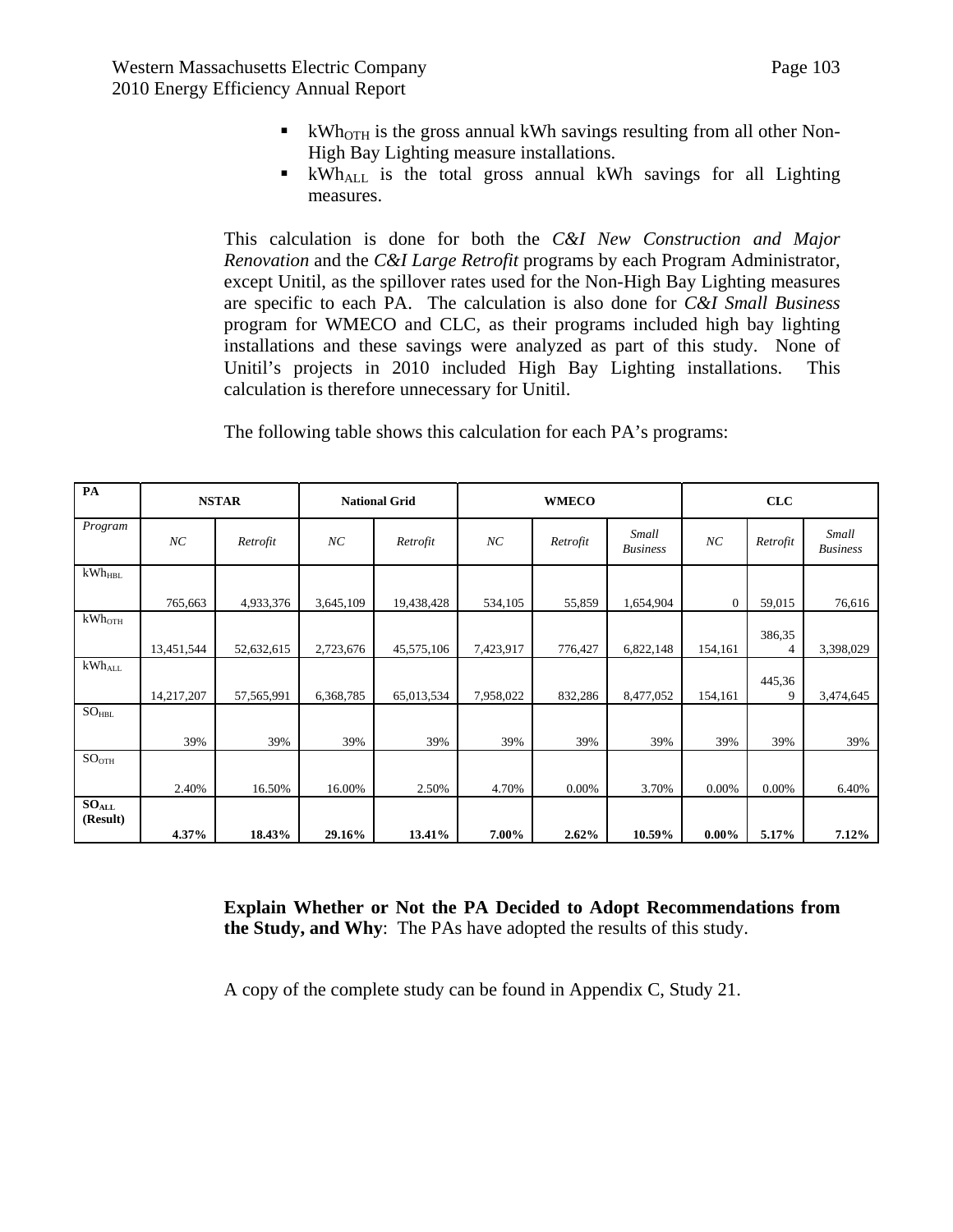- $kWh_{OTH}$ is the gross annual kWh savings resulting from all other Non-High Bay Lighting measure installations.
- $kWh_{ALL}$ is the total gross annual kWh savings for all Lighting measures.

This calculation is done for both the *C&I New Construction and Major Renovation* and the *C&I Large Retrofit* programs by each Program Administrator, except Unitil, as the spillover rates used for the Non-High Bay Lighting measures are specific to each PA. The calculation is also done for *C&I Small Business* program for WMECO and CLC, as their programs included high bay lighting installations and these savings were analyzed as part of this study. None of Unitil's projects in 2010 included High Bay Lighting installations. This calculation is therefore unnecessary for Unitil.

The following table shows this calculation for each PA's programs:

| **PA** | **NSTAR** | | **National Grid** | | **WMECO** | | | **CLC** | | |
|---|---|---|---|---|---|---|---|---|---|---|
| *Program* | *NC* | *Retrofit* | *NC* | *Retrofit* | *NC* | *Retrofit* | *Small Business* | *NC* | *Retrofit* | *Small Business* |
| $kWh_{HBL}$ | 765,663 | 4,933,376 | 3,645,109 | 19,438,428 | 534,105 | 55,859 | 1,654,904 | 0 | 59,015 | 76,616 |
| $kWh_{OTH}$ | 13,451,544 | 52,632,615 | 2,723,676 | 45,575,106 | 7,423,917 | 776,427 | 6,822,148 | 154,161 | 386,354 | 3,398,029 |
| $kWh_{ALL}$ | 14,217,207 | 57,565,991 | 6,368,785 | 65,013,534 | 7,958,022 | 832,286 | 8,477,052 | 154,161 | 445,369 | 3,474,645 |
| $SO_{HBL}$ | 39% | 39% | 39% | 39% | 39% | 39% | 39% | 39% | 39% | 39% |
| $SO_{OTH}$ | 2.40% | 16.50% | 16.00% | 2.50% | 4.70% | 0.00% | 3.70% | 0.00% | 0.00% | 6.40% |
| **$SO_{ALL}$ (Result)** | **4.37%** | **18.43%** | **29.16%** | **13.41%** | **7.00%** | **2.62%** | **10.59%** | **0.00%** | **5.17%** | **7.12%** |

**Explain Whether or Not the PA Decided to Adopt Recommendations from the Study, and Why**: The PAs have adopted the results of this study.

A copy of the complete study can be found in Appendix C, Study 21.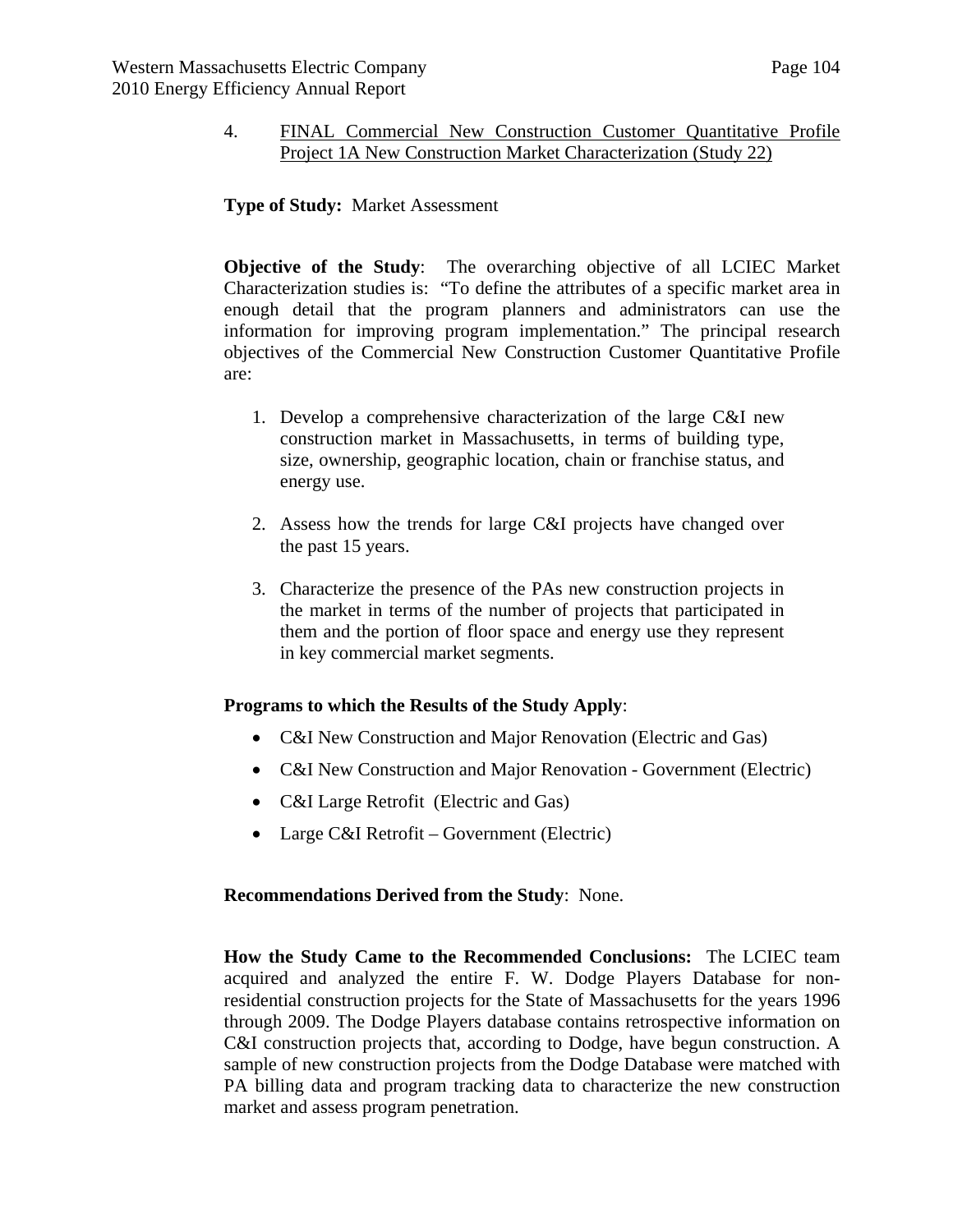4. <u>FINAL Commercial New Construction Customer Quantitative Profile Project 1A New Construction Market Characterization (Study 22)</u>

**Type of Study:** Market Assessment

**Objective of the Study**: The overarching objective of all LCIEC Market Characterization studies is: "To define the attributes of a specific market area in enough detail that the program planners and administrators can use the information for improving program implementation." The principal research objectives of the Commercial New Construction Customer Quantitative Profile are:

1. Develop a comprehensive characterization of the large C&I new construction market in Massachusetts, in terms of building type, size, ownership, geographic location, chain or franchise status, and energy use.

2. Assess how the trends for large C&I projects have changed over the past 15 years.

3. Characterize the presence of the PAs new construction projects in the market in terms of the number of projects that participated in them and the portion of floor space and energy use they represent in key commercial market segments.

**Programs to which the Results of the Study Apply**:

- C&I New Construction and Major Renovation (Electric and Gas)
- C&I New Construction and Major Renovation - Government (Electric)
- C&I Large Retrofit (Electric and Gas)
- Large C&I Retrofit – Government (Electric)

**Recommendations Derived from the Study**: None.

**How the Study Came to the Recommended Conclusions:** The LCIEC team acquired and analyzed the entire F. W. Dodge Players Database for non-residential construction projects for the State of Massachusetts for the years 1996 through 2009. The Dodge Players database contains retrospective information on C&I construction projects that, according to Dodge, have begun construction. A sample of new construction projects from the Dodge Database were matched with PA billing data and program tracking data to characterize the new construction market and assess program penetration.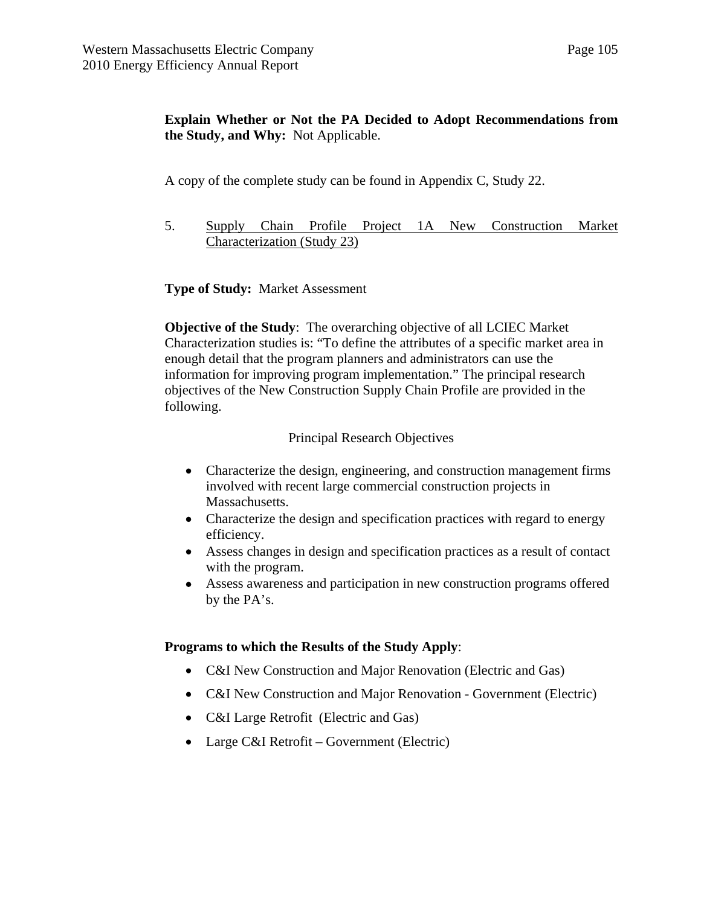**Explain Whether or Not the PA Decided to Adopt Recommendations from the Study, and Why:** Not Applicable.

A copy of the complete study can be found in Appendix C, Study 22.

5. <u>Supply Chain Profile Project 1A New Construction Market Characterization (Study 23)</u>

**Type of Study:** Market Assessment

**Objective of the Study**: The overarching objective of all LCIEC Market Characterization studies is: "To define the attributes of a specific market area in enough detail that the program planners and administrators can use the information for improving program implementation." The principal research objectives of the New Construction Supply Chain Profile are provided in the following.

Principal Research Objectives

- Characterize the design, engineering, and construction management firms involved with recent large commercial construction projects in Massachusetts.
- Characterize the design and specification practices with regard to energy efficiency.
- Assess changes in design and specification practices as a result of contact with the program.
- Assess awareness and participation in new construction programs offered by the PA's.

**Programs to which the Results of the Study Apply**:

- C&I New Construction and Major Renovation (Electric and Gas)
- C&I New Construction and Major Renovation - Government (Electric)
- C&I Large Retrofit (Electric and Gas)
- Large C&I Retrofit – Government (Electric)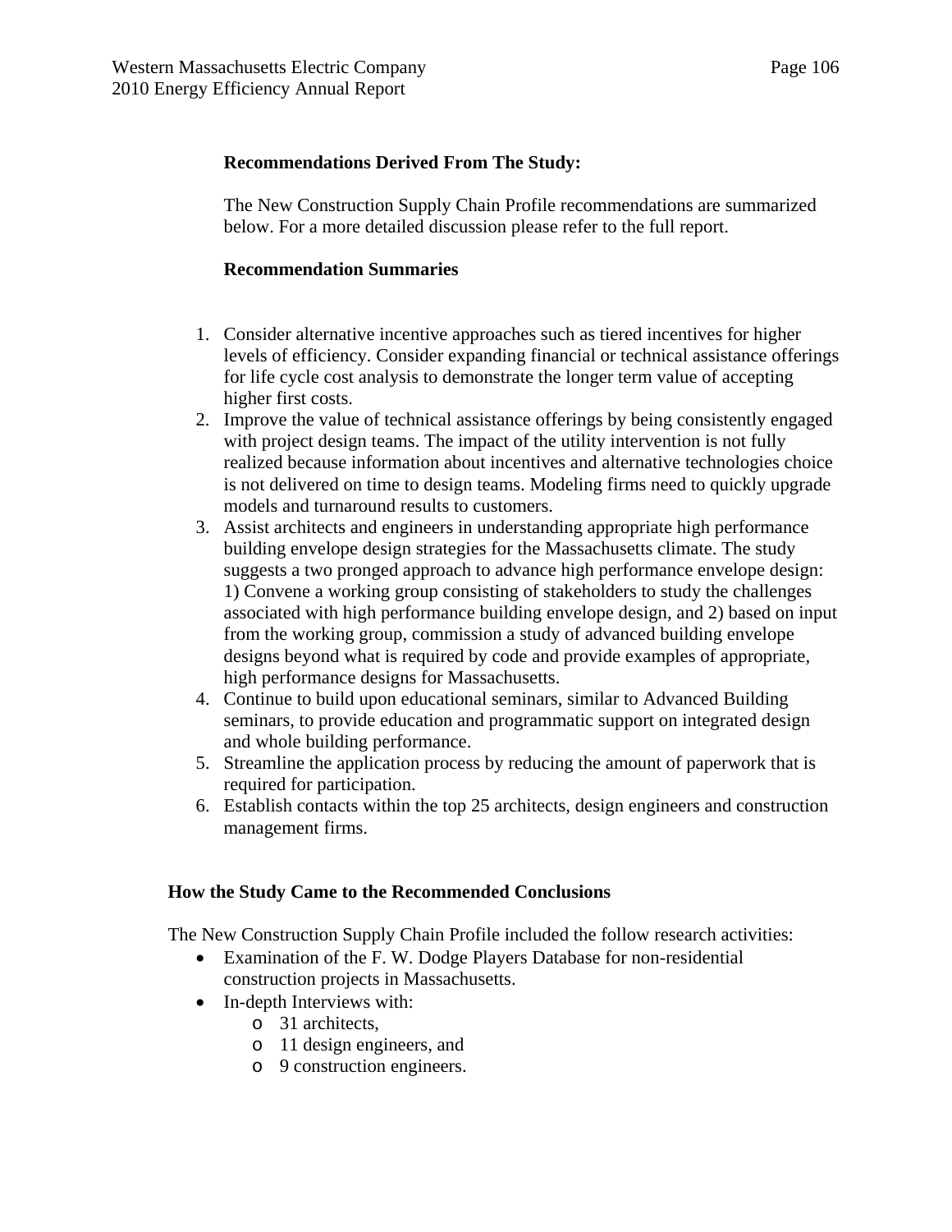**Recommendations Derived From The Study:**

The New Construction Supply Chain Profile recommendations are summarized below. For a more detailed discussion please refer to the full report.

**Recommendation Summaries**

1. Consider alternative incentive approaches such as tiered incentives for higher levels of efficiency. Consider expanding financial or technical assistance offerings for life cycle cost analysis to demonstrate the longer term value of accepting higher first costs.
2. Improve the value of technical assistance offerings by being consistently engaged with project design teams. The impact of the utility intervention is not fully realized because information about incentives and alternative technologies choice is not delivered on time to design teams. Modeling firms need to quickly upgrade models and turnaround results to customers.
3. Assist architects and engineers in understanding appropriate high performance building envelope design strategies for the Massachusetts climate. The study suggests a two pronged approach to advance high performance envelope design: 1) Convene a working group consisting of stakeholders to study the challenges associated with high performance building envelope design, and 2) based on input from the working group, commission a study of advanced building envelope designs beyond what is required by code and provide examples of appropriate, high performance designs for Massachusetts.
4. Continue to build upon educational seminars, similar to Advanced Building seminars, to provide education and programmatic support on integrated design and whole building performance.
5. Streamline the application process by reducing the amount of paperwork that is required for participation.
6. Establish contacts within the top 25 architects, design engineers and construction management firms.

**How the Study Came to the Recommended Conclusions**

The New Construction Supply Chain Profile included the follow research activities:

- Examination of the F. W. Dodge Players Database for non-residential construction projects in Massachusetts.
- In-depth Interviews with:
  - 31 architects,
  - 11 design engineers, and
  - 9 construction engineers.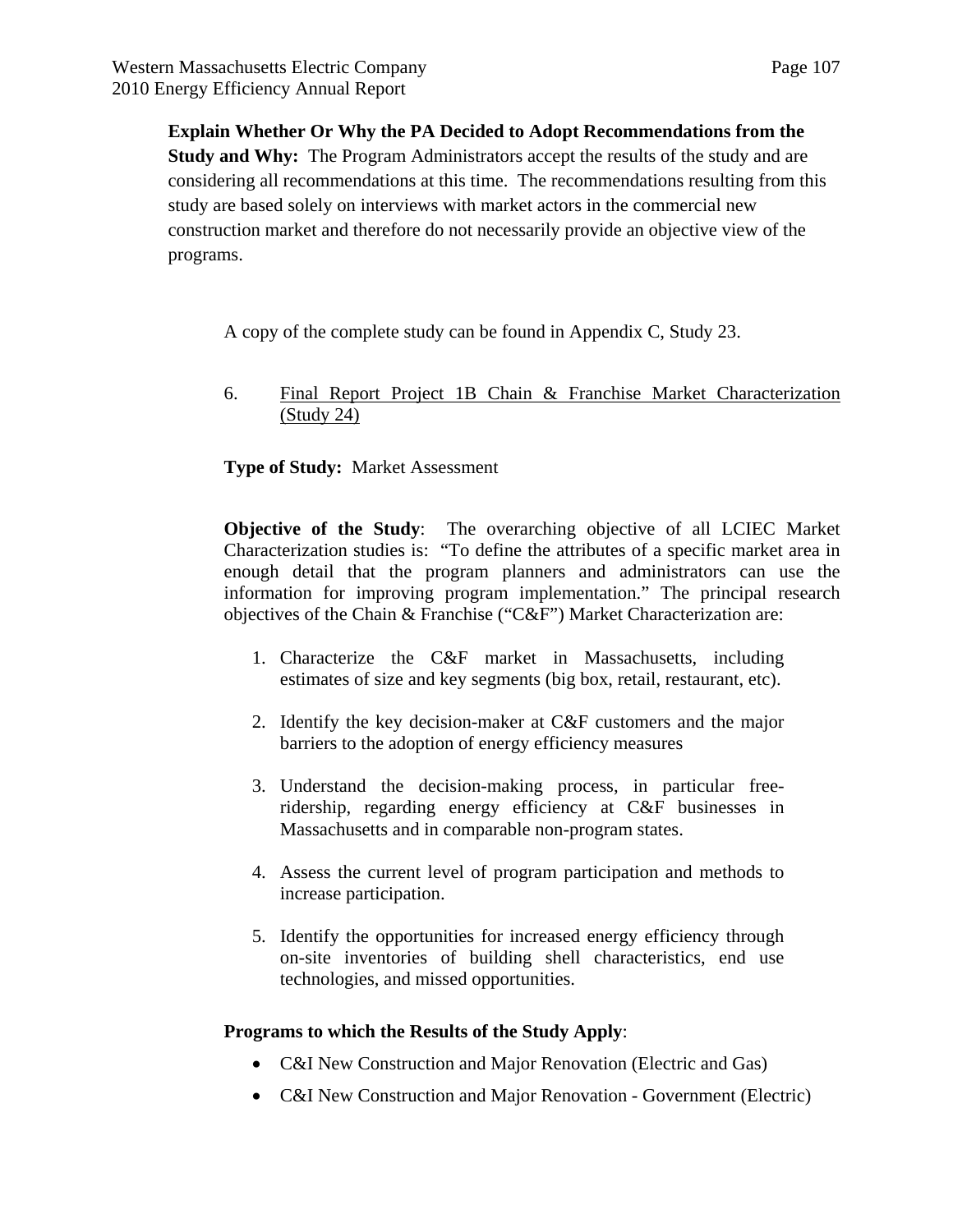**Explain Whether Or Why the PA Decided to Adopt Recommendations from the Study and Why:** The Program Administrators accept the results of the study and are considering all recommendations at this time. The recommendations resulting from this study are based solely on interviews with market actors in the commercial new construction market and therefore do not necessarily provide an objective view of the programs.

A copy of the complete study can be found in Appendix C, Study 23.

6. Final Report Project 1B Chain & Franchise Market Characterization (Study 24)

**Type of Study:** Market Assessment

**Objective of the Study**: The overarching objective of all LCIEC Market Characterization studies is: "To define the attributes of a specific market area in enough detail that the program planners and administrators can use the information for improving program implementation." The principal research objectives of the Chain & Franchise ("C&F") Market Characterization are:

1. Characterize the C&F market in Massachusetts, including estimates of size and key segments (big box, retail, restaurant, etc).

2. Identify the key decision-maker at C&F customers and the major barriers to the adoption of energy efficiency measures

3. Understand the decision-making process, in particular free-ridership, regarding energy efficiency at C&F businesses in Massachusetts and in comparable non-program states.

4. Assess the current level of program participation and methods to increase participation.

5. Identify the opportunities for increased energy efficiency through on-site inventories of building shell characteristics, end use technologies, and missed opportunities.

**Programs to which the Results of the Study Apply**:

- C&I New Construction and Major Renovation (Electric and Gas)
- C&I New Construction and Major Renovation - Government (Electric)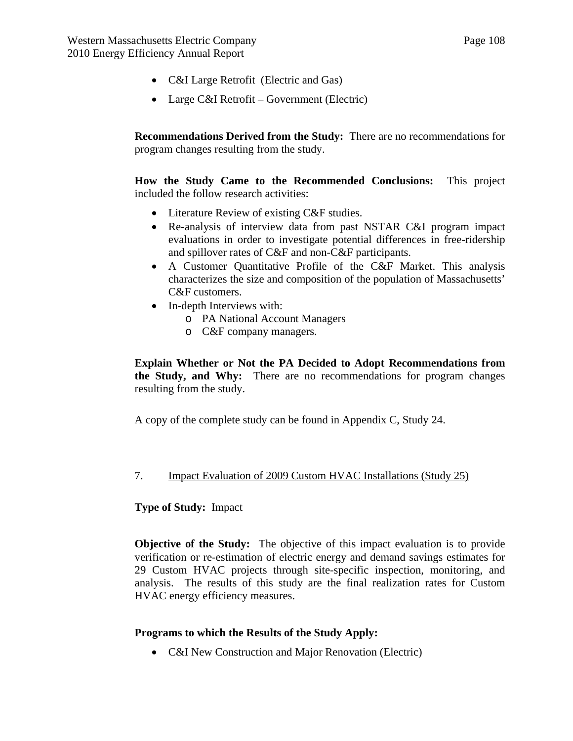- C&I Large Retrofit (Electric and Gas)
- Large C&I Retrofit – Government (Electric)

**Recommendations Derived from the Study:** There are no recommendations for program changes resulting from the study.

**How the Study Came to the Recommended Conclusions:** This project included the follow research activities:

- Literature Review of existing C&F studies.
- Re-analysis of interview data from past NSTAR C&I program impact evaluations in order to investigate potential differences in free-ridership and spillover rates of C&F and non-C&F participants.
- A Customer Quantitative Profile of the C&F Market. This analysis characterizes the size and composition of the population of Massachusetts' C&F customers.
- In-depth Interviews with:
  - PA National Account Managers
  - C&F company managers.

**Explain Whether or Not the PA Decided to Adopt Recommendations from the Study, and Why:** There are no recommendations for program changes resulting from the study.

A copy of the complete study can be found in Appendix C, Study 24.

7. Impact Evaluation of 2009 Custom HVAC Installations (Study 25)

**Type of Study:** Impact

**Objective of the Study:** The objective of this impact evaluation is to provide verification or re-estimation of electric energy and demand savings estimates for 29 Custom HVAC projects through site-specific inspection, monitoring, and analysis. The results of this study are the final realization rates for Custom HVAC energy efficiency measures.

**Programs to which the Results of the Study Apply:**

- C&I New Construction and Major Renovation (Electric)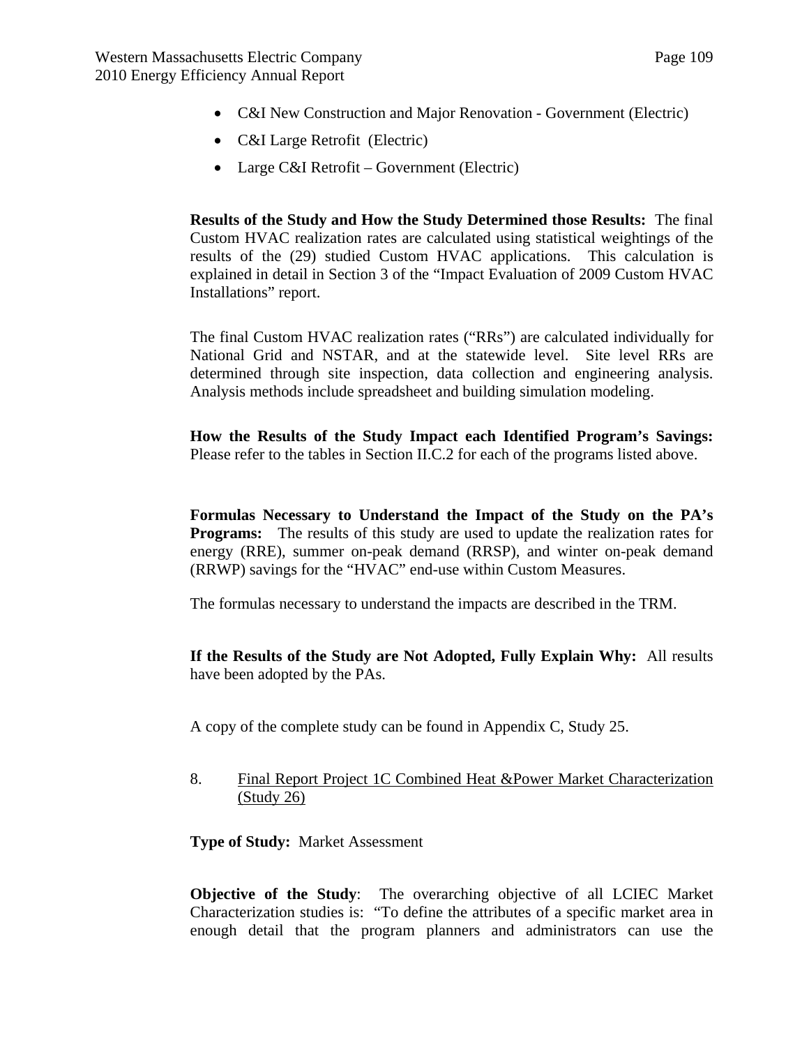- C&I New Construction and Major Renovation - Government (Electric)
- C&I Large Retrofit (Electric)
- Large C&I Retrofit – Government (Electric)

**Results of the Study and How the Study Determined those Results:** The final Custom HVAC realization rates are calculated using statistical weightings of the results of the (29) studied Custom HVAC applications. This calculation is explained in detail in Section 3 of the "Impact Evaluation of 2009 Custom HVAC Installations" report.

The final Custom HVAC realization rates ("RRs") are calculated individually for National Grid and NSTAR, and at the statewide level. Site level RRs are determined through site inspection, data collection and engineering analysis. Analysis methods include spreadsheet and building simulation modeling.

**How the Results of the Study Impact each Identified Program's Savings:** Please refer to the tables in Section II.C.2 for each of the programs listed above.

**Formulas Necessary to Understand the Impact of the Study on the PA's Programs:** The results of this study are used to update the realization rates for energy (RRE), summer on-peak demand (RRSP), and winter on-peak demand (RRWP) savings for the "HVAC" end-use within Custom Measures.

The formulas necessary to understand the impacts are described in the TRM.

**If the Results of the Study are Not Adopted, Fully Explain Why:** All results have been adopted by the PAs.

A copy of the complete study can be found in Appendix C, Study 25.

8. Final Report Project 1C Combined Heat &Power Market Characterization (Study 26)

**Type of Study:** Market Assessment

**Objective of the Study**: The overarching objective of all LCIEC Market Characterization studies is: "To define the attributes of a specific market area in enough detail that the program planners and administrators can use the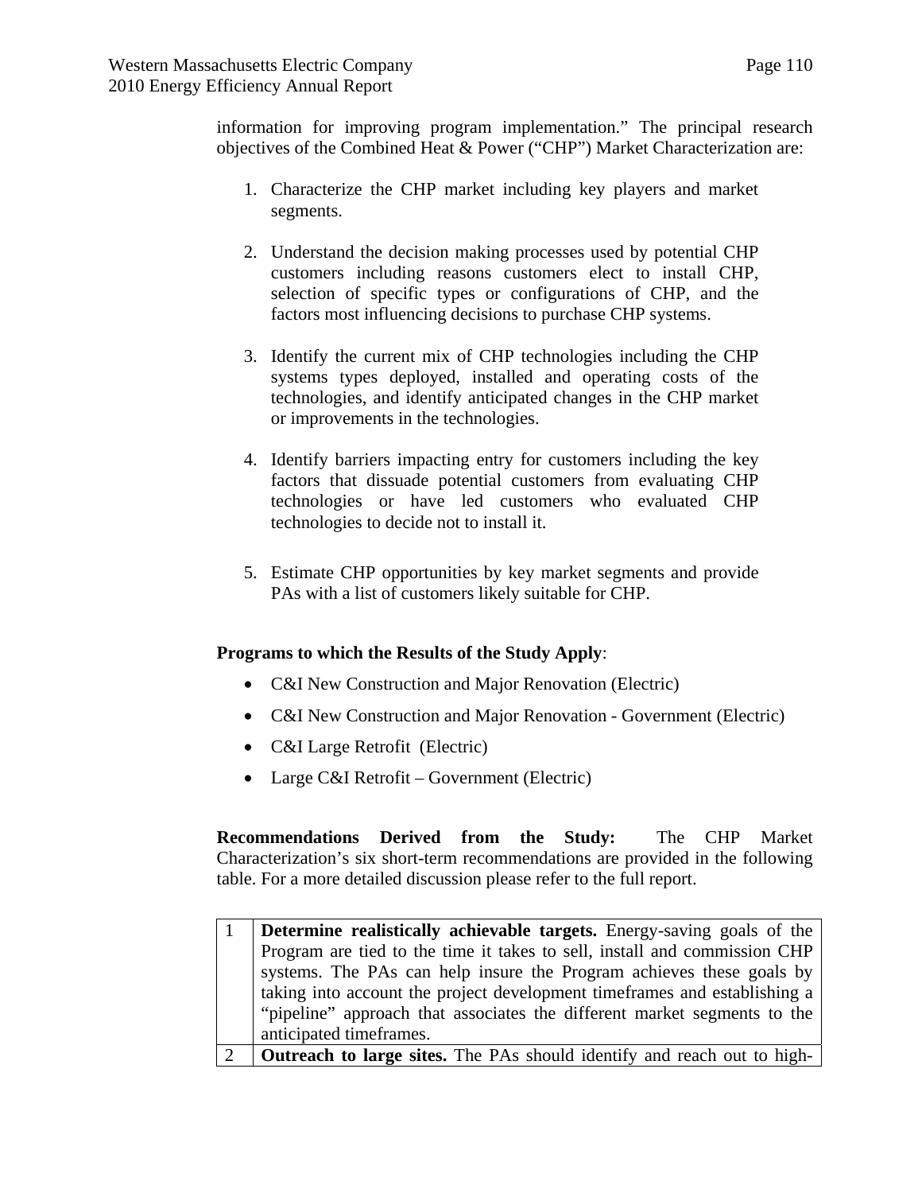information for improving program implementation." The principal research objectives of the Combined Heat & Power ("CHP") Market Characterization are:

1. Characterize the CHP market including key players and market segments.

2. Understand the decision making processes used by potential CHP customers including reasons customers elect to install CHP, selection of specific types or configurations of CHP, and the factors most influencing decisions to purchase CHP systems.

3. Identify the current mix of CHP technologies including the CHP systems types deployed, installed and operating costs of the technologies, and identify anticipated changes in the CHP market or improvements in the technologies.

4. Identify barriers impacting entry for customers including the key factors that dissuade potential customers from evaluating CHP technologies or have led customers who evaluated CHP technologies to decide not to install it.

5. Estimate CHP opportunities by key market segments and provide PAs with a list of customers likely suitable for CHP.

**Programs to which the Results of the Study Apply**:

- C&I New Construction and Major Renovation (Electric)
- C&I New Construction and Major Renovation - Government (Electric)
- C&I Large Retrofit (Electric)
- Large C&I Retrofit – Government (Electric)

**Recommendations Derived from the Study:** The CHP Market Characterization's six short-term recommendations are provided in the following table. For a more detailed discussion please refer to the full report.

| | |
|---|---|
| 1 | **Determine realistically achievable targets.** Energy-saving goals of the Program are tied to the time it takes to sell, install and commission CHP systems. The PAs can help insure the Program achieves these goals by taking into account the project development timeframes and establishing a "pipeline" approach that associates the different market segments to the anticipated timeframes. |
| 2 | **Outreach to large sites.** The PAs should identify and reach out to high- |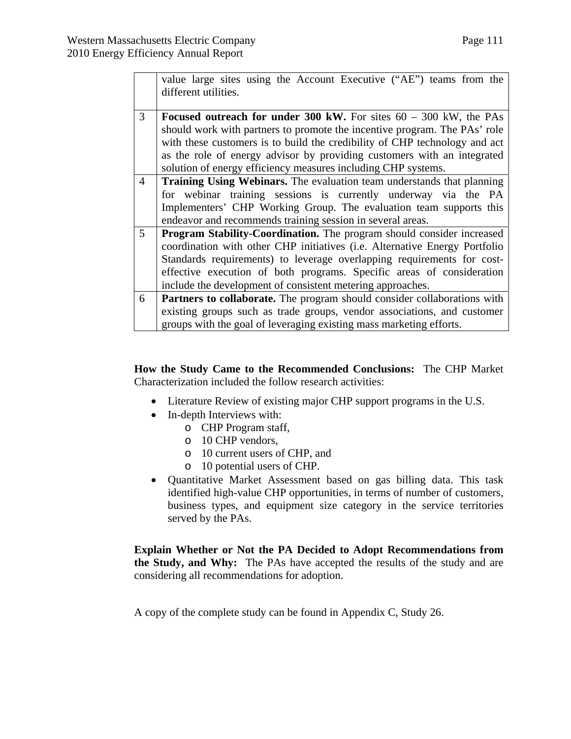|   |   |
|---|---|
|   | value large sites using the Account Executive ("AE") teams from the different utilities. |
| 3 | **Focused outreach for under 300 kW.** For sites 60 – 300 kW, the PAs should work with partners to promote the incentive program. The PAs' role with these customers is to build the credibility of CHP technology and act as the role of energy advisor by providing customers with an integrated solution of energy efficiency measures including CHP systems. |
| 4 | **Training Using Webinars.** The evaluation team understands that planning for webinar training sessions is currently underway via the PA Implementers' CHP Working Group. The evaluation team supports this endeavor and recommends training session in several areas. |
| 5 | **Program Stability-Coordination.** The program should consider increased coordination with other CHP initiatives (i.e. Alternative Energy Portfolio Standards requirements) to leverage overlapping requirements for cost-effective execution of both programs. Specific areas of consideration include the development of consistent metering approaches. |
| 6 | **Partners to collaborate.** The program should consider collaborations with existing groups such as trade groups, vendor associations, and customer groups with the goal of leveraging existing mass marketing efforts. |

**How the Study Came to the Recommended Conclusions:** The CHP Market Characterization included the follow research activities:

- Literature Review of existing major CHP support programs in the U.S.
- In-depth Interviews with:
  - CHP Program staff,
  - 10 CHP vendors,
  - 10 current users of CHP, and
  - 10 potential users of CHP.
- Quantitative Market Assessment based on gas billing data. This task identified high-value CHP opportunities, in terms of number of customers, business types, and equipment size category in the service territories served by the PAs.

**Explain Whether or Not the PA Decided to Adopt Recommendations from the Study, and Why:** The PAs have accepted the results of the study and are considering all recommendations for adoption.

A copy of the complete study can be found in Appendix C, Study 26.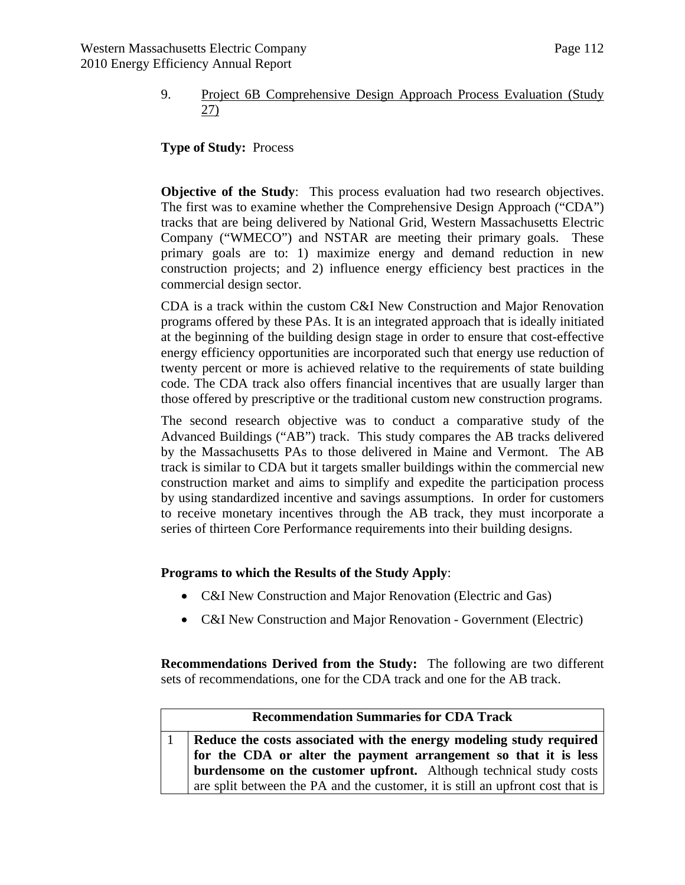9. Project 6B Comprehensive Design Approach Process Evaluation (Study 27)

**Type of Study:** Process

**Objective of the Study**: This process evaluation had two research objectives. The first was to examine whether the Comprehensive Design Approach ("CDA") tracks that are being delivered by National Grid, Western Massachusetts Electric Company ("WMECO") and NSTAR are meeting their primary goals. These primary goals are to: 1) maximize energy and demand reduction in new construction projects; and 2) influence energy efficiency best practices in the commercial design sector.

CDA is a track within the custom C&I New Construction and Major Renovation programs offered by these PAs. It is an integrated approach that is ideally initiated at the beginning of the building design stage in order to ensure that cost-effective energy efficiency opportunities are incorporated such that energy use reduction of twenty percent or more is achieved relative to the requirements of state building code. The CDA track also offers financial incentives that are usually larger than those offered by prescriptive or the traditional custom new construction programs.

The second research objective was to conduct a comparative study of the Advanced Buildings ("AB") track. This study compares the AB tracks delivered by the Massachusetts PAs to those delivered in Maine and Vermont. The AB track is similar to CDA but it targets smaller buildings within the commercial new construction market and aims to simplify and expedite the participation process by using standardized incentive and savings assumptions. In order for customers to receive monetary incentives through the AB track, they must incorporate a series of thirteen Core Performance requirements into their building designs.

**Programs to which the Results of the Study Apply**:

- C&I New Construction and Major Renovation (Electric and Gas)
- C&I New Construction and Major Renovation - Government (Electric)

**Recommendations Derived from the Study:** The following are two different sets of recommendations, one for the CDA track and one for the AB track.

| Recommendation Summaries for CDA Track | |
|---|---|
| 1 | **Reduce the costs associated with the energy modeling study required for the CDA or alter the payment arrangement so that it is less burdensome on the customer upfront.** Although technical study costs are split between the PA and the customer, it is still an upfront cost that is |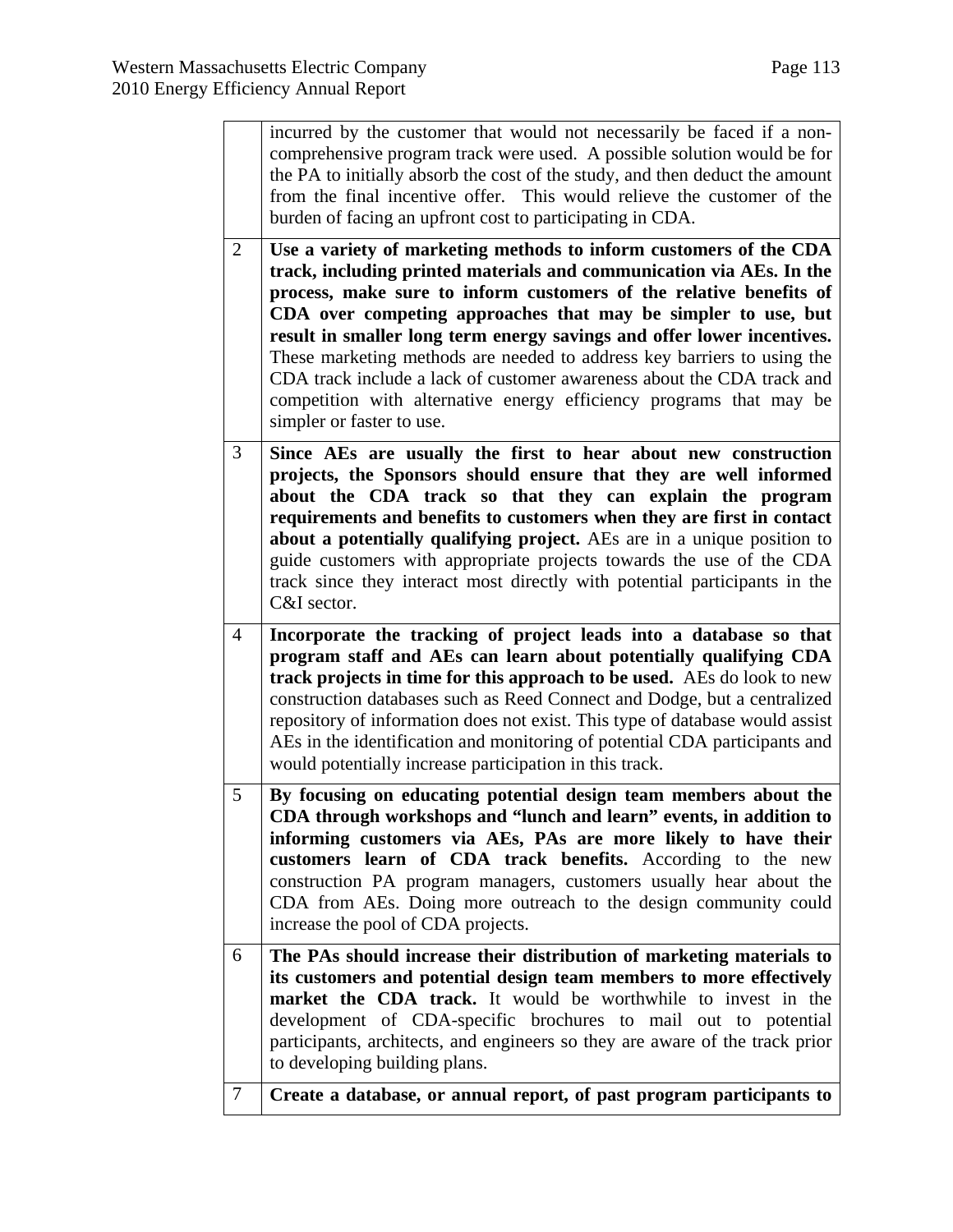| | |
|---|---|
| | incurred by the customer that would not necessarily be faced if a non-comprehensive program track were used. A possible solution would be for the PA to initially absorb the cost of the study, and then deduct the amount from the final incentive offer. This would relieve the customer of the burden of facing an upfront cost to participating in CDA. |
| 2 | **Use a variety of marketing methods to inform customers of the CDA track, including printed materials and communication via AEs. In the process, make sure to inform customers of the relative benefits of CDA over competing approaches that may be simpler to use, but result in smaller long term energy savings and offer lower incentives.** These marketing methods are needed to address key barriers to using the CDA track include a lack of customer awareness about the CDA track and competition with alternative energy efficiency programs that may be simpler or faster to use. |
| 3 | **Since AEs are usually the first to hear about new construction projects, the Sponsors should ensure that they are well informed about the CDA track so that they can explain the program requirements and benefits to customers when they are first in contact about a potentially qualifying project.** AEs are in a unique position to guide customers with appropriate projects towards the use of the CDA track since they interact most directly with potential participants in the C&I sector. |
| 4 | **Incorporate the tracking of project leads into a database so that program staff and AEs can learn about potentially qualifying CDA track projects in time for this approach to be used.** AEs do look to new construction databases such as Reed Connect and Dodge, but a centralized repository of information does not exist. This type of database would assist AEs in the identification and monitoring of potential CDA participants and would potentially increase participation in this track. |
| 5 | **By focusing on educating potential design team members about the CDA through workshops and "lunch and learn" events, in addition to informing customers via AEs, PAs are more likely to have their customers learn of CDA track benefits.** According to the new construction PA program managers, customers usually hear about the CDA from AEs. Doing more outreach to the design community could increase the pool of CDA projects. |
| 6 | **The PAs should increase their distribution of marketing materials to its customers and potential design team members to more effectively market the CDA track.** It would be worthwhile to invest in the development of CDA-specific brochures to mail out to potential participants, architects, and engineers so they are aware of the track prior to developing building plans. |
| 7 | **Create a database, or annual report, of past program participants to** |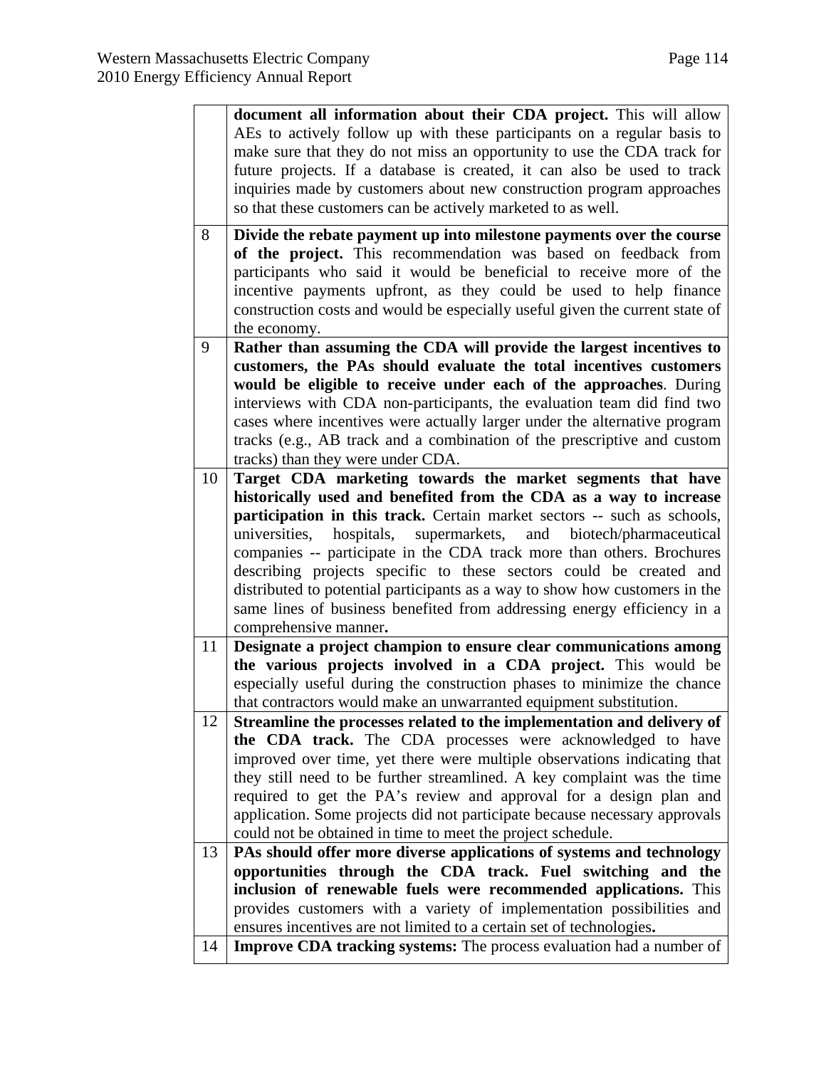| | |
|---|---|
| | **document all information about their CDA project.** This will allow AEs to actively follow up with these participants on a regular basis to make sure that they do not miss an opportunity to use the CDA track for future projects. If a database is created, it can also be used to track inquiries made by customers about new construction program approaches so that these customers can be actively marketed to as well. |
| 8 | **Divide the rebate payment up into milestone payments over the course of the project.** This recommendation was based on feedback from participants who said it would be beneficial to receive more of the incentive payments upfront, as they could be used to help finance construction costs and would be especially useful given the current state of the economy. |
| 9 | **Rather than assuming the CDA will provide the largest incentives to customers, the PAs should evaluate the total incentives customers would be eligible to receive under each of the approaches**. During interviews with CDA non-participants, the evaluation team did find two cases where incentives were actually larger under the alternative program tracks (e.g., AB track and a combination of the prescriptive and custom tracks) than they were under CDA. |
| 10 | **Target CDA marketing towards the market segments that have historically used and benefited from the CDA as a way to increase participation in this track.** Certain market sectors -- such as schools, universities, hospitals, supermarkets, and biotech/pharmaceutical companies -- participate in the CDA track more than others. Brochures describing projects specific to these sectors could be created and distributed to potential participants as a way to show how customers in the same lines of business benefited from addressing energy efficiency in a comprehensive manner**.** |
| 11 | **Designate a project champion to ensure clear communications among the various projects involved in a CDA project.** This would be especially useful during the construction phases to minimize the chance that contractors would make an unwarranted equipment substitution. |
| 12 | **Streamline the processes related to the implementation and delivery of the CDA track.** The CDA processes were acknowledged to have improved over time, yet there were multiple observations indicating that they still need to be further streamlined. A key complaint was the time required to get the PA's review and approval for a design plan and application. Some projects did not participate because necessary approvals could not be obtained in time to meet the project schedule. |
| 13 | **PAs should offer more diverse applications of systems and technology opportunities through the CDA track. Fuel switching and the inclusion of renewable fuels were recommended applications.** This provides customers with a variety of implementation possibilities and ensures incentives are not limited to a certain set of technologies**.** |
| 14 | **Improve CDA tracking systems:** The process evaluation had a number of |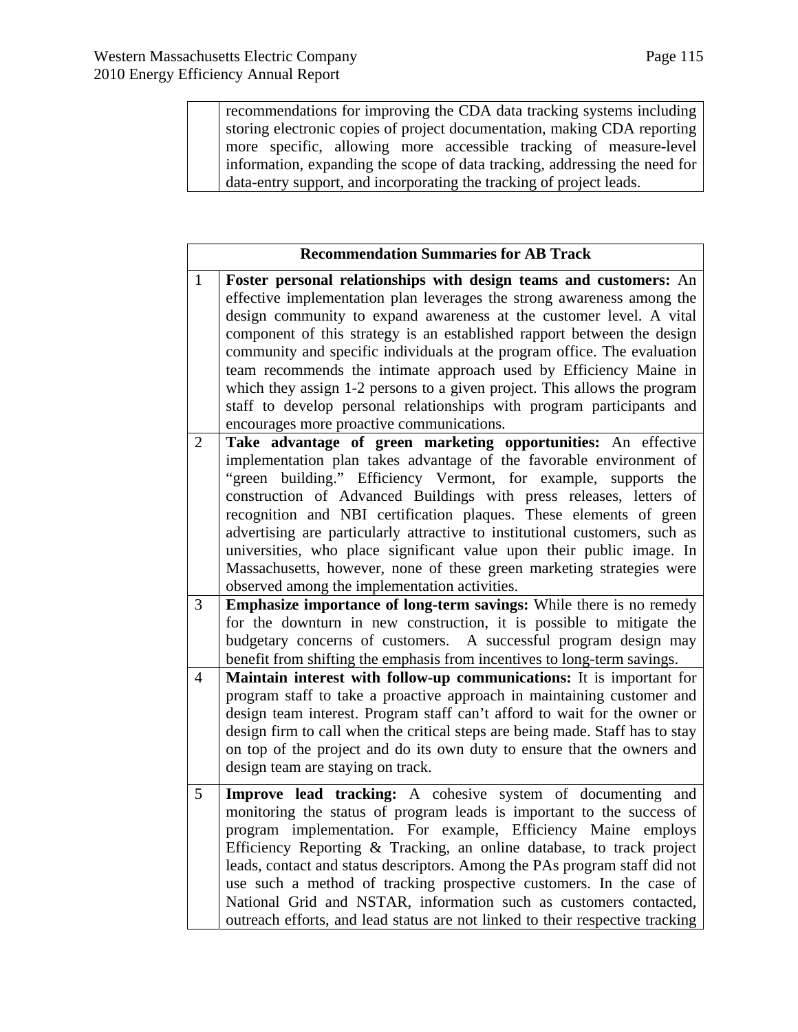| | |
|---|---|
| | recommendations for improving the CDA data tracking systems including storing electronic copies of project documentation, making CDA reporting more specific, allowing more accessible tracking of measure-level information, expanding the scope of data tracking, addressing the need for data-entry support, and incorporating the tracking of project leads. |

| Recommendation Summaries for AB Track | |
|---|---|
| 1 | **Foster personal relationships with design teams and customers:** An effective implementation plan leverages the strong awareness among the design community to expand awareness at the customer level. A vital component of this strategy is an established rapport between the design community and specific individuals at the program office. The evaluation team recommends the intimate approach used by Efficiency Maine in which they assign 1-2 persons to a given project. This allows the program staff to develop personal relationships with program participants and encourages more proactive communications. |
| 2 | **Take advantage of green marketing opportunities:** An effective implementation plan takes advantage of the favorable environment of "green building." Efficiency Vermont, for example, supports the construction of Advanced Buildings with press releases, letters of recognition and NBI certification plaques. These elements of green advertising are particularly attractive to institutional customers, such as universities, who place significant value upon their public image. In Massachusetts, however, none of these green marketing strategies were observed among the implementation activities. |
| 3 | **Emphasize importance of long-term savings:** While there is no remedy for the downturn in new construction, it is possible to mitigate the budgetary concerns of customers. A successful program design may benefit from shifting the emphasis from incentives to long-term savings. |
| 4 | **Maintain interest with follow-up communications:** It is important for program staff to take a proactive approach in maintaining customer and design team interest. Program staff can't afford to wait for the owner or design firm to call when the critical steps are being made. Staff has to stay on top of the project and do its own duty to ensure that the owners and design team are staying on track. |
| 5 | **Improve lead tracking:** A cohesive system of documenting and monitoring the status of program leads is important to the success of program implementation. For example, Efficiency Maine employs Efficiency Reporting & Tracking, an online database, to track project leads, contact and status descriptors. Among the PAs program staff did not use such a method of tracking prospective customers. In the case of National Grid and NSTAR, information such as customers contacted, outreach efforts, and lead status are not linked to their respective tracking |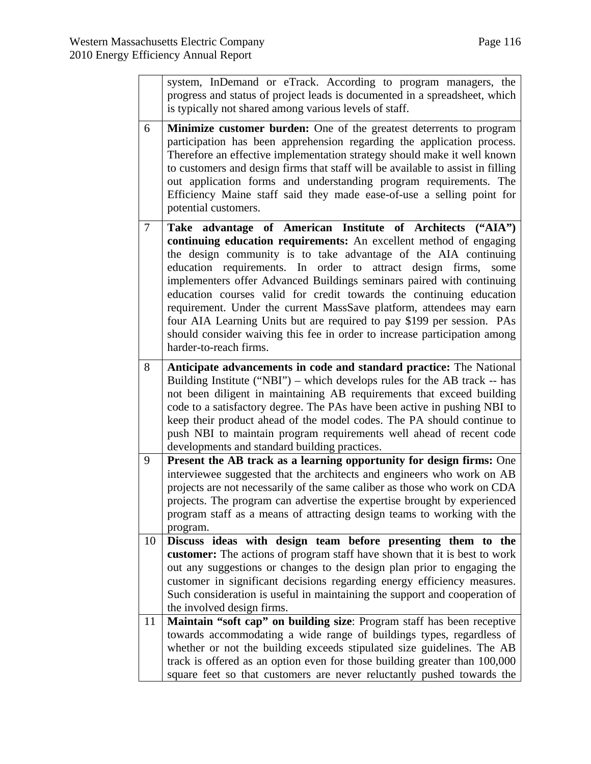| | |
|---|---|
| | system, InDemand or eTrack. According to program managers, the progress and status of project leads is documented in a spreadsheet, which is typically not shared among various levels of staff. |
| 6 | **Minimize customer burden:** One of the greatest deterrents to program participation has been apprehension regarding the application process. Therefore an effective implementation strategy should make it well known to customers and design firms that staff will be available to assist in filling out application forms and understanding program requirements. The Efficiency Maine staff said they made ease-of-use a selling point for potential customers. |
| 7 | **Take advantage of American Institute of Architects ("AIA") continuing education requirements:** An excellent method of engaging the design community is to take advantage of the AIA continuing education requirements. In order to attract design firms, some implementers offer Advanced Buildings seminars paired with continuing education courses valid for credit towards the continuing education requirement. Under the current MassSave platform, attendees may earn four AIA Learning Units but are required to pay $199 per session. PAs should consider waiving this fee in order to increase participation among harder-to-reach firms. |
| 8 | **Anticipate advancements in code and standard practice:** The National Building Institute ("NBI") – which develops rules for the AB track -- has not been diligent in maintaining AB requirements that exceed building code to a satisfactory degree. The PAs have been active in pushing NBI to keep their product ahead of the model codes. The PA should continue to push NBI to maintain program requirements well ahead of recent code developments and standard building practices. |
| 9 | **Present the AB track as a learning opportunity for design firms:** One interviewee suggested that the architects and engineers who work on AB projects are not necessarily of the same caliber as those who work on CDA projects. The program can advertise the expertise brought by experienced program staff as a means of attracting design teams to working with the program. |
| 10 | **Discuss ideas with design team before presenting them to the customer:** The actions of program staff have shown that it is best to work out any suggestions or changes to the design plan prior to engaging the customer in significant decisions regarding energy efficiency measures. Such consideration is useful in maintaining the support and cooperation of the involved design firms. |
| 11 | **Maintain "soft cap" on building size**: Program staff has been receptive towards accommodating a wide range of buildings types, regardless of whether or not the building exceeds stipulated size guidelines. The AB track is offered as an option even for those building greater than 100,000 square feet so that customers are never reluctantly pushed towards the |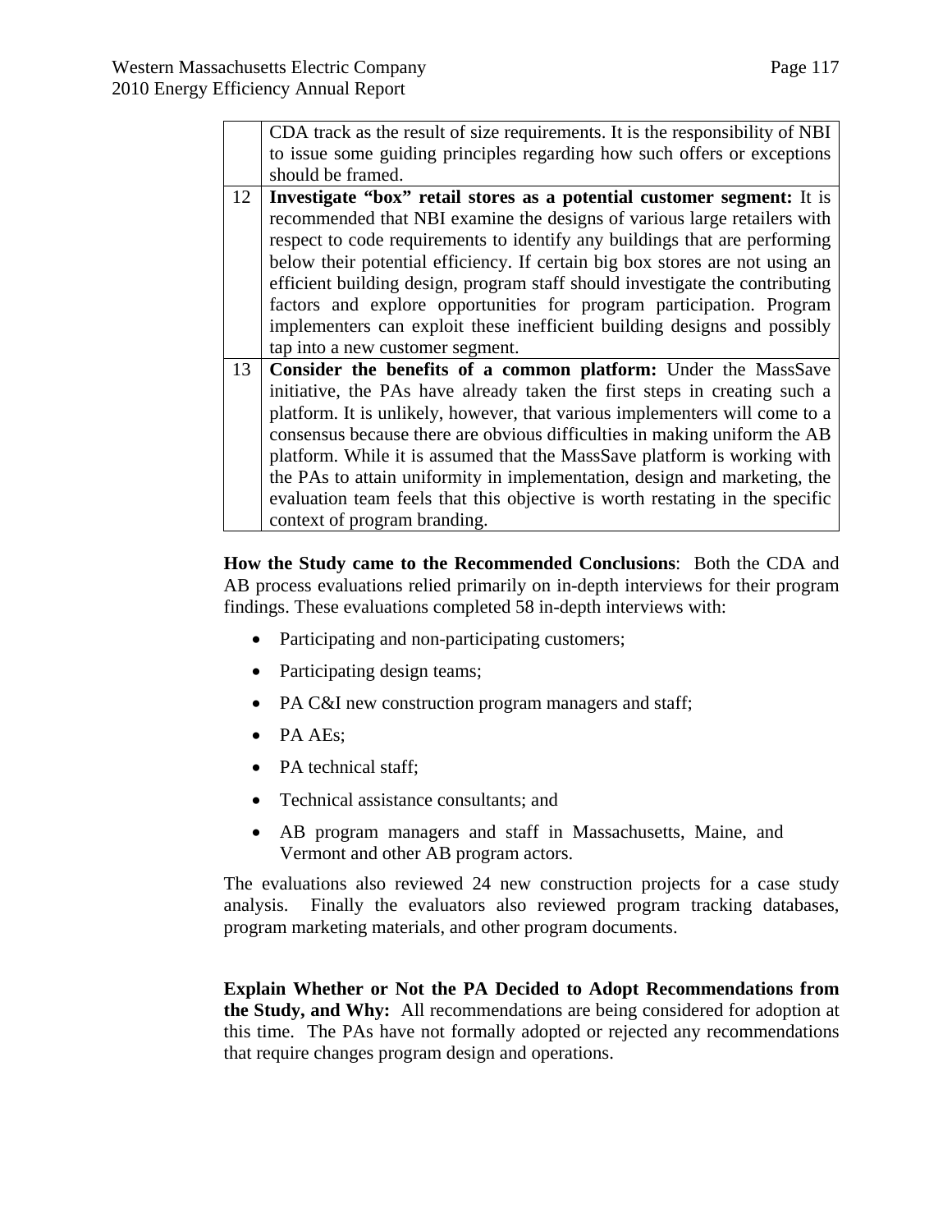|  |  |
|---|---|
|  | CDA track as the result of size requirements. It is the responsibility of NBI to issue some guiding principles regarding how such offers or exceptions should be framed. |
| 12 | **Investigate "box" retail stores as a potential customer segment:** It is recommended that NBI examine the designs of various large retailers with respect to code requirements to identify any buildings that are performing below their potential efficiency. If certain big box stores are not using an efficient building design, program staff should investigate the contributing factors and explore opportunities for program participation. Program implementers can exploit these inefficient building designs and possibly tap into a new customer segment. |
| 13 | **Consider the benefits of a common platform:** Under the MassSave initiative, the PAs have already taken the first steps in creating such a platform. It is unlikely, however, that various implementers will come to a consensus because there are obvious difficulties in making uniform the AB platform. While it is assumed that the MassSave platform is working with the PAs to attain uniformity in implementation, design and marketing, the evaluation team feels that this objective is worth restating in the specific context of program branding. |

**How the Study came to the Recommended Conclusions**: Both the CDA and AB process evaluations relied primarily on in-depth interviews for their program findings. These evaluations completed 58 in-depth interviews with:

- Participating and non-participating customers;
- Participating design teams;
- PA C&I new construction program managers and staff;
- PA AEs;
- PA technical staff;
- Technical assistance consultants; and
- AB program managers and staff in Massachusetts, Maine, and Vermont and other AB program actors.

The evaluations also reviewed 24 new construction projects for a case study analysis. Finally the evaluators also reviewed program tracking databases, program marketing materials, and other program documents.

**Explain Whether or Not the PA Decided to Adopt Recommendations from the Study, and Why:** All recommendations are being considered for adoption at this time. The PAs have not formally adopted or rejected any recommendations that require changes program design and operations.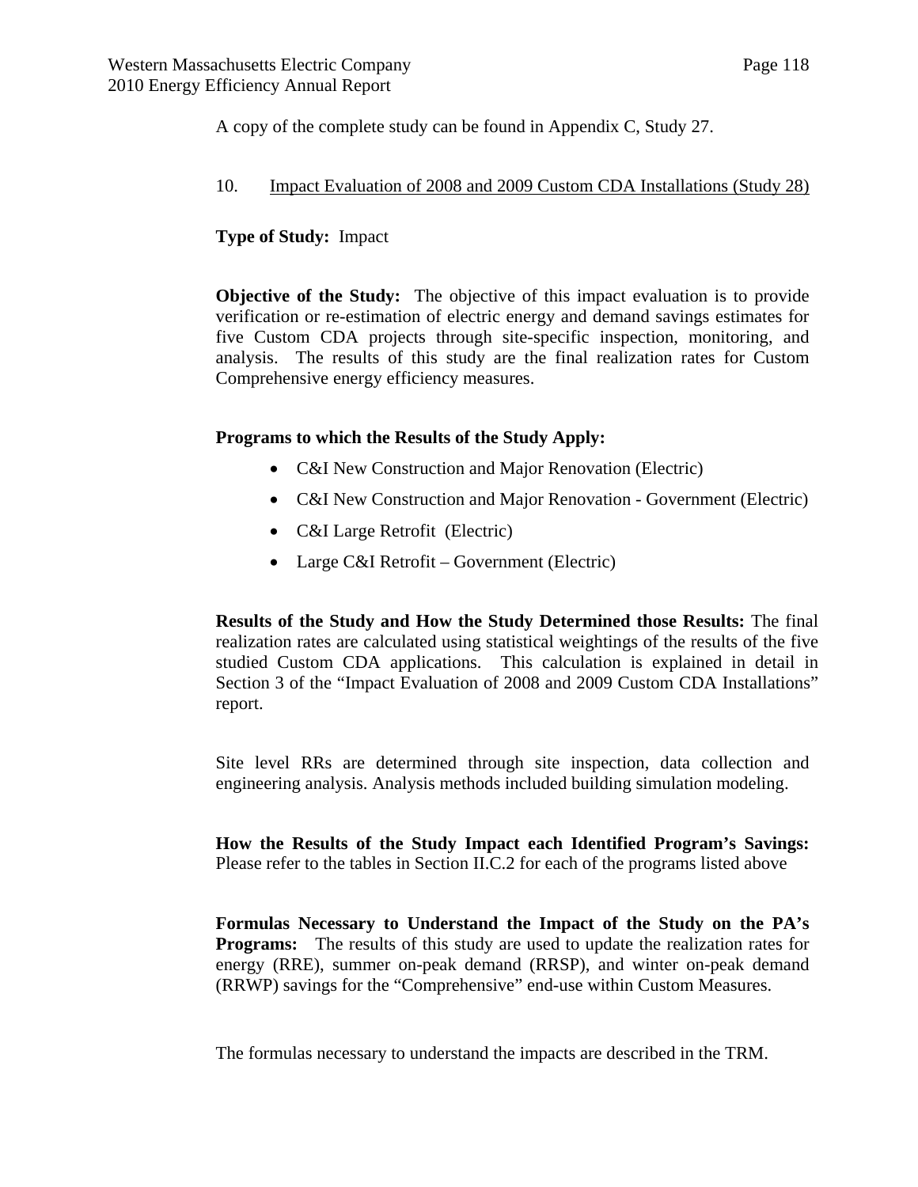A copy of the complete study can be found in Appendix C, Study 27.

10. Impact Evaluation of 2008 and 2009 Custom CDA Installations (Study 28)

**Type of Study:** Impact

**Objective of the Study:** The objective of this impact evaluation is to provide verification or re-estimation of electric energy and demand savings estimates for five Custom CDA projects through site-specific inspection, monitoring, and analysis. The results of this study are the final realization rates for Custom Comprehensive energy efficiency measures.

**Programs to which the Results of the Study Apply:**

- C&I New Construction and Major Renovation (Electric)
- C&I New Construction and Major Renovation - Government (Electric)
- C&I Large Retrofit (Electric)
- Large C&I Retrofit – Government (Electric)

**Results of the Study and How the Study Determined those Results:** The final realization rates are calculated using statistical weightings of the results of the five studied Custom CDA applications. This calculation is explained in detail in Section 3 of the "Impact Evaluation of 2008 and 2009 Custom CDA Installations" report.

Site level RRs are determined through site inspection, data collection and engineering analysis. Analysis methods included building simulation modeling.

**How the Results of the Study Impact each Identified Program's Savings:** Please refer to the tables in Section II.C.2 for each of the programs listed above

**Formulas Necessary to Understand the Impact of the Study on the PA's Programs:** The results of this study are used to update the realization rates for energy (RRE), summer on-peak demand (RRSP), and winter on-peak demand (RRWP) savings for the "Comprehensive" end-use within Custom Measures.

The formulas necessary to understand the impacts are described in the TRM.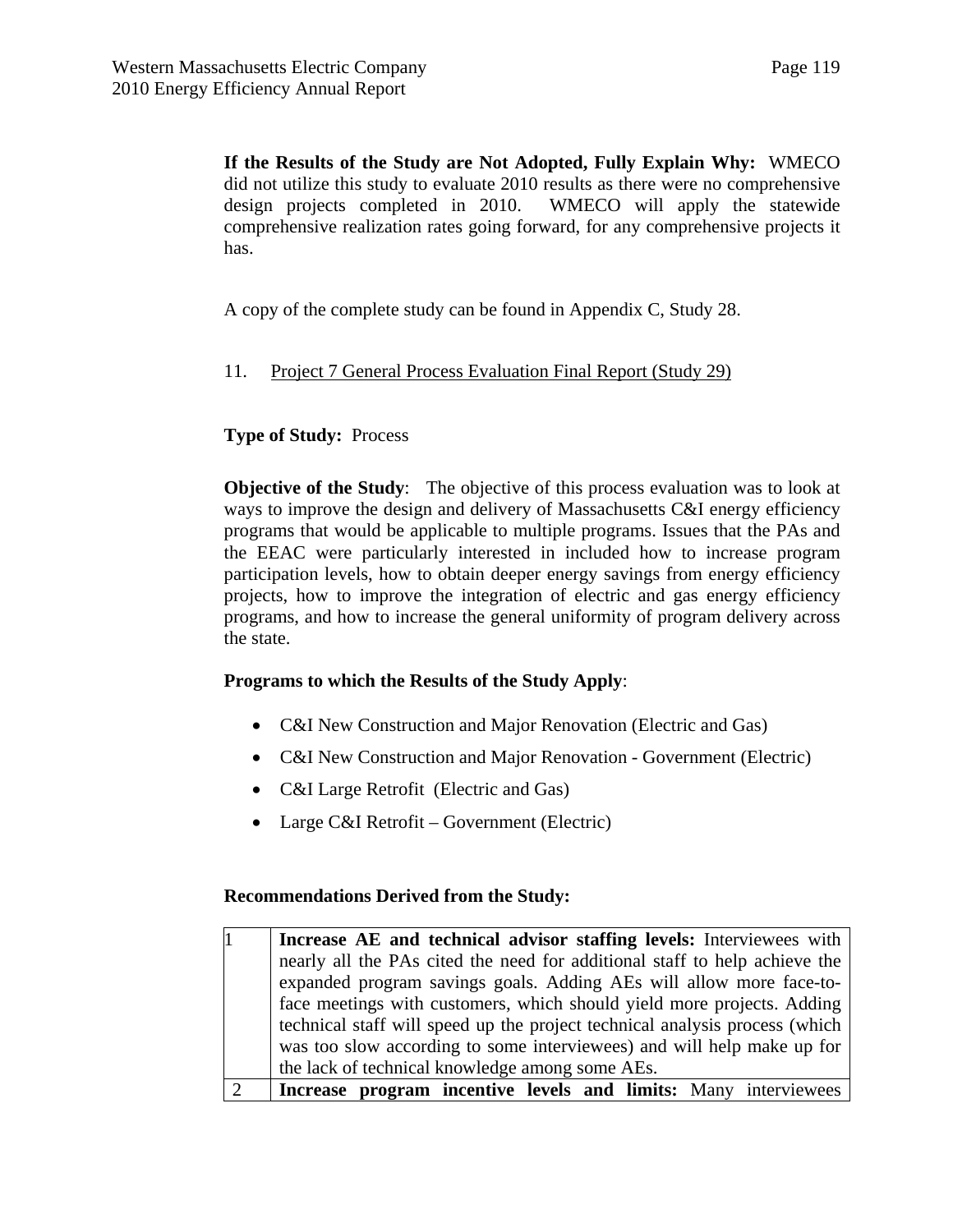**If the Results of the Study are Not Adopted, Fully Explain Why:** WMECO did not utilize this study to evaluate 2010 results as there were no comprehensive design projects completed in 2010. WMECO will apply the statewide comprehensive realization rates going forward, for any comprehensive projects it has.

A copy of the complete study can be found in Appendix C, Study 28.

11. Project 7 General Process Evaluation Final Report (Study 29)

**Type of Study:** Process

**Objective of the Study**: The objective of this process evaluation was to look at ways to improve the design and delivery of Massachusetts C&I energy efficiency programs that would be applicable to multiple programs. Issues that the PAs and the EEAC were particularly interested in included how to increase program participation levels, how to obtain deeper energy savings from energy efficiency projects, how to improve the integration of electric and gas energy efficiency programs, and how to increase the general uniformity of program delivery across the state.

**Programs to which the Results of the Study Apply**:

- C&I New Construction and Major Renovation (Electric and Gas)
- C&I New Construction and Major Renovation - Government (Electric)
- C&I Large Retrofit (Electric and Gas)
- Large C&I Retrofit – Government (Electric)

**Recommendations Derived from the Study:**

| | |
|---|---|
| 1 | **Increase AE and technical advisor staffing levels:** Interviewees with nearly all the PAs cited the need for additional staff to help achieve the expanded program savings goals. Adding AEs will allow more face-to-face meetings with customers, which should yield more projects. Adding technical staff will speed up the project technical analysis process (which was too slow according to some interviewees) and will help make up for the lack of technical knowledge among some AEs. |
| 2 | **Increase program incentive levels and limits:** Many interviewees |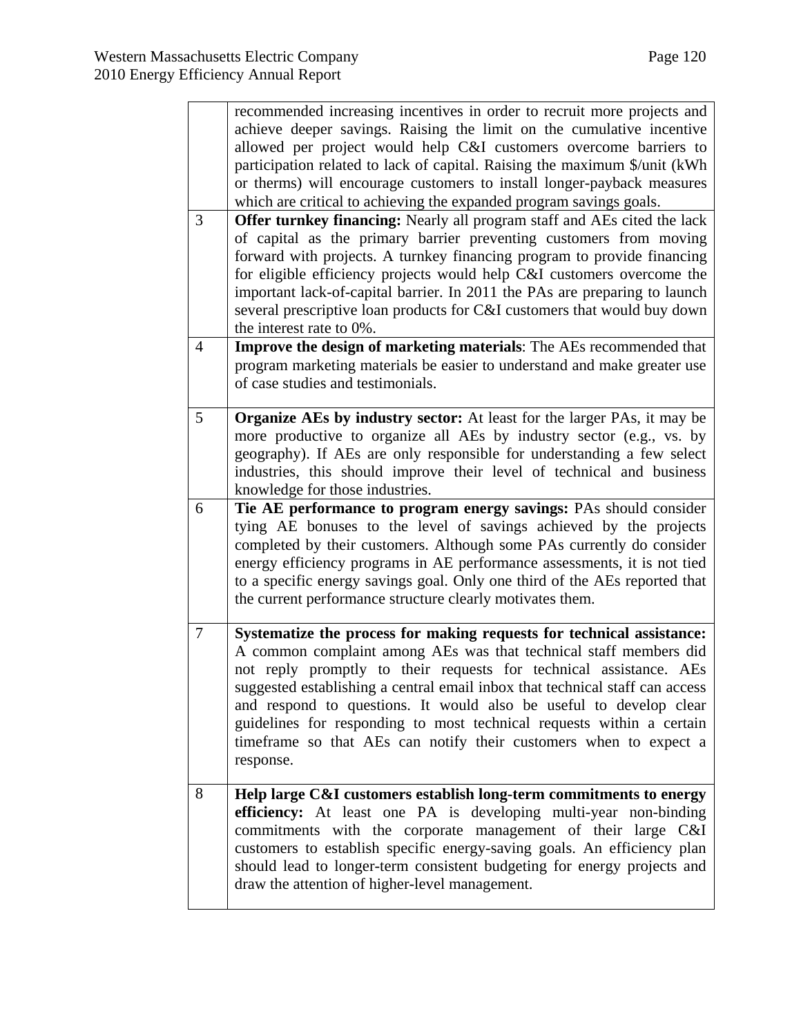| | |
|---|---|
| | recommended increasing incentives in order to recruit more projects and achieve deeper savings. Raising the limit on the cumulative incentive allowed per project would help C&I customers overcome barriers to participation related to lack of capital. Raising the maximum $/unit (kWh or therms) will encourage customers to install longer-payback measures which are critical to achieving the expanded program savings goals. |
| 3 | **Offer turnkey financing:** Nearly all program staff and AEs cited the lack of capital as the primary barrier preventing customers from moving forward with projects. A turnkey financing program to provide financing for eligible efficiency projects would help C&I customers overcome the important lack-of-capital barrier. In 2011 the PAs are preparing to launch several prescriptive loan products for C&I customers that would buy down the interest rate to 0%. |
| 4 | **Improve the design of marketing materials**: The AEs recommended that program marketing materials be easier to understand and make greater use of case studies and testimonials. |
| 5 | **Organize AEs by industry sector:** At least for the larger PAs, it may be more productive to organize all AEs by industry sector (e.g., vs. by geography). If AEs are only responsible for understanding a few select industries, this should improve their level of technical and business knowledge for those industries. |
| 6 | **Tie AE performance to program energy savings:** PAs should consider tying AE bonuses to the level of savings achieved by the projects completed by their customers. Although some PAs currently do consider energy efficiency programs in AE performance assessments, it is not tied to a specific energy savings goal. Only one third of the AEs reported that the current performance structure clearly motivates them. |
| 7 | **Systematize the process for making requests for technical assistance:** A common complaint among AEs was that technical staff members did not reply promptly to their requests for technical assistance. AEs suggested establishing a central email inbox that technical staff can access and respond to questions. It would also be useful to develop clear guidelines for responding to most technical requests within a certain timeframe so that AEs can notify their customers when to expect a response. |
| 8 | **Help large C&I customers establish long-term commitments to energy efficiency:** At least one PA is developing multi-year non-binding commitments with the corporate management of their large C&I customers to establish specific energy-saving goals. An efficiency plan should lead to longer-term consistent budgeting for energy projects and draw the attention of higher-level management. |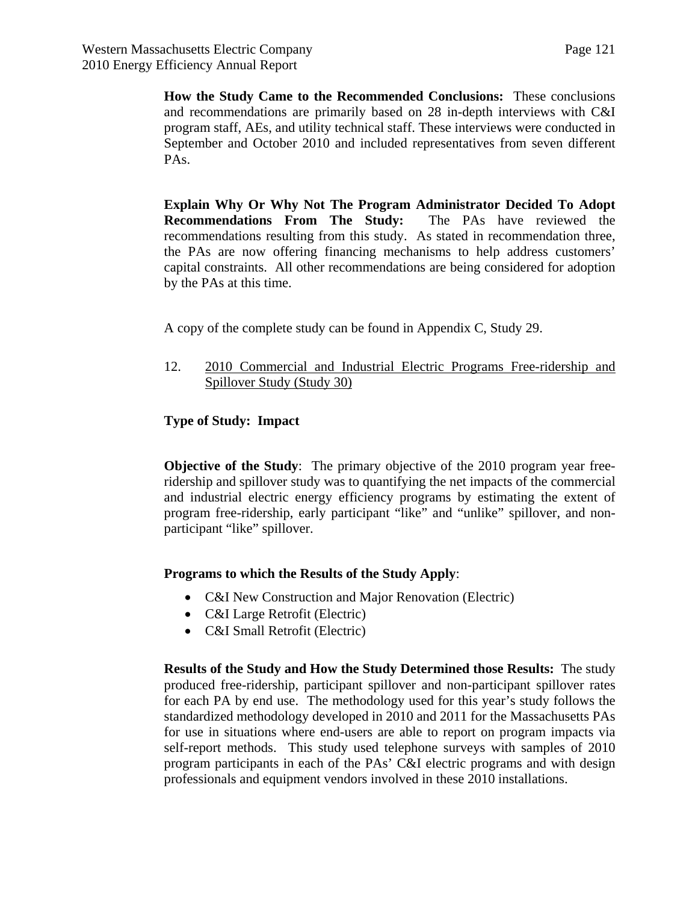**How the Study Came to the Recommended Conclusions:** These conclusions and recommendations are primarily based on 28 in-depth interviews with C&I program staff, AEs, and utility technical staff. These interviews were conducted in September and October 2010 and included representatives from seven different PAs.

**Explain Why Or Why Not The Program Administrator Decided To Adopt Recommendations From The Study:** The PAs have reviewed the recommendations resulting from this study. As stated in recommendation three, the PAs are now offering financing mechanisms to help address customers' capital constraints. All other recommendations are being considered for adoption by the PAs at this time.

A copy of the complete study can be found in Appendix C, Study 29.

12. <u>2010 Commercial and Industrial Electric Programs Free-ridership and Spillover Study (Study 30)</u>

**Type of Study: Impact**

**Objective of the Study**: The primary objective of the 2010 program year free-ridership and spillover study was to quantifying the net impacts of the commercial and industrial electric energy efficiency programs by estimating the extent of program free-ridership, early participant "like" and "unlike" spillover, and non-participant "like" spillover.

**Programs to which the Results of the Study Apply**:

- C&I New Construction and Major Renovation (Electric)
- C&I Large Retrofit (Electric)
- C&I Small Retrofit (Electric)

**Results of the Study and How the Study Determined those Results:** The study produced free-ridership, participant spillover and non-participant spillover rates for each PA by end use. The methodology used for this year's study follows the standardized methodology developed in 2010 and 2011 for the Massachusetts PAs for use in situations where end-users are able to report on program impacts via self-report methods. This study used telephone surveys with samples of 2010 program participants in each of the PAs' C&I electric programs and with design professionals and equipment vendors involved in these 2010 installations.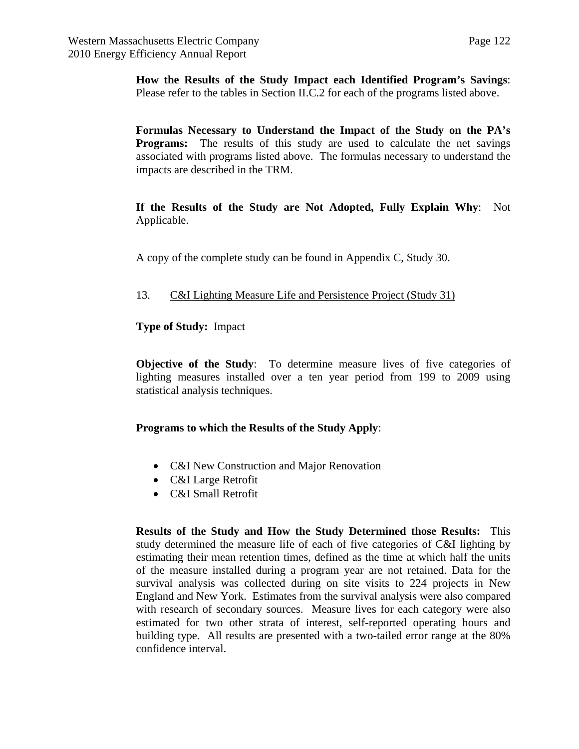**How the Results of the Study Impact each Identified Program's Savings**: Please refer to the tables in Section II.C.2 for each of the programs listed above.

**Formulas Necessary to Understand the Impact of the Study on the PA's Programs:** The results of this study are used to calculate the net savings associated with programs listed above. The formulas necessary to understand the impacts are described in the TRM.

**If the Results of the Study are Not Adopted, Fully Explain Why**: Not Applicable.

A copy of the complete study can be found in Appendix C, Study 30.

13. <u>C&I Lighting Measure Life and Persistence Project (Study 31)</u>

**Type of Study:** Impact

**Objective of the Study**: To determine measure lives of five categories of lighting measures installed over a ten year period from 199 to 2009 using statistical analysis techniques.

**Programs to which the Results of the Study Apply**:

- C&I New Construction and Major Renovation
- C&I Large Retrofit
- C&I Small Retrofit

**Results of the Study and How the Study Determined those Results:** This study determined the measure life of each of five categories of C&I lighting by estimating their mean retention times, defined as the time at which half the units of the measure installed during a program year are not retained. Data for the survival analysis was collected during on site visits to 224 projects in New England and New York. Estimates from the survival analysis were also compared with research of secondary sources. Measure lives for each category were also estimated for two other strata of interest, self-reported operating hours and building type. All results are presented with a two-tailed error range at the 80% confidence interval.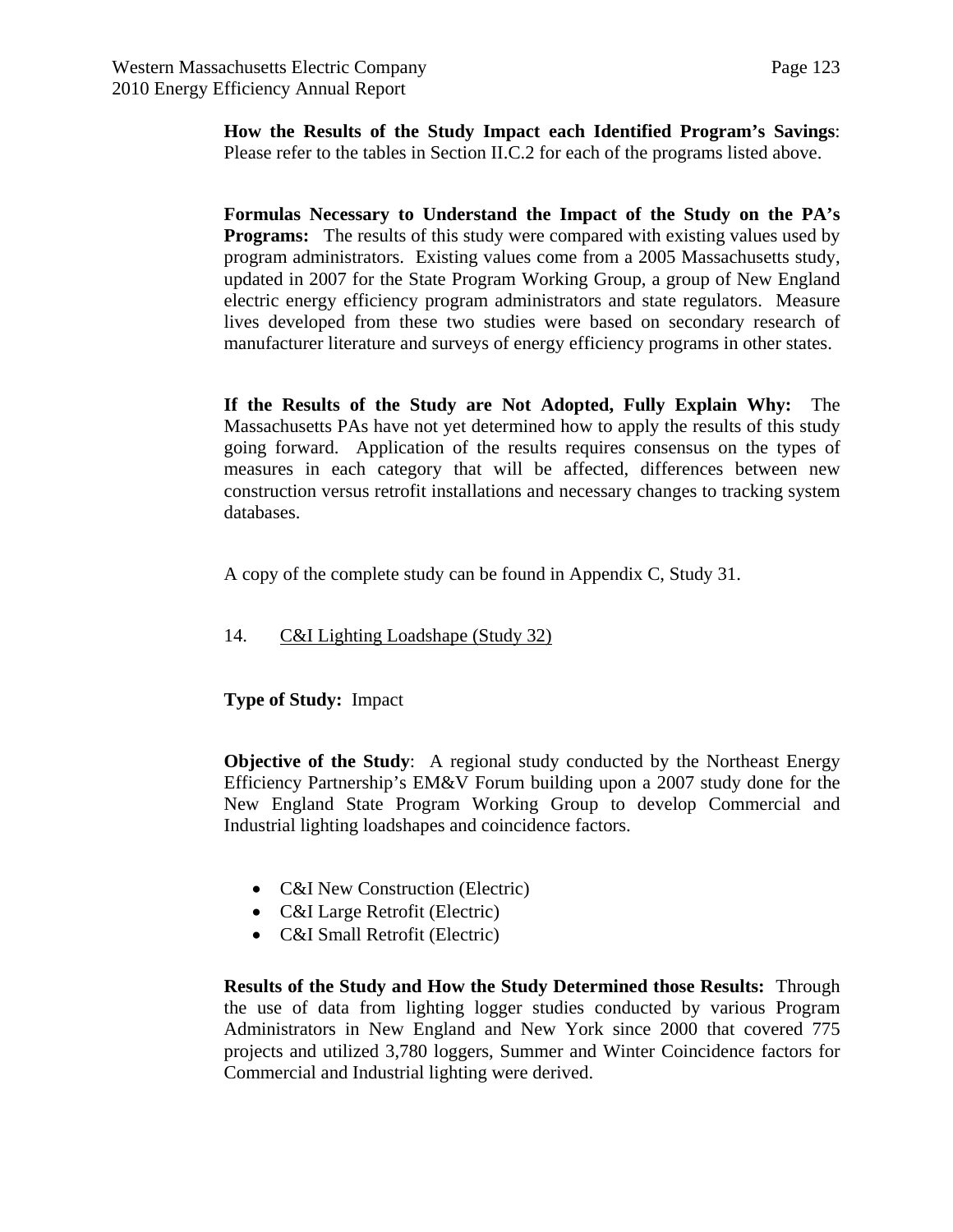**How the Results of the Study Impact each Identified Program's Savings**: Please refer to the tables in Section II.C.2 for each of the programs listed above.

**Formulas Necessary to Understand the Impact of the Study on the PA's Programs:** The results of this study were compared with existing values used by program administrators. Existing values come from a 2005 Massachusetts study, updated in 2007 for the State Program Working Group, a group of New England electric energy efficiency program administrators and state regulators. Measure lives developed from these two studies were based on secondary research of manufacturer literature and surveys of energy efficiency programs in other states.

**If the Results of the Study are Not Adopted, Fully Explain Why:** The Massachusetts PAs have not yet determined how to apply the results of this study going forward. Application of the results requires consensus on the types of measures in each category that will be affected, differences between new construction versus retrofit installations and necessary changes to tracking system databases.

A copy of the complete study can be found in Appendix C, Study 31.

14. C&I Lighting Loadshape (Study 32)

**Type of Study:** Impact

**Objective of the Study**: A regional study conducted by the Northeast Energy Efficiency Partnership's EM&V Forum building upon a 2007 study done for the New England State Program Working Group to develop Commercial and Industrial lighting loadshapes and coincidence factors.

- C&I New Construction (Electric)
- C&I Large Retrofit (Electric)
- C&I Small Retrofit (Electric)

**Results of the Study and How the Study Determined those Results:** Through the use of data from lighting logger studies conducted by various Program Administrators in New England and New York since 2000 that covered 775 projects and utilized 3,780 loggers, Summer and Winter Coincidence factors for Commercial and Industrial lighting were derived.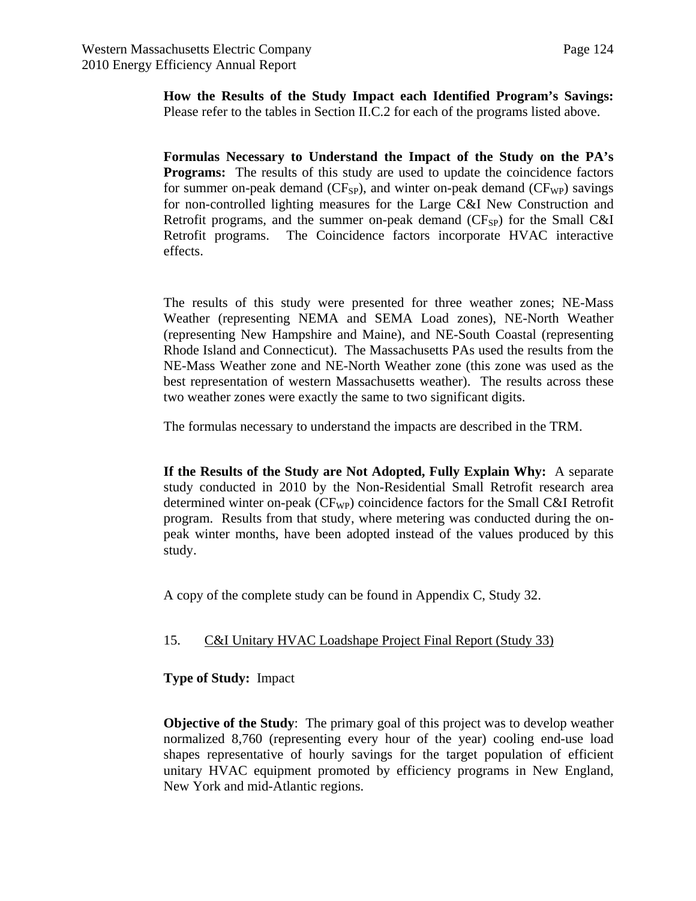**How the Results of the Study Impact each Identified Program's Savings:** Please refer to the tables in Section II.C.2 for each of the programs listed above.

**Formulas Necessary to Understand the Impact of the Study on the PA's Programs:** The results of this study are used to update the coincidence factors for summer on-peak demand ($CF_{SP}$), and winter on-peak demand ($CF_{WP}$) savings for non-controlled lighting measures for the Large C&I New Construction and Retrofit programs, and the summer on-peak demand ($CF_{SP}$) for the Small C&I Retrofit programs. The Coincidence factors incorporate HVAC interactive effects.

The results of this study were presented for three weather zones; NE-Mass Weather (representing NEMA and SEMA Load zones), NE-North Weather (representing New Hampshire and Maine), and NE-South Coastal (representing Rhode Island and Connecticut). The Massachusetts PAs used the results from the NE-Mass Weather zone and NE-North Weather zone (this zone was used as the best representation of western Massachusetts weather). The results across these two weather zones were exactly the same to two significant digits.

The formulas necessary to understand the impacts are described in the TRM.

**If the Results of the Study are Not Adopted, Fully Explain Why:** A separate study conducted in 2010 by the Non-Residential Small Retrofit research area determined winter on-peak ($CF_{WP}$) coincidence factors for the Small C&I Retrofit program. Results from that study, where metering was conducted during the on-peak winter months, have been adopted instead of the values produced by this study.

A copy of the complete study can be found in Appendix C, Study 32.

15. <u>C&I Unitary HVAC Loadshape Project Final Report (Study 33)</u>

**Type of Study:** Impact

**Objective of the Study**: The primary goal of this project was to develop weather normalized 8,760 (representing every hour of the year) cooling end-use load shapes representative of hourly savings for the target population of efficient unitary HVAC equipment promoted by efficiency programs in New England, New York and mid-Atlantic regions.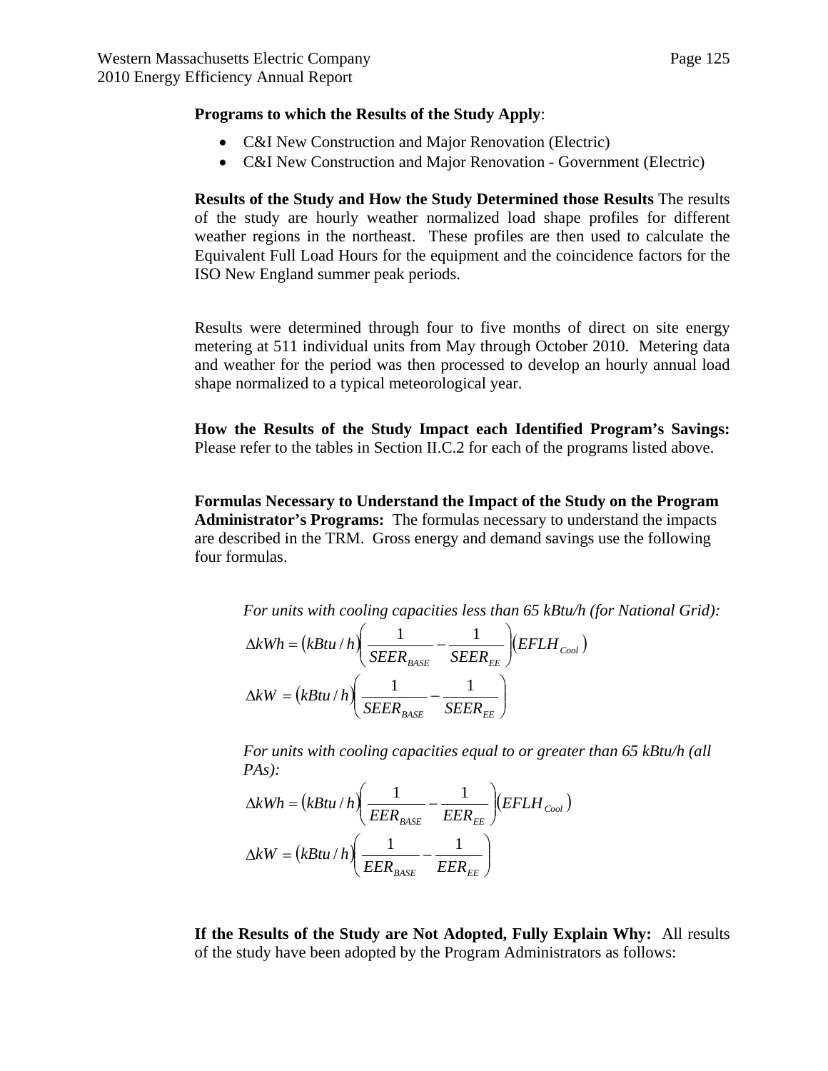**Programs to which the Results of the Study Apply**:

- C&I New Construction and Major Renovation (Electric)
- C&I New Construction and Major Renovation - Government (Electric)

**Results of the Study and How the Study Determined those Results** The results of the study are hourly weather normalized load shape profiles for different weather regions in the northeast. These profiles are then used to calculate the Equivalent Full Load Hours for the equipment and the coincidence factors for the ISO New England summer peak periods.

Results were determined through four to five months of direct on site energy metering at 511 individual units from May through October 2010. Metering data and weather for the period was then processed to develop an hourly annual load shape normalized to a typical meteorological year.

**How the Results of the Study Impact each Identified Program's Savings:** Please refer to the tables in Section II.C.2 for each of the programs listed above.

**Formulas Necessary to Understand the Impact of the Study on the Program Administrator's Programs:** The formulas necessary to understand the impacts are described in the TRM. Gross energy and demand savings use the following four formulas.

*For units with cooling capacities less than 65 kBtu/h (for National Grid):*

$$\Delta kWh = (kBtu/h)\left(\frac{1}{SEER_{BASE}} - \frac{1}{SEER_{EE}}\right)(EFLH_{Cool})$$

$$\Delta kW = (kBtu/h)\left(\frac{1}{SEER_{BASE}} - \frac{1}{SEER_{EE}}\right)$$

*For units with cooling capacities equal to or greater than 65 kBtu/h (all PAs):*

$$\Delta kWh = (kBtu/h)\left(\frac{1}{EER_{BASE}} - \frac{1}{EER_{EE}}\right)(EFLH_{Cool})$$

$$\Delta kW = (kBtu/h)\left(\frac{1}{EER_{BASE}} - \frac{1}{EER_{EE}}\right)$$

**If the Results of the Study are Not Adopted, Fully Explain Why:** All results of the study have been adopted by the Program Administrators as follows: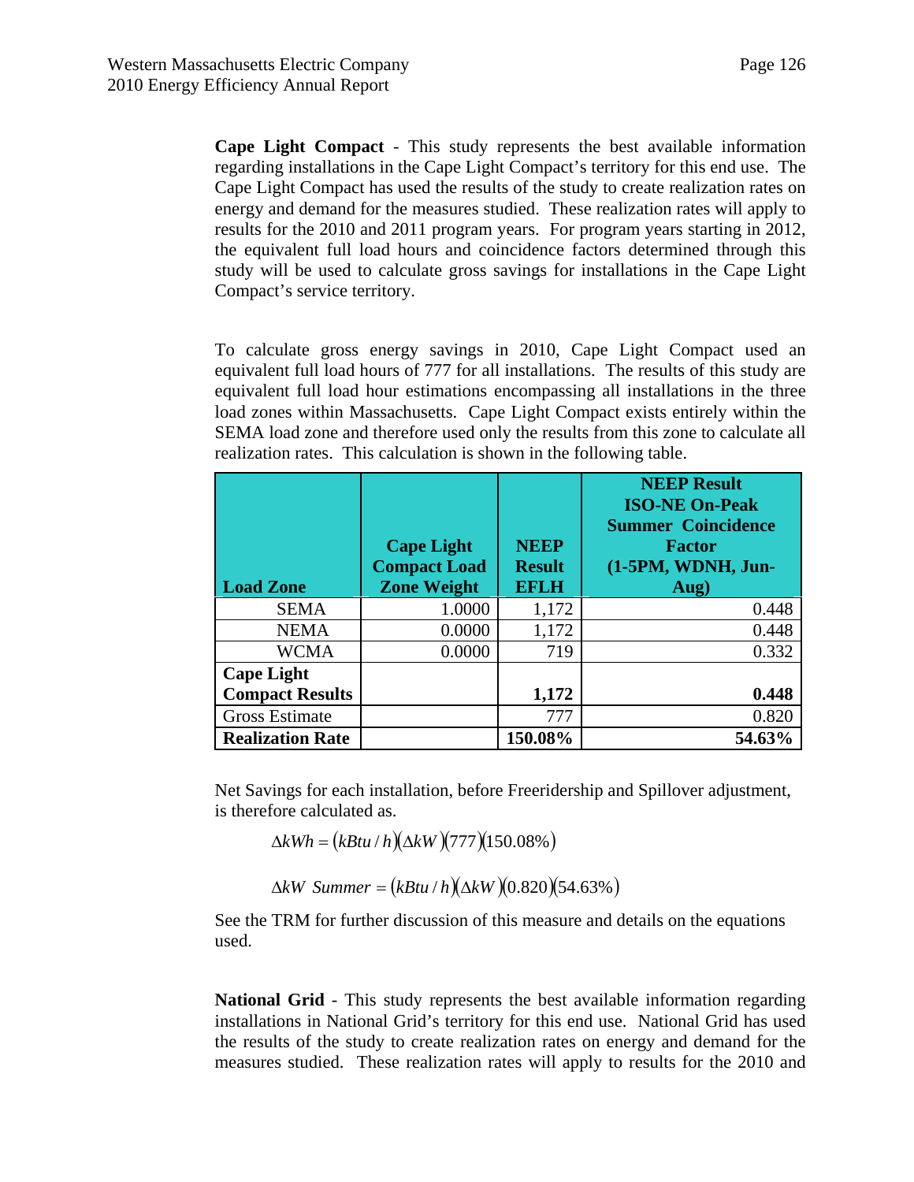**Cape Light Compact** - This study represents the best available information regarding installations in the Cape Light Compact's territory for this end use. The Cape Light Compact has used the results of the study to create realization rates on energy and demand for the measures studied. These realization rates will apply to results for the 2010 and 2011 program years. For program years starting in 2012, the equivalent full load hours and coincidence factors determined through this study will be used to calculate gross savings for installations in the Cape Light Compact's service territory.

To calculate gross energy savings in 2010, Cape Light Compact used an equivalent full load hours of 777 for all installations. The results of this study are equivalent full load hour estimations encompassing all installations in the three load zones within Massachusetts. Cape Light Compact exists entirely within the SEMA load zone and therefore used only the results from this zone to calculate all realization rates. This calculation is shown in the following table.

| Load Zone | Cape Light Compact Load Zone Weight | NEEP Result EFLH | NEEP Result ISO-NE On-Peak Summer Coincidence Factor (1-5PM, WDNH, Jun-Aug) |
|---|---|---|---|
| SEMA | 1.0000 | 1,172 | 0.448 |
| NEMA | 0.0000 | 1,172 | 0.448 |
| WCMA | 0.0000 | 719 | 0.332 |
| **Cape Light Compact Results** | | **1,172** | **0.448** |
| Gross Estimate | | 777 | 0.820 |
| **Realization Rate** | | **150.08%** | **54.63%** |

Net Savings for each installation, before Freeridership and Spillover adjustment, is therefore calculated as.

$$\Delta kWh = (kBtu/h)(\Delta kW)(777)(150.08\%)$$

$$\Delta kW \ Summer = (kBtu/h)(\Delta kW)(0.820)(54.63\%)$$

See the TRM for further discussion of this measure and details on the equations used.

**National Grid** - This study represents the best available information regarding installations in National Grid's territory for this end use. National Grid has used the results of the study to create realization rates on energy and demand for the measures studied. These realization rates will apply to results for the 2010 and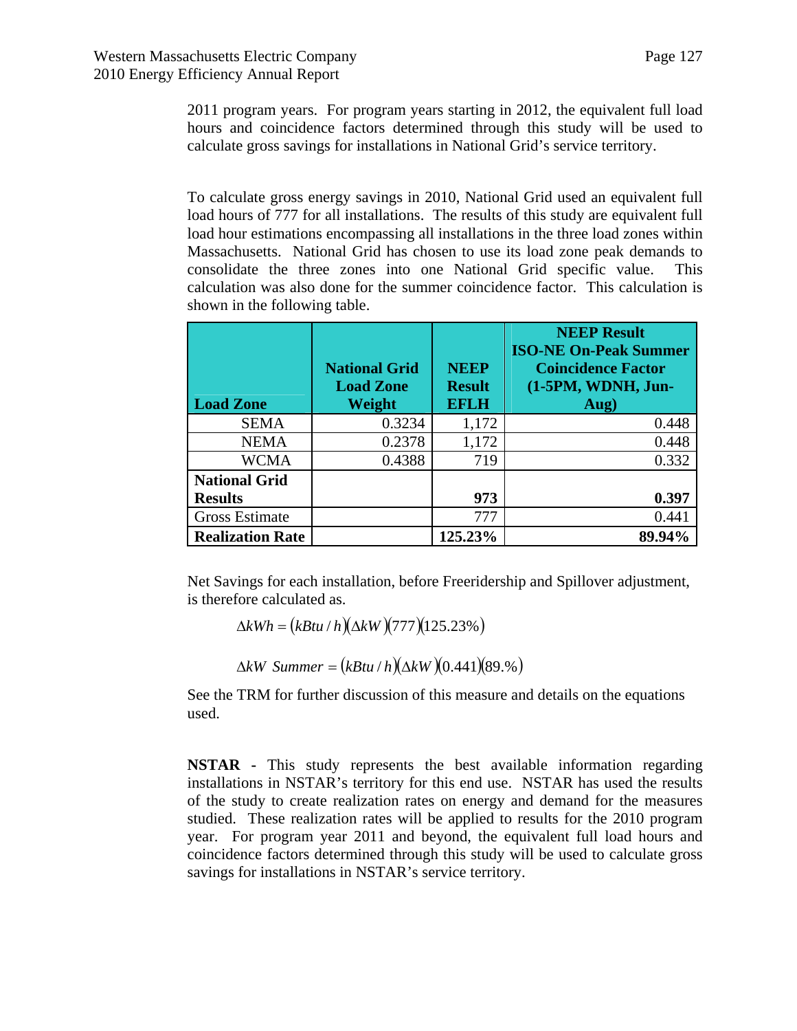2011 program years. For program years starting in 2012, the equivalent full load hours and coincidence factors determined through this study will be used to calculate gross savings for installations in National Grid's service territory.

To calculate gross energy savings in 2010, National Grid used an equivalent full load hours of 777 for all installations. The results of this study are equivalent full load hour estimations encompassing all installations in the three load zones within Massachusetts. National Grid has chosen to use its load zone peak demands to consolidate the three zones into one National Grid specific value. This calculation was also done for the summer coincidence factor. This calculation is shown in the following table.

| Load Zone | National Grid Load Zone Weight | NEEP Result EFLH | NEEP Result ISO-NE On-Peak Summer Coincidence Factor (1-5PM, WDNH, Jun-Aug) |
|---|---|---|---|
| SEMA | 0.3234 | 1,172 | 0.448 |
| NEMA | 0.2378 | 1,172 | 0.448 |
| WCMA | 0.4388 | 719 | 0.332 |
| **National Grid Results** | | **973** | **0.397** |
| Gross Estimate | | 777 | 0.441 |
| **Realization Rate** | | **125.23%** | **89.94%** |

Net Savings for each installation, before Freeridership and Spillover adjustment, is therefore calculated as.

$$\Delta kWh = (kBtu/h)(\Delta kW)(777)(125.23\%)$$

$$\Delta kW \ Summer = (kBtu/h)(\Delta kW)(0.441)(89.\%)$$

See the TRM for further discussion of this measure and details on the equations used.

**NSTAR -** This study represents the best available information regarding installations in NSTAR's territory for this end use. NSTAR has used the results of the study to create realization rates on energy and demand for the measures studied. These realization rates will be applied to results for the 2010 program year. For program year 2011 and beyond, the equivalent full load hours and coincidence factors determined through this study will be used to calculate gross savings for installations in NSTAR's service territory.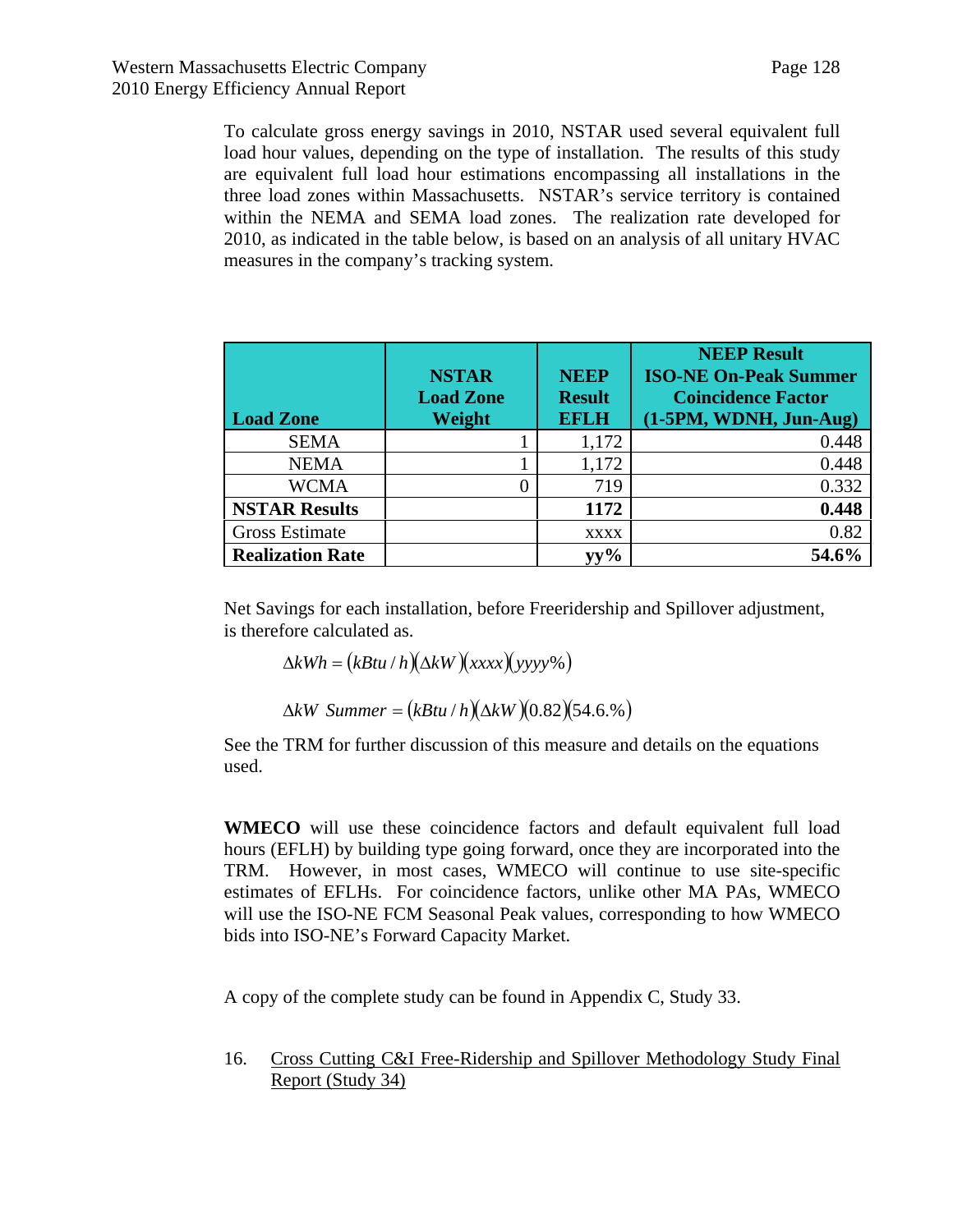To calculate gross energy savings in 2010, NSTAR used several equivalent full load hour values, depending on the type of installation. The results of this study are equivalent full load hour estimations encompassing all installations in the three load zones within Massachusetts. NSTAR's service territory is contained within the NEMA and SEMA load zones. The realization rate developed for 2010, as indicated in the table below, is based on an analysis of all unitary HVAC measures in the company's tracking system.

| Load Zone | NSTAR Load Zone Weight | NEEP Result EFLH | NEEP Result ISO-NE On-Peak Summer Coincidence Factor (1-5PM, WDNH, Jun-Aug) |
|---|---|---|---|
| SEMA | 1 | 1,172 | 0.448 |
| NEMA | 1 | 1,172 | 0.448 |
| WCMA | 0 | 719 | 0.332 |
| **NSTAR Results** | | **1172** | **0.448** |
| Gross Estimate | | xxxx | 0.82 |
| **Realization Rate** | | **yy%** | **54.6%** |

Net Savings for each installation, before Freeridership and Spillover adjustment, is therefore calculated as.

$$\Delta kWh = (kBtu/h)(\Delta kW)(xxxx)(yyyy\%)$$

$$\Delta kW \ \ Summer = (kBtu/h)(\Delta kW)(0.82)(54.6.\%)$$

See the TRM for further discussion of this measure and details on the equations used.

**WMECO** will use these coincidence factors and default equivalent full load hours (EFLH) by building type going forward, once they are incorporated into the TRM. However, in most cases, WMECO will continue to use site-specific estimates of EFLHs. For coincidence factors, unlike other MA PAs, WMECO will use the ISO-NE FCM Seasonal Peak values, corresponding to how WMECO bids into ISO-NE's Forward Capacity Market.

A copy of the complete study can be found in Appendix C, Study 33.

16. Cross Cutting C&I Free-Ridership and Spillover Methodology Study Final Report (Study 34)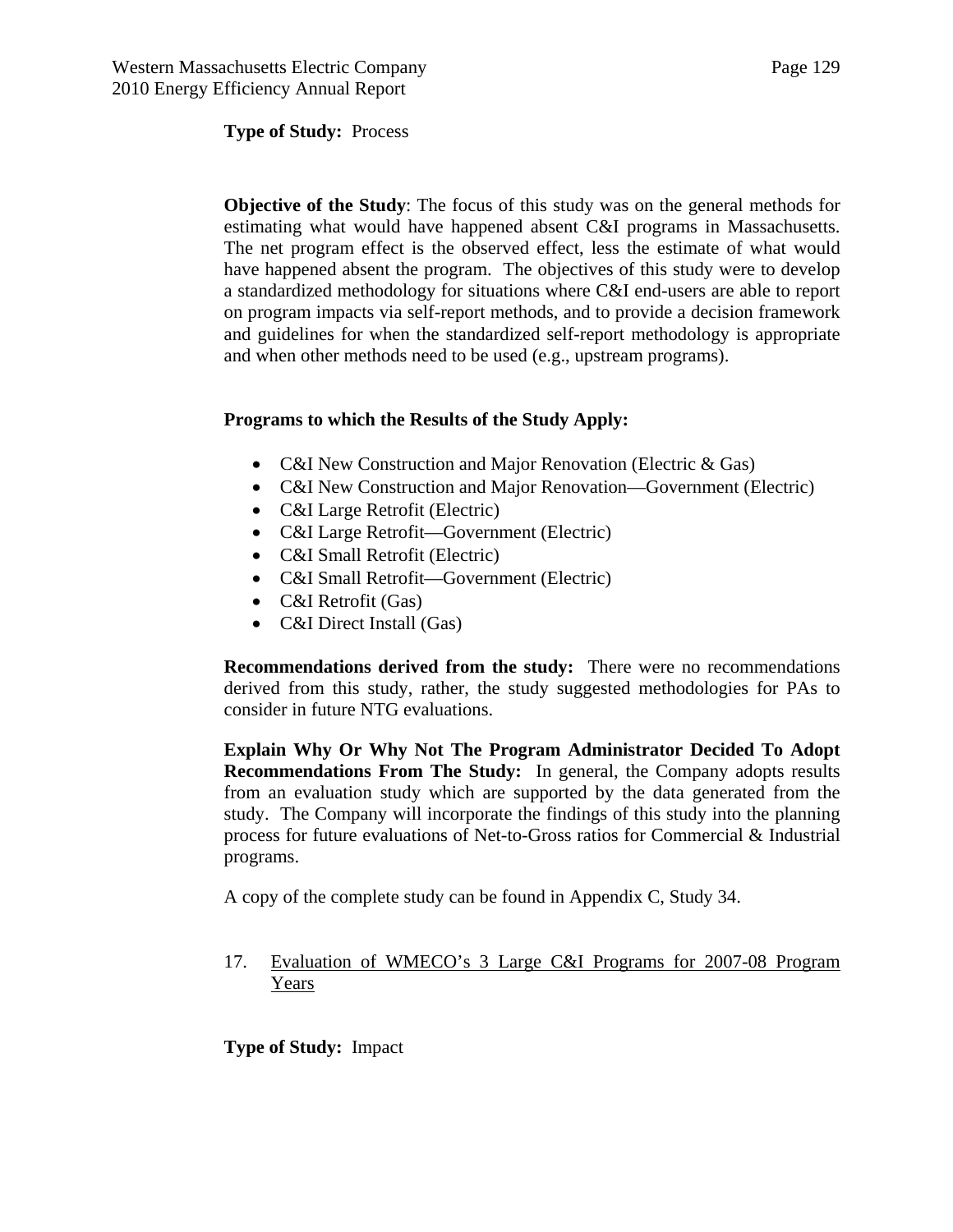**Type of Study:** Process

**Objective of the Study**: The focus of this study was on the general methods for estimating what would have happened absent C&I programs in Massachusetts. The net program effect is the observed effect, less the estimate of what would have happened absent the program. The objectives of this study were to develop a standardized methodology for situations where C&I end-users are able to report on program impacts via self-report methods, and to provide a decision framework and guidelines for when the standardized self-report methodology is appropriate and when other methods need to be used (e.g., upstream programs).

**Programs to which the Results of the Study Apply:**

- C&I New Construction and Major Renovation (Electric & Gas)
- C&I New Construction and Major Renovation—Government (Electric)
- C&I Large Retrofit (Electric)
- C&I Large Retrofit—Government (Electric)
- C&I Small Retrofit (Electric)
- C&I Small Retrofit—Government (Electric)
- C&I Retrofit (Gas)
- C&I Direct Install (Gas)

**Recommendations derived from the study:** There were no recommendations derived from this study, rather, the study suggested methodologies for PAs to consider in future NTG evaluations.

**Explain Why Or Why Not The Program Administrator Decided To Adopt Recommendations From The Study:** In general, the Company adopts results from an evaluation study which are supported by the data generated from the study. The Company will incorporate the findings of this study into the planning process for future evaluations of Net-to-Gross ratios for Commercial & Industrial programs.

A copy of the complete study can be found in Appendix C, Study 34.

17. Evaluation of WMECO's 3 Large C&I Programs for 2007-08 Program Years

**Type of Study:** Impact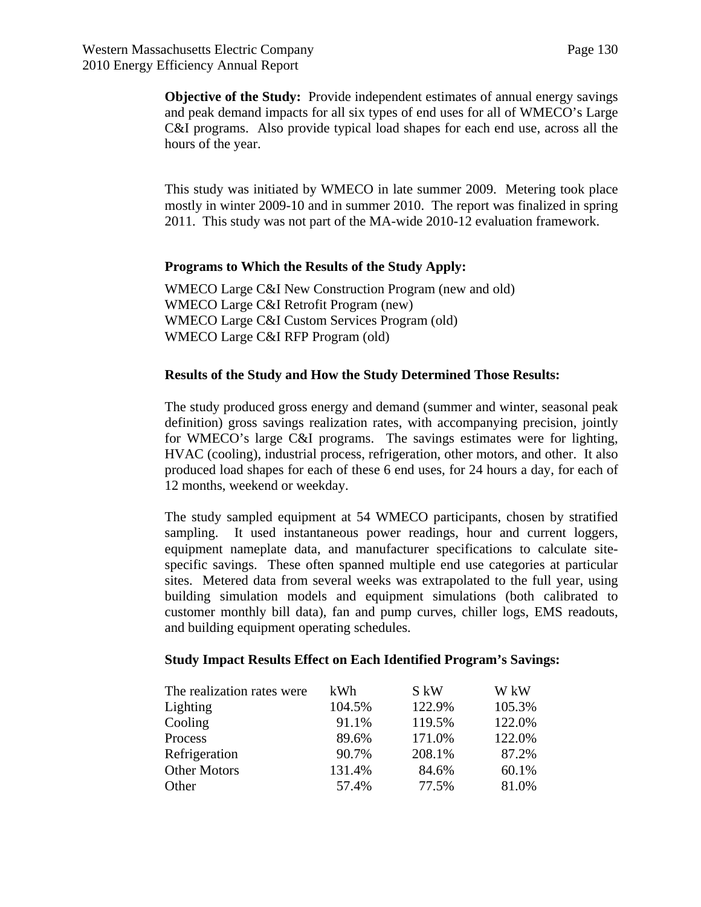**Objective of the Study:** Provide independent estimates of annual energy savings and peak demand impacts for all six types of end uses for all of WMECO's Large C&I programs. Also provide typical load shapes for each end use, across all the hours of the year.

This study was initiated by WMECO in late summer 2009. Metering took place mostly in winter 2009-10 and in summer 2010. The report was finalized in spring 2011. This study was not part of the MA-wide 2010-12 evaluation framework.

**Programs to Which the Results of the Study Apply:**

WMECO Large C&I New Construction Program (new and old)
WMECO Large C&I Retrofit Program (new)
WMECO Large C&I Custom Services Program (old)
WMECO Large C&I RFP Program (old)

**Results of the Study and How the Study Determined Those Results:**

The study produced gross energy and demand (summer and winter, seasonal peak definition) gross savings realization rates, with accompanying precision, jointly for WMECO's large C&I programs. The savings estimates were for lighting, HVAC (cooling), industrial process, refrigeration, other motors, and other. It also produced load shapes for each of these 6 end uses, for 24 hours a day, for each of 12 months, weekend or weekday.

The study sampled equipment at 54 WMECO participants, chosen by stratified sampling. It used instantaneous power readings, hour and current loggers, equipment nameplate data, and manufacturer specifications to calculate site-specific savings. These often spanned multiple end use categories at particular sites. Metered data from several weeks was extrapolated to the full year, using building simulation models and equipment simulations (both calibrated to customer monthly bill data), fan and pump curves, chiller logs, EMS readouts, and building equipment operating schedules.

**Study Impact Results Effect on Each Identified Program's Savings:**

| The realization rates were | kWh | S kW | W kW |
|---|---|---|---|
| Lighting | 104.5% | 122.9% | 105.3% |
| Cooling | 91.1% | 119.5% | 122.0% |
| Process | 89.6% | 171.0% | 122.0% |
| Refrigeration | 90.7% | 208.1% | 87.2% |
| Other Motors | 131.4% | 84.6% | 60.1% |
| Other | 57.4% | 77.5% | 81.0% |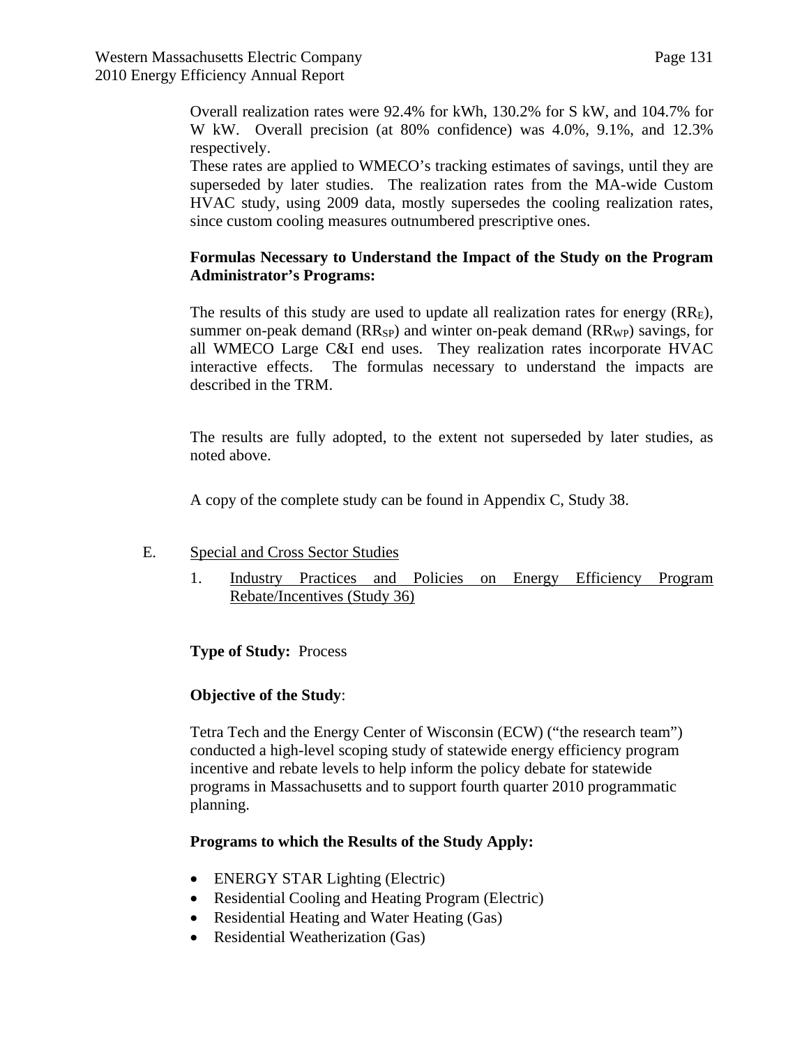Overall realization rates were 92.4% for kWh, 130.2% for S kW, and 104.7% for W kW. Overall precision (at 80% confidence) was 4.0%, 9.1%, and 12.3% respectively.

These rates are applied to WMECO's tracking estimates of savings, until they are superseded by later studies. The realization rates from the MA-wide Custom HVAC study, using 2009 data, mostly supersedes the cooling realization rates, since custom cooling measures outnumbered prescriptive ones.

**Formulas Necessary to Understand the Impact of the Study on the Program Administrator's Programs:**

The results of this study are used to update all realization rates for energy ($RR_E$), summer on-peak demand ($RR_{SP}$) and winter on-peak demand ($RR_{WP}$) savings, for all WMECO Large C&I end uses. They realization rates incorporate HVAC interactive effects. The formulas necessary to understand the impacts are described in the TRM.

The results are fully adopted, to the extent not superseded by later studies, as noted above.

A copy of the complete study can be found in Appendix C, Study 38.

## E. Special and Cross Sector Studies

### 1. Industry Practices and Policies on Energy Efficiency Program Rebate/Incentives (Study 36)

**Type of Study:** Process

**Objective of the Study**:

Tetra Tech and the Energy Center of Wisconsin (ECW) ("the research team") conducted a high-level scoping study of statewide energy efficiency program incentive and rebate levels to help inform the policy debate for statewide programs in Massachusetts and to support fourth quarter 2010 programmatic planning.

**Programs to which the Results of the Study Apply:**

- ENERGY STAR Lighting (Electric)
- Residential Cooling and Heating Program (Electric)
- Residential Heating and Water Heating (Gas)
- Residential Weatherization (Gas)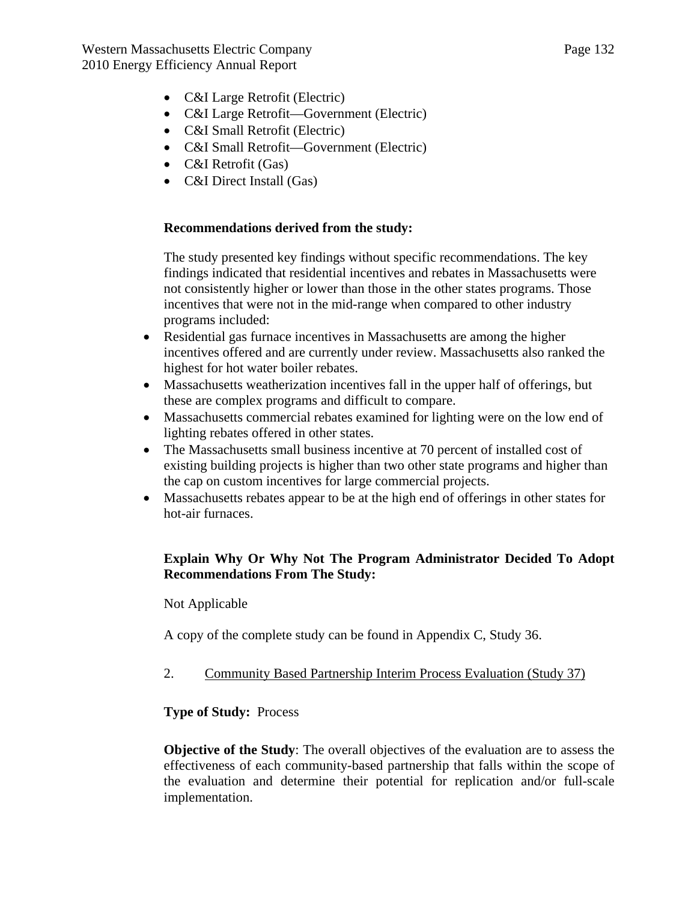- C&I Large Retrofit (Electric)
- C&I Large Retrofit—Government (Electric)
- C&I Small Retrofit (Electric)
- C&I Small Retrofit—Government (Electric)
- C&I Retrofit (Gas)
- C&I Direct Install (Gas)

**Recommendations derived from the study:**

The study presented key findings without specific recommendations. The key findings indicated that residential incentives and rebates in Massachusetts were not consistently higher or lower than those in the other states programs. Those incentives that were not in the mid-range when compared to other industry programs included:

- Residential gas furnace incentives in Massachusetts are among the higher incentives offered and are currently under review. Massachusetts also ranked the highest for hot water boiler rebates.
- Massachusetts weatherization incentives fall in the upper half of offerings, but these are complex programs and difficult to compare.
- Massachusetts commercial rebates examined for lighting were on the low end of lighting rebates offered in other states.
- The Massachusetts small business incentive at 70 percent of installed cost of existing building projects is higher than two other state programs and higher than the cap on custom incentives for large commercial projects.
- Massachusetts rebates appear to be at the high end of offerings in other states for hot-air furnaces.

**Explain Why Or Why Not The Program Administrator Decided To Adopt Recommendations From The Study:**

Not Applicable

A copy of the complete study can be found in Appendix C, Study 36.

2. Community Based Partnership Interim Process Evaluation (Study 37)

**Type of Study:** Process

**Objective of the Study**: The overall objectives of the evaluation are to assess the effectiveness of each community-based partnership that falls within the scope of the evaluation and determine their potential for replication and/or full-scale implementation.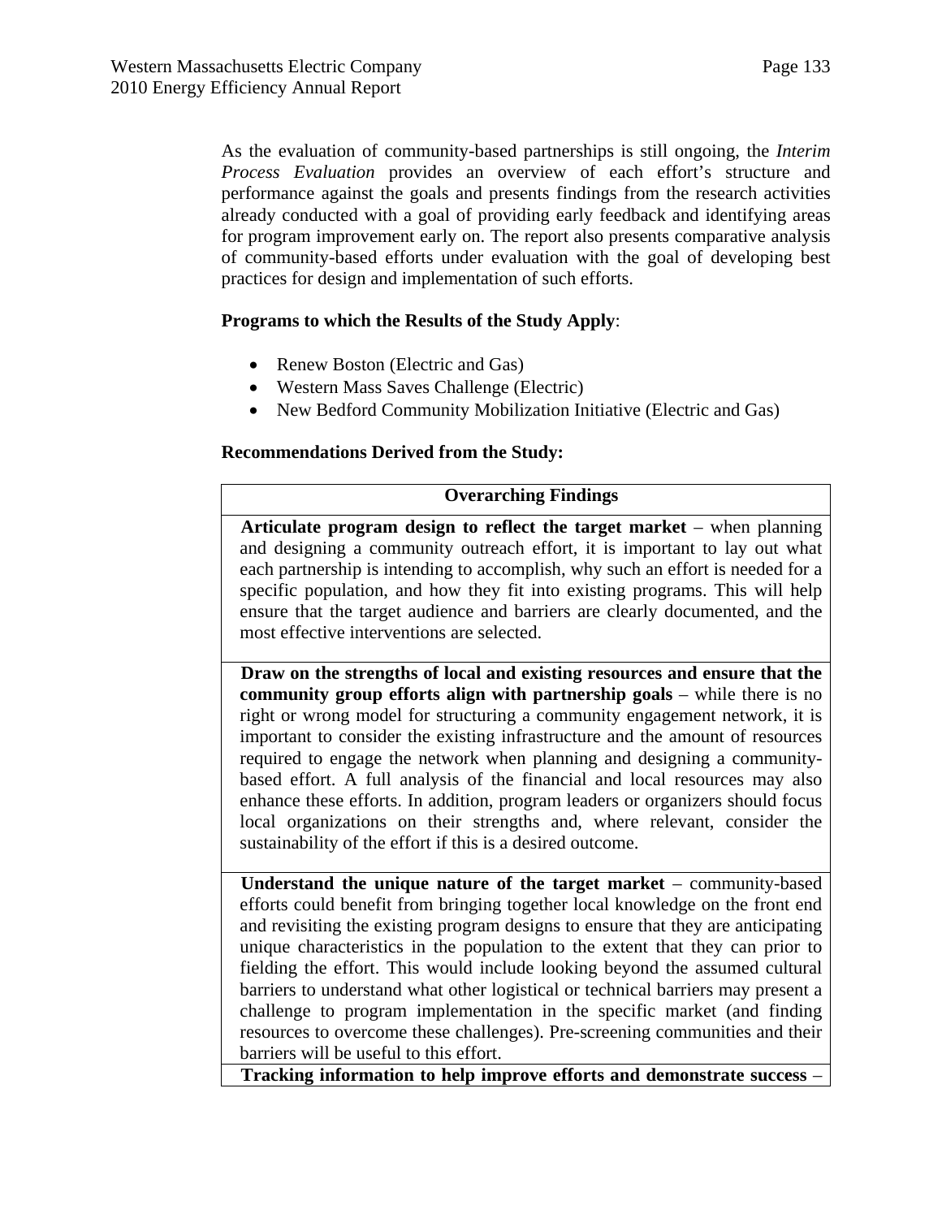As the evaluation of community-based partnerships is still ongoing, the *Interim Process Evaluation* provides an overview of each effort's structure and performance against the goals and presents findings from the research activities already conducted with a goal of providing early feedback and identifying areas for program improvement early on. The report also presents comparative analysis of community-based efforts under evaluation with the goal of developing best practices for design and implementation of such efforts.

**Programs to which the Results of the Study Apply**:

- Renew Boston (Electric and Gas)
- Western Mass Saves Challenge (Electric)
- New Bedford Community Mobilization Initiative (Electric and Gas)

**Recommendations Derived from the Study:**

| **Overarching Findings** |
|---|
| **Articulate program design to reflect the target market** – when planning and designing a community outreach effort, it is important to lay out what each partnership is intending to accomplish, why such an effort is needed for a specific population, and how they fit into existing programs. This will help ensure that the target audience and barriers are clearly documented, and the most effective interventions are selected. |
| **Draw on the strengths of local and existing resources and ensure that the community group efforts align with partnership goals** – while there is no right or wrong model for structuring a community engagement network, it is important to consider the existing infrastructure and the amount of resources required to engage the network when planning and designing a community-based effort. A full analysis of the financial and local resources may also enhance these efforts. In addition, program leaders or organizers should focus local organizations on their strengths and, where relevant, consider the sustainability of the effort if this is a desired outcome. |
| **Understand the unique nature of the target market** – community-based efforts could benefit from bringing together local knowledge on the front end and revisiting the existing program designs to ensure that they are anticipating unique characteristics in the population to the extent that they can prior to fielding the effort. This would include looking beyond the assumed cultural barriers to understand what other logistical or technical barriers may present a challenge to program implementation in the specific market (and finding resources to overcome these challenges). Pre-screening communities and their barriers will be useful to this effort. |
| **Tracking information to help improve efforts and demonstrate success** – |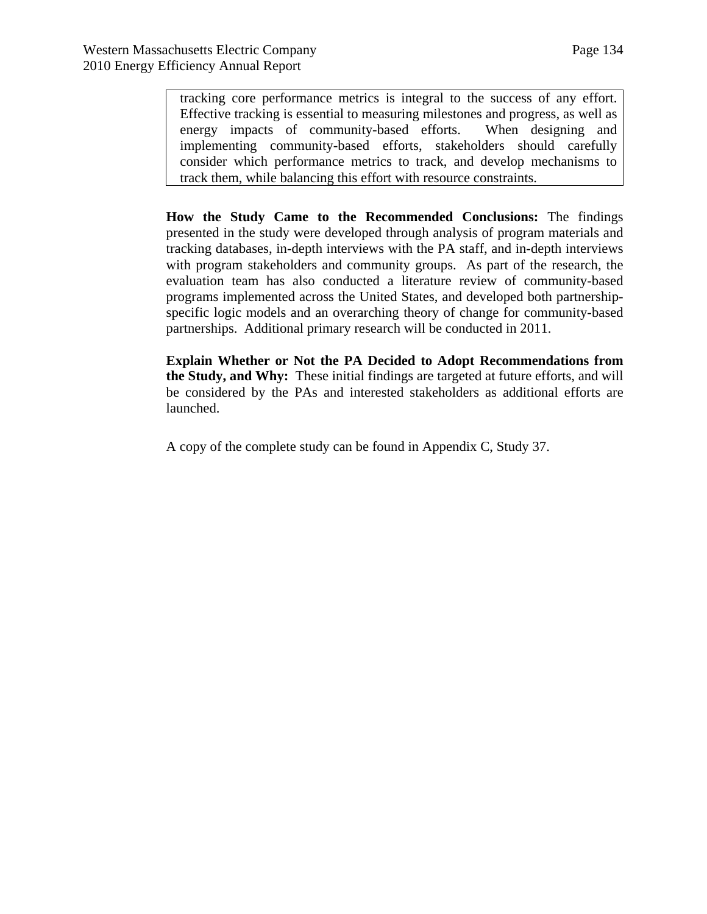> tracking core performance metrics is integral to the success of any effort. Effective tracking is essential to measuring milestones and progress, as well as energy impacts of community-based efforts. When designing and implementing community-based efforts, stakeholders should carefully consider which performance metrics to track, and develop mechanisms to track them, while balancing this effort with resource constraints.

**How the Study Came to the Recommended Conclusions:** The findings presented in the study were developed through analysis of program materials and tracking databases, in-depth interviews with the PA staff, and in-depth interviews with program stakeholders and community groups. As part of the research, the evaluation team has also conducted a literature review of community-based programs implemented across the United States, and developed both partnership-specific logic models and an overarching theory of change for community-based partnerships. Additional primary research will be conducted in 2011.

**Explain Whether or Not the PA Decided to Adopt Recommendations from the Study, and Why:** These initial findings are targeted at future efforts, and will be considered by the PAs and interested stakeholders as additional efforts are launched.

A copy of the complete study can be found in Appendix C, Study 37.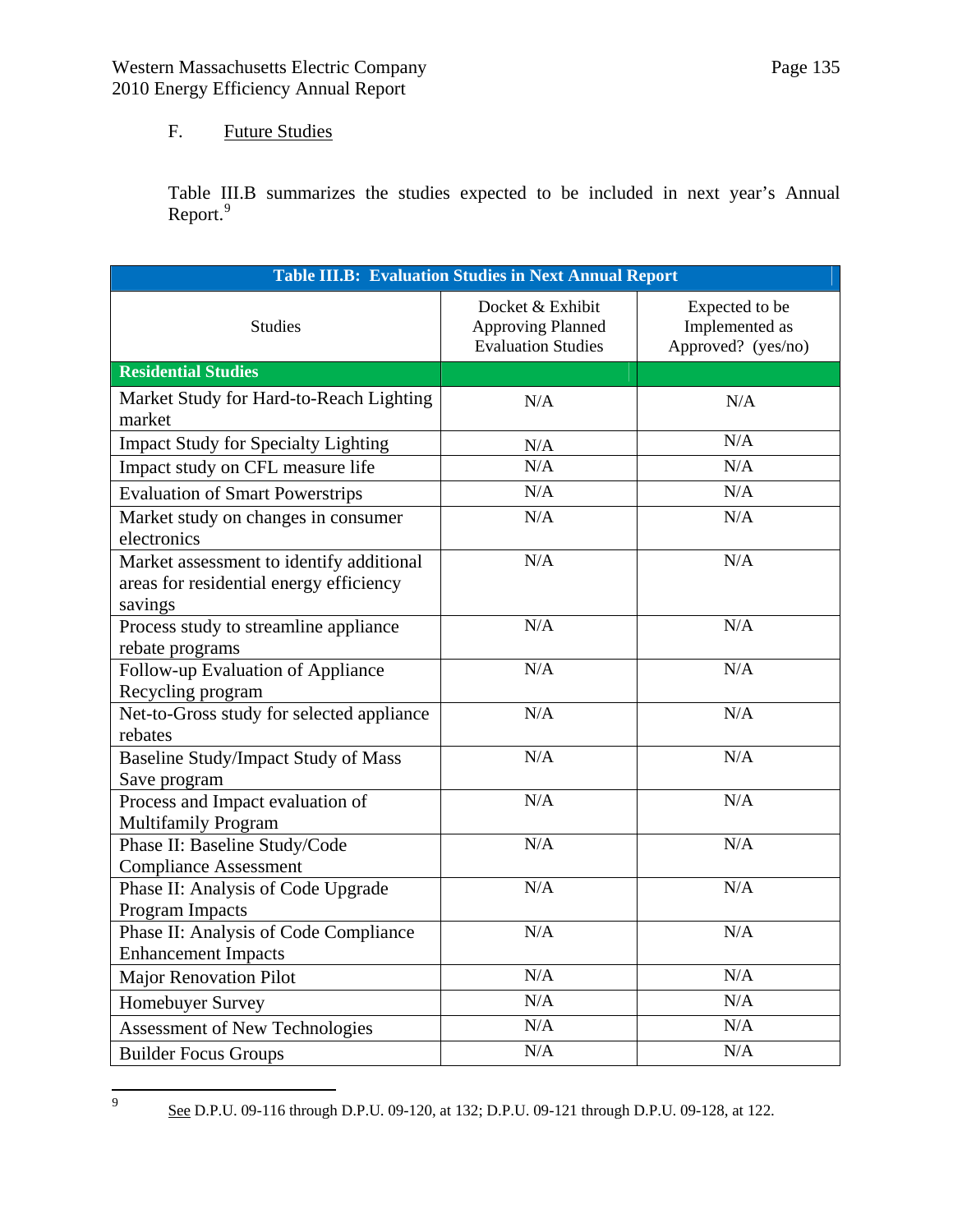## F. Future Studies

Table III.B summarizes the studies expected to be included in next year's Annual Report.[9]

| Table III.B: Evaluation Studies in Next Annual Report | | |
|---|---|---|
| Studies | Docket & Exhibit Approving Planned Evaluation Studies | Expected to be Implemented as Approved? (yes/no) |
| **Residential Studies** | | |
| Market Study for Hard-to-Reach Lighting market | N/A | N/A |
| Impact Study for Specialty Lighting | N/A | N/A |
| Impact study on CFL measure life | N/A | N/A |
| Evaluation of Smart Powerstrips | N/A | N/A |
| Market study on changes in consumer electronics | N/A | N/A |
| Market assessment to identify additional areas for residential energy efficiency savings | N/A | N/A |
| Process study to streamline appliance rebate programs | N/A | N/A |
| Follow-up Evaluation of Appliance Recycling program | N/A | N/A |
| Net-to-Gross study for selected appliance rebates | N/A | N/A |
| Baseline Study/Impact Study of Mass Save program | N/A | N/A |
| Process and Impact evaluation of Multifamily Program | N/A | N/A |
| Phase II: Baseline Study/Code Compliance Assessment | N/A | N/A |
| Phase II: Analysis of Code Upgrade Program Impacts | N/A | N/A |
| Phase II: Analysis of Code Compliance Enhancement Impacts | N/A | N/A |
| Major Renovation Pilot | N/A | N/A |
| Homebuyer Survey | N/A | N/A |
| Assessment of New Technologies | N/A | N/A |
| Builder Focus Groups | N/A | N/A |

[9] See D.P.U. 09-116 through D.P.U. 09-120, at 132; D.P.U. 09-121 through D.P.U. 09-128, at 122.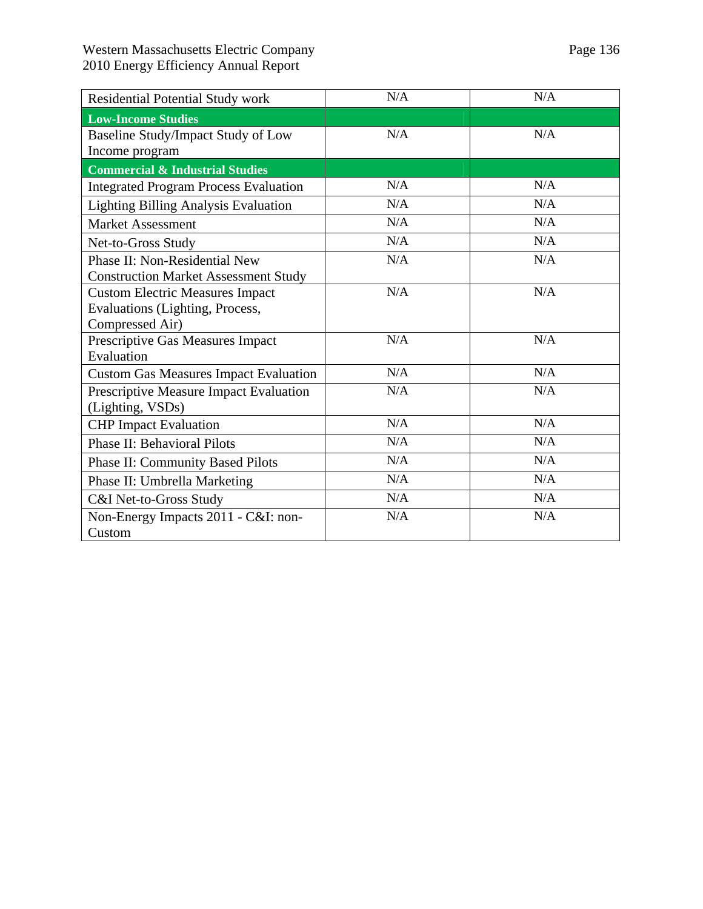| Residential Potential Study work | N/A | N/A |
|---|---|---|
| **Low-Income Studies** | | |
| Baseline Study/Impact Study of Low Income program | N/A | N/A |
| **Commercial & Industrial Studies** | | |
| Integrated Program Process Evaluation | N/A | N/A |
| Lighting Billing Analysis Evaluation | N/A | N/A |
| Market Assessment | N/A | N/A |
| Net-to-Gross Study | N/A | N/A |
| Phase II: Non-Residential New Construction Market Assessment Study | N/A | N/A |
| Custom Electric Measures Impact Evaluations (Lighting, Process, Compressed Air) | N/A | N/A |
| Prescriptive Gas Measures Impact Evaluation | N/A | N/A |
| Custom Gas Measures Impact Evaluation | N/A | N/A |
| Prescriptive Measure Impact Evaluation (Lighting, VSDs) | N/A | N/A |
| CHP Impact Evaluation | N/A | N/A |
| Phase II: Behavioral Pilots | N/A | N/A |
| Phase II: Community Based Pilots | N/A | N/A |
| Phase II: Umbrella Marketing | N/A | N/A |
| C&I Net-to-Gross Study | N/A | N/A |
| Non-Energy Impacts 2011 - C&I: non-Custom | N/A | N/A |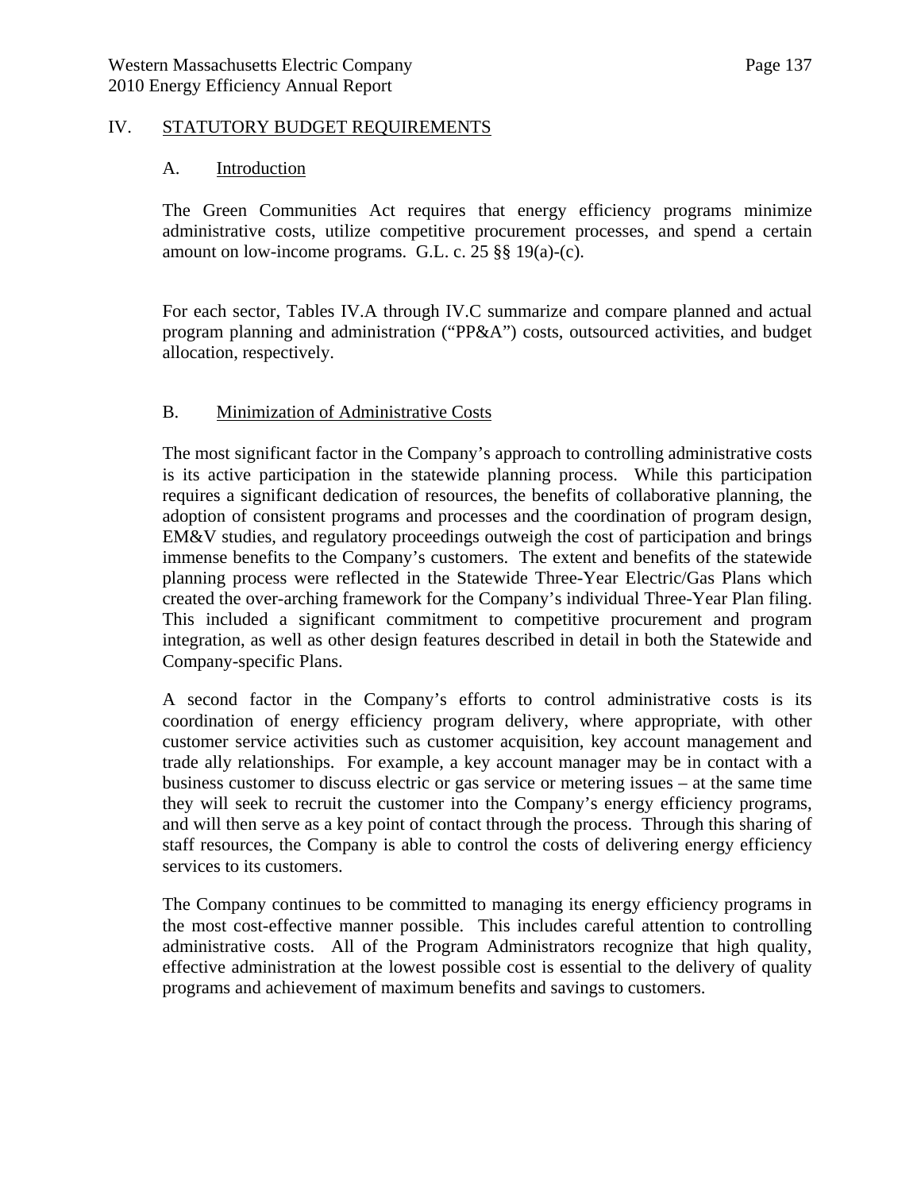## IV. STATUTORY BUDGET REQUIREMENTS

### A. Introduction

The Green Communities Act requires that energy efficiency programs minimize administrative costs, utilize competitive procurement processes, and spend a certain amount on low-income programs. G.L. c. 25 §§ 19(a)-(c).

For each sector, Tables IV.A through IV.C summarize and compare planned and actual program planning and administration ("PP&A") costs, outsourced activities, and budget allocation, respectively.

### B. Minimization of Administrative Costs

The most significant factor in the Company's approach to controlling administrative costs is its active participation in the statewide planning process. While this participation requires a significant dedication of resources, the benefits of collaborative planning, the adoption of consistent programs and processes and the coordination of program design, EM&V studies, and regulatory proceedings outweigh the cost of participation and brings immense benefits to the Company's customers. The extent and benefits of the statewide planning process were reflected in the Statewide Three-Year Electric/Gas Plans which created the over-arching framework for the Company's individual Three-Year Plan filing. This included a significant commitment to competitive procurement and program integration, as well as other design features described in detail in both the Statewide and Company-specific Plans.

A second factor in the Company's efforts to control administrative costs is its coordination of energy efficiency program delivery, where appropriate, with other customer service activities such as customer acquisition, key account management and trade ally relationships. For example, a key account manager may be in contact with a business customer to discuss electric or gas service or metering issues – at the same time they will seek to recruit the customer into the Company's energy efficiency programs, and will then serve as a key point of contact through the process. Through this sharing of staff resources, the Company is able to control the costs of delivering energy efficiency services to its customers.

The Company continues to be committed to managing its energy efficiency programs in the most cost-effective manner possible. This includes careful attention to controlling administrative costs. All of the Program Administrators recognize that high quality, effective administration at the lowest possible cost is essential to the delivery of quality programs and achievement of maximum benefits and savings to customers.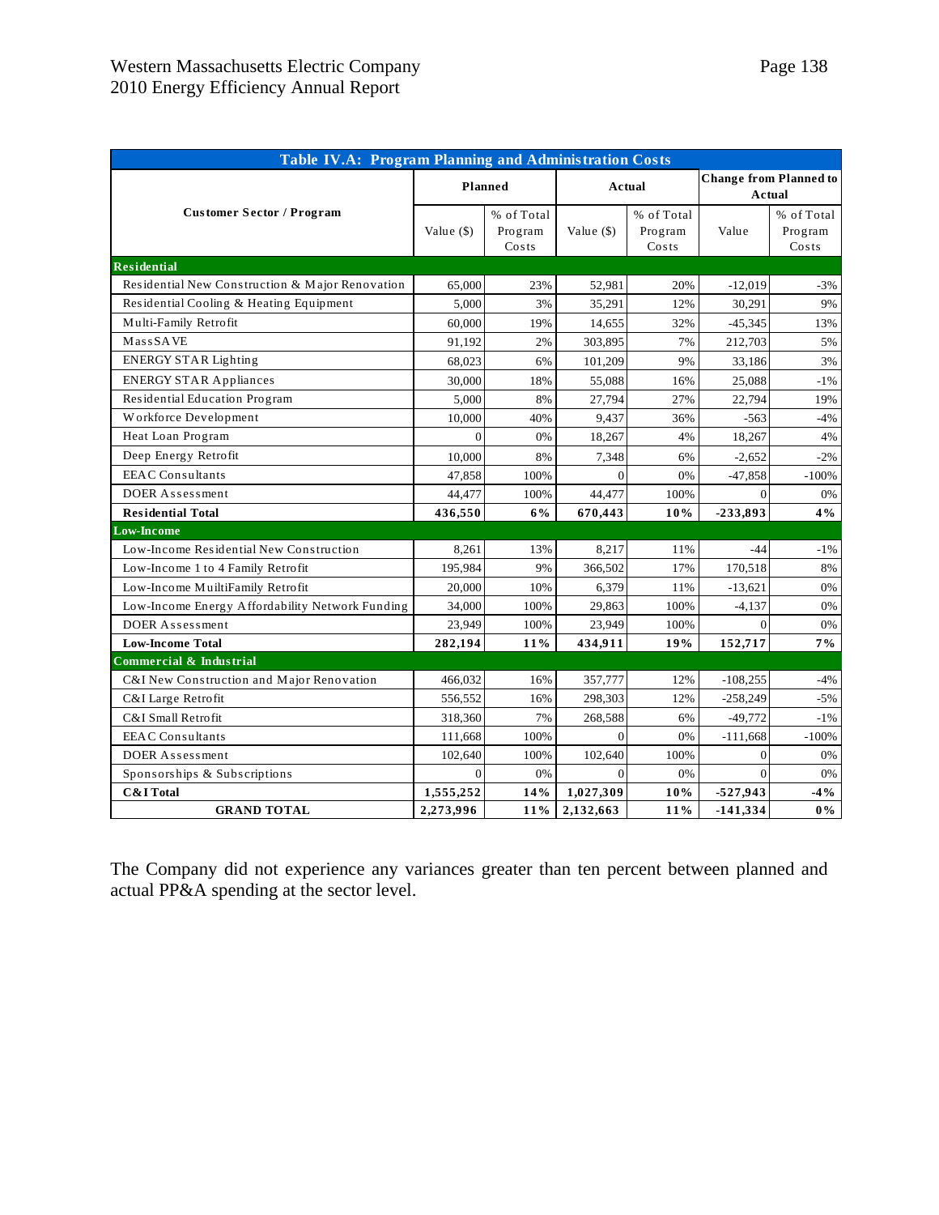| Table IV.A: Program Planning and Administration Costs | | | | | | |
|---|---|---|---|---|---|---|
| Customer Sector / Program | Planned | | Actual | | Change from Planned to Actual | |
| | Value ($) | % of Total Program Costs | Value ($) | % of Total Program Costs | Value | % of Total Program Costs |
| **Residential** | | | | | | |
| Residential New Construction & Major Renovation | 65,000 | 23% | 52,981 | 20% | -12,019 | -3% |
| Residential Cooling & Heating Equipment | 5,000 | 3% | 35,291 | 12% | 30,291 | 9% |
| Multi-Family Retrofit | 60,000 | 19% | 14,655 | 32% | -45,345 | 13% |
| MassSAVE | 91,192 | 2% | 303,895 | 7% | 212,703 | 5% |
| ENERGY STAR Lighting | 68,023 | 6% | 101,209 | 9% | 33,186 | 3% |
| ENERGY STAR Appliances | 30,000 | 18% | 55,088 | 16% | 25,088 | -1% |
| Residential Education Program | 5,000 | 8% | 27,794 | 27% | 22,794 | 19% |
| Workforce Development | 10,000 | 40% | 9,437 | 36% | -563 | -4% |
| Heat Loan Program | 0 | 0% | 18,267 | 4% | 18,267 | 4% |
| Deep Energy Retrofit | 10,000 | 8% | 7,348 | 6% | -2,652 | -2% |
| EEAC Consultants | 47,858 | 100% | 0 | 0% | -47,858 | -100% |
| DOER Assessment | 44,477 | 100% | 44,477 | 100% | 0 | 0% |
| **Residential Total** | **436,550** | **6%** | **670,443** | **10%** | **-233,893** | **4%** |
| **Low-Income** | | | | | | |
| Low-Income Residential New Construction | 8,261 | 13% | 8,217 | 11% | -44 | -1% |
| Low-Income 1 to 4 Family Retrofit | 195,984 | 9% | 366,502 | 17% | 170,518 | 8% |
| Low-Income MuiltiFamily Retrofit | 20,000 | 10% | 6,379 | 11% | -13,621 | 0% |
| Low-Income Energy Affordability Network Funding | 34,000 | 100% | 29,863 | 100% | -4,137 | 0% |
| DOER Assessment | 23,949 | 100% | 23,949 | 100% | 0 | 0% |
| **Low-Income Total** | **282,194** | **11%** | **434,911** | **19%** | **152,717** | **7%** |
| **Commercial & Industrial** | | | | | | |
| C&I New Construction and Major Renovation | 466,032 | 16% | 357,777 | 12% | -108,255 | -4% |
| C&I Large Retrofit | 556,552 | 16% | 298,303 | 12% | -258,249 | -5% |
| C&I Small Retrofit | 318,360 | 7% | 268,588 | 6% | -49,772 | -1% |
| EEAC Consultants | 111,668 | 100% | 0 | 0% | -111,668 | -100% |
| DOER Assessment | 102,640 | 100% | 102,640 | 100% | 0 | 0% |
| Sponsorships & Subscriptions | 0 | 0% | 0 | 0% | 0 | 0% |
| **C&I Total** | **1,555,252** | **14%** | **1,027,309** | **10%** | **-527,943** | **-4%** |
| **GRAND TOTAL** | **2,273,996** | **11%** | **2,132,663** | **11%** | **-141,334** | **0%** |

The Company did not experience any variances greater than ten percent between planned and actual PP&A spending at the sector level.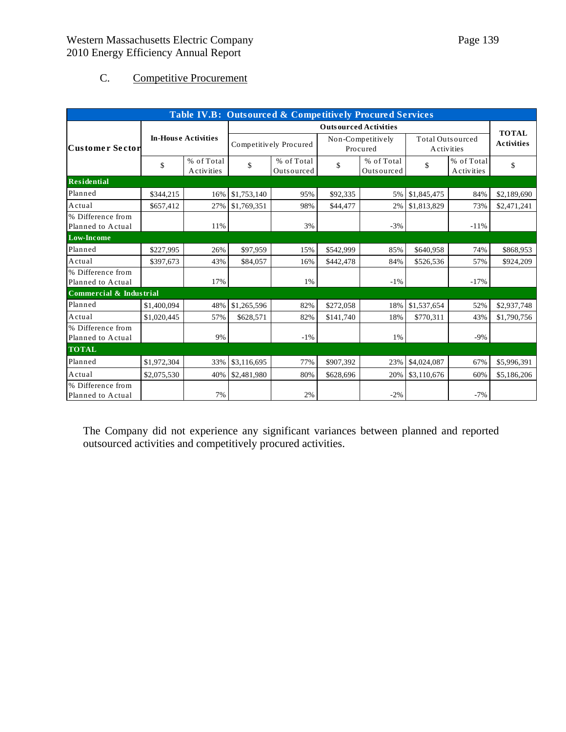### C. Competitive Procurement

| Table IV.B: Outsourced & Competitively Procured Services | | | | | | | | | |
|---|---|---|---|---|---|---|---|---|---|
| Customer Sector | In-House Activities | | Outsourced Activities | | | | | | TOTAL Activities |
| | | | Competitively Procured | | Non-Competitively Procured | | Total Outsourced Activities | | |
| | $ | % of Total Activities | $ | % of Total Outsourced | $ | % of Total Outsourced | $ | % of Total Activities | $ |
| **Residential** | | | | | | | | | |
| Planned | $344,215 | 16% | $1,753,140 | 95% | $92,335 | 5% | $1,845,475 | 84% | $2,189,690 |
| Actual | $657,412 | 27% | $1,769,351 | 98% | $44,477 | 2% | $1,813,829 | 73% | $2,471,241 |
| % Difference from Planned to Actual | | 11% | | 3% | | -3% | | -11% | |
| **Low-Income** | | | | | | | | | |
| Planned | $227,995 | 26% | $97,959 | 15% | $542,999 | 85% | $640,958 | 74% | $868,953 |
| Actual | $397,673 | 43% | $84,057 | 16% | $442,478 | 84% | $526,536 | 57% | $924,209 |
| % Difference from Planned to Actual | | 17% | | 1% | | -1% | | -17% | |
| **Commercial & Industrial** | | | | | | | | | |
| Planned | $1,400,094 | 48% | $1,265,596 | 82% | $272,058 | 18% | $1,537,654 | 52% | $2,937,748 |
| Actual | $1,020,445 | 57% | $628,571 | 82% | $141,740 | 18% | $770,311 | 43% | $1,790,756 |
| % Difference from Planned to Actual | | 9% | | -1% | | 1% | | -9% | |
| **TOTAL** | | | | | | | | | |
| Planned | $1,972,304 | 33% | $3,116,695 | 77% | $907,392 | 23% | $4,024,087 | 67% | $5,996,391 |
| Actual | $2,075,530 | 40% | $2,481,980 | 80% | $628,696 | 20% | $3,110,676 | 60% | $5,186,206 |
| % Difference from Planned to Actual | | 7% | | 2% | | -2% | | -7% | |

The Company did not experience any significant variances between planned and reported outsourced activities and competitively procured activities.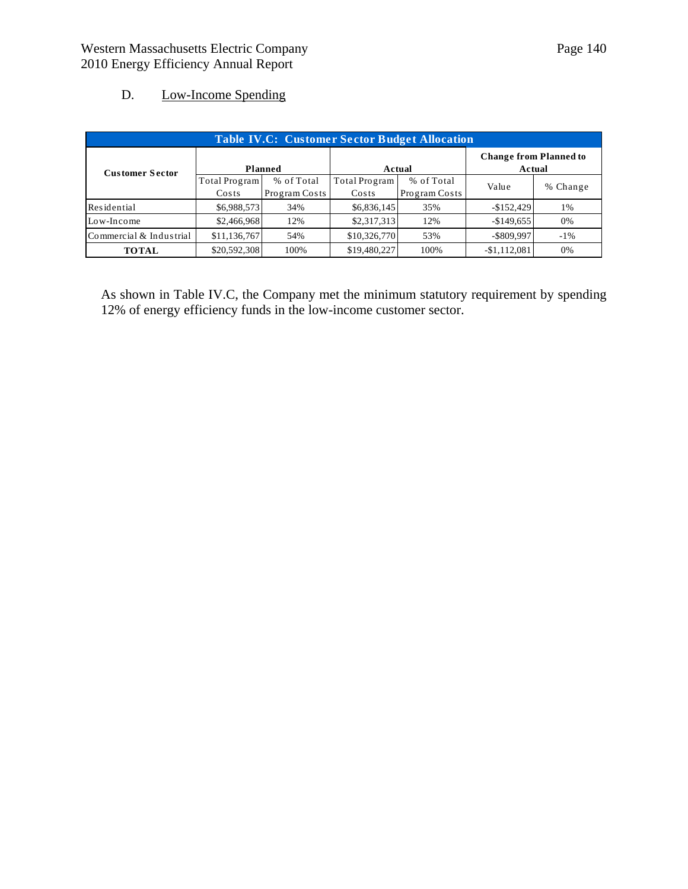D. Low-Income Spending

| Table IV.C: Customer Sector Budget Allocation | | | | | | |
|---|---|---|---|---|---|---|
| Customer Sector | Planned | | Actual | | Change from Planned to Actual | |
| | Total Program Costs | % of Total Program Costs | Total Program Costs | % of Total Program Costs | Value | % Change |
| Residential | $6,988,573 | 34% | $6,836,145 | 35% | -$152,429 | 1% |
| Low-Income | $2,466,968 | 12% | $2,317,313 | 12% | -$149,655 | 0% |
| Commercial & Industrial | $11,136,767 | 54% | $10,326,770 | 53% | -$809,997 | -1% |
| **TOTAL** | $20,592,308 | 100% | $19,480,227 | 100% | -$1,112,081 | 0% |

As shown in Table IV.C, the Company met the minimum statutory requirement by spending 12% of energy efficiency funds in the low-income customer sector.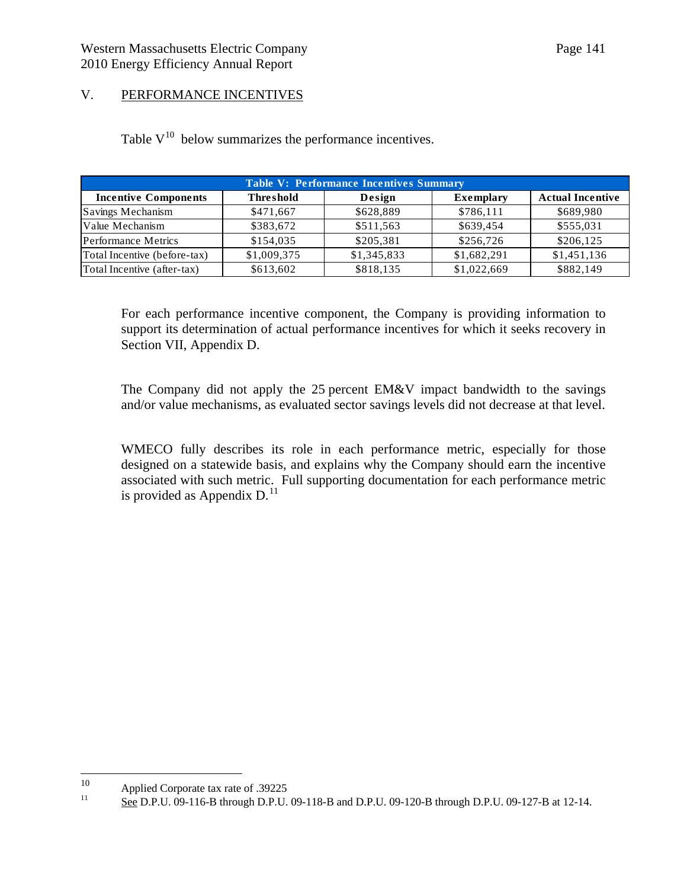## V. PERFORMANCE INCENTIVES

Table V[10] below summarizes the performance incentives.

| Table V: Performance Incentives Summary | | | | |
|---|---|---|---|---|
| **Incentive Components** | **Threshold** | **Design** | **Exemplary** | **Actual Incentive** |
| Savings Mechanism | $471,667 | $628,889 | $786,111 | $689,980 |
| Value Mechanism | $383,672 | $511,563 | $639,454 | $555,031 |
| Performance Metrics | $154,035 | $205,381 | $256,726 | $206,125 |
| Total Incentive (before-tax) | $1,009,375 | $1,345,833 | $1,682,291 | $1,451,136 |
| Total Incentive (after-tax) | $613,602 | $818,135 | $1,022,669 | $882,149 |

For each performance incentive component, the Company is providing information to support its determination of actual performance incentives for which it seeks recovery in Section VII, Appendix D.

The Company did not apply the 25 percent EM&V impact bandwidth to the savings and/or value mechanisms, as evaluated sector savings levels did not decrease at that level.

WMECO fully describes its role in each performance metric, especially for those designed on a statewide basis, and explains why the Company should earn the incentive associated with such metric. Full supporting documentation for each performance metric is provided as Appendix D.[11]

---

[10] Applied Corporate tax rate of .39225

[11] See D.P.U. 09-116-B through D.P.U. 09-118-B and D.P.U. 09-120-B through D.P.U. 09-127-B at 12-14.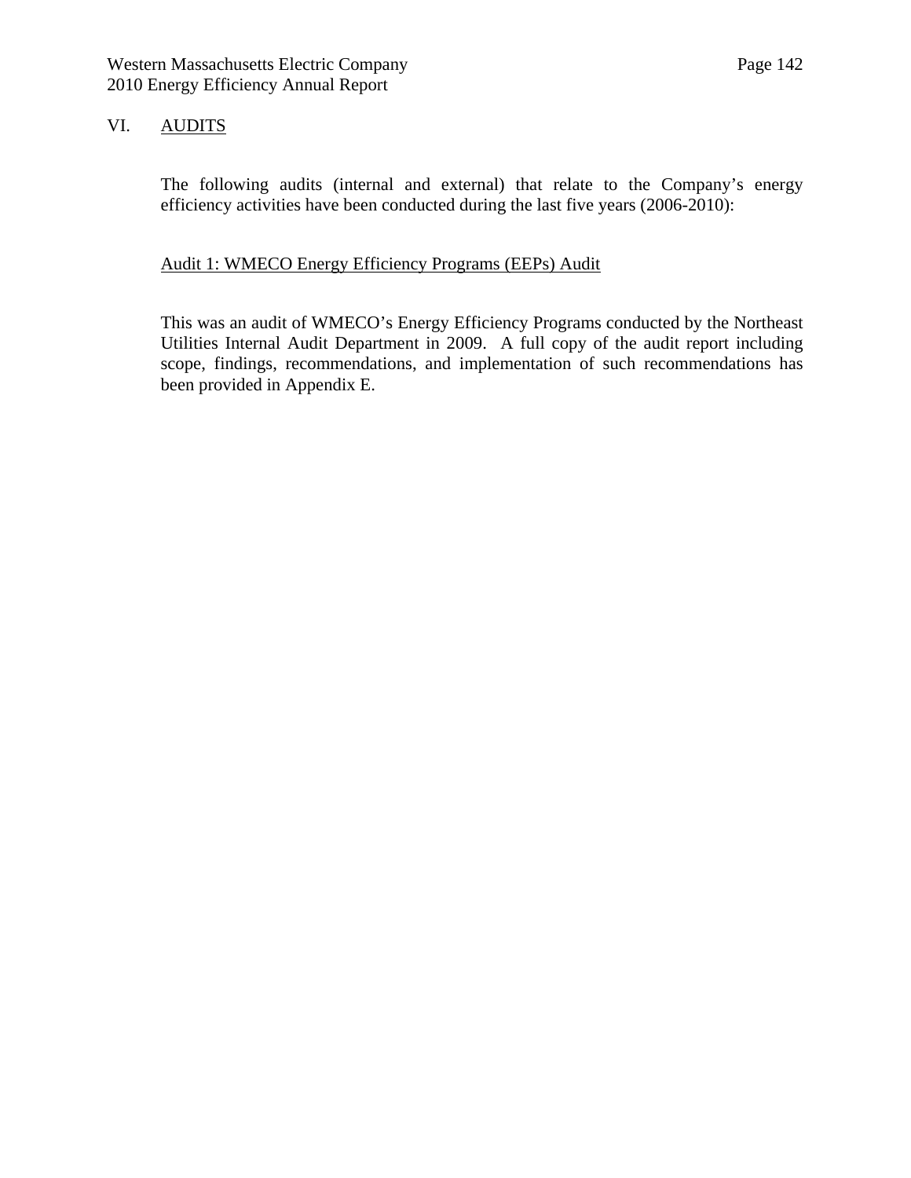## VI. <u>AUDITS</u>

The following audits (internal and external) that relate to the Company's energy efficiency activities have been conducted during the last five years (2006-2010):

<u>Audit 1: WMECO Energy Efficiency Programs (EEPs) Audit</u>

This was an audit of WMECO's Energy Efficiency Programs conducted by the Northeast Utilities Internal Audit Department in 2009. A full copy of the audit report including scope, findings, recommendations, and implementation of such recommendations has been provided in Appendix E.